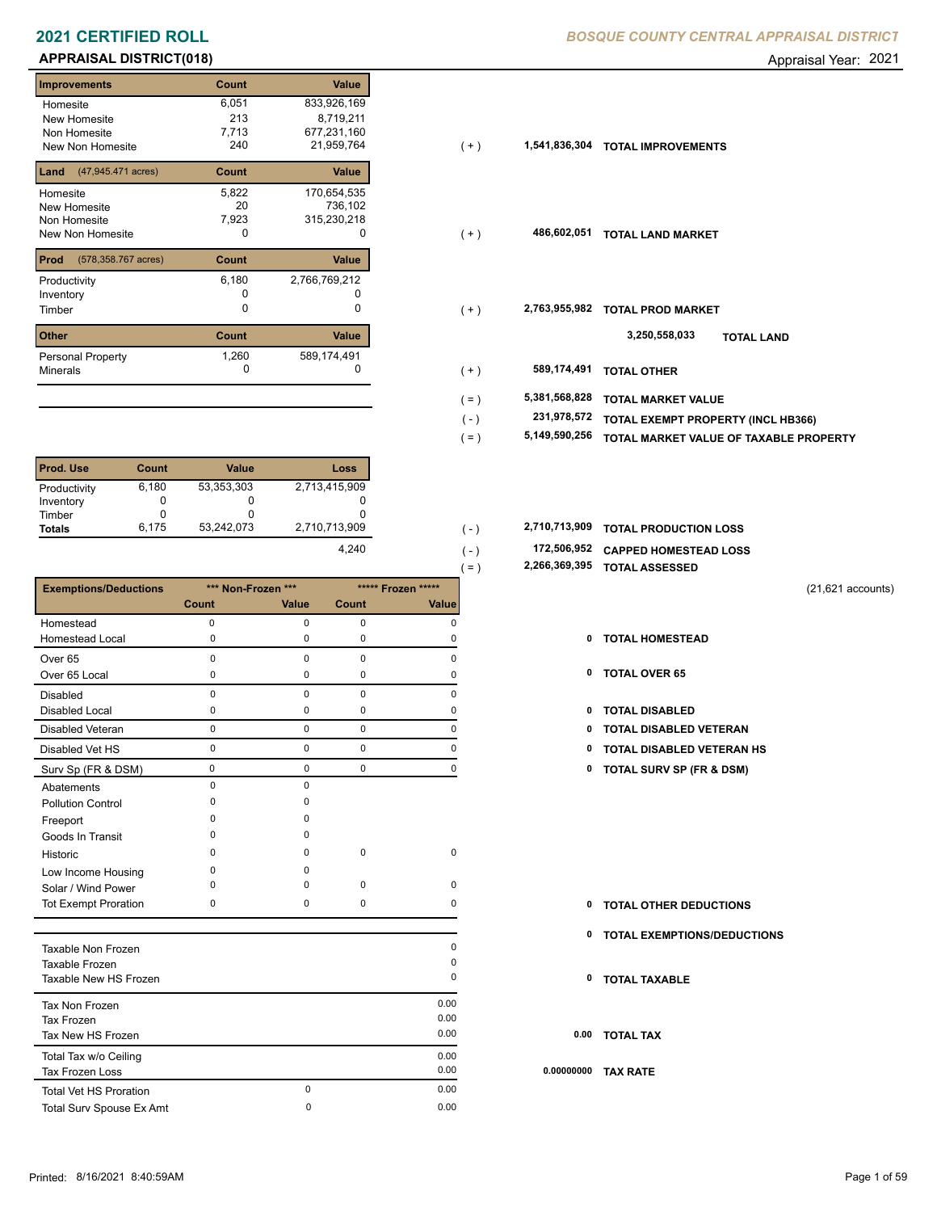# 2021 CERTIFIED ROLL

*BOSQUE COUNTY CENTRAL APPRAISAL DISTRICT*

## APPRAISAL DISTRICT(018)

Appraisal Year: 2021

| Improvements | Count | Value | | | |
|---|---|---|---|---|---|
| Homesite | 6,051 | 833,926,169 | | | |
| New Homesite | 213 | 8,719,211 | | | |
| Non Homesite | 7,713 | 677,231,160 | | | |
| New Non Homesite | 240 | 21,959,764 | ( + ) | 1,541,836,304 | TOTAL IMPROVEMENTS |

| Land (47,945.471 acres) | Count | Value | | | |
|---|---|---|---|---|---|
| Homesite | 5,822 | 170,654,535 | | | |
| New Homesite | 20 | 736,102 | | | |
| Non Homesite | 7,923 | 315,230,218 | | | |
| New Non Homesite | 0 | 0 | ( + ) | 486,602,051 | TOTAL LAND MARKET |

| Prod (578,358.767 acres) | Count | Value | | | |
|---|---|---|---|---|---|
| Productivity | 6,180 | 2,766,769,212 | | | |
| Inventory | 0 | 0 | | | |
| Timber | 0 | 0 | ( + ) | 2,763,955,982 | TOTAL PROD MARKET |

3,250,558,033 TOTAL LAND

| Other | Count | Value | | | |
|---|---|---|---|---|---|
| Personal Property | 1,260 | 589,174,491 | | | |
| Minerals | 0 | 0 | ( + ) | 589,174,491 | TOTAL OTHER |

| | | |
|---|---|---|
| ( = ) | 5,381,568,828 | TOTAL MARKET VALUE |
| ( - ) | 231,978,572 | TOTAL EXEMPT PROPERTY (INCL HB366) |
| ( = ) | 5,149,590,256 | TOTAL MARKET VALUE OF TAXABLE PROPERTY |

| Prod. Use | Count | Value | Loss |
|---|---|---|---|
| Productivity | 6,180 | 53,353,303 | 2,713,415,909 |
| Inventory | 0 | 0 | 0 |
| Timber | 0 | 0 | 0 |
| **Totals** | 6,175 | 53,242,073 | 2,710,713,909 |

| | | | |
|---|---|---|---|
| | ( - ) | 2,710,713,909 | TOTAL PRODUCTION LOSS |
| 4,240 | ( - ) | 172,506,952 | CAPPED HOMESTEAD LOSS |
| | ( = ) | 2,266,369,395 | TOTAL ASSESSED |

(21,621 accounts)

| Exemptions/Deductions | *** Non-Frozen *** | | ***** Frozen ***** | | | |
|---|---|---|---|---|---|---|
| | Count | Value | Count | Value | | |
| Homestead | 0 | 0 | 0 | 0 | | |
| Homestead Local | 0 | 0 | 0 | 0 | 0 | TOTAL HOMESTEAD |
| Over 65 | 0 | 0 | 0 | 0 | | |
| Over 65 Local | 0 | 0 | 0 | 0 | 0 | TOTAL OVER 65 |
| Disabled | 0 | 0 | 0 | 0 | | |
| Disabled Local | 0 | 0 | 0 | 0 | 0 | TOTAL DISABLED |
| Disabled Veteran | 0 | 0 | 0 | 0 | 0 | TOTAL DISABLED VETERAN |
| Disabled Vet HS | 0 | 0 | 0 | 0 | 0 | TOTAL DISABLED VETERAN HS |
| Surv Sp (FR & DSM) | 0 | 0 | 0 | 0 | 0 | TOTAL SURV SP (FR & DSM) |
| Abatements | 0 | 0 | | | | |
| Pollution Control | 0 | 0 | | | | |
| Freeport | 0 | 0 | | | | |
| Goods In Transit | 0 | 0 | | | | |
| Historic | 0 | 0 | 0 | 0 | | |
| Low Income Housing | 0 | 0 | | | | |
| Solar / Wind Power | 0 | 0 | 0 | 0 | | |
| Tot Exempt Proration | 0 | 0 | 0 | 0 | 0 | TOTAL OTHER DEDUCTIONS |

0 TOTAL EXEMPTIONS/DEDUCTIONS

| | | | | |
|---|---|---|---|---|
| Taxable Non Frozen | | 0 | | |
| Taxable Frozen | | 0 | | |
| Taxable New HS Frozen | | 0 | 0 | TOTAL TAXABLE |
| Tax Non Frozen | | 0.00 | | |
| Tax Frozen | | 0.00 | | |
| Tax New HS Frozen | | 0.00 | 0.00 | TOTAL TAX |
| Total Tax w/o Ceiling | | 0.00 | | |
| Tax Frozen Loss | | 0.00 | 0.00000000 | TAX RATE |
| Total Vet HS Proration | 0 | 0.00 | | |
| Total Surv Spouse Ex Amt | 0 | 0.00 | | |

Printed: 8/16/2021 8:40:59AM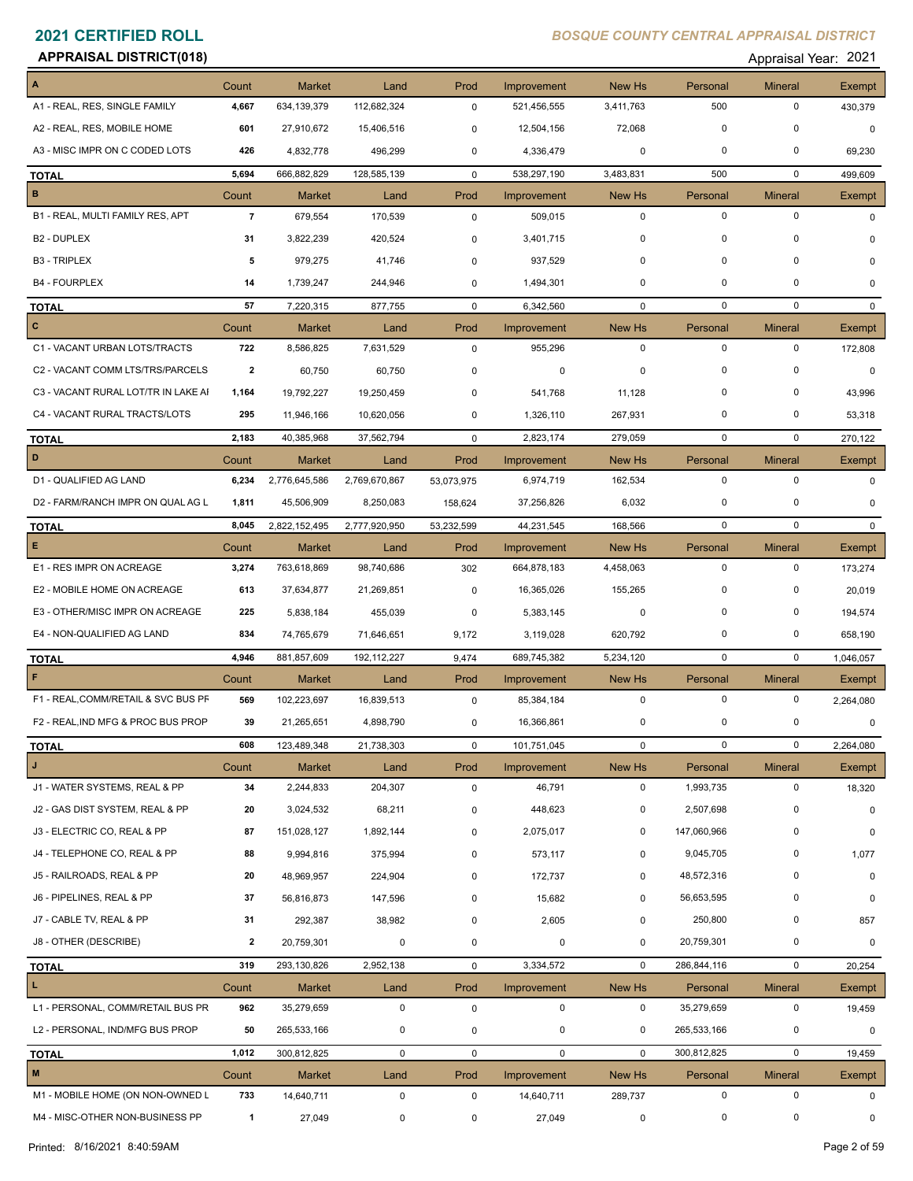# 2021 CERTIFIED ROLL

*BOSQUE COUNTY CENTRAL APPRAISAL DISTRICT*

**APPRAISAL DISTRICT(018)**

Appraisal Year: 2021

| A | Count | Market | Land | Prod | Improvement | New Hs | Personal | Mineral | Exempt |
|---|---|---|---|---|---|---|---|---|---|
| A1 - REAL, RES, SINGLE FAMILY | 4,667 | 634,139,379 | 112,682,324 | 0 | 521,456,555 | 3,411,763 | 500 | 0 | 430,379 |
| A2 - REAL, RES, MOBILE HOME | 601 | 27,910,672 | 15,406,516 | 0 | 12,504,156 | 72,068 | 0 | 0 | 0 |
| A3 - MISC IMPR ON C CODED LOTS | 426 | 4,832,778 | 496,299 | 0 | 4,336,479 | 0 | 0 | 0 | 69,230 |
| **TOTAL** | 5,694 | 666,882,829 | 128,585,139 | 0 | 538,297,190 | 3,483,831 | 500 | 0 | 499,609 |

| B | Count | Market | Land | Prod | Improvement | New Hs | Personal | Mineral | Exempt |
|---|---|---|---|---|---|---|---|---|---|
| B1 - REAL, MULTI FAMILY RES, APT | 7 | 679,554 | 170,539 | 0 | 509,015 | 0 | 0 | 0 | 0 |
| B2 - DUPLEX | 31 | 3,822,239 | 420,524 | 0 | 3,401,715 | 0 | 0 | 0 | 0 |
| B3 - TRIPLEX | 5 | 979,275 | 41,746 | 0 | 937,529 | 0 | 0 | 0 | 0 |
| B4 - FOURPLEX | 14 | 1,739,247 | 244,946 | 0 | 1,494,301 | 0 | 0 | 0 | 0 |
| **TOTAL** | 57 | 7,220,315 | 877,755 | 0 | 6,342,560 | 0 | 0 | 0 | 0 |

| C | Count | Market | Land | Prod | Improvement | New Hs | Personal | Mineral | Exempt |
|---|---|---|---|---|---|---|---|---|---|
| C1 - VACANT URBAN LOTS/TRACTS | 722 | 8,586,825 | 7,631,529 | 0 | 955,296 | 0 | 0 | 0 | 172,808 |
| C2 - VACANT COMM LTS/TRS/PARCELS | 2 | 60,750 | 60,750 | 0 | 0 | 0 | 0 | 0 | 0 |
| C3 - VACANT RURAL LOT/TR IN LAKE AI | 1,164 | 19,792,227 | 19,250,459 | 0 | 541,768 | 11,128 | 0 | 0 | 43,996 |
| C4 - VACANT RURAL TRACTS/LOTS | 295 | 11,946,166 | 10,620,056 | 0 | 1,326,110 | 267,931 | 0 | 0 | 53,318 |
| **TOTAL** | 2,183 | 40,385,968 | 37,562,794 | 0 | 2,823,174 | 279,059 | 0 | 0 | 270,122 |

| D | Count | Market | Land | Prod | Improvement | New Hs | Personal | Mineral | Exempt |
|---|---|---|---|---|---|---|---|---|---|
| D1 - QUALIFIED AG LAND | 6,234 | 2,776,645,586 | 2,769,670,867 | 53,073,975 | 6,974,719 | 162,534 | 0 | 0 | 0 |
| D2 - FARM/RANCH IMPR ON QUAL AG L | 1,811 | 45,506,909 | 8,250,083 | 158,624 | 37,256,826 | 6,032 | 0 | 0 | 0 |
| **TOTAL** | 8,045 | 2,822,152,495 | 2,777,920,950 | 53,232,599 | 44,231,545 | 168,566 | 0 | 0 | 0 |

| E | Count | Market | Land | Prod | Improvement | New Hs | Personal | Mineral | Exempt |
|---|---|---|---|---|---|---|---|---|---|
| E1 - RES IMPR ON ACREAGE | 3,274 | 763,618,869 | 98,740,686 | 302 | 664,878,183 | 4,458,063 | 0 | 0 | 173,274 |
| E2 - MOBILE HOME ON ACREAGE | 613 | 37,634,877 | 21,269,851 | 0 | 16,365,026 | 155,265 | 0 | 0 | 20,019 |
| E3 - OTHER/MISC IMPR ON ACREAGE | 225 | 5,838,184 | 455,039 | 0 | 5,383,145 | 0 | 0 | 0 | 194,574 |
| E4 - NON-QUALIFIED AG LAND | 834 | 74,765,679 | 71,646,651 | 9,172 | 3,119,028 | 620,792 | 0 | 0 | 658,190 |
| **TOTAL** | 4,946 | 881,857,609 | 192,112,227 | 9,474 | 689,745,382 | 5,234,120 | 0 | 0 | 1,046,057 |

| F | Count | Market | Land | Prod | Improvement | New Hs | Personal | Mineral | Exempt |
|---|---|---|---|---|---|---|---|---|---|
| F1 - REAL,COMM/RETAIL & SVC BUS PF | 569 | 102,223,697 | 16,839,513 | 0 | 85,384,184 | 0 | 0 | 0 | 2,264,080 |
| F2 - REAL,IND MFG & PROC BUS PROP | 39 | 21,265,651 | 4,898,790 | 0 | 16,366,861 | 0 | 0 | 0 | 0 |
| **TOTAL** | 608 | 123,489,348 | 21,738,303 | 0 | 101,751,045 | 0 | 0 | 0 | 2,264,080 |

| J | Count | Market | Land | Prod | Improvement | New Hs | Personal | Mineral | Exempt |
|---|---|---|---|---|---|---|---|---|---|
| J1 - WATER SYSTEMS, REAL & PP | 34 | 2,244,833 | 204,307 | 0 | 46,791 | 0 | 1,993,735 | 0 | 18,320 |
| J2 - GAS DIST SYSTEM, REAL & PP | 20 | 3,024,532 | 68,211 | 0 | 448,623 | 0 | 2,507,698 | 0 | 0 |
| J3 - ELECTRIC CO, REAL & PP | 87 | 151,028,127 | 1,892,144 | 0 | 2,075,017 | 0 | 147,060,966 | 0 | 0 |
| J4 - TELEPHONE CO, REAL & PP | 88 | 9,994,816 | 375,994 | 0 | 573,117 | 0 | 9,045,705 | 0 | 1,077 |
| J5 - RAILROADS, REAL & PP | 20 | 48,969,957 | 224,904 | 0 | 172,737 | 0 | 48,572,316 | 0 | 0 |
| J6 - PIPELINES, REAL & PP | 37 | 56,816,873 | 147,596 | 0 | 15,682 | 0 | 56,653,595 | 0 | 0 |
| J7 - CABLE TV, REAL & PP | 31 | 292,387 | 38,982 | 0 | 2,605 | 0 | 250,800 | 0 | 857 |
| J8 - OTHER (DESCRIBE) | 2 | 20,759,301 | 0 | 0 | 0 | 0 | 20,759,301 | 0 | 0 |
| **TOTAL** | 319 | 293,130,826 | 2,952,138 | 0 | 3,334,572 | 0 | 286,844,116 | 0 | 20,254 |

| L | Count | Market | Land | Prod | Improvement | New Hs | Personal | Mineral | Exempt |
|---|---|---|---|---|---|---|---|---|---|
| L1 - PERSONAL, COMM/RETAIL BUS PR | 962 | 35,279,659 | 0 | 0 | 0 | 0 | 35,279,659 | 0 | 19,459 |
| L2 - PERSONAL, IND/MFG BUS PROP | 50 | 265,533,166 | 0 | 0 | 0 | 0 | 265,533,166 | 0 | 0 |
| **TOTAL** | 1,012 | 300,812,825 | 0 | 0 | 0 | 0 | 300,812,825 | 0 | 19,459 |

| M | Count | Market | Land | Prod | Improvement | New Hs | Personal | Mineral | Exempt |
|---|---|---|---|---|---|---|---|---|---|
| M1 - MOBILE HOME (ON NON-OWNED L | 733 | 14,640,711 | 0 | 0 | 14,640,711 | 289,737 | 0 | 0 | 0 |
| M4 - MISC-OTHER NON-BUSINESS PP | 1 | 27,049 | 0 | 0 | 27,049 | 0 | 0 | 0 | 0 |

Printed: 8/16/2021 8:40:59AM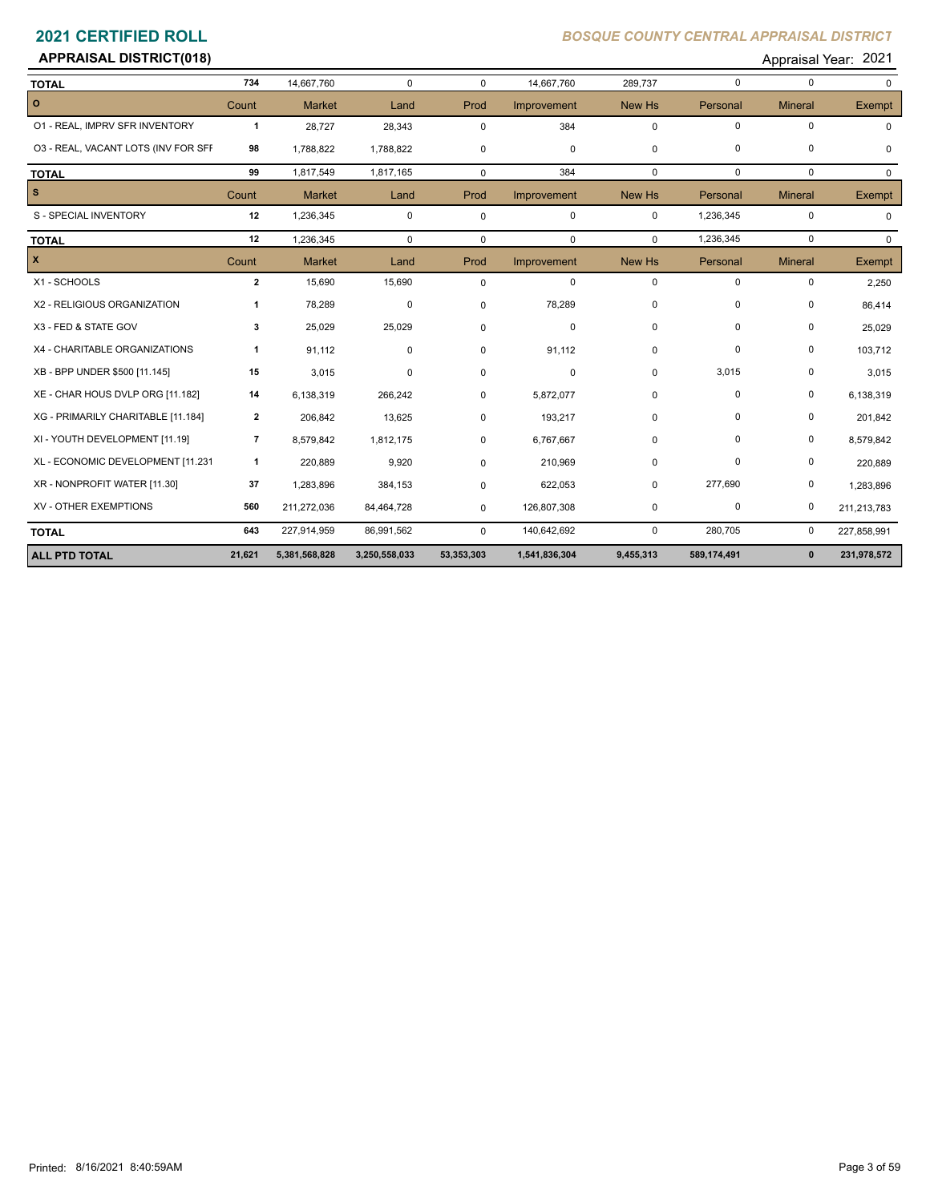# 2021 CERTIFIED ROLL

*BOSQUE COUNTY CENTRAL APPRAISAL DISTRICT*

**APPRAISAL DISTRICT(018)**

Appraisal Year: 2021

| | Count | Market | Land | Prod | Improvement | New Hs | Personal | Mineral | Exempt |
|---|---|---|---|---|---|---|---|---|---|
| **TOTAL** | **734** | 14,667,760 | 0 | 0 | 14,667,760 | 289,737 | 0 | 0 | 0 |
| **O** | Count | Market | Land | Prod | Improvement | New Hs | Personal | Mineral | Exempt |
| O1 - REAL, IMPRV SFR INVENTORY | **1** | 28,727 | 28,343 | 0 | 384 | 0 | 0 | 0 | 0 |
| O3 - REAL, VACANT LOTS (INV FOR SFI | **98** | 1,788,822 | 1,788,822 | 0 | 0 | 0 | 0 | 0 | 0 |
| **TOTAL** | **99** | 1,817,549 | 1,817,165 | 0 | 384 | 0 | 0 | 0 | 0 |
| **S** | Count | Market | Land | Prod | Improvement | New Hs | Personal | Mineral | Exempt |
| S - SPECIAL INVENTORY | **12** | 1,236,345 | 0 | 0 | 0 | 0 | 1,236,345 | 0 | 0 |
| **TOTAL** | **12** | 1,236,345 | 0 | 0 | 0 | 0 | 1,236,345 | 0 | 0 |
| **X** | Count | Market | Land | Prod | Improvement | New Hs | Personal | Mineral | Exempt |
| X1 - SCHOOLS | **2** | 15,690 | 15,690 | 0 | 0 | 0 | 0 | 0 | 2,250 |
| X2 - RELIGIOUS ORGANIZATION | **1** | 78,289 | 0 | 0 | 78,289 | 0 | 0 | 0 | 86,414 |
| X3 - FED & STATE GOV | **3** | 25,029 | 25,029 | 0 | 0 | 0 | 0 | 0 | 25,029 |
| X4 - CHARITABLE ORGANIZATIONS | **1** | 91,112 | 0 | 0 | 91,112 | 0 | 0 | 0 | 103,712 |
| XB - BPP UNDER $500 [11.145] | **15** | 3,015 | 0 | 0 | 0 | 0 | 3,015 | 0 | 3,015 |
| XE - CHAR HOUS DVLP ORG [11.182] | **14** | 6,138,319 | 266,242 | 0 | 5,872,077 | 0 | 0 | 0 | 6,138,319 |
| XG - PRIMARILY CHARITABLE [11.184] | **2** | 206,842 | 13,625 | 0 | 193,217 | 0 | 0 | 0 | 201,842 |
| XI - YOUTH DEVELOPMENT [11.19] | **7** | 8,579,842 | 1,812,175 | 0 | 6,767,667 | 0 | 0 | 0 | 8,579,842 |
| XL - ECONOMIC DEVELOPMENT [11.231 | **1** | 220,889 | 9,920 | 0 | 210,969 | 0 | 0 | 0 | 220,889 |
| XR - NONPROFIT WATER [11.30] | **37** | 1,283,896 | 384,153 | 0 | 622,053 | 0 | 277,690 | 0 | 1,283,896 |
| XV - OTHER EXEMPTIONS | **560** | 211,272,036 | 84,464,728 | 0 | 126,807,308 | 0 | 0 | 0 | 211,213,783 |
| **TOTAL** | **643** | 227,914,959 | 86,991,562 | 0 | 140,642,692 | 0 | 280,705 | 0 | 227,858,991 |
| **ALL PTD TOTAL** | **21,621** | **5,381,568,828** | **3,250,558,033** | **53,353,303** | **1,541,836,304** | **9,455,313** | **589,174,491** | **0** | **231,978,572** |

Printed: 8/16/2021 8:40:59AM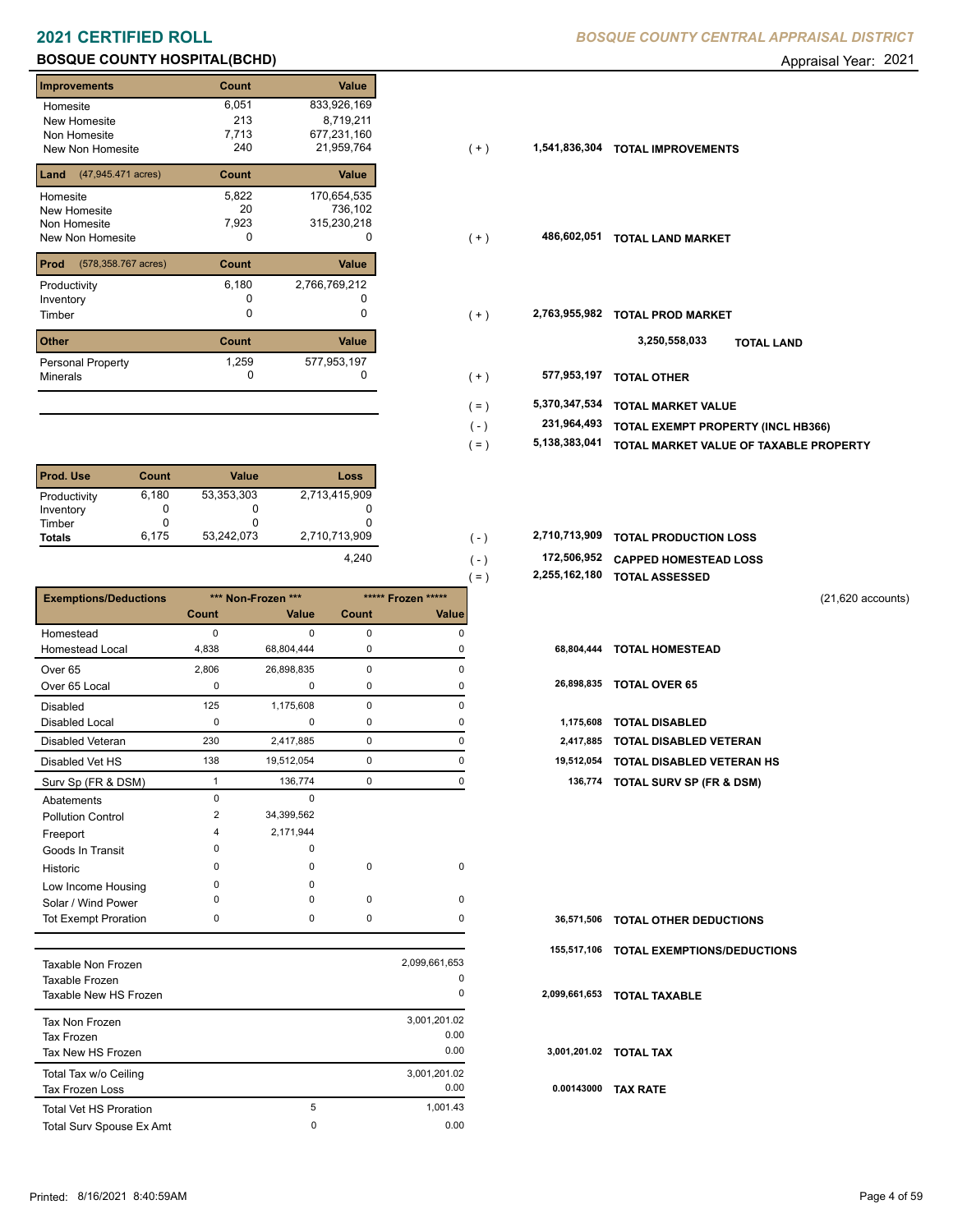# 2021 CERTIFIED ROLL

*BOSQUE COUNTY CENTRAL APPRAISAL DISTRICT*

## BOSQUE COUNTY HOSPITAL(BCHD)

Appraisal Year: 2021

| Improvements | Count | Value | | | |
|---|---|---|---|---|---|
| Homesite | 6,051 | 833,926,169 | | | |
| New Homesite | 213 | 8,719,211 | | | |
| Non Homesite | 7,713 | 677,231,160 | | | |
| New Non Homesite | 240 | 21,959,764 | ( + ) | 1,541,836,304 | TOTAL IMPROVEMENTS |

| Land (47,945.471 acres) | Count | Value | | | |
|---|---|---|---|---|---|
| Homesite | 5,822 | 170,654,535 | | | |
| New Homesite | 20 | 736,102 | | | |
| Non Homesite | 7,923 | 315,230,218 | | | |
| New Non Homesite | 0 | 0 | ( + ) | 486,602,051 | TOTAL LAND MARKET |

| Prod (578,358.767 acres) | Count | Value | | | |
|---|---|---|---|---|---|
| Productivity | 6,180 | 2,766,769,212 | | | |
| Inventory | 0 | 0 | | | |
| Timber | 0 | 0 | ( + ) | 2,763,955,982 | TOTAL PROD MARKET |
| | | | | 3,250,558,033 | TOTAL LAND |

| Other | Count | Value | | | |
|---|---|---|---|---|---|
| Personal Property | 1,259 | 577,953,197 | | | |
| Minerals | 0 | 0 | ( + ) | 577,953,197 | TOTAL OTHER |
| | | | ( = ) | 5,370,347,534 | TOTAL MARKET VALUE |
| | | | ( - ) | 231,964,493 | TOTAL EXEMPT PROPERTY (INCL HB366) |
| | | | ( = ) | 5,138,383,041 | TOTAL MARKET VALUE OF TAXABLE PROPERTY |

| Prod. Use | Count | Value | Loss | | | |
|---|---|---|---|---|---|---|
| Productivity | 6,180 | 53,353,303 | 2,713,415,909 | | | |
| Inventory | 0 | 0 | 0 | | | |
| Timber | 0 | 0 | 0 | | | |
| **Totals** | 6,175 | 53,242,073 | 2,710,713,909 | ( - ) | 2,710,713,909 | TOTAL PRODUCTION LOSS |
| | | | 4,240 | ( - ) | 172,506,952 | CAPPED HOMESTEAD LOSS |
| | | | | ( = ) | 2,255,162,180 | TOTAL ASSESSED |

(21,620 accounts)

| Exemptions/Deductions | *** Non-Frozen *** | | ***** Frozen ***** | | | |
|---|---|---|---|---|---|---|
| | Count | Value | Count | Value | | |
| Homestead | 0 | 0 | 0 | 0 | | |
| Homestead Local | 4,838 | 68,804,444 | 0 | 0 | 68,804,444 | TOTAL HOMESTEAD |
| Over 65 | 2,806 | 26,898,835 | 0 | 0 | | |
| Over 65 Local | 0 | 0 | 0 | 0 | 26,898,835 | TOTAL OVER 65 |
| Disabled | 125 | 1,175,608 | 0 | 0 | | |
| Disabled Local | 0 | 0 | 0 | 0 | 1,175,608 | TOTAL DISABLED |
| Disabled Veteran | 230 | 2,417,885 | 0 | 0 | 2,417,885 | TOTAL DISABLED VETERAN |
| Disabled Vet HS | 138 | 19,512,054 | 0 | 0 | 19,512,054 | TOTAL DISABLED VETERAN HS |
| Surv Sp (FR & DSM) | 1 | 136,774 | 0 | 0 | 136,774 | TOTAL SURV SP (FR & DSM) |
| Abatements | 0 | 0 | | | | |
| Pollution Control | 2 | 34,399,562 | | | | |
| Freeport | 4 | 2,171,944 | | | | |
| Goods In Transit | 0 | 0 | | | | |
| Historic | 0 | 0 | 0 | 0 | | |
| Low Income Housing | 0 | 0 | | | | |
| Solar / Wind Power | 0 | 0 | 0 | 0 | | |
| Tot Exempt Proration | 0 | 0 | 0 | 0 | 36,571,506 | TOTAL OTHER DEDUCTIONS |
| | | | | | 155,517,106 | TOTAL EXEMPTIONS/DEDUCTIONS |

| | | | | |
|---|---|---|---|---|
| Taxable Non Frozen | | 2,099,661,653 | | |
| Taxable Frozen | | 0 | | |
| Taxable New HS Frozen | | 0 | 2,099,661,653 | TOTAL TAXABLE |
| Tax Non Frozen | | 3,001,201.02 | | |
| Tax Frozen | | 0.00 | | |
| Tax New HS Frozen | | 0.00 | 3,001,201.02 | TOTAL TAX |
| Total Tax w/o Ceiling | | 3,001,201.02 | | |
| Tax Frozen Loss | | 0.00 | 0.00143000 | TAX RATE |
| Total Vet HS Proration | 5 | 1,001.43 | | |
| Total Surv Spouse Ex Amt | 0 | 0.00 | | |

Printed: 8/16/2021 8:40:59AM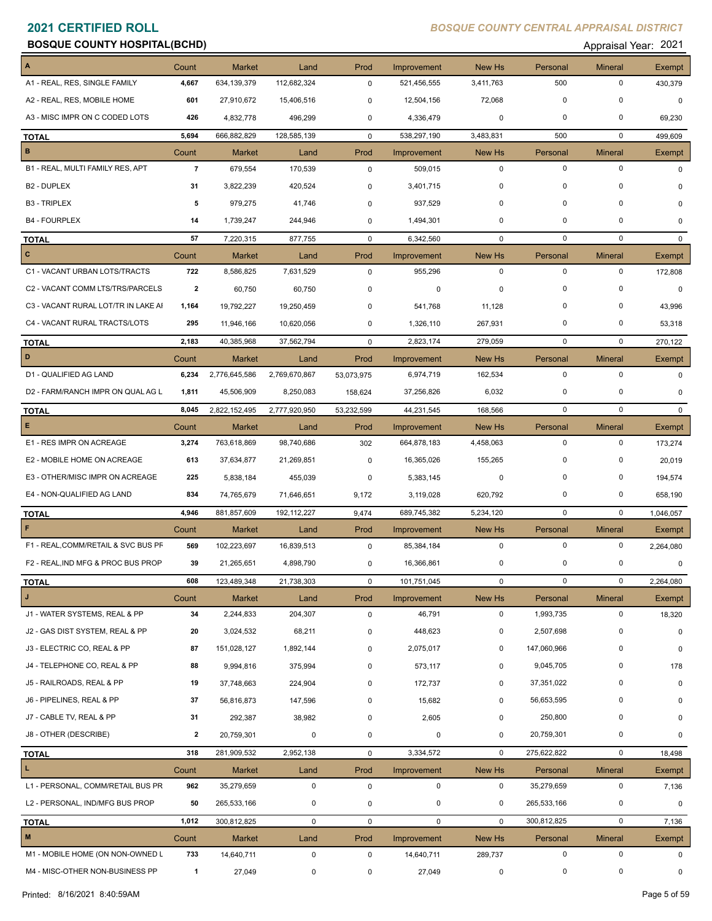# 2021 CERTIFIED ROLL

*BOSQUE COUNTY CENTRAL APPRAISAL DISTRICT*

**BOSQUE COUNTY HOSPITAL(BCHD)**

Appraisal Year: 2021

| A | Count | Market | Land | Prod | Improvement | New Hs | Personal | Mineral | Exempt |
|---|---|---|---|---|---|---|---|---|---|
| A1 - REAL, RES, SINGLE FAMILY | 4,667 | 634,139,379 | 112,682,324 | 0 | 521,456,555 | 3,411,763 | 500 | 0 | 430,379 |
| A2 - REAL, RES, MOBILE HOME | 601 | 27,910,672 | 15,406,516 | 0 | 12,504,156 | 72,068 | 0 | 0 | 0 |
| A3 - MISC IMPR ON C CODED LOTS | 426 | 4,832,778 | 496,299 | 0 | 4,336,479 | 0 | 0 | 0 | 69,230 |
| **TOTAL** | 5,694 | 666,882,829 | 128,585,139 | 0 | 538,297,190 | 3,483,831 | 500 | 0 | 499,609 |
| **B** | Count | Market | Land | Prod | Improvement | New Hs | Personal | Mineral | Exempt |
| B1 - REAL, MULTI FAMILY RES, APT | 7 | 679,554 | 170,539 | 0 | 509,015 | 0 | 0 | 0 | 0 |
| B2 - DUPLEX | 31 | 3,822,239 | 420,524 | 0 | 3,401,715 | 0 | 0 | 0 | 0 |
| B3 - TRIPLEX | 5 | 979,275 | 41,746 | 0 | 937,529 | 0 | 0 | 0 | 0 |
| B4 - FOURPLEX | 14 | 1,739,247 | 244,946 | 0 | 1,494,301 | 0 | 0 | 0 | 0 |
| **TOTAL** | 57 | 7,220,315 | 877,755 | 0 | 6,342,560 | 0 | 0 | 0 | 0 |
| **C** | Count | Market | Land | Prod | Improvement | New Hs | Personal | Mineral | Exempt |
| C1 - VACANT URBAN LOTS/TRACTS | 722 | 8,586,825 | 7,631,529 | 0 | 955,296 | 0 | 0 | 0 | 172,808 |
| C2 - VACANT COMM LTS/TRS/PARCELS | 2 | 60,750 | 60,750 | 0 | 0 | 0 | 0 | 0 | 0 |
| C3 - VACANT RURAL LOT/TR IN LAKE AI | 1,164 | 19,792,227 | 19,250,459 | 0 | 541,768 | 11,128 | 0 | 0 | 43,996 |
| C4 - VACANT RURAL TRACTS/LOTS | 295 | 11,946,166 | 10,620,056 | 0 | 1,326,110 | 267,931 | 0 | 0 | 53,318 |
| **TOTAL** | 2,183 | 40,385,968 | 37,562,794 | 0 | 2,823,174 | 279,059 | 0 | 0 | 270,122 |
| **D** | Count | Market | Land | Prod | Improvement | New Hs | Personal | Mineral | Exempt |
| D1 - QUALIFIED AG LAND | 6,234 | 2,776,645,586 | 2,769,670,867 | 53,073,975 | 6,974,719 | 162,534 | 0 | 0 | 0 |
| D2 - FARM/RANCH IMPR ON QUAL AG L | 1,811 | 45,506,909 | 8,250,083 | 158,624 | 37,256,826 | 6,032 | 0 | 0 | 0 |
| **TOTAL** | 8,045 | 2,822,152,495 | 2,777,920,950 | 53,232,599 | 44,231,545 | 168,566 | 0 | 0 | 0 |
| **E** | Count | Market | Land | Prod | Improvement | New Hs | Personal | Mineral | Exempt |
| E1 - RES IMPR ON ACREAGE | 3,274 | 763,618,869 | 98,740,686 | 302 | 664,878,183 | 4,458,063 | 0 | 0 | 173,274 |
| E2 - MOBILE HOME ON ACREAGE | 613 | 37,634,877 | 21,269,851 | 0 | 16,365,026 | 155,265 | 0 | 0 | 20,019 |
| E3 - OTHER/MISC IMPR ON ACREAGE | 225 | 5,838,184 | 455,039 | 0 | 5,383,145 | 0 | 0 | 0 | 194,574 |
| E4 - NON-QUALIFIED AG LAND | 834 | 74,765,679 | 71,646,651 | 9,172 | 3,119,028 | 620,792 | 0 | 0 | 658,190 |
| **TOTAL** | 4,946 | 881,857,609 | 192,112,227 | 9,474 | 689,745,382 | 5,234,120 | 0 | 0 | 1,046,057 |
| **F** | Count | Market | Land | Prod | Improvement | New Hs | Personal | Mineral | Exempt |
| F1 - REAL,COMM/RETAIL & SVC BUS PF | 569 | 102,223,697 | 16,839,513 | 0 | 85,384,184 | 0 | 0 | 0 | 2,264,080 |
| F2 - REAL,IND MFG & PROC BUS PROP | 39 | 21,265,651 | 4,898,790 | 0 | 16,366,861 | 0 | 0 | 0 | 0 |
| **TOTAL** | 608 | 123,489,348 | 21,738,303 | 0 | 101,751,045 | 0 | 0 | 0 | 2,264,080 |
| **J** | Count | Market | Land | Prod | Improvement | New Hs | Personal | Mineral | Exempt |
| J1 - WATER SYSTEMS, REAL & PP | 34 | 2,244,833 | 204,307 | 0 | 46,791 | 0 | 1,993,735 | 0 | 18,320 |
| J2 - GAS DIST SYSTEM, REAL & PP | 20 | 3,024,532 | 68,211 | 0 | 448,623 | 0 | 2,507,698 | 0 | 0 |
| J3 - ELECTRIC CO, REAL & PP | 87 | 151,028,127 | 1,892,144 | 0 | 2,075,017 | 0 | 147,060,966 | 0 | 0 |
| J4 - TELEPHONE CO, REAL & PP | 88 | 9,994,816 | 375,994 | 0 | 573,117 | 0 | 9,045,705 | 0 | 178 |
| J5 - RAILROADS, REAL & PP | 19 | 37,748,663 | 224,904 | 0 | 172,737 | 0 | 37,351,022 | 0 | 0 |
| J6 - PIPELINES, REAL & PP | 37 | 56,816,873 | 147,596 | 0 | 15,682 | 0 | 56,653,595 | 0 | 0 |
| J7 - CABLE TV, REAL & PP | 31 | 292,387 | 38,982 | 0 | 2,605 | 0 | 250,800 | 0 | 0 |
| J8 - OTHER (DESCRIBE) | 2 | 20,759,301 | 0 | 0 | 0 | 0 | 20,759,301 | 0 | 0 |
| **TOTAL** | 318 | 281,909,532 | 2,952,138 | 0 | 3,334,572 | 0 | 275,622,822 | 0 | 18,498 |
| **L** | Count | Market | Land | Prod | Improvement | New Hs | Personal | Mineral | Exempt |
| L1 - PERSONAL, COMM/RETAIL BUS PR | 962 | 35,279,659 | 0 | 0 | 0 | 0 | 35,279,659 | 0 | 7,136 |
| L2 - PERSONAL, IND/MFG BUS PROP | 50 | 265,533,166 | 0 | 0 | 0 | 0 | 265,533,166 | 0 | 0 |
| **TOTAL** | 1,012 | 300,812,825 | 0 | 0 | 0 | 0 | 300,812,825 | 0 | 7,136 |
| **M** | Count | Market | Land | Prod | Improvement | New Hs | Personal | Mineral | Exempt |
| M1 - MOBILE HOME (ON NON-OWNED L | 733 | 14,640,711 | 0 | 0 | 14,640,711 | 289,737 | 0 | 0 | 0 |
| M4 - MISC-OTHER NON-BUSINESS PP | 1 | 27,049 | 0 | 0 | 27,049 | 0 | 0 | 0 | 0 |

Printed: 8/16/2021 8:40:59AM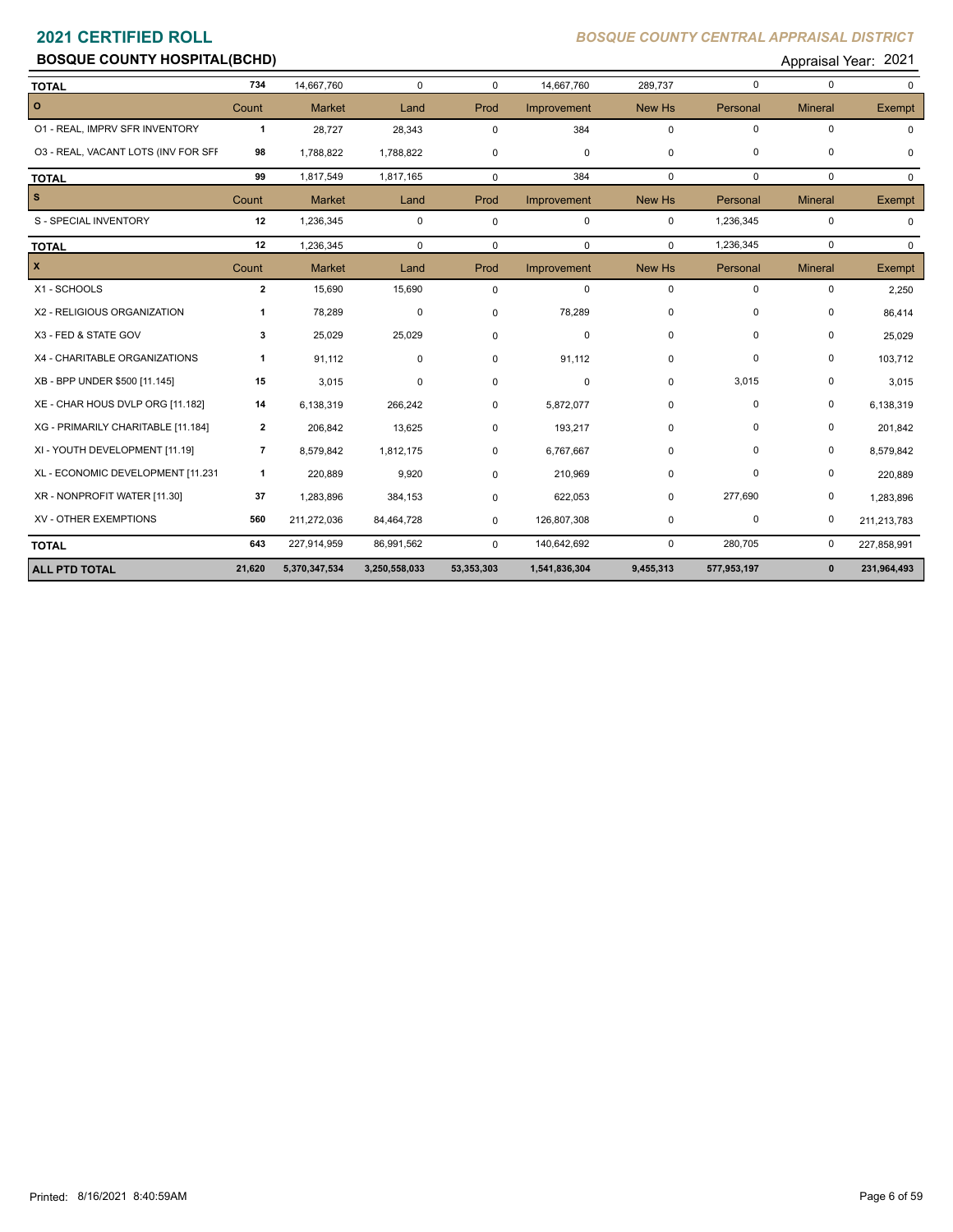## 2021 CERTIFIED ROLL

*BOSQUE COUNTY CENTRAL APPRAISAL DISTRICT*

### BOSQUE COUNTY HOSPITAL(BCHD)

Appraisal Year: 2021

| | Count | Market | Land | Prod | Improvement | New Hs | Personal | Mineral | Exempt |
|---|---|---|---|---|---|---|---|---|---|
| **TOTAL** | 734 | 14,667,760 | 0 | 0 | 14,667,760 | 289,737 | 0 | 0 | 0 |
| **O** | Count | Market | Land | Prod | Improvement | New Hs | Personal | Mineral | Exempt |
| O1 - REAL, IMPRV SFR INVENTORY | 1 | 28,727 | 28,343 | 0 | 384 | 0 | 0 | 0 | 0 |
| O3 - REAL, VACANT LOTS (INV FOR SFI | 98 | 1,788,822 | 1,788,822 | 0 | 0 | 0 | 0 | 0 | 0 |
| **TOTAL** | 99 | 1,817,549 | 1,817,165 | 0 | 384 | 0 | 0 | 0 | 0 |
| **S** | Count | Market | Land | Prod | Improvement | New Hs | Personal | Mineral | Exempt |
| S - SPECIAL INVENTORY | 12 | 1,236,345 | 0 | 0 | 0 | 0 | 1,236,345 | 0 | 0 |
| **TOTAL** | 12 | 1,236,345 | 0 | 0 | 0 | 0 | 1,236,345 | 0 | 0 |
| **X** | Count | Market | Land | Prod | Improvement | New Hs | Personal | Mineral | Exempt |
| X1 - SCHOOLS | 2 | 15,690 | 15,690 | 0 | 0 | 0 | 0 | 0 | 2,250 |
| X2 - RELIGIOUS ORGANIZATION | 1 | 78,289 | 0 | 0 | 78,289 | 0 | 0 | 0 | 86,414 |
| X3 - FED & STATE GOV | 3 | 25,029 | 25,029 | 0 | 0 | 0 | 0 | 0 | 25,029 |
| X4 - CHARITABLE ORGANIZATIONS | 1 | 91,112 | 0 | 0 | 91,112 | 0 | 0 | 0 | 103,712 |
| XB - BPP UNDER $500 [11.145] | 15 | 3,015 | 0 | 0 | 0 | 0 | 3,015 | 0 | 3,015 |
| XE - CHAR HOUS DVLP ORG [11.182] | 14 | 6,138,319 | 266,242 | 0 | 5,872,077 | 0 | 0 | 0 | 6,138,319 |
| XG - PRIMARILY CHARITABLE [11.184] | 2 | 206,842 | 13,625 | 0 | 193,217 | 0 | 0 | 0 | 201,842 |
| XI - YOUTH DEVELOPMENT [11.19] | 7 | 8,579,842 | 1,812,175 | 0 | 6,767,667 | 0 | 0 | 0 | 8,579,842 |
| XL - ECONOMIC DEVELOPMENT [11.231 | 1 | 220,889 | 9,920 | 0 | 210,969 | 0 | 0 | 0 | 220,889 |
| XR - NONPROFIT WATER [11.30] | 37 | 1,283,896 | 384,153 | 0 | 622,053 | 0 | 277,690 | 0 | 1,283,896 |
| XV - OTHER EXEMPTIONS | 560 | 211,272,036 | 84,464,728 | 0 | 126,807,308 | 0 | 0 | 0 | 211,213,783 |
| **TOTAL** | 643 | 227,914,959 | 86,991,562 | 0 | 140,642,692 | 0 | 280,705 | 0 | 227,858,991 |
| **ALL PTD TOTAL** | **21,620** | **5,370,347,534** | **3,250,558,033** | **53,353,303** | **1,541,836,304** | **9,455,313** | **577,953,197** | **0** | **231,964,493** |

Printed: 8/16/2021 8:40:59AM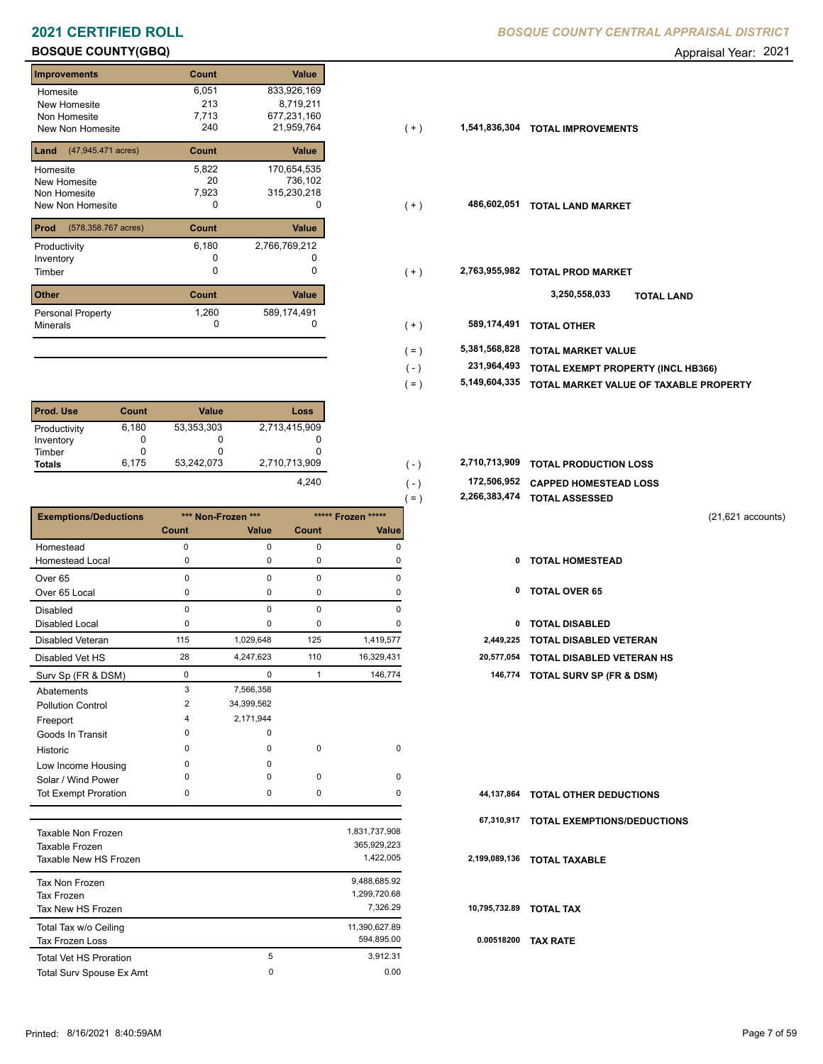# 2021 CERTIFIED ROLL

**BOSQUE COUNTY CENTRAL APPRAISAL DISTRICT**

**BOSQUE COUNTY(GBQ)**

Appraisal Year: 2021

| Improvements | Count | Value | | | |
|---|---|---|---|---|---|
| Homesite | 6,051 | 833,926,169 | | | |
| New Homesite | 213 | 8,719,211 | | | |
| Non Homesite | 7,713 | 677,231,160 | | | |
| New Non Homesite | 240 | 21,959,764 | ( + ) | 1,541,836,304 | TOTAL IMPROVEMENTS |

| Land (47,945.471 acres) | Count | Value | | | |
|---|---|---|---|---|---|
| Homesite | 5,822 | 170,654,535 | | | |
| New Homesite | 20 | 736,102 | | | |
| Non Homesite | 7,923 | 315,230,218 | | | |
| New Non Homesite | 0 | 0 | ( + ) | 486,602,051 | TOTAL LAND MARKET |

| Prod (578,358.767 acres) | Count | Value | | | |
|---|---|---|---|---|---|
| Productivity | 6,180 | 2,766,769,212 | | | |
| Inventory | 0 | 0 | | | |
| Timber | 0 | 0 | ( + ) | 2,763,955,982 | TOTAL PROD MARKET |
| | | | | 3,250,558,033 | TOTAL LAND |

| Other | Count | Value | | | |
|---|---|---|---|---|---|
| Personal Property | 1,260 | 589,174,491 | | | |
| Minerals | 0 | 0 | ( + ) | 589,174,491 | TOTAL OTHER |
| | | | ( = ) | 5,381,568,828 | TOTAL MARKET VALUE |
| | | | ( - ) | 231,964,493 | TOTAL EXEMPT PROPERTY (INCL HB366) |
| | | | ( = ) | 5,149,604,335 | TOTAL MARKET VALUE OF TAXABLE PROPERTY |

| Prod. Use | Count | Value | Loss | | | |
|---|---|---|---|---|---|---|
| Productivity | 6,180 | 53,353,303 | 2,713,415,909 | | | |
| Inventory | 0 | 0 | 0 | | | |
| Timber | 0 | 0 | 0 | | | |
| **Totals** | 6,175 | 53,242,073 | 2,710,713,909 | ( - ) | 2,710,713,909 | TOTAL PRODUCTION LOSS |
| | | | 4,240 | ( - ) | 172,506,952 | CAPPED HOMESTEAD LOSS |
| | | | | ( = ) | 2,266,383,474 | TOTAL ASSESSED |

(21,621 accounts)

| Exemptions/Deductions | *** Non-Frozen *** Count | *** Non-Frozen *** Value | ***** Frozen ***** Count | ***** Frozen ***** Value | | |
|---|---|---|---|---|---|---|
| Homestead | 0 | 0 | 0 | 0 | | |
| Homestead Local | 0 | 0 | 0 | 0 | 0 | TOTAL HOMESTEAD |
| Over 65 | 0 | 0 | 0 | 0 | | |
| Over 65 Local | 0 | 0 | 0 | 0 | 0 | TOTAL OVER 65 |
| Disabled | 0 | 0 | 0 | 0 | | |
| Disabled Local | 0 | 0 | 0 | 0 | 0 | TOTAL DISABLED |
| Disabled Veteran | 115 | 1,029,648 | 125 | 1,419,577 | 2,449,225 | TOTAL DISABLED VETERAN |
| Disabled Vet HS | 28 | 4,247,623 | 110 | 16,329,431 | 20,577,054 | TOTAL DISABLED VETERAN HS |
| Surv Sp (FR & DSM) | 0 | 0 | 1 | 146,774 | 146,774 | TOTAL SURV SP (FR & DSM) |
| Abatements | 3 | 7,566,358 | | | | |
| Pollution Control | 2 | 34,399,562 | | | | |
| Freeport | 4 | 2,171,944 | | | | |
| Goods In Transit | 0 | 0 | | | | |
| Historic | 0 | 0 | 0 | 0 | | |
| Low Income Housing | 0 | 0 | | | | |
| Solar / Wind Power | 0 | 0 | 0 | 0 | | |
| Tot Exempt Proration | 0 | 0 | 0 | 0 | 44,137,864 | TOTAL OTHER DEDUCTIONS |
| | | | | | 67,310,917 | TOTAL EXEMPTIONS/DEDUCTIONS |

| | | | | |
|---|---|---|---|---|
| Taxable Non Frozen | | 1,831,737,908 | | |
| Taxable Frozen | | 365,929,223 | | |
| Taxable New HS Frozen | | 1,422,005 | 2,199,089,136 | TOTAL TAXABLE |
| Tax Non Frozen | | 9,488,685.92 | | |
| Tax Frozen | | 1,299,720.68 | | |
| Tax New HS Frozen | | 7,326.29 | 10,795,732.89 | TOTAL TAX |
| Total Tax w/o Ceiling | | 11,390,627.89 | | |
| Tax Frozen Loss | | 594,895.00 | 0.00518200 | TAX RATE |
| Total Vet HS Proration | 5 | 3,912.31 | | |
| Total Surv Spouse Ex Amt | 0 | 0.00 | | |

Printed: 8/16/2021 8:40:59AM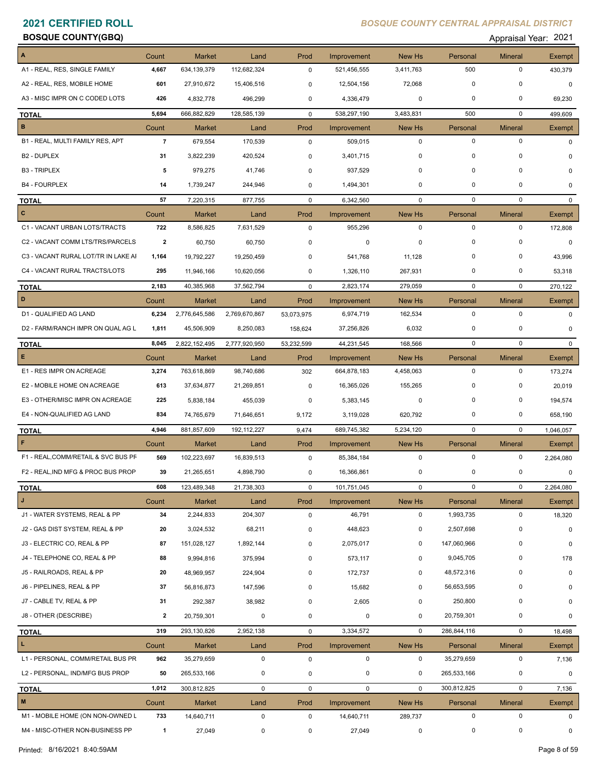# 2021 CERTIFIED ROLL

*BOSQUE COUNTY CENTRAL APPRAISAL DISTRICT*

**BOSQUE COUNTY(GBQ)**

Appraisal Year: 2021

| A | Count | Market | Land | Prod | Improvement | New Hs | Personal | Mineral | Exempt |
|---|---|---|---|---|---|---|---|---|---|
| A1 - REAL, RES, SINGLE FAMILY | 4,667 | 634,139,379 | 112,682,324 | 0 | 521,456,555 | 3,411,763 | 500 | 0 | 430,379 |
| A2 - REAL, RES, MOBILE HOME | 601 | 27,910,672 | 15,406,516 | 0 | 12,504,156 | 72,068 | 0 | 0 | 0 |
| A3 - MISC IMPR ON C CODED LOTS | 426 | 4,832,778 | 496,299 | 0 | 4,336,479 | 0 | 0 | 0 | 69,230 |
| **TOTAL** | 5,694 | 666,882,829 | 128,585,139 | 0 | 538,297,190 | 3,483,831 | 500 | 0 | 499,609 |

| B | Count | Market | Land | Prod | Improvement | New Hs | Personal | Mineral | Exempt |
|---|---|---|---|---|---|---|---|---|---|
| B1 - REAL, MULTI FAMILY RES, APT | 7 | 679,554 | 170,539 | 0 | 509,015 | 0 | 0 | 0 | 0 |
| B2 - DUPLEX | 31 | 3,822,239 | 420,524 | 0 | 3,401,715 | 0 | 0 | 0 | 0 |
| B3 - TRIPLEX | 5 | 979,275 | 41,746 | 0 | 937,529 | 0 | 0 | 0 | 0 |
| B4 - FOURPLEX | 14 | 1,739,247 | 244,946 | 0 | 1,494,301 | 0 | 0 | 0 | 0 |
| **TOTAL** | 57 | 7,220,315 | 877,755 | 0 | 6,342,560 | 0 | 0 | 0 | 0 |

| C | Count | Market | Land | Prod | Improvement | New Hs | Personal | Mineral | Exempt |
|---|---|---|---|---|---|---|---|---|---|
| C1 - VACANT URBAN LOTS/TRACTS | 722 | 8,586,825 | 7,631,529 | 0 | 955,296 | 0 | 0 | 0 | 172,808 |
| C2 - VACANT COMM LTS/TRS/PARCELS | 2 | 60,750 | 60,750 | 0 | 0 | 0 | 0 | 0 | 0 |
| C3 - VACANT RURAL LOT/TR IN LAKE AI | 1,164 | 19,792,227 | 19,250,459 | 0 | 541,768 | 11,128 | 0 | 0 | 43,996 |
| C4 - VACANT RURAL TRACTS/LOTS | 295 | 11,946,166 | 10,620,056 | 0 | 1,326,110 | 267,931 | 0 | 0 | 53,318 |
| **TOTAL** | 2,183 | 40,385,968 | 37,562,794 | 0 | 2,823,174 | 279,059 | 0 | 0 | 270,122 |

| D | Count | Market | Land | Prod | Improvement | New Hs | Personal | Mineral | Exempt |
|---|---|---|---|---|---|---|---|---|---|
| D1 - QUALIFIED AG LAND | 6,234 | 2,776,645,586 | 2,769,670,867 | 53,073,975 | 6,974,719 | 162,534 | 0 | 0 | 0 |
| D2 - FARM/RANCH IMPR ON QUAL AG L | 1,811 | 45,506,909 | 8,250,083 | 158,624 | 37,256,826 | 6,032 | 0 | 0 | 0 |
| **TOTAL** | 8,045 | 2,822,152,495 | 2,777,920,950 | 53,232,599 | 44,231,545 | 168,566 | 0 | 0 | 0 |

| E | Count | Market | Land | Prod | Improvement | New Hs | Personal | Mineral | Exempt |
|---|---|---|---|---|---|---|---|---|---|
| E1 - RES IMPR ON ACREAGE | 3,274 | 763,618,869 | 98,740,686 | 302 | 664,878,183 | 4,458,063 | 0 | 0 | 173,274 |
| E2 - MOBILE HOME ON ACREAGE | 613 | 37,634,877 | 21,269,851 | 0 | 16,365,026 | 155,265 | 0 | 0 | 20,019 |
| E3 - OTHER/MISC IMPR ON ACREAGE | 225 | 5,838,184 | 455,039 | 0 | 5,383,145 | 0 | 0 | 0 | 194,574 |
| E4 - NON-QUALIFIED AG LAND | 834 | 74,765,679 | 71,646,651 | 9,172 | 3,119,028 | 620,792 | 0 | 0 | 658,190 |
| **TOTAL** | 4,946 | 881,857,609 | 192,112,227 | 9,474 | 689,745,382 | 5,234,120 | 0 | 0 | 1,046,057 |

| F | Count | Market | Land | Prod | Improvement | New Hs | Personal | Mineral | Exempt |
|---|---|---|---|---|---|---|---|---|---|
| F1 - REAL,COMM/RETAIL & SVC BUS PF | 569 | 102,223,697 | 16,839,513 | 0 | 85,384,184 | 0 | 0 | 0 | 2,264,080 |
| F2 - REAL,IND MFG & PROC BUS PROP | 39 | 21,265,651 | 4,898,790 | 0 | 16,366,861 | 0 | 0 | 0 | 0 |
| **TOTAL** | 608 | 123,489,348 | 21,738,303 | 0 | 101,751,045 | 0 | 0 | 0 | 2,264,080 |

| J | Count | Market | Land | Prod | Improvement | New Hs | Personal | Mineral | Exempt |
|---|---|---|---|---|---|---|---|---|---|
| J1 - WATER SYSTEMS, REAL & PP | 34 | 2,244,833 | 204,307 | 0 | 46,791 | 0 | 1,993,735 | 0 | 18,320 |
| J2 - GAS DIST SYSTEM, REAL & PP | 20 | 3,024,532 | 68,211 | 0 | 448,623 | 0 | 2,507,698 | 0 | 0 |
| J3 - ELECTRIC CO, REAL & PP | 87 | 151,028,127 | 1,892,144 | 0 | 2,075,017 | 0 | 147,060,966 | 0 | 0 |
| J4 - TELEPHONE CO, REAL & PP | 88 | 9,994,816 | 375,994 | 0 | 573,117 | 0 | 9,045,705 | 0 | 178 |
| J5 - RAILROADS, REAL & PP | 20 | 48,969,957 | 224,904 | 0 | 172,737 | 0 | 48,572,316 | 0 | 0 |
| J6 - PIPELINES, REAL & PP | 37 | 56,816,873 | 147,596 | 0 | 15,682 | 0 | 56,653,595 | 0 | 0 |
| J7 - CABLE TV, REAL & PP | 31 | 292,387 | 38,982 | 0 | 2,605 | 0 | 250,800 | 0 | 0 |
| J8 - OTHER (DESCRIBE) | 2 | 20,759,301 | 0 | 0 | 0 | 0 | 20,759,301 | 0 | 0 |
| **TOTAL** | 319 | 293,130,826 | 2,952,138 | 0 | 3,334,572 | 0 | 286,844,116 | 0 | 18,498 |

| L | Count | Market | Land | Prod | Improvement | New Hs | Personal | Mineral | Exempt |
|---|---|---|---|---|---|---|---|---|---|
| L1 - PERSONAL, COMM/RETAIL BUS PR | 962 | 35,279,659 | 0 | 0 | 0 | 0 | 35,279,659 | 0 | 7,136 |
| L2 - PERSONAL, IND/MFG BUS PROP | 50 | 265,533,166 | 0 | 0 | 0 | 0 | 265,533,166 | 0 | 0 |
| **TOTAL** | 1,012 | 300,812,825 | 0 | 0 | 0 | 0 | 300,812,825 | 0 | 7,136 |

| M | Count | Market | Land | Prod | Improvement | New Hs | Personal | Mineral | Exempt |
|---|---|---|---|---|---|---|---|---|---|
| M1 - MOBILE HOME (ON NON-OWNED L | 733 | 14,640,711 | 0 | 0 | 14,640,711 | 289,737 | 0 | 0 | 0 |
| M4 - MISC-OTHER NON-BUSINESS PP | 1 | 27,049 | 0 | 0 | 27,049 | 0 | 0 | 0 | 0 |

Printed: 8/16/2021 8:40:59AM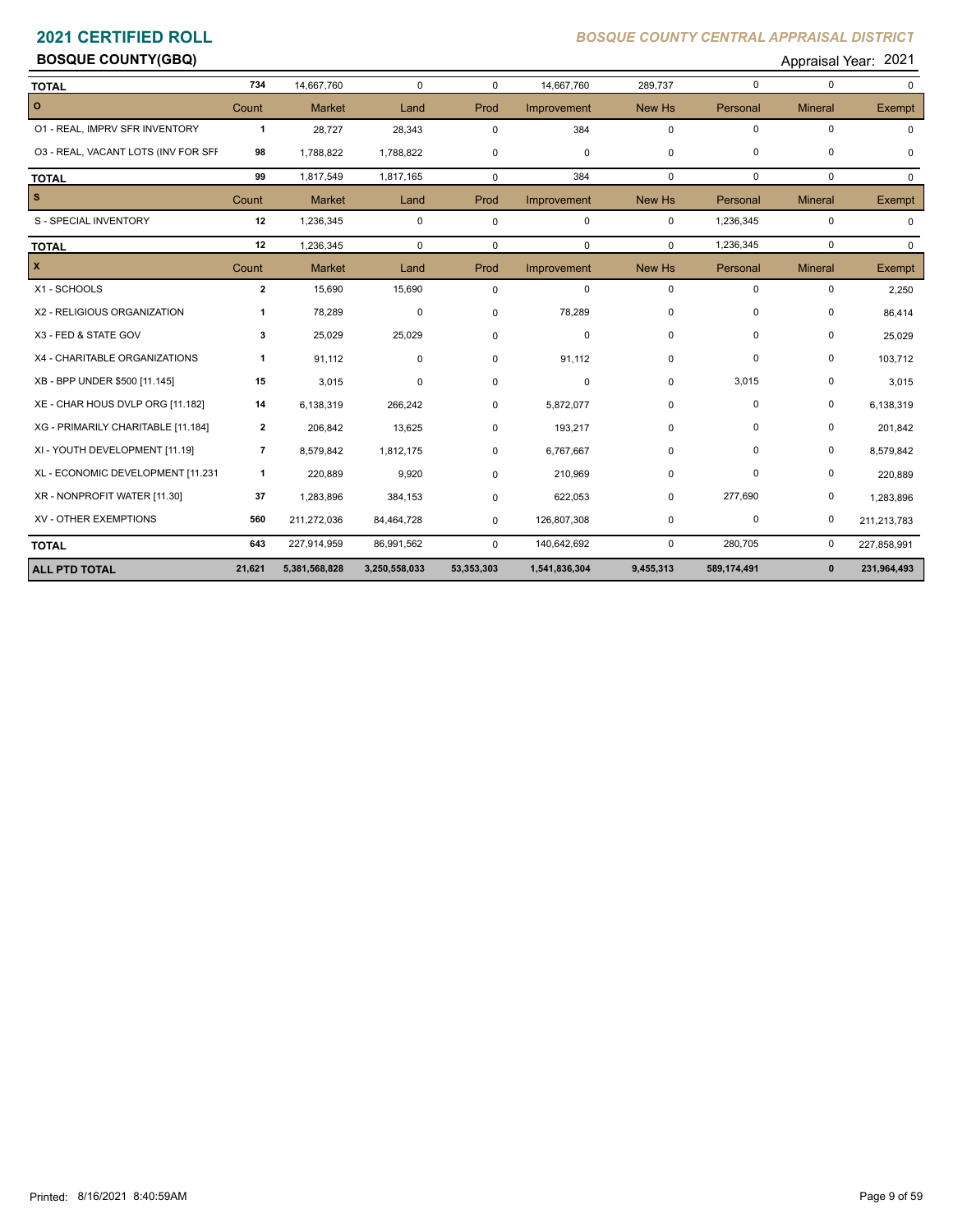# 2021 CERTIFIED ROLL

*BOSQUE COUNTY CENTRAL APPRAISAL DISTRICT*

**BOSQUE COUNTY(GBQ)**

Appraisal Year: 2021

| | Count | Market | Land | Prod | Improvement | New Hs | Personal | Mineral | Exempt |
|---|---|---|---|---|---|---|---|---|---|
| **TOTAL** | 734 | 14,667,760 | 0 | 0 | 14,667,760 | 289,737 | 0 | 0 | 0 |
| **O** | Count | Market | Land | Prod | Improvement | New Hs | Personal | Mineral | Exempt |
| O1 - REAL, IMPRV SFR INVENTORY | 1 | 28,727 | 28,343 | 0 | 384 | 0 | 0 | 0 | 0 |
| O3 - REAL, VACANT LOTS (INV FOR SFF | 98 | 1,788,822 | 1,788,822 | 0 | 0 | 0 | 0 | 0 | 0 |
| **TOTAL** | 99 | 1,817,549 | 1,817,165 | 0 | 384 | 0 | 0 | 0 | 0 |
| **S** | Count | Market | Land | Prod | Improvement | New Hs | Personal | Mineral | Exempt |
| S - SPECIAL INVENTORY | 12 | 1,236,345 | 0 | 0 | 0 | 0 | 1,236,345 | 0 | 0 |
| **TOTAL** | 12 | 1,236,345 | 0 | 0 | 0 | 0 | 1,236,345 | 0 | 0 |
| **X** | Count | Market | Land | Prod | Improvement | New Hs | Personal | Mineral | Exempt |
| X1 - SCHOOLS | 2 | 15,690 | 15,690 | 0 | 0 | 0 | 0 | 0 | 2,250 |
| X2 - RELIGIOUS ORGANIZATION | 1 | 78,289 | 0 | 0 | 78,289 | 0 | 0 | 0 | 86,414 |
| X3 - FED & STATE GOV | 3 | 25,029 | 25,029 | 0 | 0 | 0 | 0 | 0 | 25,029 |
| X4 - CHARITABLE ORGANIZATIONS | 1 | 91,112 | 0 | 0 | 91,112 | 0 | 0 | 0 | 103,712 |
| XB - BPP UNDER $500 [11.145] | 15 | 3,015 | 0 | 0 | 0 | 0 | 3,015 | 0 | 3,015 |
| XE - CHAR HOUS DVLP ORG [11.182] | 14 | 6,138,319 | 266,242 | 0 | 5,872,077 | 0 | 0 | 0 | 6,138,319 |
| XG - PRIMARILY CHARITABLE [11.184] | 2 | 206,842 | 13,625 | 0 | 193,217 | 0 | 0 | 0 | 201,842 |
| XI - YOUTH DEVELOPMENT [11.19] | 7 | 8,579,842 | 1,812,175 | 0 | 6,767,667 | 0 | 0 | 0 | 8,579,842 |
| XL - ECONOMIC DEVELOPMENT [11.231 | 1 | 220,889 | 9,920 | 0 | 210,969 | 0 | 0 | 0 | 220,889 |
| XR - NONPROFIT WATER [11.30] | 37 | 1,283,896 | 384,153 | 0 | 622,053 | 0 | 277,690 | 0 | 1,283,896 |
| XV - OTHER EXEMPTIONS | 560 | 211,272,036 | 84,464,728 | 0 | 126,807,308 | 0 | 0 | 0 | 211,213,783 |
| **TOTAL** | 643 | 227,914,959 | 86,991,562 | 0 | 140,642,692 | 0 | 280,705 | 0 | 227,858,991 |
| **ALL PTD TOTAL** | **21,621** | **5,381,568,828** | **3,250,558,033** | **53,353,303** | **1,541,836,304** | **9,455,313** | **589,174,491** | **0** | **231,964,493** |

Printed: 8/16/2021 8:40:59AM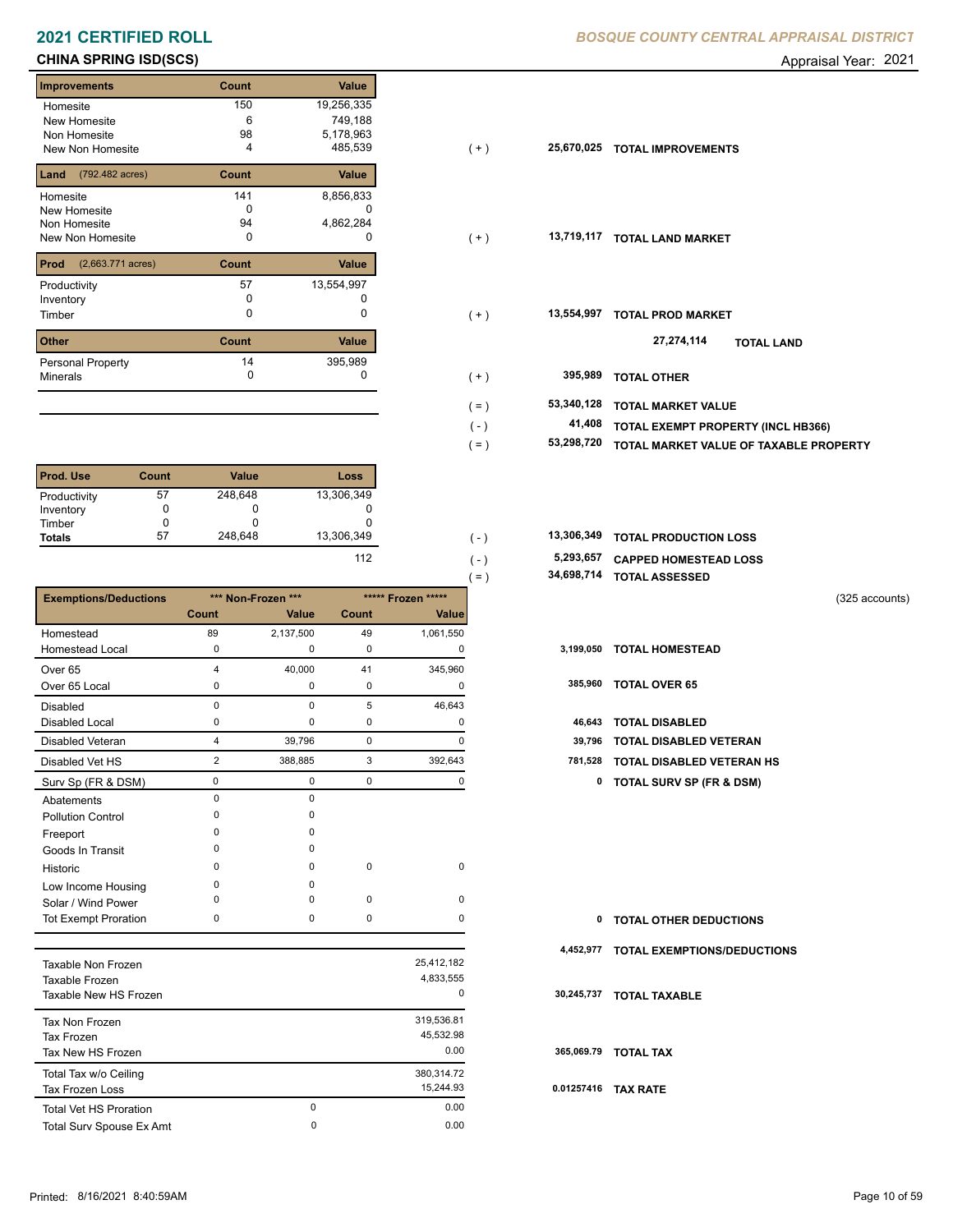# 2021 CERTIFIED ROLL

*BOSQUE COUNTY CENTRAL APPRAISAL DISTRICT*

## CHINA SPRING ISD(SCS)

Appraisal Year: 2021

| Improvements | Count | Value | | | |
|---|---|---|---|---|---|
| Homesite | 150 | 19,256,335 | | | |
| New Homesite | 6 | 749,188 | | | |
| Non Homesite | 98 | 5,178,963 | | | |
| New Non Homesite | 4 | 485,539 | ( + ) | 25,670,025 | TOTAL IMPROVEMENTS |

| Land (792.482 acres) | Count | Value | | | |
|---|---|---|---|---|---|
| Homesite | 141 | 8,856,833 | | | |
| New Homesite | 0 | 0 | | | |
| Non Homesite | 94 | 4,862,284 | | | |
| New Non Homesite | 0 | 0 | ( + ) | 13,719,117 | TOTAL LAND MARKET |

| Prod (2,663.771 acres) | Count | Value | | | |
|---|---|---|---|---|---|
| Productivity | 57 | 13,554,997 | | | |
| Inventory | 0 | 0 | | | |
| Timber | 0 | 0 | ( + ) | 13,554,997 | TOTAL PROD MARKET |
| | | | | 27,274,114 | TOTAL LAND |

| Other | Count | Value | | | |
|---|---|---|---|---|---|
| Personal Property | 14 | 395,989 | | | |
| Minerals | 0 | 0 | ( + ) | 395,989 | TOTAL OTHER |

| | | |
|---|---|---|
| ( = ) | 53,340,128 | TOTAL MARKET VALUE |
| ( - ) | 41,408 | TOTAL EXEMPT PROPERTY (INCL HB366) |
| ( = ) | 53,298,720 | TOTAL MARKET VALUE OF TAXABLE PROPERTY |

| Prod. Use | Count | Value | Loss | | | |
|---|---|---|---|---|---|---|
| Productivity | 57 | 248,648 | 13,306,349 | | | |
| Inventory | 0 | 0 | 0 | | | |
| Timber | 0 | 0 | 0 | | | |
| **Totals** | 57 | 248,648 | 13,306,349 | ( - ) | 13,306,349 | TOTAL PRODUCTION LOSS |
| | | | 112 | ( - ) | 5,293,657 | CAPPED HOMESTEAD LOSS |
| | | | | ( = ) | 34,698,714 | TOTAL ASSESSED |

(325 accounts)

| Exemptions/Deductions | Non-Frozen Count | Non-Frozen Value | Frozen Count | Frozen Value | | |
|---|---|---|---|---|---|---|
| Homestead | 89 | 2,137,500 | 49 | 1,061,550 | | |
| Homestead Local | 0 | 0 | 0 | 0 | 3,199,050 | TOTAL HOMESTEAD |
| Over 65 | 4 | 40,000 | 41 | 345,960 | | |
| Over 65 Local | 0 | 0 | 0 | 0 | 385,960 | TOTAL OVER 65 |
| Disabled | 0 | 0 | 5 | 46,643 | | |
| Disabled Local | 0 | 0 | 0 | 0 | 46,643 | TOTAL DISABLED |
| Disabled Veteran | 4 | 39,796 | 0 | 0 | 39,796 | TOTAL DISABLED VETERAN |
| Disabled Vet HS | 2 | 388,885 | 3 | 392,643 | 781,528 | TOTAL DISABLED VETERAN HS |
| Surv Sp (FR & DSM) | 0 | 0 | 0 | 0 | 0 | TOTAL SURV SP (FR & DSM) |
| Abatements | 0 | 0 | | | | |
| Pollution Control | 0 | 0 | | | | |
| Freeport | 0 | 0 | | | | |
| Goods In Transit | 0 | 0 | | | | |
| Historic | 0 | 0 | 0 | 0 | | |
| Low Income Housing | 0 | 0 | | | | |
| Solar / Wind Power | 0 | 0 | 0 | 0 | | |
| Tot Exempt Proration | 0 | 0 | 0 | 0 | 0 | TOTAL OTHER DEDUCTIONS |
| | | | | | 4,452,977 | TOTAL EXEMPTIONS/DEDUCTIONS |

| | | | | |
|---|---|---|---|---|
| Taxable Non Frozen | | 25,412,182 | | |
| Taxable Frozen | | 4,833,555 | | |
| Taxable New HS Frozen | | 0 | 30,245,737 | TOTAL TAXABLE |
| Tax Non Frozen | | 319,536.81 | | |
| Tax Frozen | | 45,532.98 | | |
| Tax New HS Frozen | | 0.00 | 365,069.79 | TOTAL TAX |
| Total Tax w/o Ceiling | | 380,314.72 | | |
| Tax Frozen Loss | | 15,244.93 | 0.01257416 | TAX RATE |
| Total Vet HS Proration | 0 | 0.00 | | |
| Total Surv Spouse Ex Amt | 0 | 0.00 | | |

Printed: 8/16/2021 8:40:59AM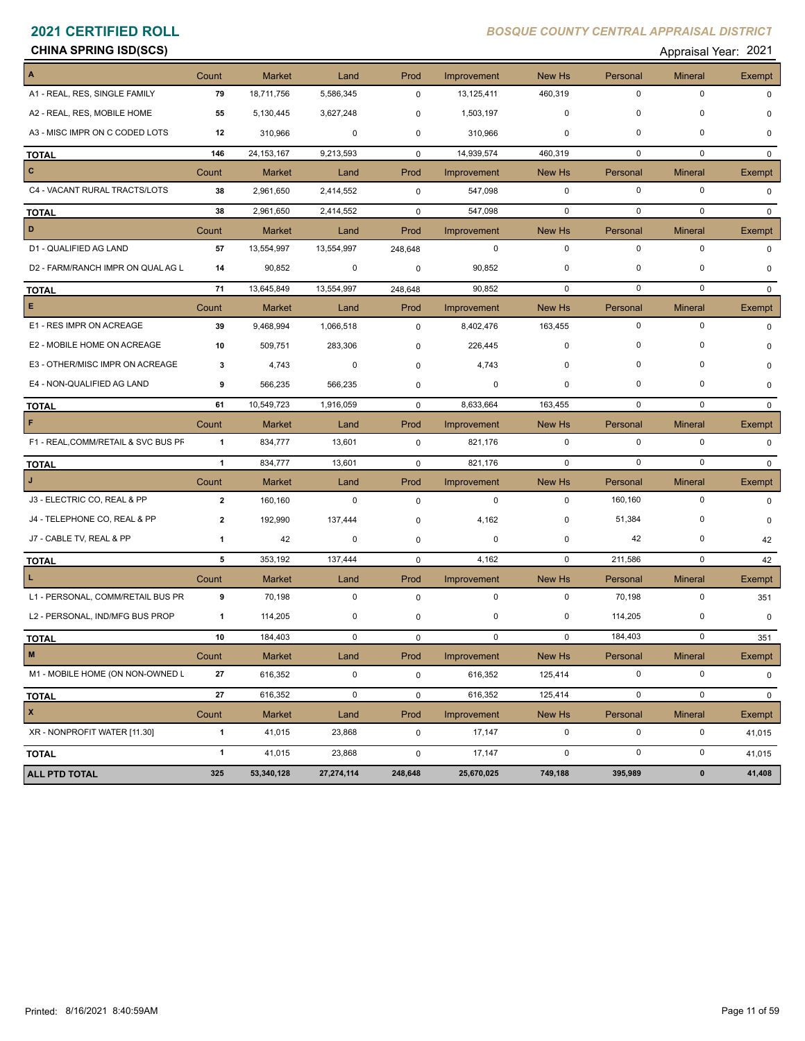# 2021 CERTIFIED ROLL

*BOSQUE COUNTY CENTRAL APPRAISAL DISTRICT*

**CHINA SPRING ISD(SCS)**

Appraisal Year: 2021

| A | Count | Market | Land | Prod | Improvement | New Hs | Personal | Mineral | Exempt |
|---|---|---|---|---|---|---|---|---|---|
| A1 - REAL, RES, SINGLE FAMILY | 79 | 18,711,756 | 5,586,345 | 0 | 13,125,411 | 460,319 | 0 | 0 | 0 |
| A2 - REAL, RES, MOBILE HOME | 55 | 5,130,445 | 3,627,248 | 0 | 1,503,197 | 0 | 0 | 0 | 0 |
| A3 - MISC IMPR ON C CODED LOTS | 12 | 310,966 | 0 | 0 | 310,966 | 0 | 0 | 0 | 0 |
| **TOTAL** | 146 | 24,153,167 | 9,213,593 | 0 | 14,939,574 | 460,319 | 0 | 0 | 0 |
| **C** | Count | Market | Land | Prod | Improvement | New Hs | Personal | Mineral | Exempt |
| C4 - VACANT RURAL TRACTS/LOTS | 38 | 2,961,650 | 2,414,552 | 0 | 547,098 | 0 | 0 | 0 | 0 |
| **TOTAL** | 38 | 2,961,650 | 2,414,552 | 0 | 547,098 | 0 | 0 | 0 | 0 |
| **D** | Count | Market | Land | Prod | Improvement | New Hs | Personal | Mineral | Exempt |
| D1 - QUALIFIED AG LAND | 57 | 13,554,997 | 13,554,997 | 248,648 | 0 | 0 | 0 | 0 | 0 |
| D2 - FARM/RANCH IMPR ON QUAL AG L | 14 | 90,852 | 0 | 0 | 90,852 | 0 | 0 | 0 | 0 |
| **TOTAL** | 71 | 13,645,849 | 13,554,997 | 248,648 | 90,852 | 0 | 0 | 0 | 0 |
| **E** | Count | Market | Land | Prod | Improvement | New Hs | Personal | Mineral | Exempt |
| E1 - RES IMPR ON ACREAGE | 39 | 9,468,994 | 1,066,518 | 0 | 8,402,476 | 163,455 | 0 | 0 | 0 |
| E2 - MOBILE HOME ON ACREAGE | 10 | 509,751 | 283,306 | 0 | 226,445 | 0 | 0 | 0 | 0 |
| E3 - OTHER/MISC IMPR ON ACREAGE | 3 | 4,743 | 0 | 0 | 4,743 | 0 | 0 | 0 | 0 |
| E4 - NON-QUALIFIED AG LAND | 9 | 566,235 | 566,235 | 0 | 0 | 0 | 0 | 0 | 0 |
| **TOTAL** | 61 | 10,549,723 | 1,916,059 | 0 | 8,633,664 | 163,455 | 0 | 0 | 0 |
| **F** | Count | Market | Land | Prod | Improvement | New Hs | Personal | Mineral | Exempt |
| F1 - REAL,COMM/RETAIL & SVC BUS PF | 1 | 834,777 | 13,601 | 0 | 821,176 | 0 | 0 | 0 | 0 |
| **TOTAL** | 1 | 834,777 | 13,601 | 0 | 821,176 | 0 | 0 | 0 | 0 |
| **J** | Count | Market | Land | Prod | Improvement | New Hs | Personal | Mineral | Exempt |
| J3 - ELECTRIC CO, REAL & PP | 2 | 160,160 | 0 | 0 | 0 | 0 | 160,160 | 0 | 0 |
| J4 - TELEPHONE CO, REAL & PP | 2 | 192,990 | 137,444 | 0 | 4,162 | 0 | 51,384 | 0 | 0 |
| J7 - CABLE TV, REAL & PP | 1 | 42 | 0 | 0 | 0 | 0 | 42 | 0 | 42 |
| **TOTAL** | 5 | 353,192 | 137,444 | 0 | 4,162 | 0 | 211,586 | 0 | 42 |
| **L** | Count | Market | Land | Prod | Improvement | New Hs | Personal | Mineral | Exempt |
| L1 - PERSONAL, COMM/RETAIL BUS PR | 9 | 70,198 | 0 | 0 | 0 | 0 | 70,198 | 0 | 351 |
| L2 - PERSONAL, IND/MFG BUS PROP | 1 | 114,205 | 0 | 0 | 0 | 0 | 114,205 | 0 | 0 |
| **TOTAL** | 10 | 184,403 | 0 | 0 | 0 | 0 | 184,403 | 0 | 351 |
| **M** | Count | Market | Land | Prod | Improvement | New Hs | Personal | Mineral | Exempt |
| M1 - MOBILE HOME (ON NON-OWNED L | 27 | 616,352 | 0 | 0 | 616,352 | 125,414 | 0 | 0 | 0 |
| **TOTAL** | 27 | 616,352 | 0 | 0 | 616,352 | 125,414 | 0 | 0 | 0 |
| **X** | Count | Market | Land | Prod | Improvement | New Hs | Personal | Mineral | Exempt |
| XR - NONPROFIT WATER [11.30] | 1 | 41,015 | 23,868 | 0 | 17,147 | 0 | 0 | 0 | 41,015 |
| **TOTAL** | 1 | 41,015 | 23,868 | 0 | 17,147 | 0 | 0 | 0 | 41,015 |
| **ALL PTD TOTAL** | **325** | **53,340,128** | **27,274,114** | **248,648** | **25,670,025** | **749,188** | **395,989** | **0** | **41,408** |

Printed: 8/16/2021 8:40:59AM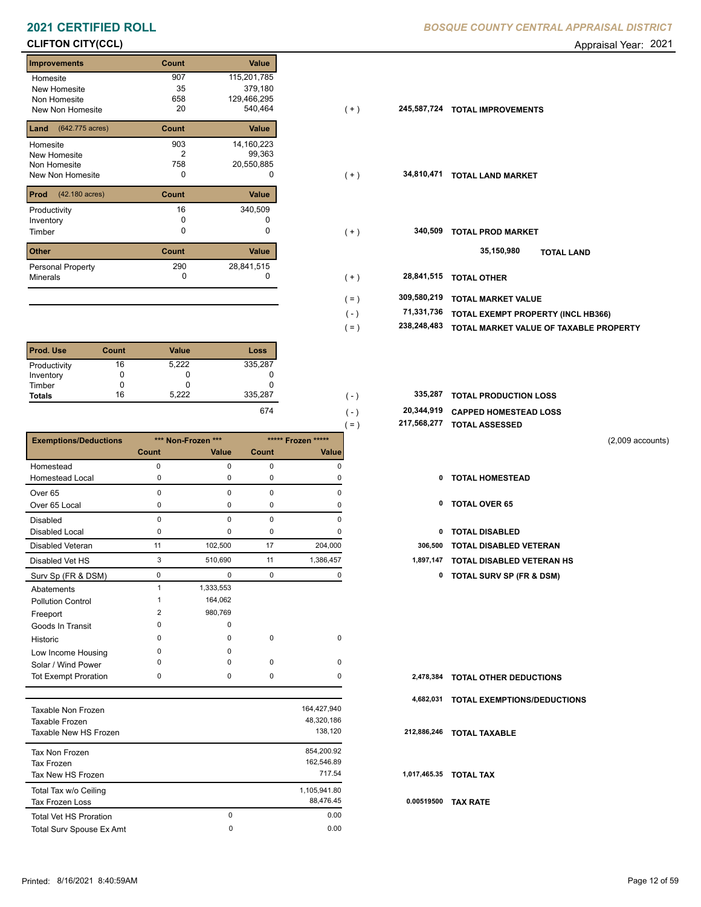# 2021 CERTIFIED ROLL

*BOSQUE COUNTY CENTRAL APPRAISAL DISTRICT*

## CLIFTON CITY(CCL)

Appraisal Year: 2021

| Improvements | Count | Value | | | |
|---|---|---|---|---|---|
| Homesite | 907 | 115,201,785 | | | |
| New Homesite | 35 | 379,180 | | | |
| Non Homesite | 658 | 129,466,295 | | | |
| New Non Homesite | 20 | 540,464 | ( + ) | 245,587,724 | TOTAL IMPROVEMENTS |

| Land (642.775 acres) | Count | Value | | | |
|---|---|---|---|---|---|
| Homesite | 903 | 14,160,223 | | | |
| New Homesite | 2 | 99,363 | | | |
| Non Homesite | 758 | 20,550,885 | | | |
| New Non Homesite | 0 | 0 | ( + ) | 34,810,471 | TOTAL LAND MARKET |

| Prod (42.180 acres) | Count | Value | | | |
|---|---|---|---|---|---|
| Productivity | 16 | 340,509 | | | |
| Inventory | 0 | 0 | | | |
| Timber | 0 | 0 | ( + ) | 340,509 | TOTAL PROD MARKET |

35,150,980 TOTAL LAND

| Other | Count | Value | | | |
|---|---|---|---|---|---|
| Personal Property | 290 | 28,841,515 | | | |
| Minerals | 0 | 0 | ( + ) | 28,841,515 | TOTAL OTHER |

| | | |
|---|---|---|
| ( = ) | 309,580,219 | TOTAL MARKET VALUE |
| ( - ) | 71,331,736 | TOTAL EXEMPT PROPERTY (INCL HB366) |
| ( = ) | 238,248,483 | TOTAL MARKET VALUE OF TAXABLE PROPERTY |

| Prod. Use | Count | Value | Loss | | | |
|---|---|---|---|---|---|---|
| Productivity | 16 | 5,222 | 335,287 | | | |
| Inventory | 0 | 0 | 0 | | | |
| Timber | 0 | 0 | 0 | | | |
| Totals | 16 | 5,222 | 335,287 | ( - ) | 335,287 | TOTAL PRODUCTION LOSS |
| | | | 674 | ( - ) | 20,344,919 | CAPPED HOMESTEAD LOSS |
| | | | | ( = ) | 217,568,277 | TOTAL ASSESSED |

(2,009 accounts)

| Exemptions/Deductions | *** Non-Frozen *** | | ***** Frozen ***** | | | |
|---|---|---|---|---|---|---|
| | Count | Value | Count | Value | | |
| Homestead | 0 | 0 | 0 | 0 | | |
| Homestead Local | 0 | 0 | 0 | 0 | 0 | TOTAL HOMESTEAD |
| Over 65 | 0 | 0 | 0 | 0 | | |
| Over 65 Local | 0 | 0 | 0 | 0 | 0 | TOTAL OVER 65 |
| Disabled | 0 | 0 | 0 | 0 | | |
| Disabled Local | 0 | 0 | 0 | 0 | 0 | TOTAL DISABLED |
| Disabled Veteran | 11 | 102,500 | 17 | 204,000 | 306,500 | TOTAL DISABLED VETERAN |
| Disabled Vet HS | 3 | 510,690 | 11 | 1,386,457 | 1,897,147 | TOTAL DISABLED VETERAN HS |
| Surv Sp (FR & DSM) | 0 | 0 | 0 | 0 | 0 | TOTAL SURV SP (FR & DSM) |
| Abatements | 1 | 1,333,553 | | | | |
| Pollution Control | 1 | 164,062 | | | | |
| Freeport | 2 | 980,769 | | | | |
| Goods In Transit | 0 | 0 | | | | |
| Historic | 0 | 0 | 0 | 0 | | |
| Low Income Housing | 0 | 0 | | | | |
| Solar / Wind Power | 0 | 0 | 0 | 0 | | |
| Tot Exempt Proration | 0 | 0 | 0 | 0 | 2,478,384 | TOTAL OTHER DEDUCTIONS |
| | | | | | 4,682,031 | TOTAL EXEMPTIONS/DEDUCTIONS |

| | | | | |
|---|---|---|---|---|
| Taxable Non Frozen | | 164,427,940 | | |
| Taxable Frozen | | 48,320,186 | | |
| Taxable New HS Frozen | | 138,120 | 212,886,246 | TOTAL TAXABLE |
| Tax Non Frozen | | 854,200.92 | | |
| Tax Frozen | | 162,546.89 | | |
| Tax New HS Frozen | | 717.54 | 1,017,465.35 | TOTAL TAX |
| Total Tax w/o Ceiling | | 1,105,941.80 | | |
| Tax Frozen Loss | | 88,476.45 | 0.00519500 | TAX RATE |
| Total Vet HS Proration | 0 | 0.00 | | |
| Total Surv Spouse Ex Amt | 0 | 0.00 | | |

Printed: 8/16/2021 8:40:59AM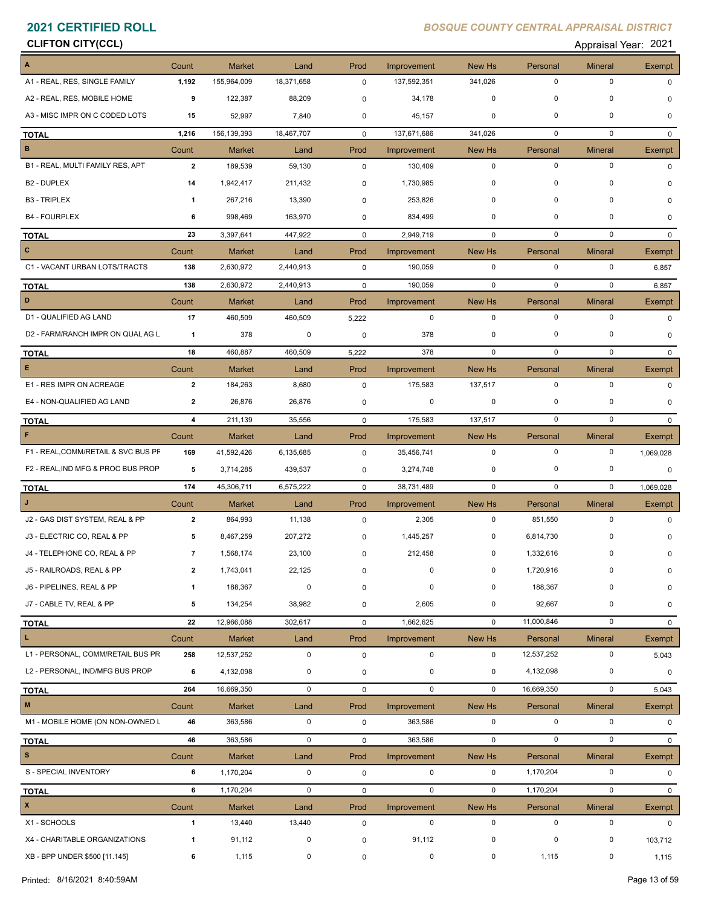# 2021 CERTIFIED ROLL

*BOSQUE COUNTY CENTRAL APPRAISAL DISTRICT*

**CLIFTON CITY(CCL)**

Appraisal Year: 2021

| A | Count | Market | Land | Prod | Improvement | New Hs | Personal | Mineral | Exempt |
|---|---|---|---|---|---|---|---|---|---|
| A1 - REAL, RES, SINGLE FAMILY | 1,192 | 155,964,009 | 18,371,658 | 0 | 137,592,351 | 341,026 | 0 | 0 | 0 |
| A2 - REAL, RES, MOBILE HOME | 9 | 122,387 | 88,209 | 0 | 34,178 | 0 | 0 | 0 | 0 |
| A3 - MISC IMPR ON C CODED LOTS | 15 | 52,997 | 7,840 | 0 | 45,157 | 0 | 0 | 0 | 0 |
| **TOTAL** | 1,216 | 156,139,393 | 18,467,707 | 0 | 137,671,686 | 341,026 | 0 | 0 | 0 |

| B | Count | Market | Land | Prod | Improvement | New Hs | Personal | Mineral | Exempt |
|---|---|---|---|---|---|---|---|---|---|
| B1 - REAL, MULTI FAMILY RES, APT | 2 | 189,539 | 59,130 | 0 | 130,409 | 0 | 0 | 0 | 0 |
| B2 - DUPLEX | 14 | 1,942,417 | 211,432 | 0 | 1,730,985 | 0 | 0 | 0 | 0 |
| B3 - TRIPLEX | 1 | 267,216 | 13,390 | 0 | 253,826 | 0 | 0 | 0 | 0 |
| B4 - FOURPLEX | 6 | 998,469 | 163,970 | 0 | 834,499 | 0 | 0 | 0 | 0 |
| **TOTAL** | 23 | 3,397,641 | 447,922 | 0 | 2,949,719 | 0 | 0 | 0 | 0 |

| C | Count | Market | Land | Prod | Improvement | New Hs | Personal | Mineral | Exempt |
|---|---|---|---|---|---|---|---|---|---|
| C1 - VACANT URBAN LOTS/TRACTS | 138 | 2,630,972 | 2,440,913 | 0 | 190,059 | 0 | 0 | 0 | 6,857 |
| **TOTAL** | 138 | 2,630,972 | 2,440,913 | 0 | 190,059 | 0 | 0 | 0 | 6,857 |

| D | Count | Market | Land | Prod | Improvement | New Hs | Personal | Mineral | Exempt |
|---|---|---|---|---|---|---|---|---|---|
| D1 - QUALIFIED AG LAND | 17 | 460,509 | 460,509 | 5,222 | 0 | 0 | 0 | 0 | 0 |
| D2 - FARM/RANCH IMPR ON QUAL AG L | 1 | 378 | 0 | 0 | 378 | 0 | 0 | 0 | 0 |
| **TOTAL** | 18 | 460,887 | 460,509 | 5,222 | 378 | 0 | 0 | 0 | 0 |

| E | Count | Market | Land | Prod | Improvement | New Hs | Personal | Mineral | Exempt |
|---|---|---|---|---|---|---|---|---|---|
| E1 - RES IMPR ON ACREAGE | 2 | 184,263 | 8,680 | 0 | 175,583 | 137,517 | 0 | 0 | 0 |
| E4 - NON-QUALIFIED AG LAND | 2 | 26,876 | 26,876 | 0 | 0 | 0 | 0 | 0 | 0 |
| **TOTAL** | 4 | 211,139 | 35,556 | 0 | 175,583 | 137,517 | 0 | 0 | 0 |

| F | Count | Market | Land | Prod | Improvement | New Hs | Personal | Mineral | Exempt |
|---|---|---|---|---|---|---|---|---|---|
| F1 - REAL,COMM/RETAIL & SVC BUS PF | 169 | 41,592,426 | 6,135,685 | 0 | 35,456,741 | 0 | 0 | 0 | 1,069,028 |
| F2 - REAL,IND MFG & PROC BUS PROP | 5 | 3,714,285 | 439,537 | 0 | 3,274,748 | 0 | 0 | 0 | 0 |
| **TOTAL** | 174 | 45,306,711 | 6,575,222 | 0 | 38,731,489 | 0 | 0 | 0 | 1,069,028 |

| J | Count | Market | Land | Prod | Improvement | New Hs | Personal | Mineral | Exempt |
|---|---|---|---|---|---|---|---|---|---|
| J2 - GAS DIST SYSTEM, REAL & PP | 2 | 864,993 | 11,138 | 0 | 2,305 | 0 | 851,550 | 0 | 0 |
| J3 - ELECTRIC CO, REAL & PP | 5 | 8,467,259 | 207,272 | 0 | 1,445,257 | 0 | 6,814,730 | 0 | 0 |
| J4 - TELEPHONE CO, REAL & PP | 7 | 1,568,174 | 23,100 | 0 | 212,458 | 0 | 1,332,616 | 0 | 0 |
| J5 - RAILROADS, REAL & PP | 2 | 1,743,041 | 22,125 | 0 | 0 | 0 | 1,720,916 | 0 | 0 |
| J6 - PIPELINES, REAL & PP | 1 | 188,367 | 0 | 0 | 0 | 0 | 188,367 | 0 | 0 |
| J7 - CABLE TV, REAL & PP | 5 | 134,254 | 38,982 | 0 | 2,605 | 0 | 92,667 | 0 | 0 |
| **TOTAL** | 22 | 12,966,088 | 302,617 | 0 | 1,662,625 | 0 | 11,000,846 | 0 | 0 |

| L | Count | Market | Land | Prod | Improvement | New Hs | Personal | Mineral | Exempt |
|---|---|---|---|---|---|---|---|---|---|
| L1 - PERSONAL, COMM/RETAIL BUS PR | 258 | 12,537,252 | 0 | 0 | 0 | 0 | 12,537,252 | 0 | 5,043 |
| L2 - PERSONAL, IND/MFG BUS PROP | 6 | 4,132,098 | 0 | 0 | 0 | 0 | 4,132,098 | 0 | 0 |
| **TOTAL** | 264 | 16,669,350 | 0 | 0 | 0 | 0 | 16,669,350 | 0 | 5,043 |

| M | Count | Market | Land | Prod | Improvement | New Hs | Personal | Mineral | Exempt |
|---|---|---|---|---|---|---|---|---|---|
| M1 - MOBILE HOME (ON NON-OWNED L | 46 | 363,586 | 0 | 0 | 363,586 | 0 | 0 | 0 | 0 |
| **TOTAL** | 46 | 363,586 | 0 | 0 | 363,586 | 0 | 0 | 0 | 0 |

| S | Count | Market | Land | Prod | Improvement | New Hs | Personal | Mineral | Exempt |
|---|---|---|---|---|---|---|---|---|---|
| S - SPECIAL INVENTORY | 6 | 1,170,204 | 0 | 0 | 0 | 0 | 1,170,204 | 0 | 0 |
| **TOTAL** | 6 | 1,170,204 | 0 | 0 | 0 | 0 | 1,170,204 | 0 | 0 |

| X | Count | Market | Land | Prod | Improvement | New Hs | Personal | Mineral | Exempt |
|---|---|---|---|---|---|---|---|---|---|
| X1 - SCHOOLS | 1 | 13,440 | 13,440 | 0 | 0 | 0 | 0 | 0 | 0 |
| X4 - CHARITABLE ORGANIZATIONS | 1 | 91,112 | 0 | 0 | 91,112 | 0 | 0 | 0 | 103,712 |
| XB - BPP UNDER $500 [11.145] | 6 | 1,115 | 0 | 0 | 0 | 0 | 1,115 | 0 | 1,115 |

Printed: 8/16/2021 8:40:59AM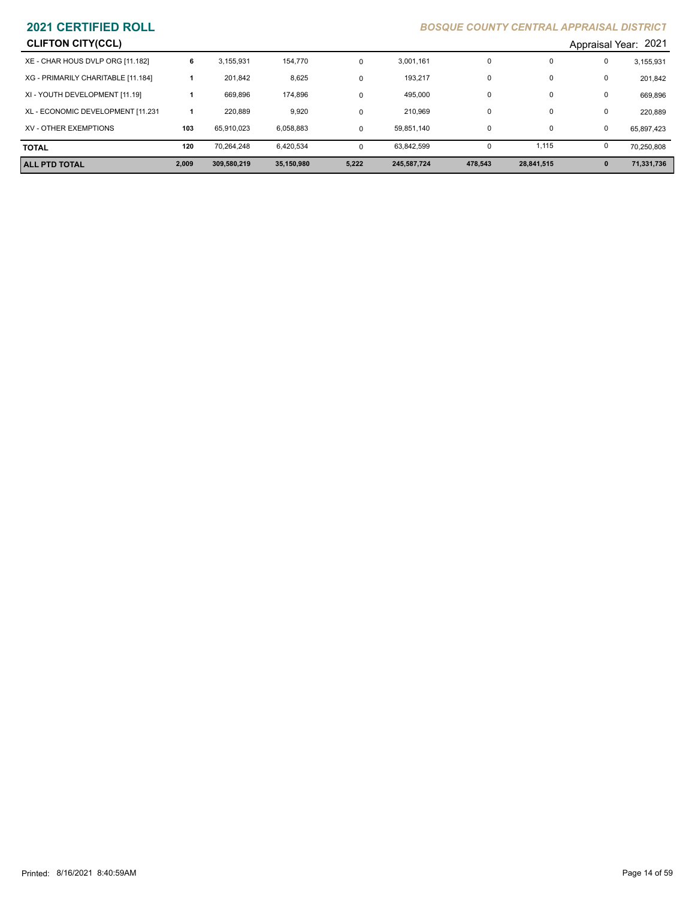# 2021 CERTIFIED ROLL

*BOSQUE COUNTY CENTRAL APPRAISAL DISTRICT*

## CLIFTON CITY(CCL)

Appraisal Year: 2021

| | | | | | | | | | |
|---|---|---|---|---|---|---|---|---|---|
| XE - CHAR HOUS DVLP ORG [11.182] | 6 | 3,155,931 | 154,770 | 0 | 3,001,161 | 0 | 0 | 0 | 3,155,931 |
| XG - PRIMARILY CHARITABLE [11.184] | 1 | 201,842 | 8,625 | 0 | 193,217 | 0 | 0 | 0 | 201,842 |
| XI - YOUTH DEVELOPMENT [11.19] | 1 | 669,896 | 174,896 | 0 | 495,000 | 0 | 0 | 0 | 669,896 |
| XL - ECONOMIC DEVELOPMENT [11.231 | 1 | 220,889 | 9,920 | 0 | 210,969 | 0 | 0 | 0 | 220,889 |
| XV - OTHER EXEMPTIONS | 103 | 65,910,023 | 6,058,883 | 0 | 59,851,140 | 0 | 0 | 0 | 65,897,423 |
| **TOTAL** | **120** | 70,264,248 | 6,420,534 | 0 | 63,842,599 | 0 | 1,115 | 0 | 70,250,808 |
| **ALL PTD TOTAL** | **2,009** | **309,580,219** | **35,150,980** | **5,222** | **245,587,724** | **478,543** | **28,841,515** | **0** | **71,331,736** |

Printed: 8/16/2021 8:40:59AM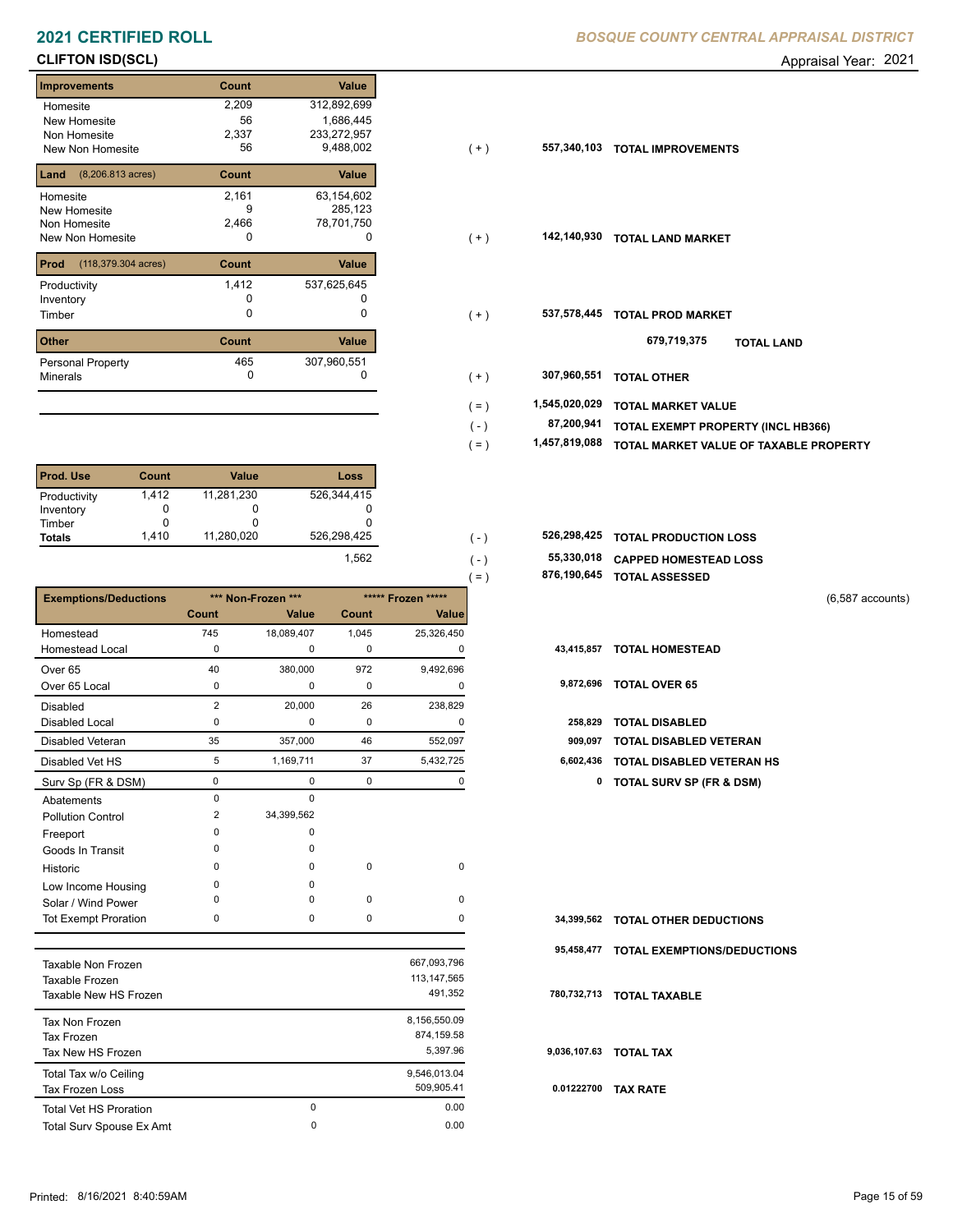# 2021 CERTIFIED ROLL

*BOSQUE COUNTY CENTRAL APPRAISAL DISTRICT*

**CLIFTON ISD(SCL)** Appraisal Year: 2021

| Improvements | Count | Value | | | |
|---|---|---|---|---|---|
| Homesite | 2,209 | 312,892,699 | | | |
| New Homesite | 56 | 1,686,445 | | | |
| Non Homesite | 2,337 | 233,272,957 | | | |
| New Non Homesite | 56 | 9,488,002 | ( + ) | 557,340,103 | **TOTAL IMPROVEMENTS** |
| **Land** (8,206.813 acres) | **Count** | **Value** | | | |
| Homesite | 2,161 | 63,154,602 | | | |
| New Homesite | 9 | 285,123 | | | |
| Non Homesite | 2,466 | 78,701,750 | | | |
| New Non Homesite | 0 | 0 | ( + ) | 142,140,930 | **TOTAL LAND MARKET** |
| **Prod** (118,379.304 acres) | **Count** | **Value** | | | |
| Productivity | 1,412 | 537,625,645 | | | |
| Inventory | 0 | 0 | | | |
| Timber | 0 | 0 | ( + ) | 537,578,445 | **TOTAL PROD MARKET** |
| | | | | 679,719,375 | **TOTAL LAND** |
| **Other** | **Count** | **Value** | | | |
| Personal Property | 465 | 307,960,551 | | | |
| Minerals | 0 | 0 | ( + ) | 307,960,551 | **TOTAL OTHER** |
| | | | ( = ) | 1,545,020,029 | **TOTAL MARKET VALUE** |
| | | | ( - ) | 87,200,941 | **TOTAL EXEMPT PROPERTY (INCL HB366)** |
| | | | ( = ) | 1,457,819,088 | **TOTAL MARKET VALUE OF TAXABLE PROPERTY** |

| Prod. Use | Count | Value | Loss | | | |
|---|---|---|---|---|---|---|
| Productivity | 1,412 | 11,281,230 | 526,344,415 | | | |
| Inventory | 0 | 0 | 0 | | | |
| Timber | 0 | 0 | 0 | | | |
| **Totals** | 1,410 | 11,280,020 | 526,298,425 | ( - ) | 526,298,425 | **TOTAL PRODUCTION LOSS** |
| | | | 1,562 | ( - ) | 55,330,018 | **CAPPED HOMESTEAD LOSS** |
| | | | | ( = ) | 876,190,645 | **TOTAL ASSESSED** |

(6,587 accounts)

| Exemptions/Deductions | *** Non-Frozen *** Count | Value | ***** Frozen ***** Count | Value | | |
|---|---|---|---|---|---|---|
| Homestead | 745 | 18,089,407 | 1,045 | 25,326,450 | | |
| Homestead Local | 0 | 0 | 0 | 0 | 43,415,857 | **TOTAL HOMESTEAD** |
| Over 65 | 40 | 380,000 | 972 | 9,492,696 | | |
| Over 65 Local | 0 | 0 | 0 | 0 | 9,872,696 | **TOTAL OVER 65** |
| Disabled | 2 | 20,000 | 26 | 238,829 | | |
| Disabled Local | 0 | 0 | 0 | 0 | 258,829 | **TOTAL DISABLED** |
| Disabled Veteran | 35 | 357,000 | 46 | 552,097 | 909,097 | **TOTAL DISABLED VETERAN** |
| Disabled Vet HS | 5 | 1,169,711 | 37 | 5,432,725 | 6,602,436 | **TOTAL DISABLED VETERAN HS** |
| Surv Sp (FR & DSM) | 0 | 0 | 0 | 0 | 0 | **TOTAL SURV SP (FR & DSM)** |
| Abatements | 0 | 0 | | | | |
| Pollution Control | 2 | 34,399,562 | | | | |
| Freeport | 0 | 0 | | | | |
| Goods In Transit | 0 | 0 | | | | |
| Historic | 0 | 0 | 0 | 0 | | |
| Low Income Housing | 0 | 0 | | | | |
| Solar / Wind Power | 0 | 0 | 0 | 0 | | |
| Tot Exempt Proration | 0 | 0 | 0 | 0 | 34,399,562 | **TOTAL OTHER DEDUCTIONS** |
| | | | | | 95,458,477 | **TOTAL EXEMPTIONS/DEDUCTIONS** |

| | | | | |
|---|---|---|---|---|
| Taxable Non Frozen | | 667,093,796 | | |
| Taxable Frozen | | 113,147,565 | | |
| Taxable New HS Frozen | | 491,352 | 780,732,713 | **TOTAL TAXABLE** |
| Tax Non Frozen | | 8,156,550.09 | | |
| Tax Frozen | | 874,159.58 | | |
| Tax New HS Frozen | | 5,397.96 | 9,036,107.63 | **TOTAL TAX** |
| Total Tax w/o Ceiling | | 9,546,013.04 | | |
| Tax Frozen Loss | | 509,905.41 | 0.01222700 | **TAX RATE** |
| Total Vet HS Proration | 0 | 0.00 | | |
| Total Surv Spouse Ex Amt | 0 | 0.00 | | |

Printed: 8/16/2021 8:40:59AM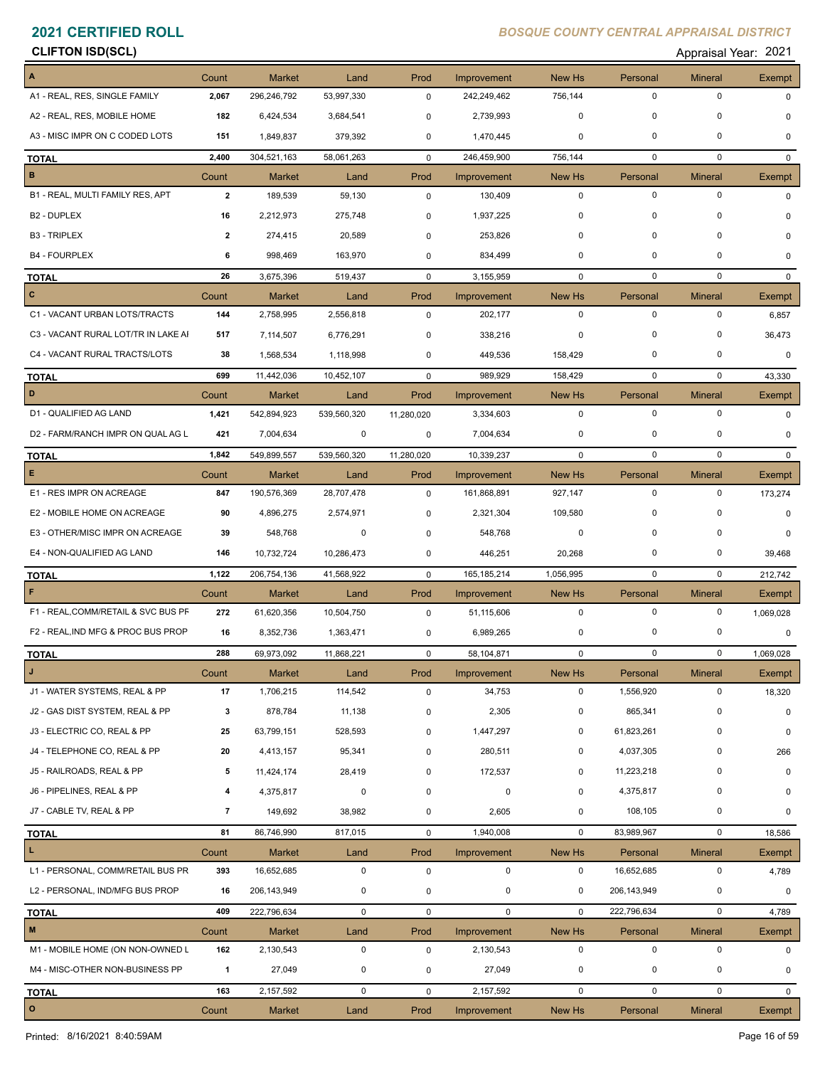**2021 CERTIFIED ROLL** *BOSQUE COUNTY CENTRAL APPRAISAL DISTRICT*

**CLIFTON ISD(SCL)** Appraisal Year: 2021

| A | Count | Market | Land | Prod | Improvement | New Hs | Personal | Mineral | Exempt |
|---|---|---|---|---|---|---|---|---|---|
| A1 - REAL, RES, SINGLE FAMILY | 2,067 | 296,246,792 | 53,997,330 | 0 | 242,249,462 | 756,144 | 0 | 0 | 0 |
| A2 - REAL, RES, MOBILE HOME | 182 | 6,424,534 | 3,684,541 | 0 | 2,739,993 | 0 | 0 | 0 | 0 |
| A3 - MISC IMPR ON C CODED LOTS | 151 | 1,849,837 | 379,392 | 0 | 1,470,445 | 0 | 0 | 0 | 0 |
| **TOTAL** | 2,400 | 304,521,163 | 58,061,263 | 0 | 246,459,900 | 756,144 | 0 | 0 | 0 |
| **B** | Count | Market | Land | Prod | Improvement | New Hs | Personal | Mineral | Exempt |
| B1 - REAL, MULTI FAMILY RES, APT | 2 | 189,539 | 59,130 | 0 | 130,409 | 0 | 0 | 0 | 0 |
| B2 - DUPLEX | 16 | 2,212,973 | 275,748 | 0 | 1,937,225 | 0 | 0 | 0 | 0 |
| B3 - TRIPLEX | 2 | 274,415 | 20,589 | 0 | 253,826 | 0 | 0 | 0 | 0 |
| B4 - FOURPLEX | 6 | 998,469 | 163,970 | 0 | 834,499 | 0 | 0 | 0 | 0 |
| **TOTAL** | 26 | 3,675,396 | 519,437 | 0 | 3,155,959 | 0 | 0 | 0 | 0 |
| **C** | Count | Market | Land | Prod | Improvement | New Hs | Personal | Mineral | Exempt |
| C1 - VACANT URBAN LOTS/TRACTS | 144 | 2,758,995 | 2,556,818 | 0 | 202,177 | 0 | 0 | 0 | 6,857 |
| C3 - VACANT RURAL LOT/TR IN LAKE AI | 517 | 7,114,507 | 6,776,291 | 0 | 338,216 | 0 | 0 | 0 | 36,473 |
| C4 - VACANT RURAL TRACTS/LOTS | 38 | 1,568,534 | 1,118,998 | 0 | 449,536 | 158,429 | 0 | 0 | 0 |
| **TOTAL** | 699 | 11,442,036 | 10,452,107 | 0 | 989,929 | 158,429 | 0 | 0 | 43,330 |
| **D** | Count | Market | Land | Prod | Improvement | New Hs | Personal | Mineral | Exempt |
| D1 - QUALIFIED AG LAND | 1,421 | 542,894,923 | 539,560,320 | 11,280,020 | 3,334,603 | 0 | 0 | 0 | 0 |
| D2 - FARM/RANCH IMPR ON QUAL AG L | 421 | 7,004,634 | 0 | 0 | 7,004,634 | 0 | 0 | 0 | 0 |
| **TOTAL** | 1,842 | 549,899,557 | 539,560,320 | 11,280,020 | 10,339,237 | 0 | 0 | 0 | 0 |
| **E** | Count | Market | Land | Prod | Improvement | New Hs | Personal | Mineral | Exempt |
| E1 - RES IMPR ON ACREAGE | 847 | 190,576,369 | 28,707,478 | 0 | 161,868,891 | 927,147 | 0 | 0 | 173,274 |
| E2 - MOBILE HOME ON ACREAGE | 90 | 4,896,275 | 2,574,971 | 0 | 2,321,304 | 109,580 | 0 | 0 | 0 |
| E3 - OTHER/MISC IMPR ON ACREAGE | 39 | 548,768 | 0 | 0 | 548,768 | 0 | 0 | 0 | 0 |
| E4 - NON-QUALIFIED AG LAND | 146 | 10,732,724 | 10,286,473 | 0 | 446,251 | 20,268 | 0 | 0 | 39,468 |
| **TOTAL** | 1,122 | 206,754,136 | 41,568,922 | 0 | 165,185,214 | 1,056,995 | 0 | 0 | 212,742 |
| **F** | Count | Market | Land | Prod | Improvement | New Hs | Personal | Mineral | Exempt |
| F1 - REAL,COMM/RETAIL & SVC BUS PF | 272 | 61,620,356 | 10,504,750 | 0 | 51,115,606 | 0 | 0 | 0 | 1,069,028 |
| F2 - REAL,IND MFG & PROC BUS PROP | 16 | 8,352,736 | 1,363,471 | 0 | 6,989,265 | 0 | 0 | 0 | 0 |
| **TOTAL** | 288 | 69,973,092 | 11,868,221 | 0 | 58,104,871 | 0 | 0 | 0 | 1,069,028 |
| **J** | Count | Market | Land | Prod | Improvement | New Hs | Personal | Mineral | Exempt |
| J1 - WATER SYSTEMS, REAL & PP | 17 | 1,706,215 | 114,542 | 0 | 34,753 | 0 | 1,556,920 | 0 | 18,320 |
| J2 - GAS DIST SYSTEM, REAL & PP | 3 | 878,784 | 11,138 | 0 | 2,305 | 0 | 865,341 | 0 | 0 |
| J3 - ELECTRIC CO, REAL & PP | 25 | 63,799,151 | 528,593 | 0 | 1,447,297 | 0 | 61,823,261 | 0 | 0 |
| J4 - TELEPHONE CO, REAL & PP | 20 | 4,413,157 | 95,341 | 0 | 280,511 | 0 | 4,037,305 | 0 | 266 |
| J5 - RAILROADS, REAL & PP | 5 | 11,424,174 | 28,419 | 0 | 172,537 | 0 | 11,223,218 | 0 | 0 |
| J6 - PIPELINES, REAL & PP | 4 | 4,375,817 | 0 | 0 | 0 | 0 | 4,375,817 | 0 | 0 |
| J7 - CABLE TV, REAL & PP | 7 | 149,692 | 38,982 | 0 | 2,605 | 0 | 108,105 | 0 | 0 |
| **TOTAL** | 81 | 86,746,990 | 817,015 | 0 | 1,940,008 | 0 | 83,989,967 | 0 | 18,586 |
| **L** | Count | Market | Land | Prod | Improvement | New Hs | Personal | Mineral | Exempt |
| L1 - PERSONAL, COMM/RETAIL BUS PR | 393 | 16,652,685 | 0 | 0 | 0 | 0 | 16,652,685 | 0 | 4,789 |
| L2 - PERSONAL, IND/MFG BUS PROP | 16 | 206,143,949 | 0 | 0 | 0 | 0 | 206,143,949 | 0 | 0 |
| **TOTAL** | 409 | 222,796,634 | 0 | 0 | 0 | 0 | 222,796,634 | 0 | 4,789 |
| **M** | Count | Market | Land | Prod | Improvement | New Hs | Personal | Mineral | Exempt |
| M1 - MOBILE HOME (ON NON-OWNED L | 162 | 2,130,543 | 0 | 0 | 2,130,543 | 0 | 0 | 0 | 0 |
| M4 - MISC-OTHER NON-BUSINESS PP | 1 | 27,049 | 0 | 0 | 27,049 | 0 | 0 | 0 | 0 |
| **TOTAL** | 163 | 2,157,592 | 0 | 0 | 2,157,592 | 0 | 0 | 0 | 0 |
| **O** | Count | Market | Land | Prod | Improvement | New Hs | Personal | Mineral | Exempt |

Printed: 8/16/2021 8:40:59AM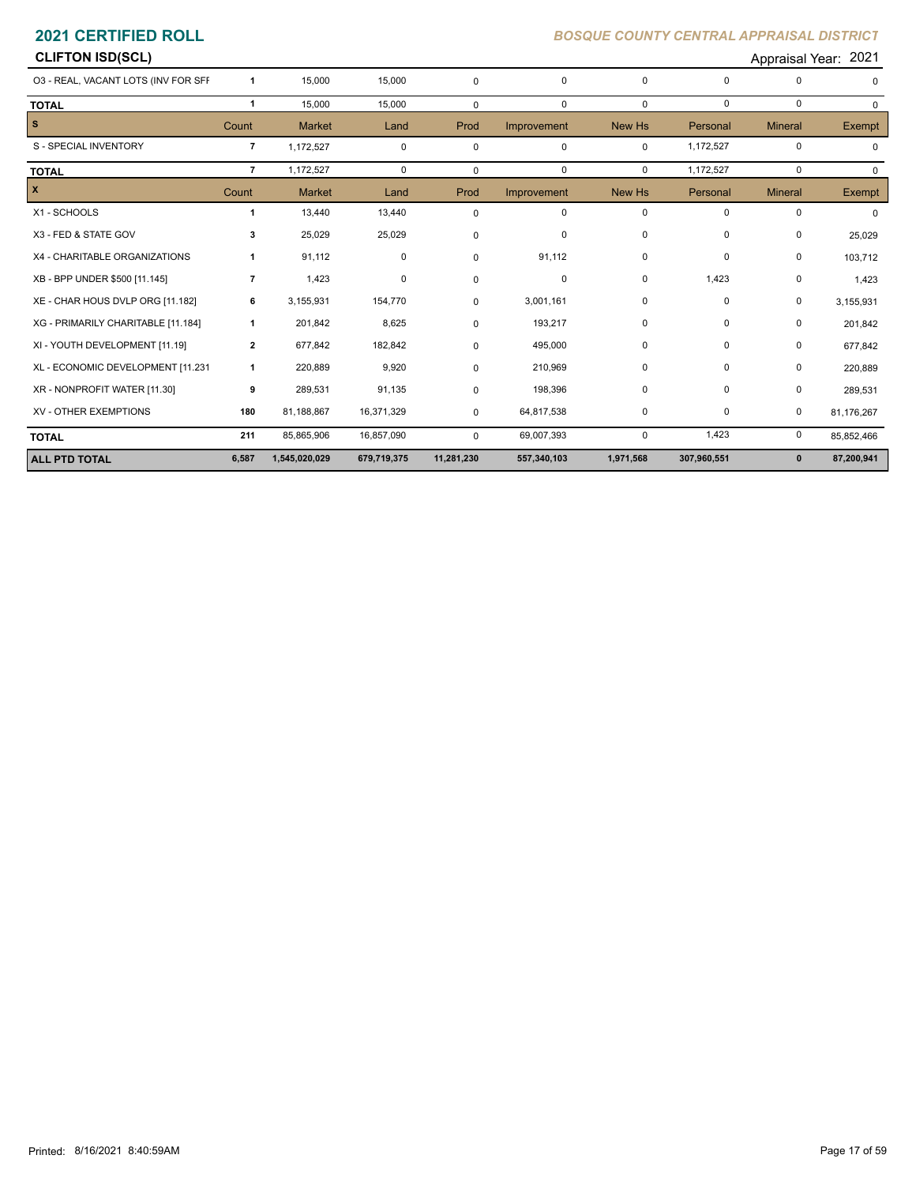## 2021 CERTIFIED ROLL

*BOSQUE COUNTY CENTRAL APPRAISAL DISTRICT*

**CLIFTON ISD(SCL)**

Appraisal Year: 2021

| | Count | Market | Land | Prod | Improvement | New Hs | Personal | Mineral | Exempt |
|---|---|---|---|---|---|---|---|---|---|
| O3 - REAL, VACANT LOTS (INV FOR SFI | 1 | 15,000 | 15,000 | 0 | 0 | 0 | 0 | 0 | 0 |
| **TOTAL** | 1 | 15,000 | 15,000 | 0 | 0 | 0 | 0 | 0 | 0 |

| S | Count | Market | Land | Prod | Improvement | New Hs | Personal | Mineral | Exempt |
|---|---|---|---|---|---|---|---|---|---|
| S - SPECIAL INVENTORY | 7 | 1,172,527 | 0 | 0 | 0 | 0 | 1,172,527 | 0 | 0 |
| **TOTAL** | 7 | 1,172,527 | 0 | 0 | 0 | 0 | 1,172,527 | 0 | 0 |

| X | Count | Market | Land | Prod | Improvement | New Hs | Personal | Mineral | Exempt |
|---|---|---|---|---|---|---|---|---|---|
| X1 - SCHOOLS | 1 | 13,440 | 13,440 | 0 | 0 | 0 | 0 | 0 | 0 |
| X3 - FED & STATE GOV | 3 | 25,029 | 25,029 | 0 | 0 | 0 | 0 | 0 | 25,029 |
| X4 - CHARITABLE ORGANIZATIONS | 1 | 91,112 | 0 | 0 | 91,112 | 0 | 0 | 0 | 103,712 |
| XB - BPP UNDER $500 [11.145] | 7 | 1,423 | 0 | 0 | 0 | 0 | 1,423 | 0 | 1,423 |
| XE - CHAR HOUS DVLP ORG [11.182] | 6 | 3,155,931 | 154,770 | 0 | 3,001,161 | 0 | 0 | 0 | 3,155,931 |
| XG - PRIMARILY CHARITABLE [11.184] | 1 | 201,842 | 8,625 | 0 | 193,217 | 0 | 0 | 0 | 201,842 |
| XI - YOUTH DEVELOPMENT [11.19] | 2 | 677,842 | 182,842 | 0 | 495,000 | 0 | 0 | 0 | 677,842 |
| XL - ECONOMIC DEVELOPMENT [11.231 | 1 | 220,889 | 9,920 | 0 | 210,969 | 0 | 0 | 0 | 220,889 |
| XR - NONPROFIT WATER [11.30] | 9 | 289,531 | 91,135 | 0 | 198,396 | 0 | 0 | 0 | 289,531 |
| XV - OTHER EXEMPTIONS | 180 | 81,188,867 | 16,371,329 | 0 | 64,817,538 | 0 | 0 | 0 | 81,176,267 |
| **TOTAL** | 211 | 85,865,906 | 16,857,090 | 0 | 69,007,393 | 0 | 1,423 | 0 | 85,852,466 |
| **ALL PTD TOTAL** | **6,587** | **1,545,020,029** | **679,719,375** | **11,281,230** | **557,340,103** | **1,971,568** | **307,960,551** | **0** | **87,200,941** |

Printed: 8/16/2021 8:40:59AM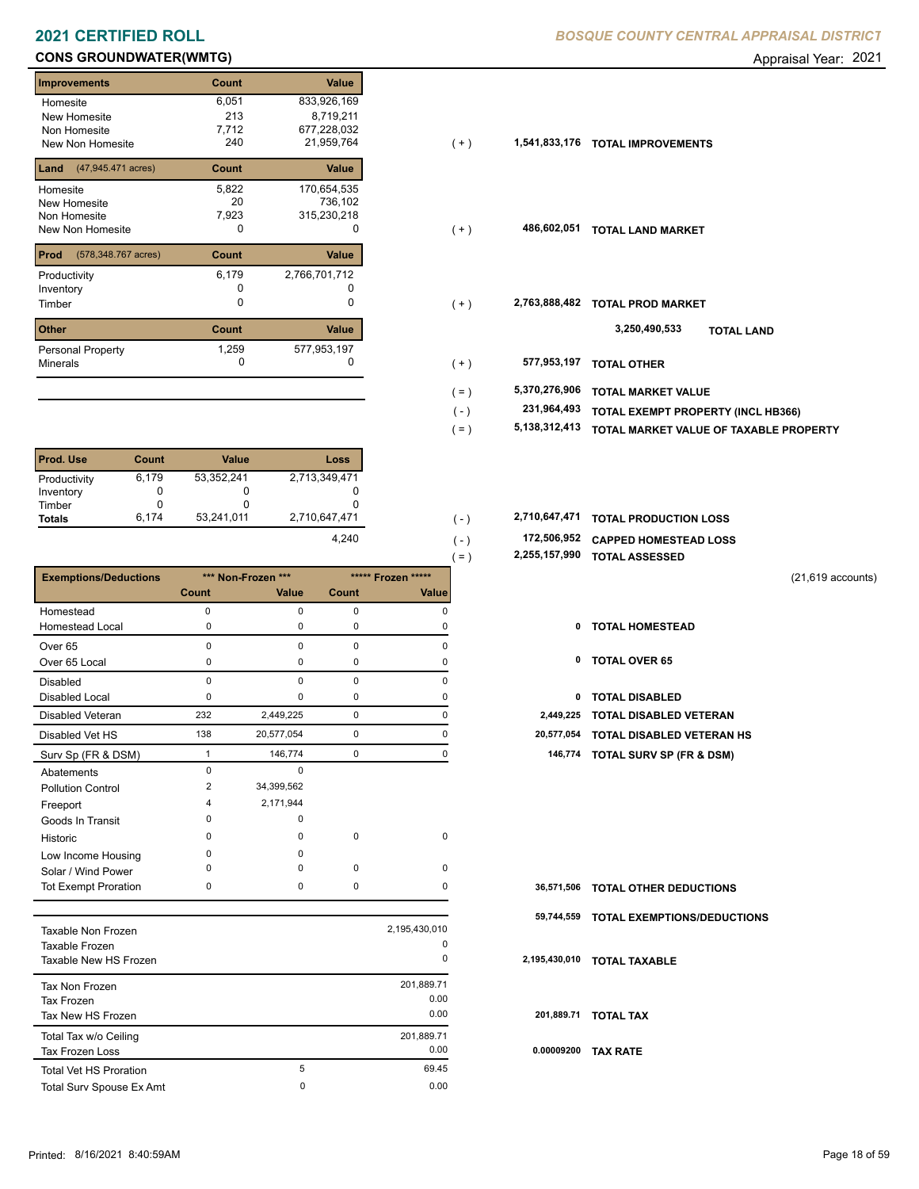# 2021 CERTIFIED ROLL

*BOSQUE COUNTY CENTRAL APPRAISAL DISTRICT*

**CONS GROUNDWATER(WMTG)** Appraisal Year: 2021

| Improvements | Count | Value | | | |
|---|---|---|---|---|---|
| Homesite | 6,051 | 833,926,169 | | | |
| New Homesite | 213 | 8,719,211 | | | |
| Non Homesite | 7,712 | 677,228,032 | | | |
| New Non Homesite | 240 | 21,959,764 | ( + ) | 1,541,833,176 | TOTAL IMPROVEMENTS |

| Land (47,945.471 acres) | Count | Value | | | |
|---|---|---|---|---|---|
| Homesite | 5,822 | 170,654,535 | | | |
| New Homesite | 20 | 736,102 | | | |
| Non Homesite | 7,923 | 315,230,218 | | | |
| New Non Homesite | 0 | 0 | ( + ) | 486,602,051 | TOTAL LAND MARKET |

| Prod (578,348.767 acres) | Count | Value | | | |
|---|---|---|---|---|---|
| Productivity | 6,179 | 2,766,701,712 | | | |
| Inventory | 0 | 0 | | | |
| Timber | 0 | 0 | ( + ) | 2,763,888,482 | TOTAL PROD MARKET |

3,250,490,533 **TOTAL LAND**

| Other | Count | Value | | | |
|---|---|---|---|---|---|
| Personal Property | 1,259 | 577,953,197 | | | |
| Minerals | 0 | 0 | ( + ) | 577,953,197 | TOTAL OTHER |

| | | |
|---|---|---|
| ( = ) | 5,370,276,906 | TOTAL MARKET VALUE |
| ( - ) | 231,964,493 | TOTAL EXEMPT PROPERTY (INCL HB366) |
| ( = ) | 5,138,312,413 | TOTAL MARKET VALUE OF TAXABLE PROPERTY |

| Prod. Use | Count | Value | Loss |
|---|---|---|---|
| Productivity | 6,179 | 53,352,241 | 2,713,349,471 |
| Inventory | 0 | 0 | 0 |
| Timber | 0 | 0 | 0 |
| **Totals** | 6,174 | 53,241,011 | 2,710,647,471 |
| | | | 4,240 |

| | | |
|---|---|---|
| ( - ) | 2,710,647,471 | TOTAL PRODUCTION LOSS |
| ( - ) | 172,506,952 | CAPPED HOMESTEAD LOSS |
| ( = ) | 2,255,157,990 | TOTAL ASSESSED |

(21,619 accounts)

| Exemptions/Deductions | *** Non-Frozen *** | | ***** Frozen ***** | | | |
|---|---|---|---|---|---|---|
| | Count | Value | Count | Value | | |
| Homestead | 0 | 0 | 0 | 0 | | |
| Homestead Local | 0 | 0 | 0 | 0 | 0 | TOTAL HOMESTEAD |
| Over 65 | 0 | 0 | 0 | 0 | | |
| Over 65 Local | 0 | 0 | 0 | 0 | 0 | TOTAL OVER 65 |
| Disabled | 0 | 0 | 0 | 0 | | |
| Disabled Local | 0 | 0 | 0 | 0 | 0 | TOTAL DISABLED |
| Disabled Veteran | 232 | 2,449,225 | 0 | 0 | 2,449,225 | TOTAL DISABLED VETERAN |
| Disabled Vet HS | 138 | 20,577,054 | 0 | 0 | 20,577,054 | TOTAL DISABLED VETERAN HS |
| Surv Sp (FR & DSM) | 1 | 146,774 | 0 | 0 | 146,774 | TOTAL SURV SP (FR & DSM) |
| Abatements | 0 | 0 | | | | |
| Pollution Control | 2 | 34,399,562 | | | | |
| Freeport | 4 | 2,171,944 | | | | |
| Goods In Transit | 0 | 0 | | | | |
| Historic | 0 | 0 | 0 | 0 | | |
| Low Income Housing | 0 | 0 | | | | |
| Solar / Wind Power | 0 | 0 | 0 | 0 | | |
| Tot Exempt Proration | 0 | 0 | 0 | 0 | 36,571,506 | TOTAL OTHER DEDUCTIONS |

59,744,559 **TOTAL EXEMPTIONS/DEDUCTIONS**

| | | | | |
|---|---|---|---|---|
| Taxable Non Frozen | | 2,195,430,010 | | |
| Taxable Frozen | | 0 | | |
| Taxable New HS Frozen | | 0 | 2,195,430,010 | TOTAL TAXABLE |
| Tax Non Frozen | | 201,889.71 | | |
| Tax Frozen | | 0.00 | | |
| Tax New HS Frozen | | 0.00 | 201,889.71 | TOTAL TAX |
| Total Tax w/o Ceiling | | 201,889.71 | | |
| Tax Frozen Loss | | 0.00 | 0.00009200 | TAX RATE |
| Total Vet HS Proration | 5 | 69.45 | | |
| Total Surv Spouse Ex Amt | 0 | 0.00 | | |

Printed: 8/16/2021 8:40:59AM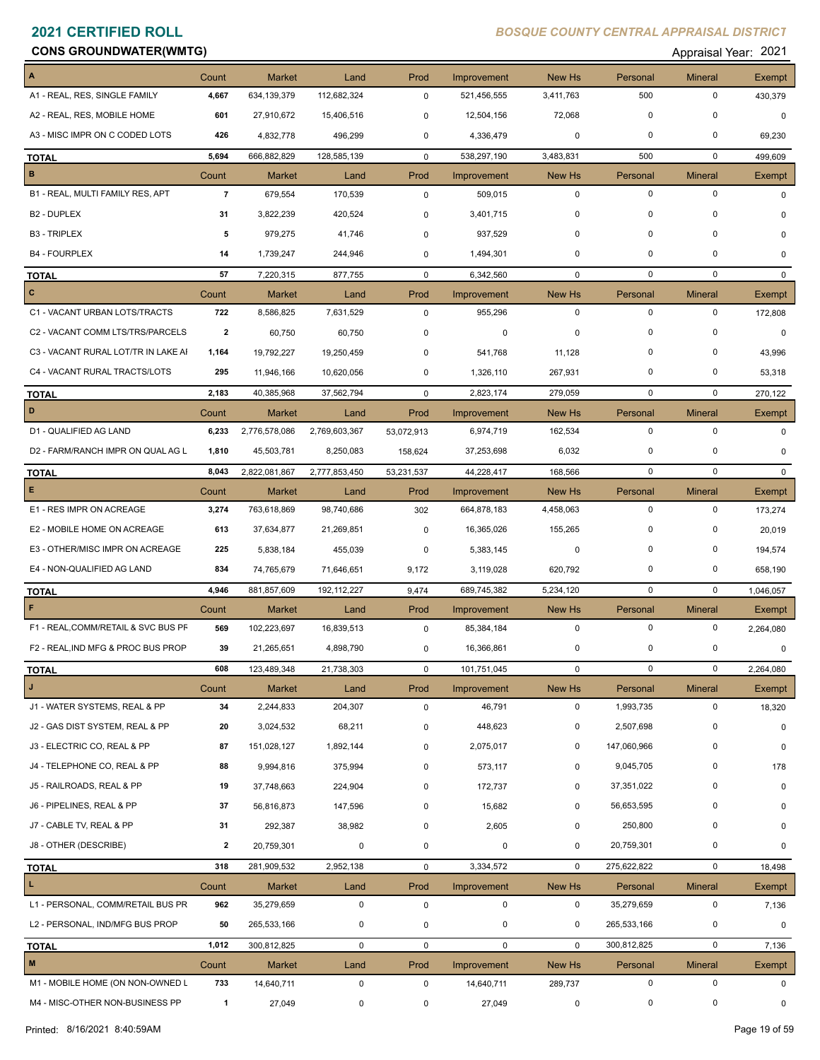# 2021 CERTIFIED ROLL

*BOSQUE COUNTY CENTRAL APPRAISAL DISTRICT*

**CONS GROUNDWATER(WMTG)**

Appraisal Year: 2021

| A | Count | Market | Land | Prod | Improvement | New Hs | Personal | Mineral | Exempt |
|---|---|---|---|---|---|---|---|---|---|
| A1 - REAL, RES, SINGLE FAMILY | 4,667 | 634,139,379 | 112,682,324 | 0 | 521,456,555 | 3,411,763 | 500 | 0 | 430,379 |
| A2 - REAL, RES, MOBILE HOME | 601 | 27,910,672 | 15,406,516 | 0 | 12,504,156 | 72,068 | 0 | 0 | 0 |
| A3 - MISC IMPR ON C CODED LOTS | 426 | 4,832,778 | 496,299 | 0 | 4,336,479 | 0 | 0 | 0 | 69,230 |
| **TOTAL** | 5,694 | 666,882,829 | 128,585,139 | 0 | 538,297,190 | 3,483,831 | 500 | 0 | 499,609 |

| B | Count | Market | Land | Prod | Improvement | New Hs | Personal | Mineral | Exempt |
|---|---|---|---|---|---|---|---|---|---|
| B1 - REAL, MULTI FAMILY RES, APT | 7 | 679,554 | 170,539 | 0 | 509,015 | 0 | 0 | 0 | 0 |
| B2 - DUPLEX | 31 | 3,822,239 | 420,524 | 0 | 3,401,715 | 0 | 0 | 0 | 0 |
| B3 - TRIPLEX | 5 | 979,275 | 41,746 | 0 | 937,529 | 0 | 0 | 0 | 0 |
| B4 - FOURPLEX | 14 | 1,739,247 | 244,946 | 0 | 1,494,301 | 0 | 0 | 0 | 0 |
| **TOTAL** | 57 | 7,220,315 | 877,755 | 0 | 6,342,560 | 0 | 0 | 0 | 0 |

| C | Count | Market | Land | Prod | Improvement | New Hs | Personal | Mineral | Exempt |
|---|---|---|---|---|---|---|---|---|---|
| C1 - VACANT URBAN LOTS/TRACTS | 722 | 8,586,825 | 7,631,529 | 0 | 955,296 | 0 | 0 | 0 | 172,808 |
| C2 - VACANT COMM LTS/TRS/PARCELS | 2 | 60,750 | 60,750 | 0 | 0 | 0 | 0 | 0 | 0 |
| C3 - VACANT RURAL LOT/TR IN LAKE AI | 1,164 | 19,792,227 | 19,250,459 | 0 | 541,768 | 11,128 | 0 | 0 | 43,996 |
| C4 - VACANT RURAL TRACTS/LOTS | 295 | 11,946,166 | 10,620,056 | 0 | 1,326,110 | 267,931 | 0 | 0 | 53,318 |
| **TOTAL** | 2,183 | 40,385,968 | 37,562,794 | 0 | 2,823,174 | 279,059 | 0 | 0 | 270,122 |

| D | Count | Market | Land | Prod | Improvement | New Hs | Personal | Mineral | Exempt |
|---|---|---|---|---|---|---|---|---|---|
| D1 - QUALIFIED AG LAND | 6,233 | 2,776,578,086 | 2,769,603,367 | 53,072,913 | 6,974,719 | 162,534 | 0 | 0 | 0 |
| D2 - FARM/RANCH IMPR ON QUAL AG L | 1,810 | 45,503,781 | 8,250,083 | 158,624 | 37,253,698 | 6,032 | 0 | 0 | 0 |
| **TOTAL** | 8,043 | 2,822,081,867 | 2,777,853,450 | 53,231,537 | 44,228,417 | 168,566 | 0 | 0 | 0 |

| E | Count | Market | Land | Prod | Improvement | New Hs | Personal | Mineral | Exempt |
|---|---|---|---|---|---|---|---|---|---|
| E1 - RES IMPR ON ACREAGE | 3,274 | 763,618,869 | 98,740,686 | 302 | 664,878,183 | 4,458,063 | 0 | 0 | 173,274 |
| E2 - MOBILE HOME ON ACREAGE | 613 | 37,634,877 | 21,269,851 | 0 | 16,365,026 | 155,265 | 0 | 0 | 20,019 |
| E3 - OTHER/MISC IMPR ON ACREAGE | 225 | 5,838,184 | 455,039 | 0 | 5,383,145 | 0 | 0 | 0 | 194,574 |
| E4 - NON-QUALIFIED AG LAND | 834 | 74,765,679 | 71,646,651 | 9,172 | 3,119,028 | 620,792 | 0 | 0 | 658,190 |
| **TOTAL** | 4,946 | 881,857,609 | 192,112,227 | 9,474 | 689,745,382 | 5,234,120 | 0 | 0 | 1,046,057 |

| F | Count | Market | Land | Prod | Improvement | New Hs | Personal | Mineral | Exempt |
|---|---|---|---|---|---|---|---|---|---|
| F1 - REAL,COMM/RETAIL & SVC BUS PF | 569 | 102,223,697 | 16,839,513 | 0 | 85,384,184 | 0 | 0 | 0 | 2,264,080 |
| F2 - REAL,IND MFG & PROC BUS PROP | 39 | 21,265,651 | 4,898,790 | 0 | 16,366,861 | 0 | 0 | 0 | 0 |
| **TOTAL** | 608 | 123,489,348 | 21,738,303 | 0 | 101,751,045 | 0 | 0 | 0 | 2,264,080 |

| J | Count | Market | Land | Prod | Improvement | New Hs | Personal | Mineral | Exempt |
|---|---|---|---|---|---|---|---|---|---|
| J1 - WATER SYSTEMS, REAL & PP | 34 | 2,244,833 | 204,307 | 0 | 46,791 | 0 | 1,993,735 | 0 | 18,320 |
| J2 - GAS DIST SYSTEM, REAL & PP | 20 | 3,024,532 | 68,211 | 0 | 448,623 | 0 | 2,507,698 | 0 | 0 |
| J3 - ELECTRIC CO, REAL & PP | 87 | 151,028,127 | 1,892,144 | 0 | 2,075,017 | 0 | 147,060,966 | 0 | 0 |
| J4 - TELEPHONE CO, REAL & PP | 88 | 9,994,816 | 375,994 | 0 | 573,117 | 0 | 9,045,705 | 0 | 178 |
| J5 - RAILROADS, REAL & PP | 19 | 37,748,663 | 224,904 | 0 | 172,737 | 0 | 37,351,022 | 0 | 0 |
| J6 - PIPELINES, REAL & PP | 37 | 56,816,873 | 147,596 | 0 | 15,682 | 0 | 56,653,595 | 0 | 0 |
| J7 - CABLE TV, REAL & PP | 31 | 292,387 | 38,982 | 0 | 2,605 | 0 | 250,800 | 0 | 0 |
| J8 - OTHER (DESCRIBE) | 2 | 20,759,301 | 0 | 0 | 0 | 0 | 20,759,301 | 0 | 0 |
| **TOTAL** | 318 | 281,909,532 | 2,952,138 | 0 | 3,334,572 | 0 | 275,622,822 | 0 | 18,498 |

| L | Count | Market | Land | Prod | Improvement | New Hs | Personal | Mineral | Exempt |
|---|---|---|---|---|---|---|---|---|---|
| L1 - PERSONAL, COMM/RETAIL BUS PR | 962 | 35,279,659 | 0 | 0 | 0 | 0 | 35,279,659 | 0 | 7,136 |
| L2 - PERSONAL, IND/MFG BUS PROP | 50 | 265,533,166 | 0 | 0 | 0 | 0 | 265,533,166 | 0 | 0 |
| **TOTAL** | 1,012 | 300,812,825 | 0 | 0 | 0 | 0 | 300,812,825 | 0 | 7,136 |

| M | Count | Market | Land | Prod | Improvement | New Hs | Personal | Mineral | Exempt |
|---|---|---|---|---|---|---|---|---|---|
| M1 - MOBILE HOME (ON NON-OWNED L | 733 | 14,640,711 | 0 | 0 | 14,640,711 | 289,737 | 0 | 0 | 0 |
| M4 - MISC-OTHER NON-BUSINESS PP | 1 | 27,049 | 0 | 0 | 27,049 | 0 | 0 | 0 | 0 |

Printed: 8/16/2021 8:40:59AM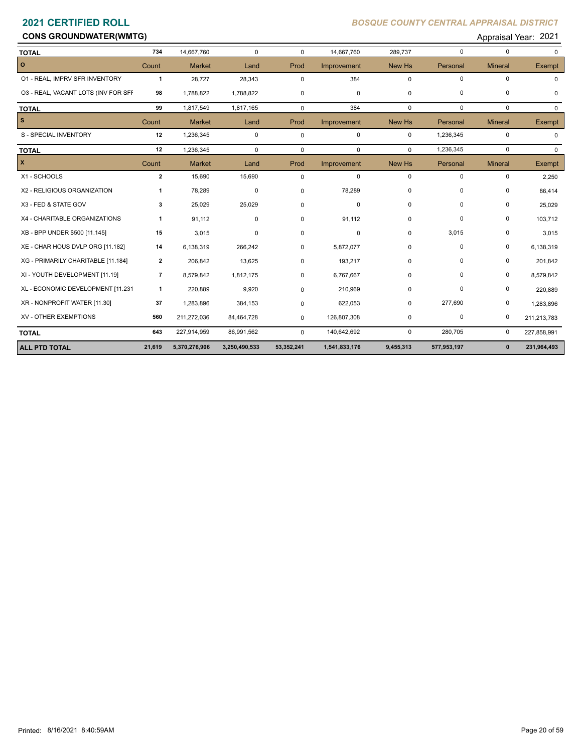## 2021 CERTIFIED ROLL

*BOSQUE COUNTY CENTRAL APPRAISAL DISTRICT*

### CONS GROUNDWATER(WMTG)

Appraisal Year: 2021

| | Count | Market | Land | Prod | Improvement | New Hs | Personal | Mineral | Exempt |
|---|---|---|---|---|---|---|---|---|---|
| **TOTAL** | 734 | 14,667,760 | 0 | 0 | 14,667,760 | 289,737 | 0 | 0 | 0 |
| **O** | Count | Market | Land | Prod | Improvement | New Hs | Personal | Mineral | Exempt |
| O1 - REAL, IMPRV SFR INVENTORY | 1 | 28,727 | 28,343 | 0 | 384 | 0 | 0 | 0 | 0 |
| O3 - REAL, VACANT LOTS (INV FOR SFI | 98 | 1,788,822 | 1,788,822 | 0 | 0 | 0 | 0 | 0 | 0 |
| **TOTAL** | 99 | 1,817,549 | 1,817,165 | 0 | 384 | 0 | 0 | 0 | 0 |
| **S** | Count | Market | Land | Prod | Improvement | New Hs | Personal | Mineral | Exempt |
| S - SPECIAL INVENTORY | 12 | 1,236,345 | 0 | 0 | 0 | 0 | 1,236,345 | 0 | 0 |
| **TOTAL** | 12 | 1,236,345 | 0 | 0 | 0 | 0 | 1,236,345 | 0 | 0 |
| **X** | Count | Market | Land | Prod | Improvement | New Hs | Personal | Mineral | Exempt |
| X1 - SCHOOLS | 2 | 15,690 | 15,690 | 0 | 0 | 0 | 0 | 0 | 2,250 |
| X2 - RELIGIOUS ORGANIZATION | 1 | 78,289 | 0 | 0 | 78,289 | 0 | 0 | 0 | 86,414 |
| X3 - FED & STATE GOV | 3 | 25,029 | 25,029 | 0 | 0 | 0 | 0 | 0 | 25,029 |
| X4 - CHARITABLE ORGANIZATIONS | 1 | 91,112 | 0 | 0 | 91,112 | 0 | 0 | 0 | 103,712 |
| XB - BPP UNDER $500 [11.145] | 15 | 3,015 | 0 | 0 | 0 | 0 | 3,015 | 0 | 3,015 |
| XE - CHAR HOUS DVLP ORG [11.182] | 14 | 6,138,319 | 266,242 | 0 | 5,872,077 | 0 | 0 | 0 | 6,138,319 |
| XG - PRIMARILY CHARITABLE [11.184] | 2 | 206,842 | 13,625 | 0 | 193,217 | 0 | 0 | 0 | 201,842 |
| XI - YOUTH DEVELOPMENT [11.19] | 7 | 8,579,842 | 1,812,175 | 0 | 6,767,667 | 0 | 0 | 0 | 8,579,842 |
| XL - ECONOMIC DEVELOPMENT [11.231 | 1 | 220,889 | 9,920 | 0 | 210,969 | 0 | 0 | 0 | 220,889 |
| XR - NONPROFIT WATER [11.30] | 37 | 1,283,896 | 384,153 | 0 | 622,053 | 0 | 277,690 | 0 | 1,283,896 |
| XV - OTHER EXEMPTIONS | 560 | 211,272,036 | 84,464,728 | 0 | 126,807,308 | 0 | 0 | 0 | 211,213,783 |
| **TOTAL** | 643 | 227,914,959 | 86,991,562 | 0 | 140,642,692 | 0 | 280,705 | 0 | 227,858,991 |
| **ALL PTD TOTAL** | **21,619** | **5,370,276,906** | **3,250,490,533** | **53,352,241** | **1,541,833,176** | **9,455,313** | **577,953,197** | **0** | **231,964,493** |

Printed: 8/16/2021 8:40:59AM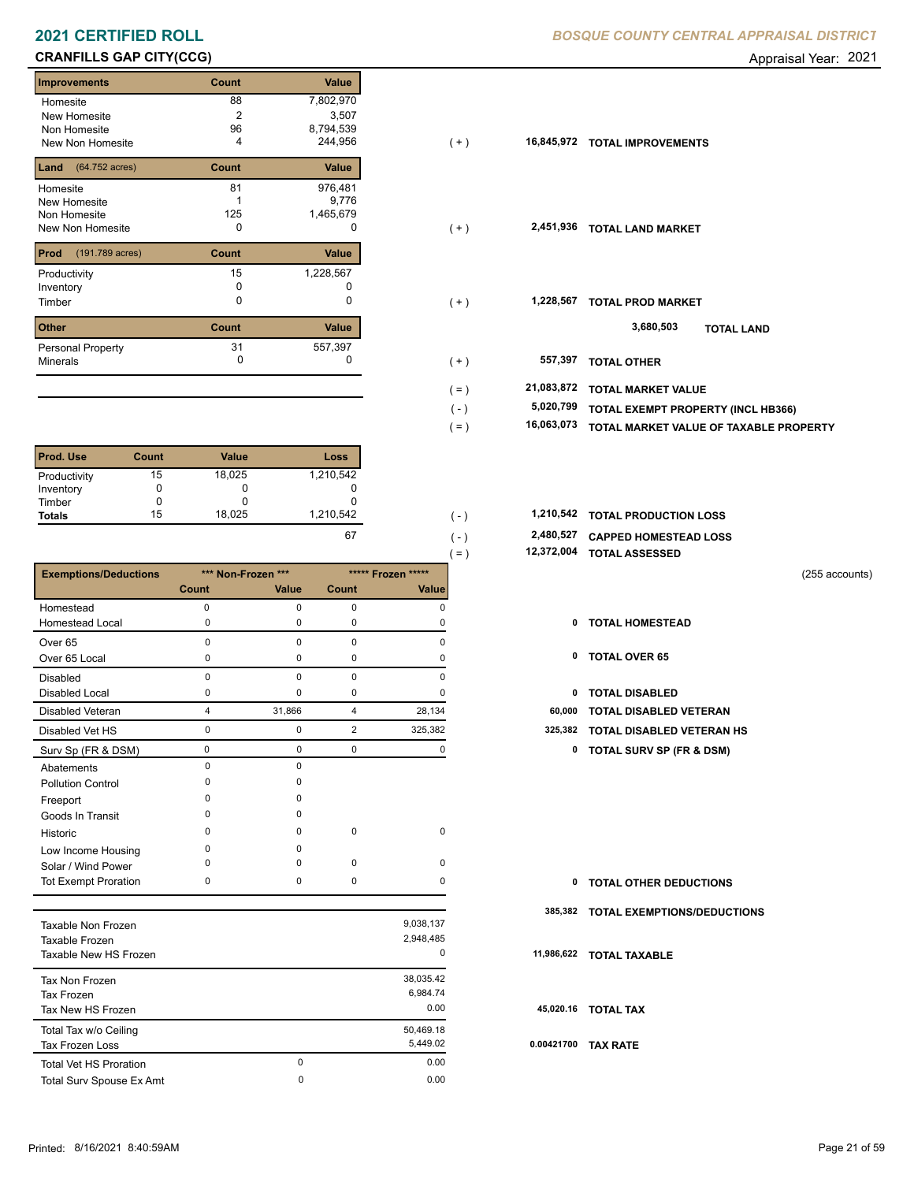# 2021 CERTIFIED ROLL

**BOSQUE COUNTY CENTRAL APPRAISAL DISTRICT**

## CRANFILLS GAP CITY(CCG)

Appraisal Year: 2021

| Improvements | Count | Value | | | |
|---|---|---|---|---|---|
| Homesite | 88 | 7,802,970 | | | |
| New Homesite | 2 | 3,507 | | | |
| Non Homesite | 96 | 8,794,539 | | | |
| New Non Homesite | 4 | 244,956 | ( + ) | 16,845,972 | TOTAL IMPROVEMENTS |

| Land (64.752 acres) | Count | Value | | | |
|---|---|---|---|---|---|
| Homesite | 81 | 976,481 | | | |
| New Homesite | 1 | 9,776 | | | |
| Non Homesite | 125 | 1,465,679 | | | |
| New Non Homesite | 0 | 0 | ( + ) | 2,451,936 | TOTAL LAND MARKET |

| Prod (191.789 acres) | Count | Value | | | |
|---|---|---|---|---|---|
| Productivity | 15 | 1,228,567 | | | |
| Inventory | 0 | 0 | | | |
| Timber | 0 | 0 | ( + ) | 1,228,567 | TOTAL PROD MARKET |

3,680,503 TOTAL LAND

| Other | Count | Value | | | |
|---|---|---|---|---|---|
| Personal Property | 31 | 557,397 | | | |
| Minerals | 0 | 0 | ( + ) | 557,397 | TOTAL OTHER |

| | | |
|---|---|---|
| ( = ) | 21,083,872 | TOTAL MARKET VALUE |
| ( - ) | 5,020,799 | TOTAL EXEMPT PROPERTY (INCL HB366) |
| ( = ) | 16,063,073 | TOTAL MARKET VALUE OF TAXABLE PROPERTY |

| Prod. Use | Count | Value | Loss | | | |
|---|---|---|---|---|---|---|
| Productivity | 15 | 18,025 | 1,210,542 | | | |
| Inventory | 0 | 0 | 0 | | | |
| Timber | 0 | 0 | 0 | | | |
| **Totals** | 15 | 18,025 | 1,210,542 | ( - ) | 1,210,542 | TOTAL PRODUCTION LOSS |
| | | | 67 | ( - ) | 2,480,527 | CAPPED HOMESTEAD LOSS |
| | | | | ( = ) | 12,372,004 | TOTAL ASSESSED |

(255 accounts)

| Exemptions/Deductions | *** Non-Frozen *** Count | *** Non-Frozen *** Value | ***** Frozen ***** Count | ***** Frozen ***** Value | | |
|---|---|---|---|---|---|---|
| Homestead | 0 | 0 | 0 | 0 | | |
| Homestead Local | 0 | 0 | 0 | 0 | 0 | TOTAL HOMESTEAD |
| Over 65 | 0 | 0 | 0 | 0 | | |
| Over 65 Local | 0 | 0 | 0 | 0 | 0 | TOTAL OVER 65 |
| Disabled | 0 | 0 | 0 | 0 | | |
| Disabled Local | 0 | 0 | 0 | 0 | 0 | TOTAL DISABLED |
| Disabled Veteran | 4 | 31,866 | 4 | 28,134 | 60,000 | TOTAL DISABLED VETERAN |
| Disabled Vet HS | 0 | 0 | 2 | 325,382 | 325,382 | TOTAL DISABLED VETERAN HS |
| Surv Sp (FR & DSM) | 0 | 0 | 0 | 0 | 0 | TOTAL SURV SP (FR & DSM) |
| Abatements | 0 | 0 | | | | |
| Pollution Control | 0 | 0 | | | | |
| Freeport | 0 | 0 | | | | |
| Goods In Transit | 0 | 0 | | | | |
| Historic | 0 | 0 | 0 | 0 | | |
| Low Income Housing | 0 | 0 | | | | |
| Solar / Wind Power | 0 | 0 | 0 | 0 | | |
| Tot Exempt Proration | 0 | 0 | 0 | 0 | 0 | TOTAL OTHER DEDUCTIONS |

385,382 TOTAL EXEMPTIONS/DEDUCTIONS

| | | | | |
|---|---|---|---|---|
| Taxable Non Frozen | | 9,038,137 | | |
| Taxable Frozen | | 2,948,485 | | |
| Taxable New HS Frozen | | 0 | 11,986,622 | TOTAL TAXABLE |
| Tax Non Frozen | | 38,035.42 | | |
| Tax Frozen | | 6,984.74 | | |
| Tax New HS Frozen | | 0.00 | 45,020.16 | TOTAL TAX |
| Total Tax w/o Ceiling | | 50,469.18 | | |
| Tax Frozen Loss | | 5,449.02 | 0.00421700 | TAX RATE |
| Total Vet HS Proration | 0 | 0.00 | | |
| Total Surv Spouse Ex Amt | 0 | 0.00 | | |

Printed: 8/16/2021 8:40:59AM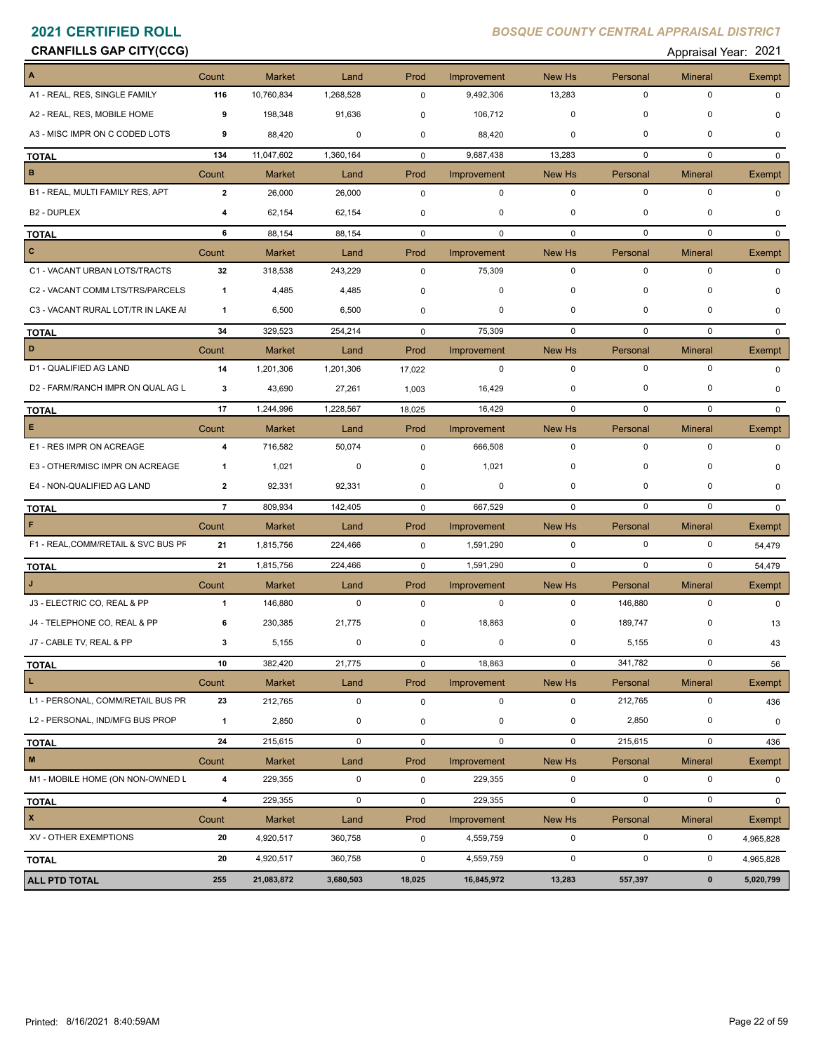# 2021 CERTIFIED ROLL

*BOSQUE COUNTY CENTRAL APPRAISAL DISTRICT*

**CRANFILLS GAP CITY(CCG)**

Appraisal Year: 2021

| A | Count | Market | Land | Prod | Improvement | New Hs | Personal | Mineral | Exempt |
|---|---|---|---|---|---|---|---|---|---|
| A1 - REAL, RES, SINGLE FAMILY | 116 | 10,760,834 | 1,268,528 | 0 | 9,492,306 | 13,283 | 0 | 0 | 0 |
| A2 - REAL, RES, MOBILE HOME | 9 | 198,348 | 91,636 | 0 | 106,712 | 0 | 0 | 0 | 0 |
| A3 - MISC IMPR ON C CODED LOTS | 9 | 88,420 | 0 | 0 | 88,420 | 0 | 0 | 0 | 0 |
| **TOTAL** | 134 | 11,047,602 | 1,360,164 | 0 | 9,687,438 | 13,283 | 0 | 0 | 0 |
| **B** | Count | Market | Land | Prod | Improvement | New Hs | Personal | Mineral | Exempt |
| B1 - REAL, MULTI FAMILY RES, APT | 2 | 26,000 | 26,000 | 0 | 0 | 0 | 0 | 0 | 0 |
| B2 - DUPLEX | 4 | 62,154 | 62,154 | 0 | 0 | 0 | 0 | 0 | 0 |
| **TOTAL** | 6 | 88,154 | 88,154 | 0 | 0 | 0 | 0 | 0 | 0 |
| **C** | Count | Market | Land | Prod | Improvement | New Hs | Personal | Mineral | Exempt |
| C1 - VACANT URBAN LOTS/TRACTS | 32 | 318,538 | 243,229 | 0 | 75,309 | 0 | 0 | 0 | 0 |
| C2 - VACANT COMM LTS/TRS/PARCELS | 1 | 4,485 | 4,485 | 0 | 0 | 0 | 0 | 0 | 0 |
| C3 - VACANT RURAL LOT/TR IN LAKE AI | 1 | 6,500 | 6,500 | 0 | 0 | 0 | 0 | 0 | 0 |
| **TOTAL** | 34 | 329,523 | 254,214 | 0 | 75,309 | 0 | 0 | 0 | 0 |
| **D** | Count | Market | Land | Prod | Improvement | New Hs | Personal | Mineral | Exempt |
| D1 - QUALIFIED AG LAND | 14 | 1,201,306 | 1,201,306 | 17,022 | 0 | 0 | 0 | 0 | 0 |
| D2 - FARM/RANCH IMPR ON QUAL AG L | 3 | 43,690 | 27,261 | 1,003 | 16,429 | 0 | 0 | 0 | 0 |
| **TOTAL** | 17 | 1,244,996 | 1,228,567 | 18,025 | 16,429 | 0 | 0 | 0 | 0 |
| **E** | Count | Market | Land | Prod | Improvement | New Hs | Personal | Mineral | Exempt |
| E1 - RES IMPR ON ACREAGE | 4 | 716,582 | 50,074 | 0 | 666,508 | 0 | 0 | 0 | 0 |
| E3 - OTHER/MISC IMPR ON ACREAGE | 1 | 1,021 | 0 | 0 | 1,021 | 0 | 0 | 0 | 0 |
| E4 - NON-QUALIFIED AG LAND | 2 | 92,331 | 92,331 | 0 | 0 | 0 | 0 | 0 | 0 |
| **TOTAL** | 7 | 809,934 | 142,405 | 0 | 667,529 | 0 | 0 | 0 | 0 |
| **F** | Count | Market | Land | Prod | Improvement | New Hs | Personal | Mineral | Exempt |
| F1 - REAL,COMM/RETAIL & SVC BUS PF | 21 | 1,815,756 | 224,466 | 0 | 1,591,290 | 0 | 0 | 0 | 54,479 |
| **TOTAL** | 21 | 1,815,756 | 224,466 | 0 | 1,591,290 | 0 | 0 | 0 | 54,479 |
| **J** | Count | Market | Land | Prod | Improvement | New Hs | Personal | Mineral | Exempt |
| J3 - ELECTRIC CO, REAL & PP | 1 | 146,880 | 0 | 0 | 0 | 0 | 146,880 | 0 | 0 |
| J4 - TELEPHONE CO, REAL & PP | 6 | 230,385 | 21,775 | 0 | 18,863 | 0 | 189,747 | 0 | 13 |
| J7 - CABLE TV, REAL & PP | 3 | 5,155 | 0 | 0 | 0 | 0 | 5,155 | 0 | 43 |
| **TOTAL** | 10 | 382,420 | 21,775 | 0 | 18,863 | 0 | 341,782 | 0 | 56 |
| **L** | Count | Market | Land | Prod | Improvement | New Hs | Personal | Mineral | Exempt |
| L1 - PERSONAL, COMM/RETAIL BUS PR | 23 | 212,765 | 0 | 0 | 0 | 0 | 212,765 | 0 | 436 |
| L2 - PERSONAL, IND/MFG BUS PROP | 1 | 2,850 | 0 | 0 | 0 | 0 | 2,850 | 0 | 0 |
| **TOTAL** | 24 | 215,615 | 0 | 0 | 0 | 0 | 215,615 | 0 | 436 |
| **M** | Count | Market | Land | Prod | Improvement | New Hs | Personal | Mineral | Exempt |
| M1 - MOBILE HOME (ON NON-OWNED L | 4 | 229,355 | 0 | 0 | 229,355 | 0 | 0 | 0 | 0 |
| **TOTAL** | 4 | 229,355 | 0 | 0 | 229,355 | 0 | 0 | 0 | 0 |
| **X** | Count | Market | Land | Prod | Improvement | New Hs | Personal | Mineral | Exempt |
| XV - OTHER EXEMPTIONS | 20 | 4,920,517 | 360,758 | 0 | 4,559,759 | 0 | 0 | 0 | 4,965,828 |
| **TOTAL** | 20 | 4,920,517 | 360,758 | 0 | 4,559,759 | 0 | 0 | 0 | 4,965,828 |
| **ALL PTD TOTAL** | **255** | **21,083,872** | **3,680,503** | **18,025** | **16,845,972** | **13,283** | **557,397** | **0** | **5,020,799** |

Printed: 8/16/2021 8:40:59AM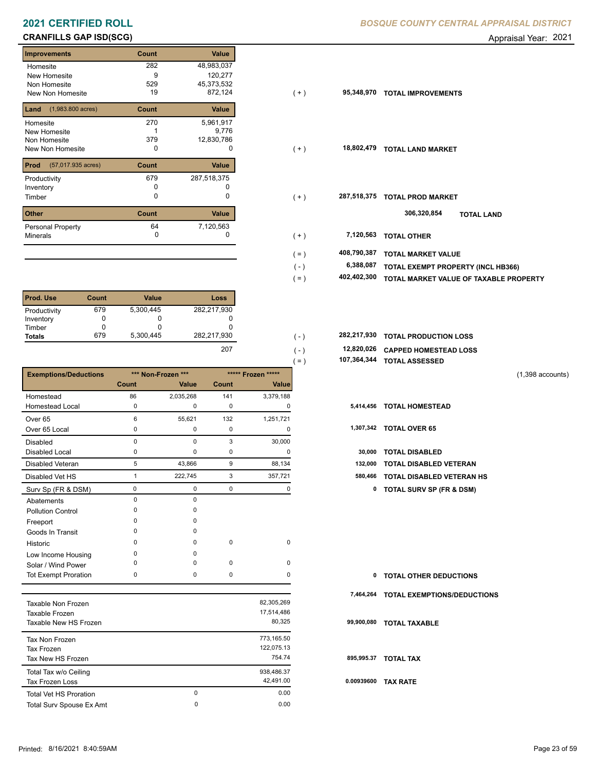# 2021 CERTIFIED ROLL

*BOSQUE COUNTY CENTRAL APPRAISAL DISTRICT*

**CRANFILLS GAP ISD(SCG)**

Appraisal Year: 2021

| Improvements | Count | Value | | | |
|---|---|---|---|---|---|
| Homesite | 282 | 48,983,037 | | | |
| New Homesite | 9 | 120,277 | | | |
| Non Homesite | 529 | 45,373,532 | | | |
| New Non Homesite | 19 | 872,124 | ( + ) | 95,348,970 | TOTAL IMPROVEMENTS |
| **Land** (1,983.800 acres) | **Count** | **Value** | | | |
| Homesite | 270 | 5,961,917 | | | |
| New Homesite | 1 | 9,776 | | | |
| Non Homesite | 379 | 12,830,786 | | | |
| New Non Homesite | 0 | 0 | ( + ) | 18,802,479 | TOTAL LAND MARKET |
| **Prod** (57,017.935 acres) | **Count** | **Value** | | | |
| Productivity | 679 | 287,518,375 | | | |
| Inventory | 0 | 0 | | | |
| Timber | 0 | 0 | ( + ) | 287,518,375 | TOTAL PROD MARKET |
| **Other** | **Count** | **Value** | | 306,320,854 | TOTAL LAND |
| Personal Property | 64 | 7,120,563 | | | |
| Minerals | 0 | 0 | ( + ) | 7,120,563 | TOTAL OTHER |
| | | | ( = ) | 408,790,387 | TOTAL MARKET VALUE |
| | | | ( - ) | 6,388,087 | TOTAL EXEMPT PROPERTY (INCL HB366) |
| | | | ( = ) | 402,402,300 | TOTAL MARKET VALUE OF TAXABLE PROPERTY |

| Prod. Use | Count | Value | Loss | | | |
|---|---|---|---|---|---|---|
| Productivity | 679 | 5,300,445 | 282,217,930 | | | |
| Inventory | 0 | 0 | 0 | | | |
| Timber | 0 | 0 | 0 | | | |
| **Totals** | 679 | 5,300,445 | 282,217,930 | ( - ) | 282,217,930 | TOTAL PRODUCTION LOSS |
| | | | 207 | ( - ) | 12,820,026 | CAPPED HOMESTEAD LOSS |
| | | | | ( = ) | 107,364,344 | TOTAL ASSESSED |

(1,398 accounts)

| Exemptions/Deductions | *** Non-Frozen *** | | ***** Frozen ***** | | | |
|---|---|---|---|---|---|---|
| | Count | Value | Count | Value | | |
| Homestead | 86 | 2,035,268 | 141 | 3,379,188 | | |
| Homestead Local | 0 | 0 | 0 | 0 | 5,414,456 | TOTAL HOMESTEAD |
| Over 65 | 6 | 55,621 | 132 | 1,251,721 | | |
| Over 65 Local | 0 | 0 | 0 | 0 | 1,307,342 | TOTAL OVER 65 |
| Disabled | 0 | 0 | 3 | 30,000 | | |
| Disabled Local | 0 | 0 | 0 | 0 | 30,000 | TOTAL DISABLED |
| Disabled Veteran | 5 | 43,866 | 9 | 88,134 | 132,000 | TOTAL DISABLED VETERAN |
| Disabled Vet HS | 1 | 222,745 | 3 | 357,721 | 580,466 | TOTAL DISABLED VETERAN HS |
| Surv Sp (FR & DSM) | 0 | 0 | 0 | 0 | 0 | TOTAL SURV SP (FR & DSM) |
| Abatements | 0 | 0 | | | | |
| Pollution Control | 0 | 0 | | | | |
| Freeport | 0 | 0 | | | | |
| Goods In Transit | 0 | 0 | | | | |
| Historic | 0 | 0 | 0 | 0 | | |
| Low Income Housing | 0 | 0 | | | | |
| Solar / Wind Power | 0 | 0 | 0 | 0 | | |
| Tot Exempt Proration | 0 | 0 | 0 | 0 | 0 | TOTAL OTHER DEDUCTIONS |
| | | | | | 7,464,264 | TOTAL EXEMPTIONS/DEDUCTIONS |

| | | | | |
|---|---|---|---|---|
| Taxable Non Frozen | | 82,305,269 | | |
| Taxable Frozen | | 17,514,486 | | |
| Taxable New HS Frozen | | 80,325 | 99,900,080 | TOTAL TAXABLE |
| Tax Non Frozen | | 773,165.50 | | |
| Tax Frozen | | 122,075.13 | | |
| Tax New HS Frozen | | 754.74 | 895,995.37 | TOTAL TAX |
| Total Tax w/o Ceiling | | 938,486.37 | | |
| Tax Frozen Loss | | 42,491.00 | 0.00939600 | TAX RATE |
| Total Vet HS Proration | 0 | 0.00 | | |
| Total Surv Spouse Ex Amt | 0 | 0.00 | | |

Printed: 8/16/2021 8:40:59AM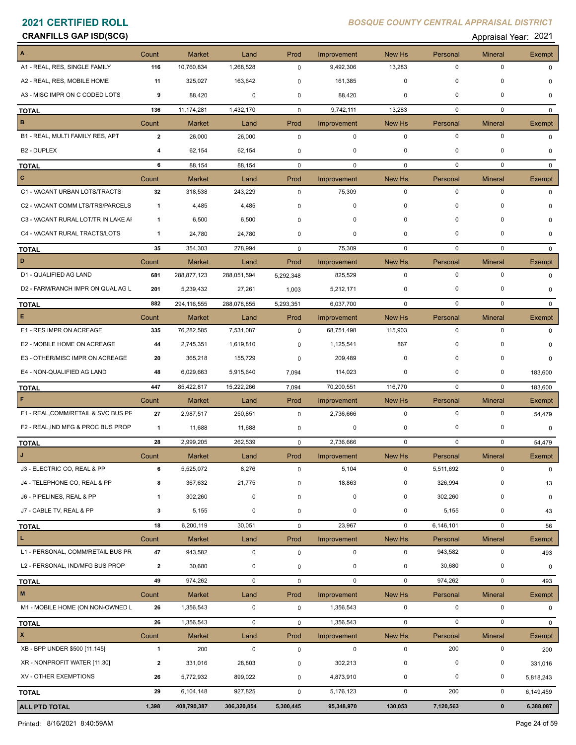# 2021 CERTIFIED ROLL

*BOSQUE COUNTY CENTRAL APPRAISAL DISTRICT*

**CRANFILLS GAP ISD(SCG)**

Appraisal Year: 2021

| A | Count | Market | Land | Prod | Improvement | New Hs | Personal | Mineral | Exempt |
|---|---|---|---|---|---|---|---|---|---|
| A1 - REAL, RES, SINGLE FAMILY | 116 | 10,760,834 | 1,268,528 | 0 | 9,492,306 | 13,283 | 0 | 0 | 0 |
| A2 - REAL, RES, MOBILE HOME | 11 | 325,027 | 163,642 | 0 | 161,385 | 0 | 0 | 0 | 0 |
| A3 - MISC IMPR ON C CODED LOTS | 9 | 88,420 | 0 | 0 | 88,420 | 0 | 0 | 0 | 0 |
| **TOTAL** | 136 | 11,174,281 | 1,432,170 | 0 | 9,742,111 | 13,283 | 0 | 0 | 0 |
| **B** | Count | Market | Land | Prod | Improvement | New Hs | Personal | Mineral | Exempt |
| B1 - REAL, MULTI FAMILY RES, APT | 2 | 26,000 | 26,000 | 0 | 0 | 0 | 0 | 0 | 0 |
| B2 - DUPLEX | 4 | 62,154 | 62,154 | 0 | 0 | 0 | 0 | 0 | 0 |
| **TOTAL** | 6 | 88,154 | 88,154 | 0 | 0 | 0 | 0 | 0 | 0 |
| **C** | Count | Market | Land | Prod | Improvement | New Hs | Personal | Mineral | Exempt |
| C1 - VACANT URBAN LOTS/TRACTS | 32 | 318,538 | 243,229 | 0 | 75,309 | 0 | 0 | 0 | 0 |
| C2 - VACANT COMM LTS/TRS/PARCELS | 1 | 4,485 | 4,485 | 0 | 0 | 0 | 0 | 0 | 0 |
| C3 - VACANT RURAL LOT/TR IN LAKE AI | 1 | 6,500 | 6,500 | 0 | 0 | 0 | 0 | 0 | 0 |
| C4 - VACANT RURAL TRACTS/LOTS | 1 | 24,780 | 24,780 | 0 | 0 | 0 | 0 | 0 | 0 |
| **TOTAL** | 35 | 354,303 | 278,994 | 0 | 75,309 | 0 | 0 | 0 | 0 |
| **D** | Count | Market | Land | Prod | Improvement | New Hs | Personal | Mineral | Exempt |
| D1 - QUALIFIED AG LAND | 681 | 288,877,123 | 288,051,594 | 5,292,348 | 825,529 | 0 | 0 | 0 | 0 |
| D2 - FARM/RANCH IMPR ON QUAL AG L | 201 | 5,239,432 | 27,261 | 1,003 | 5,212,171 | 0 | 0 | 0 | 0 |
| **TOTAL** | 882 | 294,116,555 | 288,078,855 | 5,293,351 | 6,037,700 | 0 | 0 | 0 | 0 |
| **E** | Count | Market | Land | Prod | Improvement | New Hs | Personal | Mineral | Exempt |
| E1 - RES IMPR ON ACREAGE | 335 | 76,282,585 | 7,531,087 | 0 | 68,751,498 | 115,903 | 0 | 0 | 0 |
| E2 - MOBILE HOME ON ACREAGE | 44 | 2,745,351 | 1,619,810 | 0 | 1,125,541 | 867 | 0 | 0 | 0 |
| E3 - OTHER/MISC IMPR ON ACREAGE | 20 | 365,218 | 155,729 | 0 | 209,489 | 0 | 0 | 0 | 0 |
| E4 - NON-QUALIFIED AG LAND | 48 | 6,029,663 | 5,915,640 | 7,094 | 114,023 | 0 | 0 | 0 | 183,600 |
| **TOTAL** | 447 | 85,422,817 | 15,222,266 | 7,094 | 70,200,551 | 116,770 | 0 | 0 | 183,600 |
| **F** | Count | Market | Land | Prod | Improvement | New Hs | Personal | Mineral | Exempt |
| F1 - REAL,COMM/RETAIL & SVC BUS PF | 27 | 2,987,517 | 250,851 | 0 | 2,736,666 | 0 | 0 | 0 | 54,479 |
| F2 - REAL,IND MFG & PROC BUS PROP | 1 | 11,688 | 11,688 | 0 | 0 | 0 | 0 | 0 | 0 |
| **TOTAL** | 28 | 2,999,205 | 262,539 | 0 | 2,736,666 | 0 | 0 | 0 | 54,479 |
| **J** | Count | Market | Land | Prod | Improvement | New Hs | Personal | Mineral | Exempt |
| J3 - ELECTRIC CO, REAL & PP | 6 | 5,525,072 | 8,276 | 0 | 5,104 | 0 | 5,511,692 | 0 | 0 |
| J4 - TELEPHONE CO, REAL & PP | 8 | 367,632 | 21,775 | 0 | 18,863 | 0 | 326,994 | 0 | 13 |
| J6 - PIPELINES, REAL & PP | 1 | 302,260 | 0 | 0 | 0 | 0 | 302,260 | 0 | 0 |
| J7 - CABLE TV, REAL & PP | 3 | 5,155 | 0 | 0 | 0 | 0 | 5,155 | 0 | 43 |
| **TOTAL** | 18 | 6,200,119 | 30,051 | 0 | 23,967 | 0 | 6,146,101 | 0 | 56 |
| **L** | Count | Market | Land | Prod | Improvement | New Hs | Personal | Mineral | Exempt |
| L1 - PERSONAL, COMM/RETAIL BUS PR | 47 | 943,582 | 0 | 0 | 0 | 0 | 943,582 | 0 | 493 |
| L2 - PERSONAL, IND/MFG BUS PROP | 2 | 30,680 | 0 | 0 | 0 | 0 | 30,680 | 0 | 0 |
| **TOTAL** | 49 | 974,262 | 0 | 0 | 0 | 0 | 974,262 | 0 | 493 |
| **M** | Count | Market | Land | Prod | Improvement | New Hs | Personal | Mineral | Exempt |
| M1 - MOBILE HOME (ON NON-OWNED L | 26 | 1,356,543 | 0 | 0 | 1,356,543 | 0 | 0 | 0 | 0 |
| **TOTAL** | 26 | 1,356,543 | 0 | 0 | 1,356,543 | 0 | 0 | 0 | 0 |
| **X** | Count | Market | Land | Prod | Improvement | New Hs | Personal | Mineral | Exempt |
| XB - BPP UNDER $500 [11.145] | 1 | 200 | 0 | 0 | 0 | 0 | 200 | 0 | 200 |
| XR - NONPROFIT WATER [11.30] | 2 | 331,016 | 28,803 | 0 | 302,213 | 0 | 0 | 0 | 331,016 |
| XV - OTHER EXEMPTIONS | 26 | 5,772,932 | 899,022 | 0 | 4,873,910 | 0 | 0 | 0 | 5,818,243 |
| **TOTAL** | 29 | 6,104,148 | 927,825 | 0 | 5,176,123 | 0 | 200 | 0 | 6,149,459 |
| **ALL PTD TOTAL** | **1,398** | **408,790,387** | **306,320,854** | **5,300,445** | **95,348,970** | **130,053** | **7,120,563** | **0** | **6,388,087** |

Printed: 8/16/2021 8:40:59AM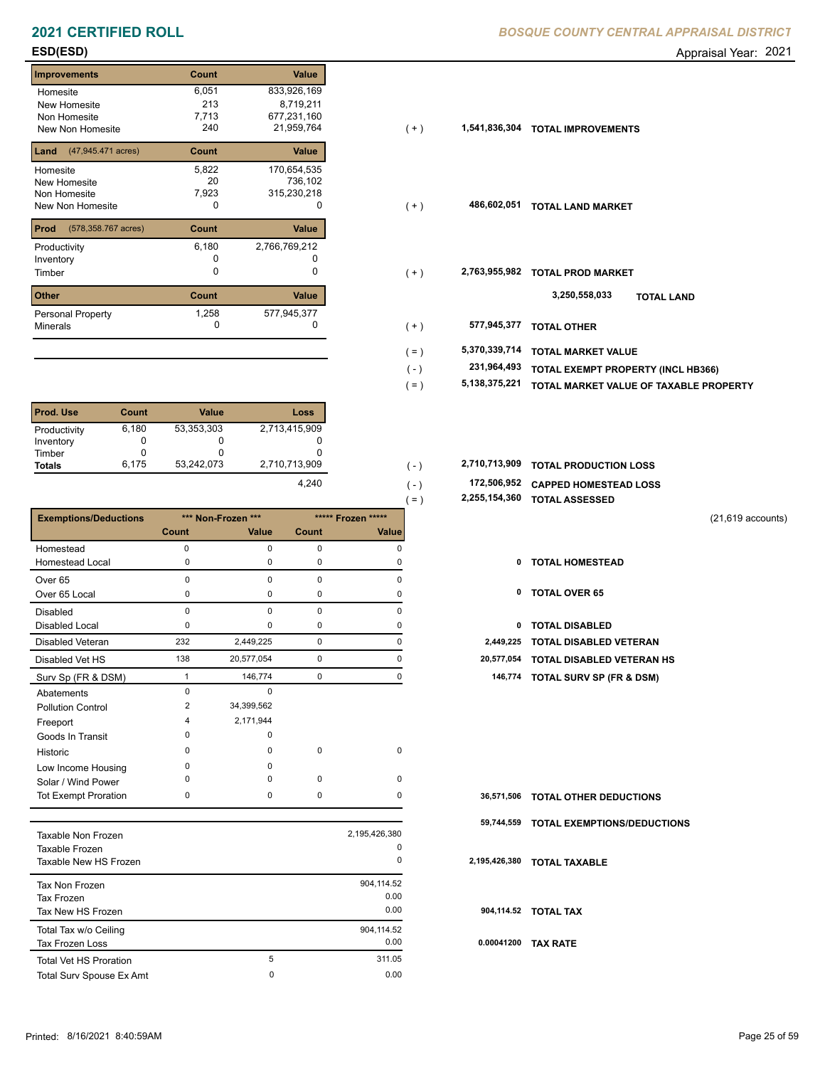# 2021 CERTIFIED ROLL

**BOSQUE COUNTY CENTRAL APPRAISAL DISTRICT**

**ESD(ESD)**

Appraisal Year: 2021

| Improvements | Count | Value |
|---|---|---|
| Homesite | 6,051 | 833,926,169 |
| New Homesite | 213 | 8,719,211 |
| Non Homesite | 7,713 | 677,231,160 |
| New Non Homesite | 240 | 21,959,764 |

(+) 1,541,836,304 **TOTAL IMPROVEMENTS**

| Land (47,945.471 acres) | Count | Value |
|---|---|---|
| Homesite | 5,822 | 170,654,535 |
| New Homesite | 20 | 736,102 |
| Non Homesite | 7,923 | 315,230,218 |
| New Non Homesite | 0 | 0 |

(+) 486,602,051 **TOTAL LAND MARKET**

| Prod (578,358.767 acres) | Count | Value |
|---|---|---|
| Productivity | 6,180 | 2,766,769,212 |
| Inventory | 0 | 0 |
| Timber | 0 | 0 |

(+) 2,763,955,982 **TOTAL PROD MARKET**

3,250,558,033 **TOTAL LAND**

| Other | Count | Value |
|---|---|---|
| Personal Property | 1,258 | 577,945,377 |
| Minerals | 0 | 0 |

(+) 577,945,377 **TOTAL OTHER**

(=) 5,370,339,714 **TOTAL MARKET VALUE**

(-) 231,964,493 **TOTAL EXEMPT PROPERTY (INCL HB366)**

(=) 5,138,375,221 **TOTAL MARKET VALUE OF TAXABLE PROPERTY**

| Prod. Use | Count | Value | Loss |
|---|---|---|---|
| Productivity | 6,180 | 53,353,303 | 2,713,415,909 |
| Inventory | 0 | 0 | 0 |
| Timber | 0 | 0 | 0 |
| **Totals** | 6,175 | 53,242,073 | 2,710,713,909 |
| | | | 4,240 |

(-) 2,710,713,909 **TOTAL PRODUCTION LOSS**

(-) 172,506,952 **CAPPED HOMESTEAD LOSS**

(=) 2,255,154,360 **TOTAL ASSESSED**

(21,619 accounts)

| Exemptions/Deductions | *** Non-Frozen *** Count | Value | ***** Frozen ***** Count | Value | Total | |
|---|---|---|---|---|---|---|
| Homestead | 0 | 0 | 0 | 0 | | |
| Homestead Local | 0 | 0 | 0 | 0 | 0 | TOTAL HOMESTEAD |
| Over 65 | 0 | 0 | 0 | 0 | | |
| Over 65 Local | 0 | 0 | 0 | 0 | 0 | TOTAL OVER 65 |
| Disabled | 0 | 0 | 0 | 0 | | |
| Disabled Local | 0 | 0 | 0 | 0 | 0 | TOTAL DISABLED |
| Disabled Veteran | 232 | 2,449,225 | 0 | 0 | 2,449,225 | TOTAL DISABLED VETERAN |
| Disabled Vet HS | 138 | 20,577,054 | 0 | 0 | 20,577,054 | TOTAL DISABLED VETERAN HS |
| Surv Sp (FR & DSM) | 1 | 146,774 | 0 | 0 | 146,774 | TOTAL SURV SP (FR & DSM) |
| Abatements | 0 | 0 | | | | |
| Pollution Control | 2 | 34,399,562 | | | | |
| Freeport | 4 | 2,171,944 | | | | |
| Goods In Transit | 0 | 0 | | | | |
| Historic | 0 | 0 | 0 | 0 | | |
| Low Income Housing | 0 | 0 | | | | |
| Solar / Wind Power | 0 | 0 | 0 | 0 | | |
| Tot Exempt Proration | 0 | 0 | 0 | 0 | 36,571,506 | TOTAL OTHER DEDUCTIONS |

59,744,559 **TOTAL EXEMPTIONS/DEDUCTIONS**

| | | |
|---|---|---|
| Taxable Non Frozen | | 2,195,426,380 |
| Taxable Frozen | | 0 |
| Taxable New HS Frozen | | 0 |

2,195,426,380 **TOTAL TAXABLE**

| | | |
|---|---|---|
| Tax Non Frozen | | 904,114.52 |
| Tax Frozen | | 0.00 |
| Tax New HS Frozen | | 0.00 |

904,114.52 **TOTAL TAX**

| | | |
|---|---|---|
| Total Tax w/o Ceiling | | 904,114.52 |
| Tax Frozen Loss | | 0.00 |

0.00041200 **TAX RATE**

| | | |
|---|---|---|
| Total Vet HS Proration | 5 | 311.05 |
| Total Surv Spouse Ex Amt | 0 | 0.00 |

Printed: 8/16/2021 8:40:59AM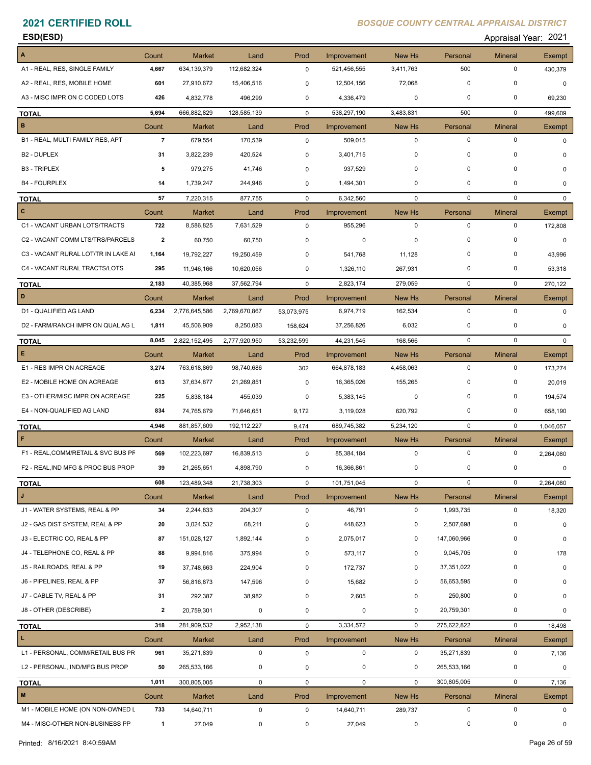# 2021 CERTIFIED ROLL

*BOSQUE COUNTY CENTRAL APPRAISAL DISTRICT*

**ESD(ESD)**

Appraisal Year: 2021

| A | Count | Market | Land | Prod | Improvement | New Hs | Personal | Mineral | Exempt |
|---|---|---|---|---|---|---|---|---|---|
| A1 - REAL, RES, SINGLE FAMILY | 4,667 | 634,139,379 | 112,682,324 | 0 | 521,456,555 | 3,411,763 | 500 | 0 | 430,379 |
| A2 - REAL, RES, MOBILE HOME | 601 | 27,910,672 | 15,406,516 | 0 | 12,504,156 | 72,068 | 0 | 0 | 0 |
| A3 - MISC IMPR ON C CODED LOTS | 426 | 4,832,778 | 496,299 | 0 | 4,336,479 | 0 | 0 | 0 | 69,230 |
| **TOTAL** | 5,694 | 666,882,829 | 128,585,139 | 0 | 538,297,190 | 3,483,831 | 500 | 0 | 499,609 |
| **B** | Count | Market | Land | Prod | Improvement | New Hs | Personal | Mineral | Exempt |
| B1 - REAL, MULTI FAMILY RES, APT | 7 | 679,554 | 170,539 | 0 | 509,015 | 0 | 0 | 0 | 0 |
| B2 - DUPLEX | 31 | 3,822,239 | 420,524 | 0 | 3,401,715 | 0 | 0 | 0 | 0 |
| B3 - TRIPLEX | 5 | 979,275 | 41,746 | 0 | 937,529 | 0 | 0 | 0 | 0 |
| B4 - FOURPLEX | 14 | 1,739,247 | 244,946 | 0 | 1,494,301 | 0 | 0 | 0 | 0 |
| **TOTAL** | 57 | 7,220,315 | 877,755 | 0 | 6,342,560 | 0 | 0 | 0 | 0 |
| **C** | Count | Market | Land | Prod | Improvement | New Hs | Personal | Mineral | Exempt |
| C1 - VACANT URBAN LOTS/TRACTS | 722 | 8,586,825 | 7,631,529 | 0 | 955,296 | 0 | 0 | 0 | 172,808 |
| C2 - VACANT COMM LTS/TRS/PARCELS | 2 | 60,750 | 60,750 | 0 | 0 | 0 | 0 | 0 | 0 |
| C3 - VACANT RURAL LOT/TR IN LAKE AI | 1,164 | 19,792,227 | 19,250,459 | 0 | 541,768 | 11,128 | 0 | 0 | 43,996 |
| C4 - VACANT RURAL TRACTS/LOTS | 295 | 11,946,166 | 10,620,056 | 0 | 1,326,110 | 267,931 | 0 | 0 | 53,318 |
| **TOTAL** | 2,183 | 40,385,968 | 37,562,794 | 0 | 2,823,174 | 279,059 | 0 | 0 | 270,122 |
| **D** | Count | Market | Land | Prod | Improvement | New Hs | Personal | Mineral | Exempt |
| D1 - QUALIFIED AG LAND | 6,234 | 2,776,645,586 | 2,769,670,867 | 53,073,975 | 6,974,719 | 162,534 | 0 | 0 | 0 |
| D2 - FARM/RANCH IMPR ON QUAL AG L | 1,811 | 45,506,909 | 8,250,083 | 158,624 | 37,256,826 | 6,032 | 0 | 0 | 0 |
| **TOTAL** | 8,045 | 2,822,152,495 | 2,777,920,950 | 53,232,599 | 44,231,545 | 168,566 | 0 | 0 | 0 |
| **E** | Count | Market | Land | Prod | Improvement | New Hs | Personal | Mineral | Exempt |
| E1 - RES IMPR ON ACREAGE | 3,274 | 763,618,869 | 98,740,686 | 302 | 664,878,183 | 4,458,063 | 0 | 0 | 173,274 |
| E2 - MOBILE HOME ON ACREAGE | 613 | 37,634,877 | 21,269,851 | 0 | 16,365,026 | 155,265 | 0 | 0 | 20,019 |
| E3 - OTHER/MISC IMPR ON ACREAGE | 225 | 5,838,184 | 455,039 | 0 | 5,383,145 | 0 | 0 | 0 | 194,574 |
| E4 - NON-QUALIFIED AG LAND | 834 | 74,765,679 | 71,646,651 | 9,172 | 3,119,028 | 620,792 | 0 | 0 | 658,190 |
| **TOTAL** | 4,946 | 881,857,609 | 192,112,227 | 9,474 | 689,745,382 | 5,234,120 | 0 | 0 | 1,046,057 |
| **F** | Count | Market | Land | Prod | Improvement | New Hs | Personal | Mineral | Exempt |
| F1 - REAL,COMM/RETAIL & SVC BUS PF | 569 | 102,223,697 | 16,839,513 | 0 | 85,384,184 | 0 | 0 | 0 | 2,264,080 |
| F2 - REAL,IND MFG & PROC BUS PROP | 39 | 21,265,651 | 4,898,790 | 0 | 16,366,861 | 0 | 0 | 0 | 0 |
| **TOTAL** | 608 | 123,489,348 | 21,738,303 | 0 | 101,751,045 | 0 | 0 | 0 | 2,264,080 |
| **J** | Count | Market | Land | Prod | Improvement | New Hs | Personal | Mineral | Exempt |
| J1 - WATER SYSTEMS, REAL & PP | 34 | 2,244,833 | 204,307 | 0 | 46,791 | 0 | 1,993,735 | 0 | 18,320 |
| J2 - GAS DIST SYSTEM, REAL & PP | 20 | 3,024,532 | 68,211 | 0 | 448,623 | 0 | 2,507,698 | 0 | 0 |
| J3 - ELECTRIC CO, REAL & PP | 87 | 151,028,127 | 1,892,144 | 0 | 2,075,017 | 0 | 147,060,966 | 0 | 0 |
| J4 - TELEPHONE CO, REAL & PP | 88 | 9,994,816 | 375,994 | 0 | 573,117 | 0 | 9,045,705 | 0 | 178 |
| J5 - RAILROADS, REAL & PP | 19 | 37,748,663 | 224,904 | 0 | 172,737 | 0 | 37,351,022 | 0 | 0 |
| J6 - PIPELINES, REAL & PP | 37 | 56,816,873 | 147,596 | 0 | 15,682 | 0 | 56,653,595 | 0 | 0 |
| J7 - CABLE TV, REAL & PP | 31 | 292,387 | 38,982 | 0 | 2,605 | 0 | 250,800 | 0 | 0 |
| J8 - OTHER (DESCRIBE) | 2 | 20,759,301 | 0 | 0 | 0 | 0 | 20,759,301 | 0 | 0 |
| **TOTAL** | 318 | 281,909,532 | 2,952,138 | 0 | 3,334,572 | 0 | 275,622,822 | 0 | 18,498 |
| **L** | Count | Market | Land | Prod | Improvement | New Hs | Personal | Mineral | Exempt |
| L1 - PERSONAL, COMM/RETAIL BUS PR | 961 | 35,271,839 | 0 | 0 | 0 | 0 | 35,271,839 | 0 | 7,136 |
| L2 - PERSONAL, IND/MFG BUS PROP | 50 | 265,533,166 | 0 | 0 | 0 | 0 | 265,533,166 | 0 | 0 |
| **TOTAL** | 1,011 | 300,805,005 | 0 | 0 | 0 | 0 | 300,805,005 | 0 | 7,136 |
| **M** | Count | Market | Land | Prod | Improvement | New Hs | Personal | Mineral | Exempt |
| M1 - MOBILE HOME (ON NON-OWNED L | 733 | 14,640,711 | 0 | 0 | 14,640,711 | 289,737 | 0 | 0 | 0 |
| M4 - MISC-OTHER NON-BUSINESS PP | 1 | 27,049 | 0 | 0 | 27,049 | 0 | 0 | 0 | 0 |

Printed: 8/16/2021 8:40:59AM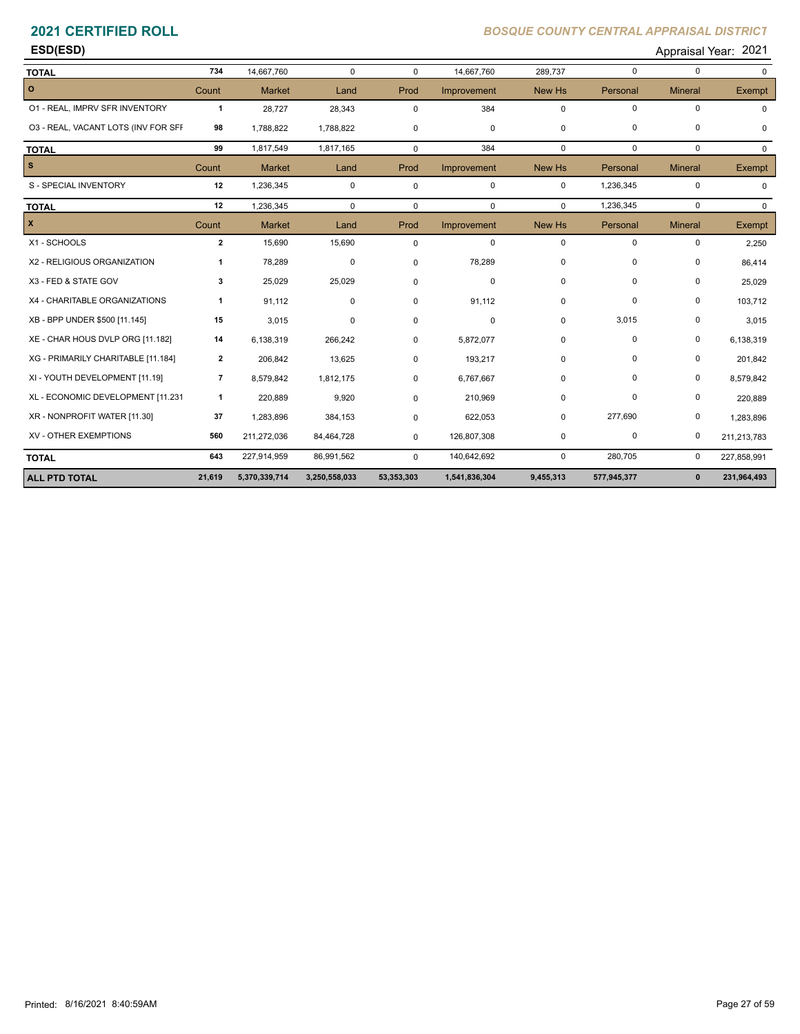# 2021 CERTIFIED ROLL

*BOSQUE COUNTY CENTRAL APPRAISAL DISTRICT*

**ESD(ESD)** Appraisal Year: 2021

| | Count | Market | Land | Prod | Improvement | New Hs | Personal | Mineral | Exempt |
|---|---|---|---|---|---|---|---|---|---|
| **TOTAL** | 734 | 14,667,760 | 0 | 0 | 14,667,760 | 289,737 | 0 | 0 | 0 |
| **O** | Count | Market | Land | Prod | Improvement | New Hs | Personal | Mineral | Exempt |
| O1 - REAL, IMPRV SFR INVENTORY | 1 | 28,727 | 28,343 | 0 | 384 | 0 | 0 | 0 | 0 |
| O3 - REAL, VACANT LOTS (INV FOR SFF | 98 | 1,788,822 | 1,788,822 | 0 | 0 | 0 | 0 | 0 | 0 |
| **TOTAL** | 99 | 1,817,549 | 1,817,165 | 0 | 384 | 0 | 0 | 0 | 0 |
| **S** | Count | Market | Land | Prod | Improvement | New Hs | Personal | Mineral | Exempt |
| S - SPECIAL INVENTORY | 12 | 1,236,345 | 0 | 0 | 0 | 0 | 1,236,345 | 0 | 0 |
| **TOTAL** | 12 | 1,236,345 | 0 | 0 | 0 | 0 | 1,236,345 | 0 | 0 |
| **X** | Count | Market | Land | Prod | Improvement | New Hs | Personal | Mineral | Exempt |
| X1 - SCHOOLS | 2 | 15,690 | 15,690 | 0 | 0 | 0 | 0 | 0 | 2,250 |
| X2 - RELIGIOUS ORGANIZATION | 1 | 78,289 | 0 | 0 | 78,289 | 0 | 0 | 0 | 86,414 |
| X3 - FED & STATE GOV | 3 | 25,029 | 25,029 | 0 | 0 | 0 | 0 | 0 | 25,029 |
| X4 - CHARITABLE ORGANIZATIONS | 1 | 91,112 | 0 | 0 | 91,112 | 0 | 0 | 0 | 103,712 |
| XB - BPP UNDER $500 [11.145] | 15 | 3,015 | 0 | 0 | 0 | 0 | 3,015 | 0 | 3,015 |
| XE - CHAR HOUS DVLP ORG [11.182] | 14 | 6,138,319 | 266,242 | 0 | 5,872,077 | 0 | 0 | 0 | 6,138,319 |
| XG - PRIMARILY CHARITABLE [11.184] | 2 | 206,842 | 13,625 | 0 | 193,217 | 0 | 0 | 0 | 201,842 |
| XI - YOUTH DEVELOPMENT [11.19] | 7 | 8,579,842 | 1,812,175 | 0 | 6,767,667 | 0 | 0 | 0 | 8,579,842 |
| XL - ECONOMIC DEVELOPMENT [11.231 | 1 | 220,889 | 9,920 | 0 | 210,969 | 0 | 0 | 0 | 220,889 |
| XR - NONPROFIT WATER [11.30] | 37 | 1,283,896 | 384,153 | 0 | 622,053 | 0 | 277,690 | 0 | 1,283,896 |
| XV - OTHER EXEMPTIONS | 560 | 211,272,036 | 84,464,728 | 0 | 126,807,308 | 0 | 0 | 0 | 211,213,783 |
| **TOTAL** | 643 | 227,914,959 | 86,991,562 | 0 | 140,642,692 | 0 | 280,705 | 0 | 227,858,991 |
| **ALL PTD TOTAL** | **21,619** | **5,370,339,714** | **3,250,558,033** | **53,353,303** | **1,541,836,304** | **9,455,313** | **577,945,377** | **0** | **231,964,493** |

Printed: 8/16/2021 8:40:59AM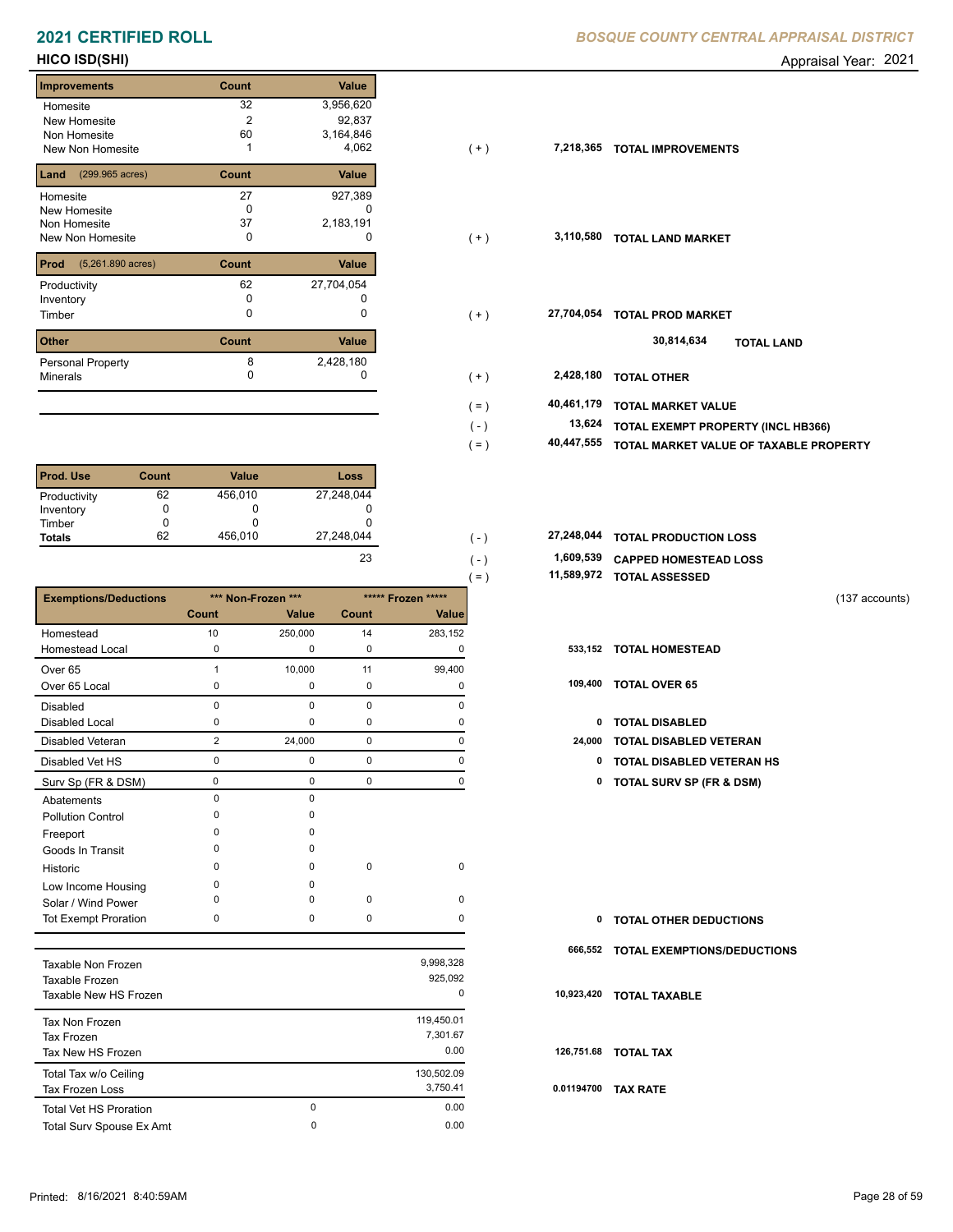# 2021 CERTIFIED ROLL

*BOSQUE COUNTY CENTRAL APPRAISAL DISTRICT*

**HICO ISD(SHI)** Appraisal Year: 2021

| Improvements | Count | Value | | | |
|---|---|---|---|---|---|
| Homesite | 32 | 3,956,620 | | | |
| New Homesite | 2 | 92,837 | | | |
| Non Homesite | 60 | 3,164,846 | | | |
| New Non Homesite | 1 | 4,062 | ( + ) | 7,218,365 | TOTAL IMPROVEMENTS |

| Land (299.965 acres) | Count | Value | | | |
|---|---|---|---|---|---|
| Homesite | 27 | 927,389 | | | |
| New Homesite | 0 | 0 | | | |
| Non Homesite | 37 | 2,183,191 | | | |
| New Non Homesite | 0 | 0 | ( + ) | 3,110,580 | TOTAL LAND MARKET |

| Prod (5,261.890 acres) | Count | Value | | | |
|---|---|---|---|---|---|
| Productivity | 62 | 27,704,054 | | | |
| Inventory | 0 | 0 | | | |
| Timber | 0 | 0 | ( + ) | 27,704,054 | TOTAL PROD MARKET |
| | | | | 30,814,634 | TOTAL LAND |

| Other | Count | Value | | | |
|---|---|---|---|---|---|
| Personal Property | 8 | 2,428,180 | | | |
| Minerals | 0 | 0 | ( + ) | 2,428,180 | TOTAL OTHER |
| | | | ( = ) | 40,461,179 | TOTAL MARKET VALUE |
| | | | ( - ) | 13,624 | TOTAL EXEMPT PROPERTY (INCL HB366) |
| | | | ( = ) | 40,447,555 | TOTAL MARKET VALUE OF TAXABLE PROPERTY |

| Prod. Use | Count | Value | Loss | | | |
|---|---|---|---|---|---|---|
| Productivity | 62 | 456,010 | 27,248,044 | | | |
| Inventory | 0 | 0 | 0 | | | |
| Timber | 0 | 0 | 0 | | | |
| Totals | 62 | 456,010 | 27,248,044 | ( - ) | 27,248,044 | TOTAL PRODUCTION LOSS |
| | | | 23 | ( - ) | 1,609,539 | CAPPED HOMESTEAD LOSS |
| | | | | ( = ) | 11,589,972 | TOTAL ASSESSED |

(137 accounts)

| Exemptions/Deductions | *** Non-Frozen *** Count | Value | ***** Frozen ***** Count | Value | | |
|---|---|---|---|---|---|---|
| Homestead | 10 | 250,000 | 14 | 283,152 | | |
| Homestead Local | 0 | 0 | 0 | 0 | 533,152 | TOTAL HOMESTEAD |
| Over 65 | 1 | 10,000 | 11 | 99,400 | | |
| Over 65 Local | 0 | 0 | 0 | 0 | 109,400 | TOTAL OVER 65 |
| Disabled | 0 | 0 | 0 | 0 | | |
| Disabled Local | 0 | 0 | 0 | 0 | 0 | TOTAL DISABLED |
| Disabled Veteran | 2 | 24,000 | 0 | 0 | 24,000 | TOTAL DISABLED VETERAN |
| Disabled Vet HS | 0 | 0 | 0 | 0 | 0 | TOTAL DISABLED VETERAN HS |
| Surv Sp (FR & DSM) | 0 | 0 | 0 | 0 | 0 | TOTAL SURV SP (FR & DSM) |
| Abatements | 0 | 0 | | | | |
| Pollution Control | 0 | 0 | | | | |
| Freeport | 0 | 0 | | | | |
| Goods In Transit | 0 | 0 | | | | |
| Historic | 0 | 0 | 0 | 0 | | |
| Low Income Housing | 0 | 0 | | | | |
| Solar / Wind Power | 0 | 0 | 0 | 0 | | |
| Tot Exempt Proration | 0 | 0 | 0 | 0 | 0 | TOTAL OTHER DEDUCTIONS |
| | | | | | 666,552 | TOTAL EXEMPTIONS/DEDUCTIONS |

| | | | | |
|---|---|---|---|---|
| Taxable Non Frozen | | 9,998,328 | | |
| Taxable Frozen | | 925,092 | | |
| Taxable New HS Frozen | | 0 | 10,923,420 | TOTAL TAXABLE |
| Tax Non Frozen | | 119,450.01 | | |
| Tax Frozen | | 7,301.67 | | |
| Tax New HS Frozen | | 0.00 | 126,751.68 | TOTAL TAX |
| Total Tax w/o Ceiling | | 130,502.09 | | |
| Tax Frozen Loss | | 3,750.41 | 0.01194700 | TAX RATE |
| Total Vet HS Proration | 0 | 0.00 | | |
| Total Surv Spouse Ex Amt | 0 | 0.00 | | |

Printed: 8/16/2021 8:40:59AM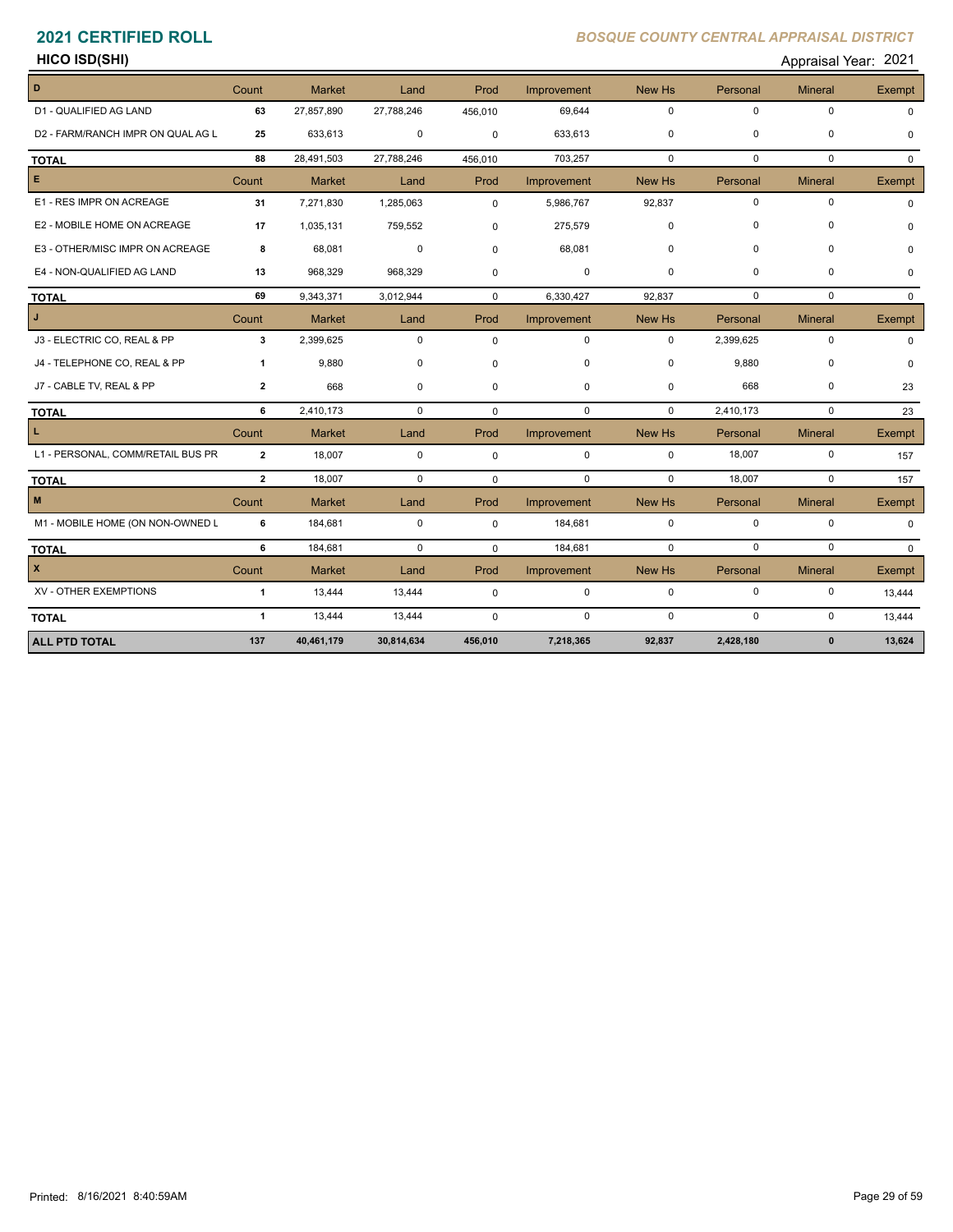# 2021 CERTIFIED ROLL

*BOSQUE COUNTY CENTRAL APPRAISAL DISTRICT*

**HICO ISD(SHI)** Appraisal Year: 2021

| D | Count | Market | Land | Prod | Improvement | New Hs | Personal | Mineral | Exempt |
|---|---|---|---|---|---|---|---|---|---|
| D1 - QUALIFIED AG LAND | 63 | 27,857,890 | 27,788,246 | 456,010 | 69,644 | 0 | 0 | 0 | 0 |
| D2 - FARM/RANCH IMPR ON QUAL AG L | 25 | 633,613 | 0 | 0 | 633,613 | 0 | 0 | 0 | 0 |
| **TOTAL** | 88 | 28,491,503 | 27,788,246 | 456,010 | 703,257 | 0 | 0 | 0 | 0 |
| **E** | Count | Market | Land | Prod | Improvement | New Hs | Personal | Mineral | Exempt |
| E1 - RES IMPR ON ACREAGE | 31 | 7,271,830 | 1,285,063 | 0 | 5,986,767 | 92,837 | 0 | 0 | 0 |
| E2 - MOBILE HOME ON ACREAGE | 17 | 1,035,131 | 759,552 | 0 | 275,579 | 0 | 0 | 0 | 0 |
| E3 - OTHER/MISC IMPR ON ACREAGE | 8 | 68,081 | 0 | 0 | 68,081 | 0 | 0 | 0 | 0 |
| E4 - NON-QUALIFIED AG LAND | 13 | 968,329 | 968,329 | 0 | 0 | 0 | 0 | 0 | 0 |
| **TOTAL** | 69 | 9,343,371 | 3,012,944 | 0 | 6,330,427 | 92,837 | 0 | 0 | 0 |
| **J** | Count | Market | Land | Prod | Improvement | New Hs | Personal | Mineral | Exempt |
| J3 - ELECTRIC CO, REAL & PP | 3 | 2,399,625 | 0 | 0 | 0 | 0 | 2,399,625 | 0 | 0 |
| J4 - TELEPHONE CO, REAL & PP | 1 | 9,880 | 0 | 0 | 0 | 0 | 9,880 | 0 | 0 |
| J7 - CABLE TV, REAL & PP | 2 | 668 | 0 | 0 | 0 | 0 | 668 | 0 | 23 |
| **TOTAL** | 6 | 2,410,173 | 0 | 0 | 0 | 0 | 2,410,173 | 0 | 23 |
| **L** | Count | Market | Land | Prod | Improvement | New Hs | Personal | Mineral | Exempt |
| L1 - PERSONAL, COMM/RETAIL BUS PR | 2 | 18,007 | 0 | 0 | 0 | 0 | 18,007 | 0 | 157 |
| **TOTAL** | 2 | 18,007 | 0 | 0 | 0 | 0 | 18,007 | 0 | 157 |
| **M** | Count | Market | Land | Prod | Improvement | New Hs | Personal | Mineral | Exempt |
| M1 - MOBILE HOME (ON NON-OWNED L | 6 | 184,681 | 0 | 0 | 184,681 | 0 | 0 | 0 | 0 |
| **TOTAL** | 6 | 184,681 | 0 | 0 | 184,681 | 0 | 0 | 0 | 0 |
| **X** | Count | Market | Land | Prod | Improvement | New Hs | Personal | Mineral | Exempt |
| XV - OTHER EXEMPTIONS | 1 | 13,444 | 13,444 | 0 | 0 | 0 | 0 | 0 | 13,444 |
| **TOTAL** | 1 | 13,444 | 13,444 | 0 | 0 | 0 | 0 | 0 | 13,444 |
| **ALL PTD TOTAL** | **137** | **40,461,179** | **30,814,634** | **456,010** | **7,218,365** | **92,837** | **2,428,180** | **0** | **13,624** |

Printed: 8/16/2021 8:40:59AM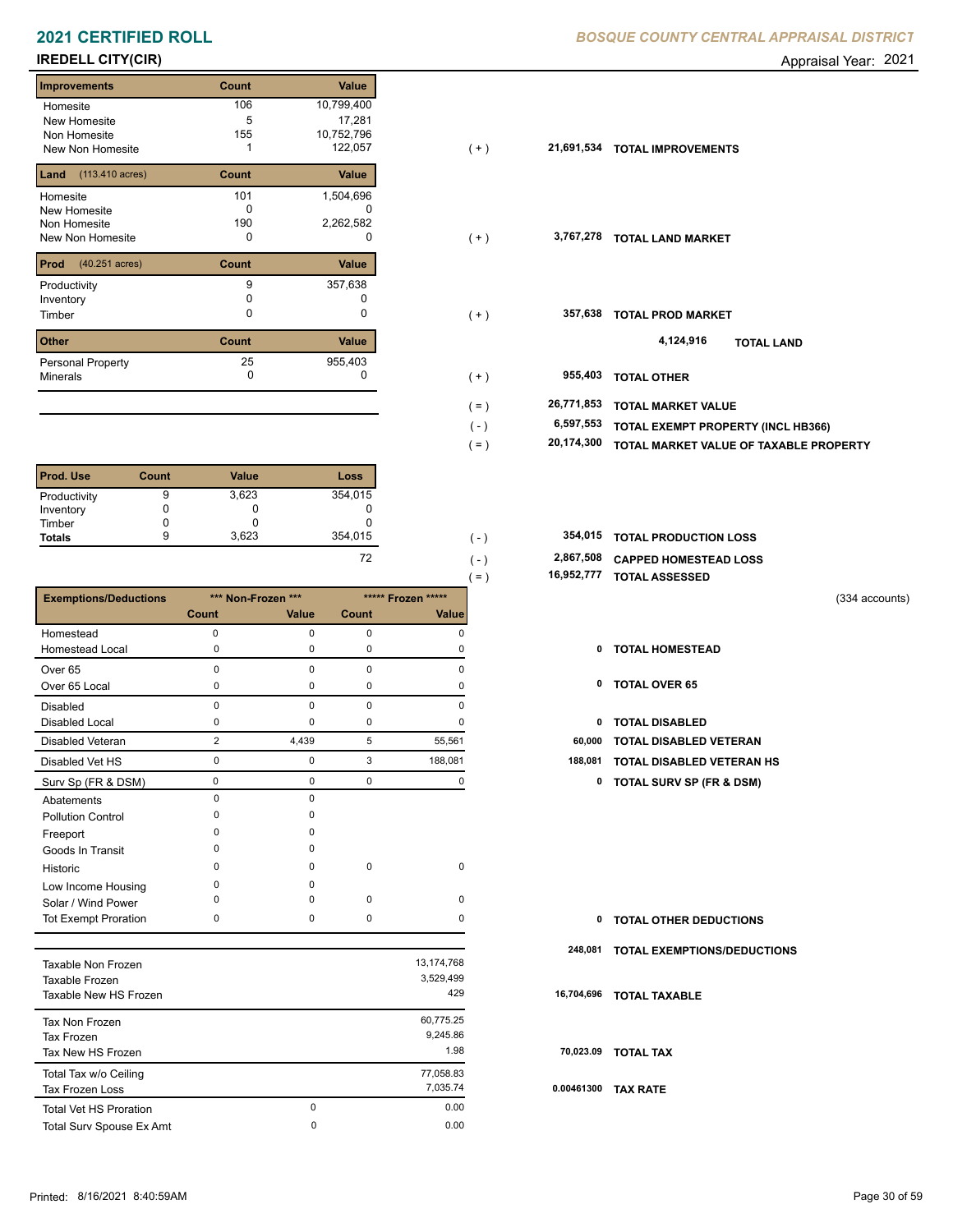# 2021 CERTIFIED ROLL

*BOSQUE COUNTY CENTRAL APPRAISAL DISTRICT*

**IREDELL CITY(CIR)** Appraisal Year: 2021

| Improvements | Count | Value | | | |
|---|---|---|---|---|---|
| Homesite | 106 | 10,799,400 | | | |
| New Homesite | 5 | 17,281 | | | |
| Non Homesite | 155 | 10,752,796 | | | |
| New Non Homesite | 1 | 122,057 | ( + ) | 21,691,534 | **TOTAL IMPROVEMENTS** |

| Land (113.410 acres) | Count | Value | | | |
|---|---|---|---|---|---|
| Homesite | 101 | 1,504,696 | | | |
| New Homesite | 0 | 0 | | | |
| Non Homesite | 190 | 2,262,582 | | | |
| New Non Homesite | 0 | 0 | ( + ) | 3,767,278 | **TOTAL LAND MARKET** |

| Prod (40.251 acres) | Count | Value | | | |
|---|---|---|---|---|---|
| Productivity | 9 | 357,638 | | | |
| Inventory | 0 | 0 | | | |
| Timber | 0 | 0 | ( + ) | 357,638 | **TOTAL PROD MARKET** |
| | | | | 4,124,916 | **TOTAL LAND** |

| Other | Count | Value | | | |
|---|---|---|---|---|---|
| Personal Property | 25 | 955,403 | | | |
| Minerals | 0 | 0 | ( + ) | 955,403 | **TOTAL OTHER** |

| | |
|---|---|
| ( = ) 26,771,853 | **TOTAL MARKET VALUE** |
| ( - ) 6,597,553 | **TOTAL EXEMPT PROPERTY (INCL HB366)** |
| ( = ) 20,174,300 | **TOTAL MARKET VALUE OF TAXABLE PROPERTY** |

| Prod. Use | Count | Value | Loss |
|---|---|---|---|
| Productivity | 9 | 3,623 | 354,015 |
| Inventory | 0 | 0 | 0 |
| Timber | 0 | 0 | 0 |
| **Totals** | 9 | 3,623 | 354,015 |
| | | | 72 |

| | |
|---|---|
| ( - ) 354,015 | **TOTAL PRODUCTION LOSS** |
| ( - ) 2,867,508 | **CAPPED HOMESTEAD LOSS** |
| ( = ) 16,952,777 | **TOTAL ASSESSED** |

(334 accounts)

| Exemptions/Deductions | *** Non-Frozen *** | | ***** Frozen ***** | | | |
|---|---|---|---|---|---|---|
| | Count | Value | Count | Value | | |
| Homestead | 0 | 0 | 0 | 0 | | |
| Homestead Local | 0 | 0 | 0 | 0 | 0 | **TOTAL HOMESTEAD** |
| Over 65 | 0 | 0 | 0 | 0 | | |
| Over 65 Local | 0 | 0 | 0 | 0 | 0 | **TOTAL OVER 65** |
| Disabled | 0 | 0 | 0 | 0 | | |
| Disabled Local | 0 | 0 | 0 | 0 | 0 | **TOTAL DISABLED** |
| Disabled Veteran | 2 | 4,439 | 5 | 55,561 | 60,000 | **TOTAL DISABLED VETERAN** |
| Disabled Vet HS | 0 | 0 | 3 | 188,081 | 188,081 | **TOTAL DISABLED VETERAN HS** |
| Surv Sp (FR & DSM) | 0 | 0 | 0 | 0 | 0 | **TOTAL SURV SP (FR & DSM)** |
| Abatements | 0 | 0 | | | | |
| Pollution Control | 0 | 0 | | | | |
| Freeport | 0 | 0 | | | | |
| Goods In Transit | 0 | 0 | | | | |
| Historic | 0 | 0 | 0 | 0 | | |
| Low Income Housing | 0 | 0 | | | | |
| Solar / Wind Power | 0 | 0 | 0 | 0 | | |
| Tot Exempt Proration | 0 | 0 | 0 | 0 | 0 | **TOTAL OTHER DEDUCTIONS** |
| | | | | | 248,081 | **TOTAL EXEMPTIONS/DEDUCTIONS** |

| | | | | |
|---|---|---|---|---|
| Taxable Non Frozen | | 13,174,768 | | |
| Taxable Frozen | | 3,529,499 | | |
| Taxable New HS Frozen | | 429 | 16,704,696 | **TOTAL TAXABLE** |
| Tax Non Frozen | | 60,775.25 | | |
| Tax Frozen | | 9,245.86 | | |
| Tax New HS Frozen | | 1.98 | 70,023.09 | **TOTAL TAX** |
| Total Tax w/o Ceiling | | 77,058.83 | | |
| Tax Frozen Loss | | 7,035.74 | 0.00461300 | **TAX RATE** |
| Total Vet HS Proration | 0 | 0.00 | | |
| Total Surv Spouse Ex Amt | 0 | 0.00 | | |

Printed: 8/16/2021 8:40:59AM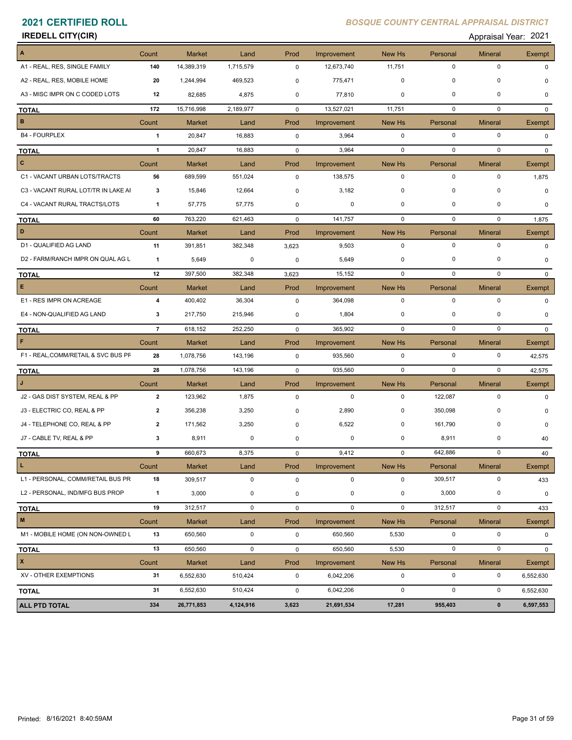# 2021 CERTIFIED ROLL

*BOSQUE COUNTY CENTRAL APPRAISAL DISTRICT*

**IREDELL CITY(CIR)** Appraisal Year: 2021

| A | Count | Market | Land | Prod | Improvement | New Hs | Personal | Mineral | Exempt |
|---|---|---|---|---|---|---|---|---|---|
| A1 - REAL, RES, SINGLE FAMILY | 140 | 14,389,319 | 1,715,579 | 0 | 12,673,740 | 11,751 | 0 | 0 | 0 |
| A2 - REAL, RES, MOBILE HOME | 20 | 1,244,994 | 469,523 | 0 | 775,471 | 0 | 0 | 0 | 0 |
| A3 - MISC IMPR ON C CODED LOTS | 12 | 82,685 | 4,875 | 0 | 77,810 | 0 | 0 | 0 | 0 |
| **TOTAL** | 172 | 15,716,998 | 2,189,977 | 0 | 13,527,021 | 11,751 | 0 | 0 | 0 |
| **B** | Count | Market | Land | Prod | Improvement | New Hs | Personal | Mineral | Exempt |
| B4 - FOURPLEX | 1 | 20,847 | 16,883 | 0 | 3,964 | 0 | 0 | 0 | 0 |
| **TOTAL** | 1 | 20,847 | 16,883 | 0 | 3,964 | 0 | 0 | 0 | 0 |
| **C** | Count | Market | Land | Prod | Improvement | New Hs | Personal | Mineral | Exempt |
| C1 - VACANT URBAN LOTS/TRACTS | 56 | 689,599 | 551,024 | 0 | 138,575 | 0 | 0 | 0 | 1,875 |
| C3 - VACANT RURAL LOT/TR IN LAKE AI | 3 | 15,846 | 12,664 | 0 | 3,182 | 0 | 0 | 0 | 0 |
| C4 - VACANT RURAL TRACTS/LOTS | 1 | 57,775 | 57,775 | 0 | 0 | 0 | 0 | 0 | 0 |
| **TOTAL** | 60 | 763,220 | 621,463 | 0 | 141,757 | 0 | 0 | 0 | 1,875 |
| **D** | Count | Market | Land | Prod | Improvement | New Hs | Personal | Mineral | Exempt |
| D1 - QUALIFIED AG LAND | 11 | 391,851 | 382,348 | 3,623 | 9,503 | 0 | 0 | 0 | 0 |
| D2 - FARM/RANCH IMPR ON QUAL AG L | 1 | 5,649 | 0 | 0 | 5,649 | 0 | 0 | 0 | 0 |
| **TOTAL** | 12 | 397,500 | 382,348 | 3,623 | 15,152 | 0 | 0 | 0 | 0 |
| **E** | Count | Market | Land | Prod | Improvement | New Hs | Personal | Mineral | Exempt |
| E1 - RES IMPR ON ACREAGE | 4 | 400,402 | 36,304 | 0 | 364,098 | 0 | 0 | 0 | 0 |
| E4 - NON-QUALIFIED AG LAND | 3 | 217,750 | 215,946 | 0 | 1,804 | 0 | 0 | 0 | 0 |
| **TOTAL** | 7 | 618,152 | 252,250 | 0 | 365,902 | 0 | 0 | 0 | 0 |
| **F** | Count | Market | Land | Prod | Improvement | New Hs | Personal | Mineral | Exempt |
| F1 - REAL,COMM/RETAIL & SVC BUS PF | 28 | 1,078,756 | 143,196 | 0 | 935,560 | 0 | 0 | 0 | 42,575 |
| **TOTAL** | 28 | 1,078,756 | 143,196 | 0 | 935,560 | 0 | 0 | 0 | 42,575 |
| **J** | Count | Market | Land | Prod | Improvement | New Hs | Personal | Mineral | Exempt |
| J2 - GAS DIST SYSTEM, REAL & PP | 2 | 123,962 | 1,875 | 0 | 0 | 0 | 122,087 | 0 | 0 |
| J3 - ELECTRIC CO, REAL & PP | 2 | 356,238 | 3,250 | 0 | 2,890 | 0 | 350,098 | 0 | 0 |
| J4 - TELEPHONE CO, REAL & PP | 2 | 171,562 | 3,250 | 0 | 6,522 | 0 | 161,790 | 0 | 0 |
| J7 - CABLE TV, REAL & PP | 3 | 8,911 | 0 | 0 | 0 | 0 | 8,911 | 0 | 40 |
| **TOTAL** | 9 | 660,673 | 8,375 | 0 | 9,412 | 0 | 642,886 | 0 | 40 |
| **L** | Count | Market | Land | Prod | Improvement | New Hs | Personal | Mineral | Exempt |
| L1 - PERSONAL, COMM/RETAIL BUS PR | 18 | 309,517 | 0 | 0 | 0 | 0 | 309,517 | 0 | 433 |
| L2 - PERSONAL, IND/MFG BUS PROP | 1 | 3,000 | 0 | 0 | 0 | 0 | 3,000 | 0 | 0 |
| **TOTAL** | 19 | 312,517 | 0 | 0 | 0 | 0 | 312,517 | 0 | 433 |
| **M** | Count | Market | Land | Prod | Improvement | New Hs | Personal | Mineral | Exempt |
| M1 - MOBILE HOME (ON NON-OWNED L | 13 | 650,560 | 0 | 0 | 650,560 | 5,530 | 0 | 0 | 0 |
| **TOTAL** | 13 | 650,560 | 0 | 0 | 650,560 | 5,530 | 0 | 0 | 0 |
| **X** | Count | Market | Land | Prod | Improvement | New Hs | Personal | Mineral | Exempt |
| XV - OTHER EXEMPTIONS | 31 | 6,552,630 | 510,424 | 0 | 6,042,206 | 0 | 0 | 0 | 6,552,630 |
| **TOTAL** | 31 | 6,552,630 | 510,424 | 0 | 6,042,206 | 0 | 0 | 0 | 6,552,630 |
| **ALL PTD TOTAL** | **334** | **26,771,853** | **4,124,916** | **3,623** | **21,691,534** | **17,281** | **955,403** | **0** | **6,597,553** |

Printed: 8/16/2021 8:40:59AM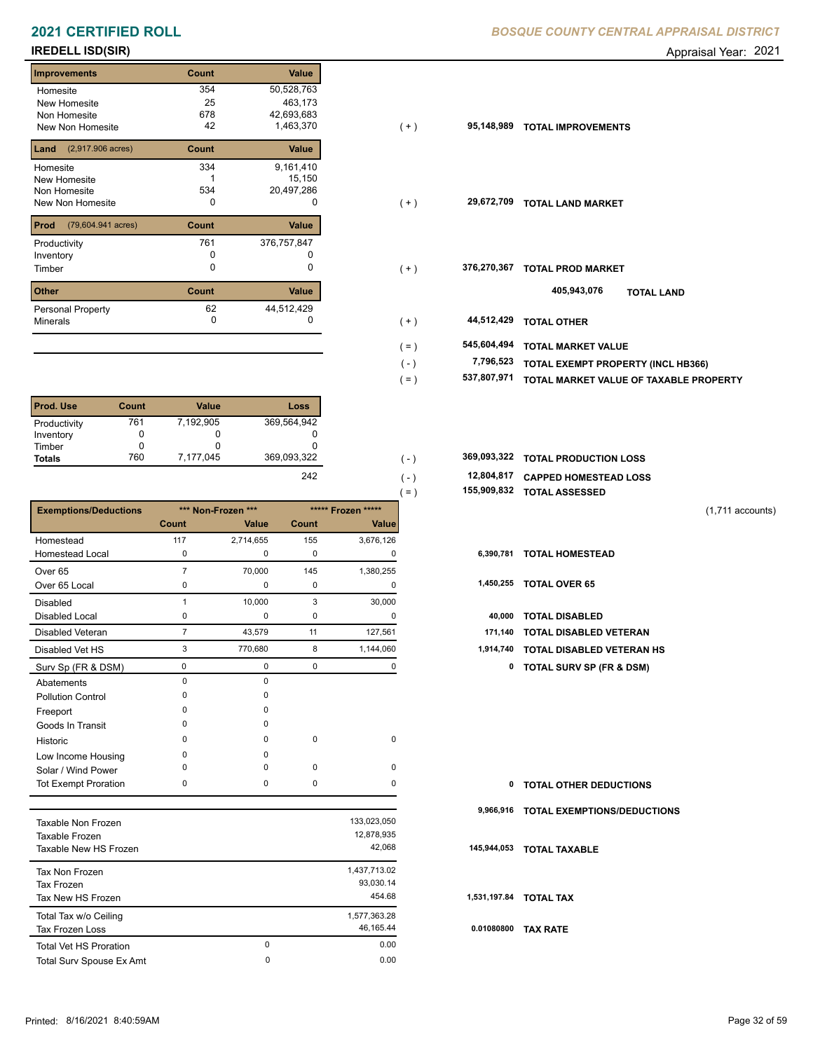# 2021 CERTIFIED ROLL

**BOSQUE COUNTY CENTRAL APPRAISAL DISTRICT**

**IREDELL ISD(SIR)** Appraisal Year: 2021

| Improvements | Count | Value |
|---|---|---|
| Homesite | 354 | 50,528,763 |
| New Homesite | 25 | 463,173 |
| Non Homesite | 678 | 42,693,683 |
| New Non Homesite | 42 | 1,463,370 |

( + ) 95,148,989 **TOTAL IMPROVEMENTS**

| Land (2,917.906 acres) | Count | Value |
|---|---|---|
| Homesite | 334 | 9,161,410 |
| New Homesite | 1 | 15,150 |
| Non Homesite | 534 | 20,497,286 |
| New Non Homesite | 0 | 0 |

( + ) 29,672,709 **TOTAL LAND MARKET**

| Prod (79,604.941 acres) | Count | Value |
|---|---|---|
| Productivity | 761 | 376,757,847 |
| Inventory | 0 | 0 |
| Timber | 0 | 0 |

( + ) 376,270,367 **TOTAL PROD MARKET**

405,943,076 **TOTAL LAND**

| Other | Count | Value |
|---|---|---|
| Personal Property | 62 | 44,512,429 |
| Minerals | 0 | 0 |

( + ) 44,512,429 **TOTAL OTHER**

( = ) 545,604,494 **TOTAL MARKET VALUE**

( - ) 7,796,523 **TOTAL EXEMPT PROPERTY (INCL HB366)**

( = ) 537,807,971 **TOTAL MARKET VALUE OF TAXABLE PROPERTY**

| Prod. Use | Count | Value | Loss |
|---|---|---|---|
| Productivity | 761 | 7,192,905 | 369,564,942 |
| Inventory | 0 | 0 | 0 |
| Timber | 0 | 0 | 0 |
| **Totals** | 760 | 7,177,045 | 369,093,322 |

( - ) 369,093,322 **TOTAL PRODUCTION LOSS**

242 ( - ) 12,804,817 **CAPPED HOMESTEAD LOSS**

( = ) 155,909,832 **TOTAL ASSESSED** (1,711 accounts)

| Exemptions/Deductions | \*\*\* Non-Frozen \*\*\* | | \*\*\*\*\* Frozen \*\*\*\*\* | | | |
|---|---|---|---|---|---|---|
| | Count | Value | Count | Value | | |
| Homestead | 117 | 2,714,655 | 155 | 3,676,126 | | |
| Homestead Local | 0 | 0 | 0 | 0 | 6,390,781 | **TOTAL HOMESTEAD** |
| Over 65 | 7 | 70,000 | 145 | 1,380,255 | | |
| Over 65 Local | 0 | 0 | 0 | 0 | 1,450,255 | **TOTAL OVER 65** |
| Disabled | 1 | 10,000 | 3 | 30,000 | | |
| Disabled Local | 0 | 0 | 0 | 0 | 40,000 | **TOTAL DISABLED** |
| Disabled Veteran | 7 | 43,579 | 11 | 127,561 | 171,140 | **TOTAL DISABLED VETERAN** |
| Disabled Vet HS | 3 | 770,680 | 8 | 1,144,060 | 1,914,740 | **TOTAL DISABLED VETERAN HS** |
| Surv Sp (FR & DSM) | 0 | 0 | 0 | 0 | 0 | **TOTAL SURV SP (FR & DSM)** |
| Abatements | 0 | 0 | | | | |
| Pollution Control | 0 | 0 | | | | |
| Freeport | 0 | 0 | | | | |
| Goods In Transit | 0 | 0 | | | | |
| Historic | 0 | 0 | 0 | 0 | | |
| Low Income Housing | 0 | 0 | | | | |
| Solar / Wind Power | 0 | 0 | 0 | 0 | | |
| Tot Exempt Proration | 0 | 0 | 0 | 0 | 0 | **TOTAL OTHER DEDUCTIONS** |

9,966,916 **TOTAL EXEMPTIONS/DEDUCTIONS**

| | | |
|---|---|---|
| Taxable Non Frozen | | 133,023,050 |
| Taxable Frozen | | 12,878,935 |
| Taxable New HS Frozen | | 42,068 |

145,944,053 **TOTAL TAXABLE**

| | | |
|---|---|---|
| Tax Non Frozen | | 1,437,713.02 |
| Tax Frozen | | 93,030.14 |
| Tax New HS Frozen | | 454.68 |

1,531,197.84 **TOTAL TAX**

| | | |
|---|---|---|
| Total Tax w/o Ceiling | | 1,577,363.28 |
| Tax Frozen Loss | | 46,165.44 |

0.01080800 **TAX RATE**

| | | |
|---|---|---|
| Total Vet HS Proration | 0 | 0.00 |
| Total Surv Spouse Ex Amt | 0 | 0.00 |

Printed: 8/16/2021 8:40:59AM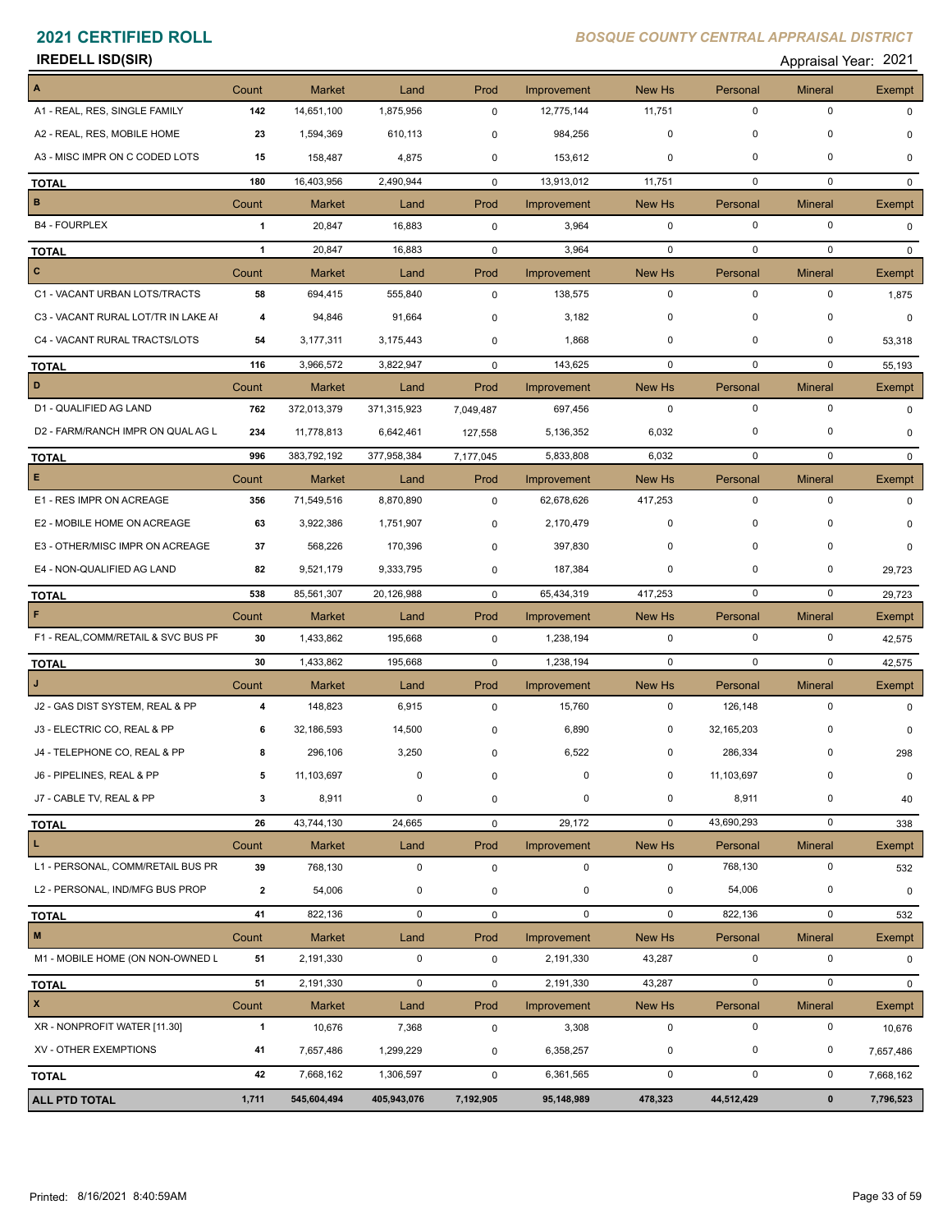# 2021 CERTIFIED ROLL

*BOSQUE COUNTY CENTRAL APPRAISAL DISTRICT*

**IREDELL ISD(SIR)**

Appraisal Year: 2021

| A | Count | Market | Land | Prod | Improvement | New Hs | Personal | Mineral | Exempt |
|---|---|---|---|---|---|---|---|---|---|
| A1 - REAL, RES, SINGLE FAMILY | 142 | 14,651,100 | 1,875,956 | 0 | 12,775,144 | 11,751 | 0 | 0 | 0 |
| A2 - REAL, RES, MOBILE HOME | 23 | 1,594,369 | 610,113 | 0 | 984,256 | 0 | 0 | 0 | 0 |
| A3 - MISC IMPR ON C CODED LOTS | 15 | 158,487 | 4,875 | 0 | 153,612 | 0 | 0 | 0 | 0 |
| **TOTAL** | 180 | 16,403,956 | 2,490,944 | 0 | 13,913,012 | 11,751 | 0 | 0 | 0 |
| **B** | Count | Market | Land | Prod | Improvement | New Hs | Personal | Mineral | Exempt |
| B4 - FOURPLEX | 1 | 20,847 | 16,883 | 0 | 3,964 | 0 | 0 | 0 | 0 |
| **TOTAL** | 1 | 20,847 | 16,883 | 0 | 3,964 | 0 | 0 | 0 | 0 |
| **C** | Count | Market | Land | Prod | Improvement | New Hs | Personal | Mineral | Exempt |
| C1 - VACANT URBAN LOTS/TRACTS | 58 | 694,415 | 555,840 | 0 | 138,575 | 0 | 0 | 0 | 1,875 |
| C3 - VACANT RURAL LOT/TR IN LAKE AI | 4 | 94,846 | 91,664 | 0 | 3,182 | 0 | 0 | 0 | 0 |
| C4 - VACANT RURAL TRACTS/LOTS | 54 | 3,177,311 | 3,175,443 | 0 | 1,868 | 0 | 0 | 0 | 53,318 |
| **TOTAL** | 116 | 3,966,572 | 3,822,947 | 0 | 143,625 | 0 | 0 | 0 | 55,193 |
| **D** | Count | Market | Land | Prod | Improvement | New Hs | Personal | Mineral | Exempt |
| D1 - QUALIFIED AG LAND | 762 | 372,013,379 | 371,315,923 | 7,049,487 | 697,456 | 0 | 0 | 0 | 0 |
| D2 - FARM/RANCH IMPR ON QUAL AG L | 234 | 11,778,813 | 6,642,461 | 127,558 | 5,136,352 | 6,032 | 0 | 0 | 0 |
| **TOTAL** | 996 | 383,792,192 | 377,958,384 | 7,177,045 | 5,833,808 | 6,032 | 0 | 0 | 0 |
| **E** | Count | Market | Land | Prod | Improvement | New Hs | Personal | Mineral | Exempt |
| E1 - RES IMPR ON ACREAGE | 356 | 71,549,516 | 8,870,890 | 0 | 62,678,626 | 417,253 | 0 | 0 | 0 |
| E2 - MOBILE HOME ON ACREAGE | 63 | 3,922,386 | 1,751,907 | 0 | 2,170,479 | 0 | 0 | 0 | 0 |
| E3 - OTHER/MISC IMPR ON ACREAGE | 37 | 568,226 | 170,396 | 0 | 397,830 | 0 | 0 | 0 | 0 |
| E4 - NON-QUALIFIED AG LAND | 82 | 9,521,179 | 9,333,795 | 0 | 187,384 | 0 | 0 | 0 | 29,723 |
| **TOTAL** | 538 | 85,561,307 | 20,126,988 | 0 | 65,434,319 | 417,253 | 0 | 0 | 29,723 |
| **F** | Count | Market | Land | Prod | Improvement | New Hs | Personal | Mineral | Exempt |
| F1 - REAL,COMM/RETAIL & SVC BUS PF | 30 | 1,433,862 | 195,668 | 0 | 1,238,194 | 0 | 0 | 0 | 42,575 |
| **TOTAL** | 30 | 1,433,862 | 195,668 | 0 | 1,238,194 | 0 | 0 | 0 | 42,575 |
| **J** | Count | Market | Land | Prod | Improvement | New Hs | Personal | Mineral | Exempt |
| J2 - GAS DIST SYSTEM, REAL & PP | 4 | 148,823 | 6,915 | 0 | 15,760 | 0 | 126,148 | 0 | 0 |
| J3 - ELECTRIC CO, REAL & PP | 6 | 32,186,593 | 14,500 | 0 | 6,890 | 0 | 32,165,203 | 0 | 0 |
| J4 - TELEPHONE CO, REAL & PP | 8 | 296,106 | 3,250 | 0 | 6,522 | 0 | 286,334 | 0 | 298 |
| J6 - PIPELINES, REAL & PP | 5 | 11,103,697 | 0 | 0 | 0 | 0 | 11,103,697 | 0 | 0 |
| J7 - CABLE TV, REAL & PP | 3 | 8,911 | 0 | 0 | 0 | 0 | 8,911 | 0 | 40 |
| **TOTAL** | 26 | 43,744,130 | 24,665 | 0 | 29,172 | 0 | 43,690,293 | 0 | 338 |
| **L** | Count | Market | Land | Prod | Improvement | New Hs | Personal | Mineral | Exempt |
| L1 - PERSONAL, COMM/RETAIL BUS PR | 39 | 768,130 | 0 | 0 | 0 | 0 | 768,130 | 0 | 532 |
| L2 - PERSONAL, IND/MFG BUS PROP | 2 | 54,006 | 0 | 0 | 0 | 0 | 54,006 | 0 | 0 |
| **TOTAL** | 41 | 822,136 | 0 | 0 | 0 | 0 | 822,136 | 0 | 532 |
| **M** | Count | Market | Land | Prod | Improvement | New Hs | Personal | Mineral | Exempt |
| M1 - MOBILE HOME (ON NON-OWNED L | 51 | 2,191,330 | 0 | 0 | 2,191,330 | 43,287 | 0 | 0 | 0 |
| **TOTAL** | 51 | 2,191,330 | 0 | 0 | 2,191,330 | 43,287 | 0 | 0 | 0 |
| **X** | Count | Market | Land | Prod | Improvement | New Hs | Personal | Mineral | Exempt |
| XR - NONPROFIT WATER [11.30] | 1 | 10,676 | 7,368 | 0 | 3,308 | 0 | 0 | 0 | 10,676 |
| XV - OTHER EXEMPTIONS | 41 | 7,657,486 | 1,299,229 | 0 | 6,358,257 | 0 | 0 | 0 | 7,657,486 |
| **TOTAL** | 42 | 7,668,162 | 1,306,597 | 0 | 6,361,565 | 0 | 0 | 0 | 7,668,162 |
| **ALL PTD TOTAL** | **1,711** | **545,604,494** | **405,943,076** | **7,192,905** | **95,148,989** | **478,323** | **44,512,429** | **0** | **7,796,523** |

Printed: 8/16/2021 8:40:59AM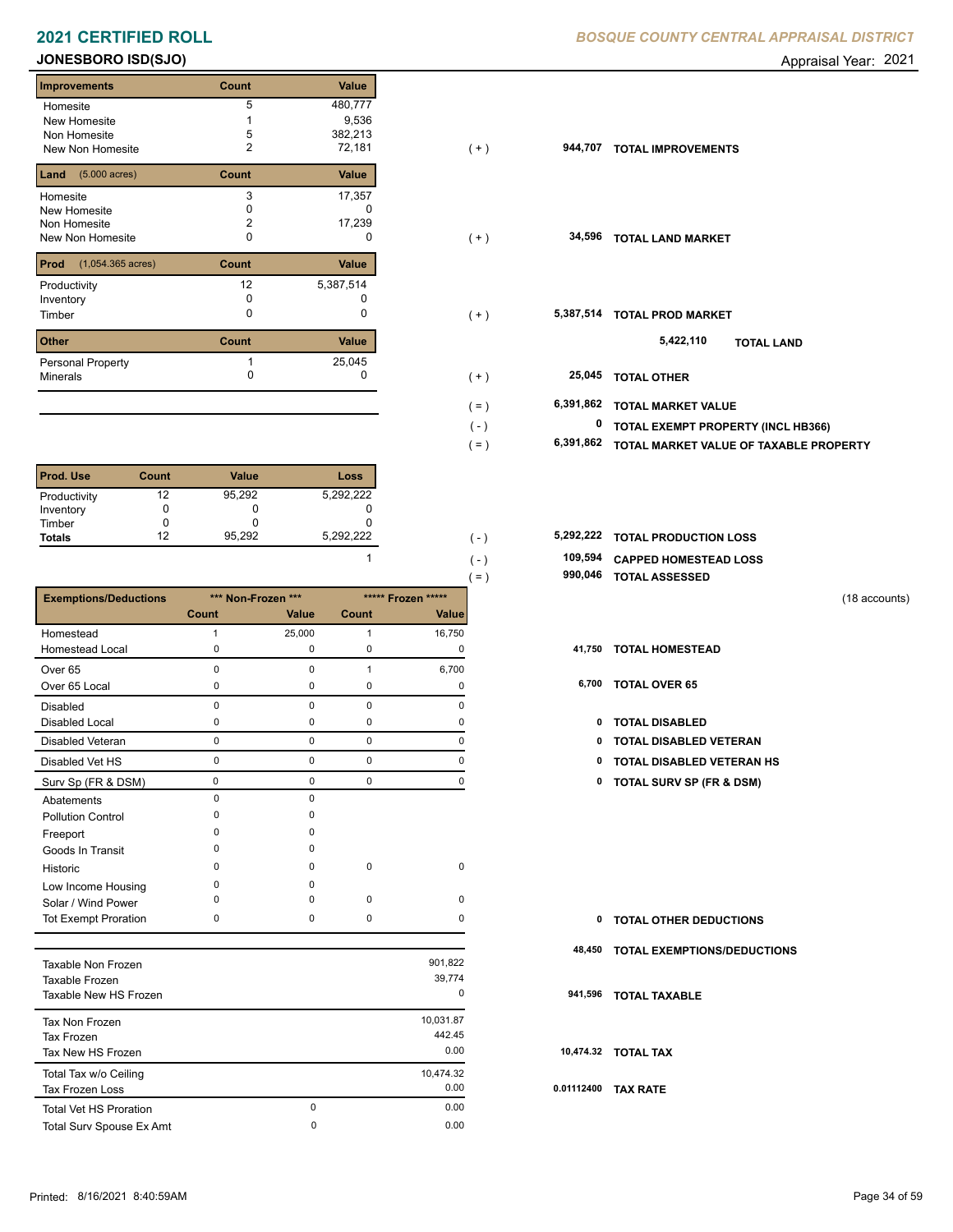# 2021 CERTIFIED ROLL

**BOSQUE COUNTY CENTRAL APPRAISAL DISTRICT**

**JONESBORO ISD(SJO)** Appraisal Year: 2021

| Improvements | Count | Value | | | |
|---|---|---|---|---|---|
| Homesite | 5 | 480,777 | | | |
| New Homesite | 1 | 9,536 | | | |
| Non Homesite | 5 | 382,213 | | | |
| New Non Homesite | 2 | 72,181 | ( + ) | 944,707 | TOTAL IMPROVEMENTS |

| Land (5.000 acres) | Count | Value | | | |
|---|---|---|---|---|---|
| Homesite | 3 | 17,357 | | | |
| New Homesite | 0 | 0 | | | |
| Non Homesite | 2 | 17,239 | | | |
| New Non Homesite | 0 | 0 | ( + ) | 34,596 | TOTAL LAND MARKET |

| Prod (1,054.365 acres) | Count | Value | | | |
|---|---|---|---|---|---|
| Productivity | 12 | 5,387,514 | | | |
| Inventory | 0 | 0 | | | |
| Timber | 0 | 0 | ( + ) | 5,387,514 | TOTAL PROD MARKET |
| | | | | 5,422,110 | TOTAL LAND |

| Other | Count | Value | | | |
|---|---|---|---|---|---|
| Personal Property | 1 | 25,045 | | | |
| Minerals | 0 | 0 | ( + ) | 25,045 | TOTAL OTHER |
| | | | ( = ) | 6,391,862 | TOTAL MARKET VALUE |
| | | | ( - ) | 0 | TOTAL EXEMPT PROPERTY (INCL HB366) |
| | | | ( = ) | 6,391,862 | TOTAL MARKET VALUE OF TAXABLE PROPERTY |

| Prod. Use | Count | Value | Loss | | | |
|---|---|---|---|---|---|---|
| Productivity | 12 | 95,292 | 5,292,222 | | | |
| Inventory | 0 | 0 | 0 | | | |
| Timber | 0 | 0 | 0 | | | |
| **Totals** | 12 | 95,292 | 5,292,222 | ( - ) | 5,292,222 | TOTAL PRODUCTION LOSS |
| | | | 1 | ( - ) | 109,594 | CAPPED HOMESTEAD LOSS |
| | | | | ( = ) | 990,046 | TOTAL ASSESSED |

(18 accounts)

| Exemptions/Deductions | *** Non-Frozen *** | | ***** Frozen ***** | | | |
|---|---|---|---|---|---|---|
| | Count | Value | Count | Value | | |
| Homestead | 1 | 25,000 | 1 | 16,750 | | |
| Homestead Local | 0 | 0 | 0 | 0 | 41,750 | TOTAL HOMESTEAD |
| Over 65 | 0 | 0 | 1 | 6,700 | | |
| Over 65 Local | 0 | 0 | 0 | 0 | 6,700 | TOTAL OVER 65 |
| Disabled | 0 | 0 | 0 | 0 | | |
| Disabled Local | 0 | 0 | 0 | 0 | 0 | TOTAL DISABLED |
| Disabled Veteran | 0 | 0 | 0 | 0 | 0 | TOTAL DISABLED VETERAN |
| Disabled Vet HS | 0 | 0 | 0 | 0 | 0 | TOTAL DISABLED VETERAN HS |
| Surv Sp (FR & DSM) | 0 | 0 | 0 | 0 | 0 | TOTAL SURV SP (FR & DSM) |
| Abatements | 0 | 0 | | | | |
| Pollution Control | 0 | 0 | | | | |
| Freeport | 0 | 0 | | | | |
| Goods In Transit | 0 | 0 | | | | |
| Historic | 0 | 0 | 0 | 0 | | |
| Low Income Housing | 0 | 0 | | | | |
| Solar / Wind Power | 0 | 0 | 0 | 0 | | |
| Tot Exempt Proration | 0 | 0 | 0 | 0 | 0 | TOTAL OTHER DEDUCTIONS |
| | | | | | 48,450 | TOTAL EXEMPTIONS/DEDUCTIONS |

| | | | | |
|---|---|---|---|---|
| Taxable Non Frozen | | 901,822 | | |
| Taxable Frozen | | 39,774 | | |
| Taxable New HS Frozen | | 0 | 941,596 | TOTAL TAXABLE |
| Tax Non Frozen | | 10,031.87 | | |
| Tax Frozen | | 442.45 | | |
| Tax New HS Frozen | | 0.00 | 10,474.32 | TOTAL TAX |
| Total Tax w/o Ceiling | | 10,474.32 | | |
| Tax Frozen Loss | | 0.00 | 0.01112400 | TAX RATE |
| Total Vet HS Proration | 0 | 0.00 | | |
| Total Surv Spouse Ex Amt | 0 | 0.00 | | |

Printed: 8/16/2021 8:40:59AM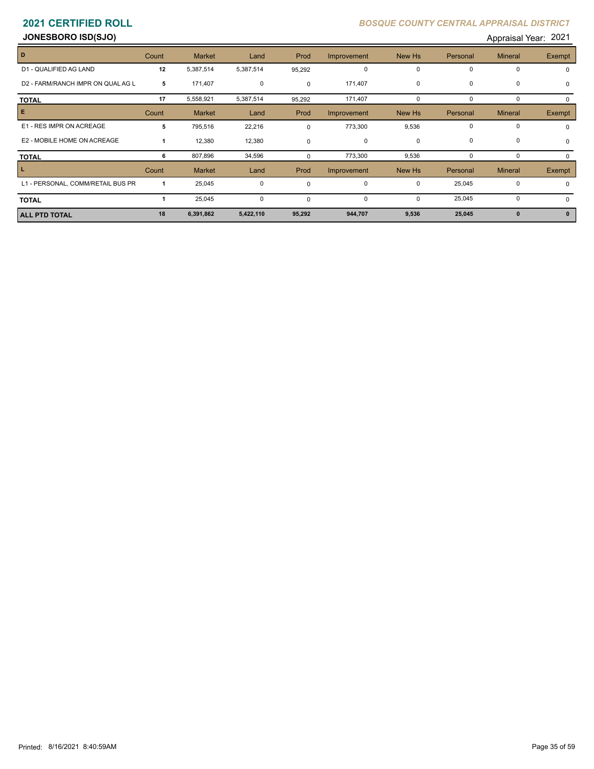# 2021 CERTIFIED ROLL

*BOSQUE COUNTY CENTRAL APPRAISAL DISTRICT*

**JONESBORO ISD(SJO)**

Appraisal Year: 2021

| D | Count | Market | Land | Prod | Improvement | New Hs | Personal | Mineral | Exempt |
|---|---|---|---|---|---|---|---|---|---|
| D1 - QUALIFIED AG LAND | 12 | 5,387,514 | 5,387,514 | 95,292 | 0 | 0 | 0 | 0 | 0 |
| D2 - FARM/RANCH IMPR ON QUAL AG L | 5 | 171,407 | 0 | 0 | 171,407 | 0 | 0 | 0 | 0 |
| **TOTAL** | 17 | 5,558,921 | 5,387,514 | 95,292 | 171,407 | 0 | 0 | 0 | 0 |
| **E** | **Count** | **Market** | **Land** | **Prod** | **Improvement** | **New Hs** | **Personal** | **Mineral** | **Exempt** |
| E1 - RES IMPR ON ACREAGE | 5 | 795,516 | 22,216 | 0 | 773,300 | 9,536 | 0 | 0 | 0 |
| E2 - MOBILE HOME ON ACREAGE | 1 | 12,380 | 12,380 | 0 | 0 | 0 | 0 | 0 | 0 |
| **TOTAL** | 6 | 807,896 | 34,596 | 0 | 773,300 | 9,536 | 0 | 0 | 0 |
| **L** | **Count** | **Market** | **Land** | **Prod** | **Improvement** | **New Hs** | **Personal** | **Mineral** | **Exempt** |
| L1 - PERSONAL, COMM/RETAIL BUS PR | 1 | 25,045 | 0 | 0 | 0 | 0 | 25,045 | 0 | 0 |
| **TOTAL** | 1 | 25,045 | 0 | 0 | 0 | 0 | 25,045 | 0 | 0 |
| **ALL PTD TOTAL** | **18** | **6,391,862** | **5,422,110** | **95,292** | **944,707** | **9,536** | **25,045** | **0** | **0** |

Printed: 8/16/2021 8:40:59AM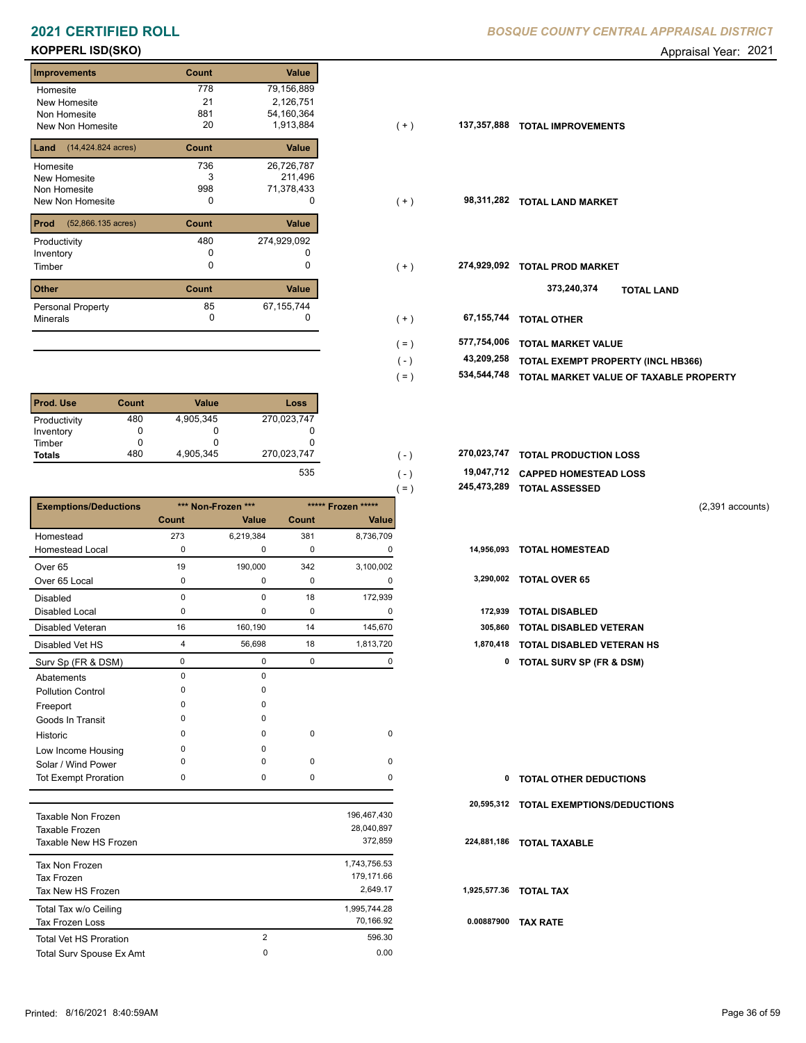# 2021 CERTIFIED ROLL

*BOSQUE COUNTY CENTRAL APPRAISAL DISTRICT*

**KOPPERL ISD(SKO)** Appraisal Year: 2021

| Improvements | Count | Value | | | |
|---|---|---|---|---|---|
| Homesite | 778 | 79,156,889 | | | |
| New Homesite | 21 | 2,126,751 | | | |
| Non Homesite | 881 | 54,160,364 | | | |
| New Non Homesite | 20 | 1,913,884 | (+) | 137,357,888 | TOTAL IMPROVEMENTS |
| **Land** (14,424.824 acres) | **Count** | **Value** | | | |
| Homesite | 736 | 26,726,787 | | | |
| New Homesite | 3 | 211,496 | | | |
| Non Homesite | 998 | 71,378,433 | | | |
| New Non Homesite | 0 | 0 | (+) | 98,311,282 | TOTAL LAND MARKET |
| **Prod** (52,866.135 acres) | **Count** | **Value** | | | |
| Productivity | 480 | 274,929,092 | | | |
| Inventory | 0 | 0 | | | |
| Timber | 0 | 0 | (+) | 274,929,092 | TOTAL PROD MARKET |
| | | | | 373,240,374 | TOTAL LAND |
| **Other** | **Count** | **Value** | | | |
| Personal Property | 85 | 67,155,744 | | | |
| Minerals | 0 | 0 | (+) | 67,155,744 | TOTAL OTHER |
| | | | (=) | 577,754,006 | TOTAL MARKET VALUE |
| | | | (-) | 43,209,258 | TOTAL EXEMPT PROPERTY (INCL HB366) |
| | | | (=) | 534,544,748 | TOTAL MARKET VALUE OF TAXABLE PROPERTY |

| Prod. Use | Count | Value | Loss | | | |
|---|---|---|---|---|---|---|
| Productivity | 480 | 4,905,345 | 270,023,747 | | | |
| Inventory | 0 | 0 | 0 | | | |
| Timber | 0 | 0 | 0 | | | |
| **Totals** | 480 | 4,905,345 | 270,023,747 | (-) | 270,023,747 | TOTAL PRODUCTION LOSS |
| | | | 535 | (-) | 19,047,712 | CAPPED HOMESTEAD LOSS |
| | | | | (=) | 245,473,289 | TOTAL ASSESSED |

(2,391 accounts)

| Exemptions/Deductions | *** Non-Frozen *** Count | *** Non-Frozen *** Value | ***** Frozen ***** Count | ***** Frozen ***** Value | | |
|---|---|---|---|---|---|---|
| Homestead | 273 | 6,219,384 | 381 | 8,736,709 | | |
| Homestead Local | 0 | 0 | 0 | 0 | 14,956,093 | TOTAL HOMESTEAD |
| Over 65 | 19 | 190,000 | 342 | 3,100,002 | | |
| Over 65 Local | 0 | 0 | 0 | 0 | 3,290,002 | TOTAL OVER 65 |
| Disabled | 0 | 0 | 18 | 172,939 | | |
| Disabled Local | 0 | 0 | 0 | 0 | 172,939 | TOTAL DISABLED |
| Disabled Veteran | 16 | 160,190 | 14 | 145,670 | 305,860 | TOTAL DISABLED VETERAN |
| Disabled Vet HS | 4 | 56,698 | 18 | 1,813,720 | 1,870,418 | TOTAL DISABLED VETERAN HS |
| Surv Sp (FR & DSM) | 0 | 0 | 0 | 0 | 0 | TOTAL SURV SP (FR & DSM) |
| Abatements | 0 | 0 | | | | |
| Pollution Control | 0 | 0 | | | | |
| Freeport | 0 | 0 | | | | |
| Goods In Transit | 0 | 0 | | | | |
| Historic | 0 | 0 | 0 | 0 | | |
| Low Income Housing | 0 | 0 | | | | |
| Solar / Wind Power | 0 | 0 | 0 | 0 | | |
| Tot Exempt Proration | 0 | 0 | 0 | 0 | 0 | TOTAL OTHER DEDUCTIONS |
| | | | | | 20,595,312 | TOTAL EXEMPTIONS/DEDUCTIONS |

| | | Value | | |
|---|---|---|---|---|
| Taxable Non Frozen | | 196,467,430 | | |
| Taxable Frozen | | 28,040,897 | | |
| Taxable New HS Frozen | | 372,859 | 224,881,186 | TOTAL TAXABLE |
| Tax Non Frozen | | 1,743,756.53 | | |
| Tax Frozen | | 179,171.66 | | |
| Tax New HS Frozen | | 2,649.17 | 1,925,577.36 | TOTAL TAX |
| Total Tax w/o Ceiling | | 1,995,744.28 | | |
| Tax Frozen Loss | | 70,166.92 | 0.00887900 | TAX RATE |
| Total Vet HS Proration | 2 | 596.30 | | |
| Total Surv Spouse Ex Amt | 0 | 0.00 | | |

Printed: 8/16/2021 8:40:59AM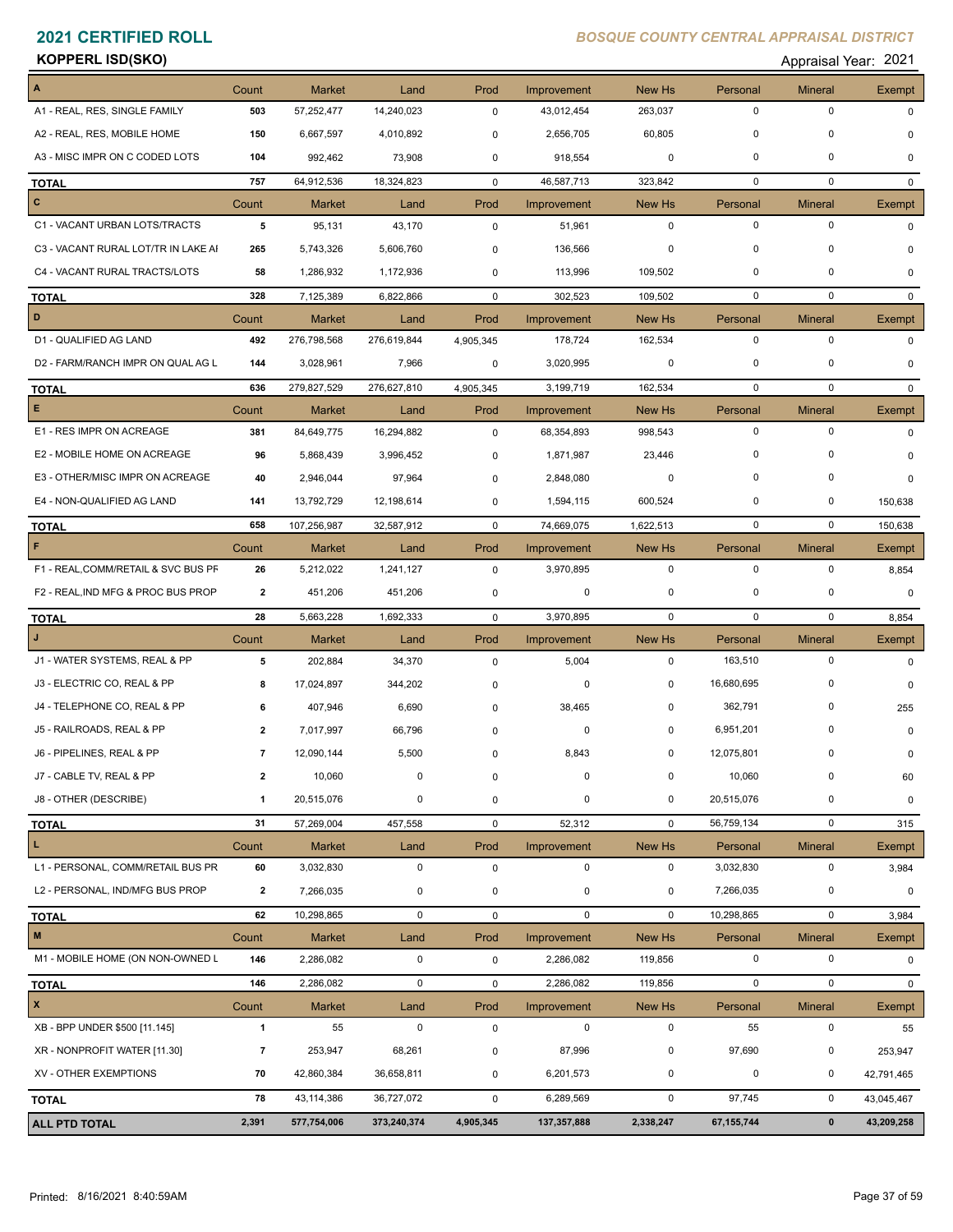# 2021 CERTIFIED ROLL

*BOSQUE COUNTY CENTRAL APPRAISAL DISTRICT*

**KOPPERL ISD(SKO)**

Appraisal Year: 2021

| A | Count | Market | Land | Prod | Improvement | New Hs | Personal | Mineral | Exempt |
|---|---|---|---|---|---|---|---|---|---|
| A1 - REAL, RES, SINGLE FAMILY | 503 | 57,252,477 | 14,240,023 | 0 | 43,012,454 | 263,037 | 0 | 0 | 0 |
| A2 - REAL, RES, MOBILE HOME | 150 | 6,667,597 | 4,010,892 | 0 | 2,656,705 | 60,805 | 0 | 0 | 0 |
| A3 - MISC IMPR ON C CODED LOTS | 104 | 992,462 | 73,908 | 0 | 918,554 | 0 | 0 | 0 | 0 |
| **TOTAL** | 757 | 64,912,536 | 18,324,823 | 0 | 46,587,713 | 323,842 | 0 | 0 | 0 |
| **C** | Count | Market | Land | Prod | Improvement | New Hs | Personal | Mineral | Exempt |
| C1 - VACANT URBAN LOTS/TRACTS | 5 | 95,131 | 43,170 | 0 | 51,961 | 0 | 0 | 0 | 0 |
| C3 - VACANT RURAL LOT/TR IN LAKE AI | 265 | 5,743,326 | 5,606,760 | 0 | 136,566 | 0 | 0 | 0 | 0 |
| C4 - VACANT RURAL TRACTS/LOTS | 58 | 1,286,932 | 1,172,936 | 0 | 113,996 | 109,502 | 0 | 0 | 0 |
| **TOTAL** | 328 | 7,125,389 | 6,822,866 | 0 | 302,523 | 109,502 | 0 | 0 | 0 |
| **D** | Count | Market | Land | Prod | Improvement | New Hs | Personal | Mineral | Exempt |
| D1 - QUALIFIED AG LAND | 492 | 276,798,568 | 276,619,844 | 4,905,345 | 178,724 | 162,534 | 0 | 0 | 0 |
| D2 - FARM/RANCH IMPR ON QUAL AG L | 144 | 3,028,961 | 7,966 | 0 | 3,020,995 | 0 | 0 | 0 | 0 |
| **TOTAL** | 636 | 279,827,529 | 276,627,810 | 4,905,345 | 3,199,719 | 162,534 | 0 | 0 | 0 |
| **E** | Count | Market | Land | Prod | Improvement | New Hs | Personal | Mineral | Exempt |
| E1 - RES IMPR ON ACREAGE | 381 | 84,649,775 | 16,294,882 | 0 | 68,354,893 | 998,543 | 0 | 0 | 0 |
| E2 - MOBILE HOME ON ACREAGE | 96 | 5,868,439 | 3,996,452 | 0 | 1,871,987 | 23,446 | 0 | 0 | 0 |
| E3 - OTHER/MISC IMPR ON ACREAGE | 40 | 2,946,044 | 97,964 | 0 | 2,848,080 | 0 | 0 | 0 | 0 |
| E4 - NON-QUALIFIED AG LAND | 141 | 13,792,729 | 12,198,614 | 0 | 1,594,115 | 600,524 | 0 | 0 | 150,638 |
| **TOTAL** | 658 | 107,256,987 | 32,587,912 | 0 | 74,669,075 | 1,622,513 | 0 | 0 | 150,638 |
| **F** | Count | Market | Land | Prod | Improvement | New Hs | Personal | Mineral | Exempt |
| F1 - REAL,COMM/RETAIL & SVC BUS PF | 26 | 5,212,022 | 1,241,127 | 0 | 3,970,895 | 0 | 0 | 0 | 8,854 |
| F2 - REAL,IND MFG & PROC BUS PROP | 2 | 451,206 | 451,206 | 0 | 0 | 0 | 0 | 0 | 0 |
| **TOTAL** | 28 | 5,663,228 | 1,692,333 | 0 | 3,970,895 | 0 | 0 | 0 | 8,854 |
| **J** | Count | Market | Land | Prod | Improvement | New Hs | Personal | Mineral | Exempt |
| J1 - WATER SYSTEMS, REAL & PP | 5 | 202,884 | 34,370 | 0 | 5,004 | 0 | 163,510 | 0 | 0 |
| J3 - ELECTRIC CO, REAL & PP | 8 | 17,024,897 | 344,202 | 0 | 0 | 0 | 16,680,695 | 0 | 0 |
| J4 - TELEPHONE CO, REAL & PP | 6 | 407,946 | 6,690 | 0 | 38,465 | 0 | 362,791 | 0 | 255 |
| J5 - RAILROADS, REAL & PP | 2 | 7,017,997 | 66,796 | 0 | 0 | 0 | 6,951,201 | 0 | 0 |
| J6 - PIPELINES, REAL & PP | 7 | 12,090,144 | 5,500 | 0 | 8,843 | 0 | 12,075,801 | 0 | 0 |
| J7 - CABLE TV, REAL & PP | 2 | 10,060 | 0 | 0 | 0 | 0 | 10,060 | 0 | 60 |
| J8 - OTHER (DESCRIBE) | 1 | 20,515,076 | 0 | 0 | 0 | 0 | 20,515,076 | 0 | 0 |
| **TOTAL** | 31 | 57,269,004 | 457,558 | 0 | 52,312 | 0 | 56,759,134 | 0 | 315 |
| **L** | Count | Market | Land | Prod | Improvement | New Hs | Personal | Mineral | Exempt |
| L1 - PERSONAL, COMM/RETAIL BUS PR | 60 | 3,032,830 | 0 | 0 | 0 | 0 | 3,032,830 | 0 | 3,984 |
| L2 - PERSONAL, IND/MFG BUS PROP | 2 | 7,266,035 | 0 | 0 | 0 | 0 | 7,266,035 | 0 | 0 |
| **TOTAL** | 62 | 10,298,865 | 0 | 0 | 0 | 0 | 10,298,865 | 0 | 3,984 |
| **M** | Count | Market | Land | Prod | Improvement | New Hs | Personal | Mineral | Exempt |
| M1 - MOBILE HOME (ON NON-OWNED L | 146 | 2,286,082 | 0 | 0 | 2,286,082 | 119,856 | 0 | 0 | 0 |
| **TOTAL** | 146 | 2,286,082 | 0 | 0 | 2,286,082 | 119,856 | 0 | 0 | 0 |
| **X** | Count | Market | Land | Prod | Improvement | New Hs | Personal | Mineral | Exempt |
| XB - BPP UNDER $500 [11.145] | 1 | 55 | 0 | 0 | 0 | 0 | 55 | 0 | 55 |
| XR - NONPROFIT WATER [11.30] | 7 | 253,947 | 68,261 | 0 | 87,996 | 0 | 97,690 | 0 | 253,947 |
| XV - OTHER EXEMPTIONS | 70 | 42,860,384 | 36,658,811 | 0 | 6,201,573 | 0 | 0 | 0 | 42,791,465 |
| **TOTAL** | 78 | 43,114,386 | 36,727,072 | 0 | 6,289,569 | 0 | 97,745 | 0 | 43,045,467 |
| **ALL PTD TOTAL** | **2,391** | **577,754,006** | **373,240,374** | **4,905,345** | **137,357,888** | **2,338,247** | **67,155,744** | **0** | **43,209,258** |

Printed: 8/16/2021 8:40:59AM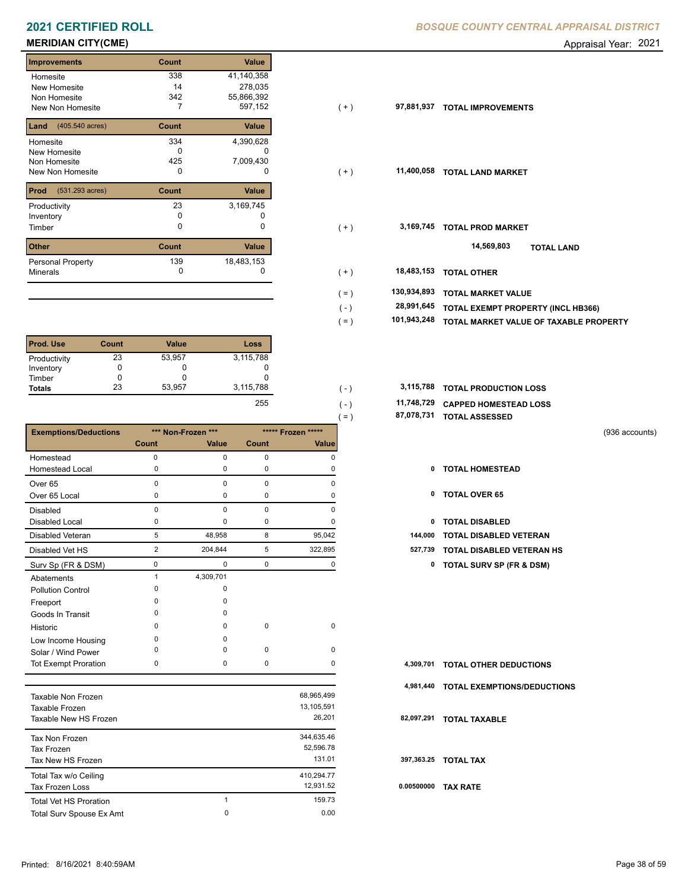# 2021 CERTIFIED ROLL

*BOSQUE COUNTY CENTRAL APPRAISAL DISTRICT*

## MERIDIAN CITY(CME)

Appraisal Year: 2021

| Improvements | Count | Value |
|---|---|---|
| Homesite | 338 | 41,140,358 |
| New Homesite | 14 | 278,035 |
| Non Homesite | 342 | 55,866,392 |
| New Non Homesite | 7 | 597,152 |

( + ) 97,881,937 **TOTAL IMPROVEMENTS**

| Land (405.540 acres) | Count | Value |
|---|---|---|
| Homesite | 334 | 4,390,628 |
| New Homesite | 0 | 0 |
| Non Homesite | 425 | 7,009,430 |
| New Non Homesite | 0 | 0 |

( + ) 11,400,058 **TOTAL LAND MARKET**

| Prod (531.293 acres) | Count | Value |
|---|---|---|
| Productivity | 23 | 3,169,745 |
| Inventory | 0 | 0 |
| Timber | 0 | 0 |

( + ) 3,169,745 **TOTAL PROD MARKET**

14,569,803 **TOTAL LAND**

| Other | Count | Value |
|---|---|---|
| Personal Property | 139 | 18,483,153 |
| Minerals | 0 | 0 |

| | | |
|---|---|---|
| ( + ) | 18,483,153 | TOTAL OTHER |
| ( = ) | 130,934,893 | TOTAL MARKET VALUE |
| ( - ) | 28,991,645 | TOTAL EXEMPT PROPERTY (INCL HB366) |
| ( = ) | 101,943,248 | TOTAL MARKET VALUE OF TAXABLE PROPERTY |

| Prod. Use | Count | Value | Loss |
|---|---|---|---|
| Productivity | 23 | 53,957 | 3,115,788 |
| Inventory | 0 | 0 | 0 |
| Timber | 0 | 0 | 0 |
| **Totals** | 23 | 53,957 | 3,115,788 |
| | | | 255 |

| | | |
|---|---|---|
| ( - ) | 3,115,788 | TOTAL PRODUCTION LOSS |
| ( - ) | 11,748,729 | CAPPED HOMESTEAD LOSS |
| ( = ) | 87,078,731 | TOTAL ASSESSED |

(936 accounts)

| Exemptions/Deductions | *** Non-Frozen *** | | ***** Frozen ***** | | | |
|---|---|---|---|---|---|---|
| | Count | Value | Count | Value | | |
| Homestead | 0 | 0 | 0 | 0 | | |
| Homestead Local | 0 | 0 | 0 | 0 | 0 | TOTAL HOMESTEAD |
| Over 65 | 0 | 0 | 0 | 0 | | |
| Over 65 Local | 0 | 0 | 0 | 0 | 0 | TOTAL OVER 65 |
| Disabled | 0 | 0 | 0 | 0 | | |
| Disabled Local | 0 | 0 | 0 | 0 | 0 | TOTAL DISABLED |
| Disabled Veteran | 5 | 48,958 | 8 | 95,042 | 144,000 | TOTAL DISABLED VETERAN |
| Disabled Vet HS | 2 | 204,844 | 5 | 322,895 | 527,739 | TOTAL DISABLED VETERAN HS |
| Surv Sp (FR & DSM) | 0 | 0 | 0 | 0 | 0 | TOTAL SURV SP (FR & DSM) |
| Abatements | 1 | 4,309,701 | | | | |
| Pollution Control | 0 | 0 | | | | |
| Freeport | 0 | 0 | | | | |
| Goods In Transit | 0 | 0 | | | | |
| Historic | 0 | 0 | 0 | 0 | | |
| Low Income Housing | 0 | 0 | | | | |
| Solar / Wind Power | 0 | 0 | 0 | 0 | | |
| Tot Exempt Proration | 0 | 0 | 0 | 0 | 4,309,701 | TOTAL OTHER DEDUCTIONS |

4,981,440 **TOTAL EXEMPTIONS/DEDUCTIONS**

| | | | |
|---|---|---|---|
| Taxable Non Frozen | | 68,965,499 | |
| Taxable Frozen | | 13,105,591 | |
| Taxable New HS Frozen | | 26,201 | 82,097,291 TOTAL TAXABLE |
| Tax Non Frozen | | 344,635.46 | |
| Tax Frozen | | 52,596.78 | |
| Tax New HS Frozen | | 131.01 | 397,363.25 TOTAL TAX |
| Total Tax w/o Ceiling | | 410,294.77 | |
| Tax Frozen Loss | | 12,931.52 | 0.00500000 TAX RATE |
| Total Vet HS Proration | 1 | 159.73 | |
| Total Surv Spouse Ex Amt | 0 | 0.00 | |

Printed: 8/16/2021 8:40:59AM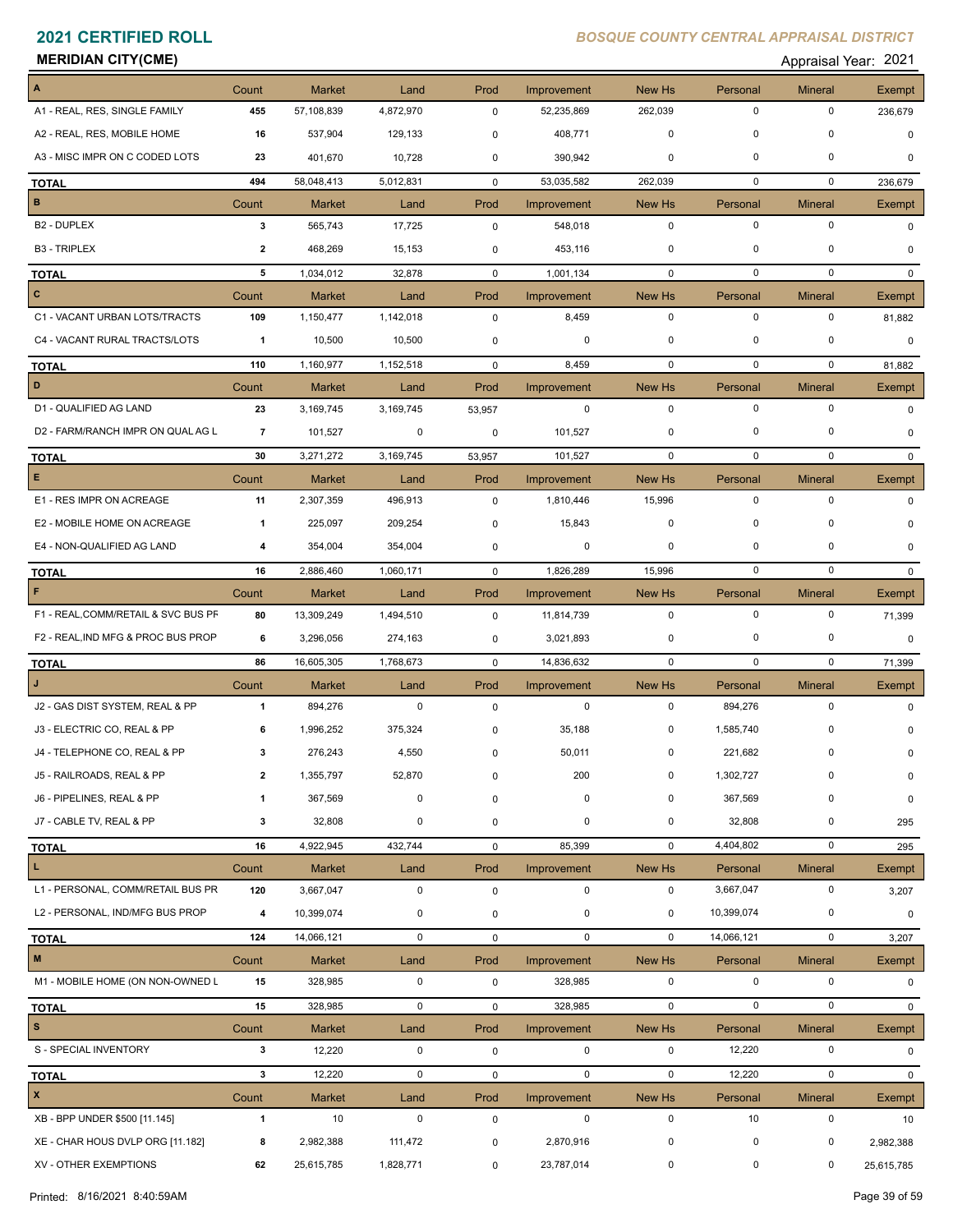# 2021 CERTIFIED ROLL

*BOSQUE COUNTY CENTRAL APPRAISAL DISTRICT*

**MERIDIAN CITY(CME)**

Appraisal Year: 2021

| A | Count | Market | Land | Prod | Improvement | New Hs | Personal | Mineral | Exempt |
|---|---|---|---|---|---|---|---|---|---|
| A1 - REAL, RES, SINGLE FAMILY | 455 | 57,108,839 | 4,872,970 | 0 | 52,235,869 | 262,039 | 0 | 0 | 236,679 |
| A2 - REAL, RES, MOBILE HOME | 16 | 537,904 | 129,133 | 0 | 408,771 | 0 | 0 | 0 | 0 |
| A3 - MISC IMPR ON C CODED LOTS | 23 | 401,670 | 10,728 | 0 | 390,942 | 0 | 0 | 0 | 0 |
| **TOTAL** | 494 | 58,048,413 | 5,012,831 | 0 | 53,035,582 | 262,039 | 0 | 0 | 236,679 |

| B | Count | Market | Land | Prod | Improvement | New Hs | Personal | Mineral | Exempt |
|---|---|---|---|---|---|---|---|---|---|
| B2 - DUPLEX | 3 | 565,743 | 17,725 | 0 | 548,018 | 0 | 0 | 0 | 0 |
| B3 - TRIPLEX | 2 | 468,269 | 15,153 | 0 | 453,116 | 0 | 0 | 0 | 0 |
| **TOTAL** | 5 | 1,034,012 | 32,878 | 0 | 1,001,134 | 0 | 0 | 0 | 0 |

| C | Count | Market | Land | Prod | Improvement | New Hs | Personal | Mineral | Exempt |
|---|---|---|---|---|---|---|---|---|---|
| C1 - VACANT URBAN LOTS/TRACTS | 109 | 1,150,477 | 1,142,018 | 0 | 8,459 | 0 | 0 | 0 | 81,882 |
| C4 - VACANT RURAL TRACTS/LOTS | 1 | 10,500 | 10,500 | 0 | 0 | 0 | 0 | 0 | 0 |
| **TOTAL** | 110 | 1,160,977 | 1,152,518 | 0 | 8,459 | 0 | 0 | 0 | 81,882 |

| D | Count | Market | Land | Prod | Improvement | New Hs | Personal | Mineral | Exempt |
|---|---|---|---|---|---|---|---|---|---|
| D1 - QUALIFIED AG LAND | 23 | 3,169,745 | 3,169,745 | 53,957 | 0 | 0 | 0 | 0 | 0 |
| D2 - FARM/RANCH IMPR ON QUAL AG L | 7 | 101,527 | 0 | 0 | 101,527 | 0 | 0 | 0 | 0 |
| **TOTAL** | 30 | 3,271,272 | 3,169,745 | 53,957 | 101,527 | 0 | 0 | 0 | 0 |

| E | Count | Market | Land | Prod | Improvement | New Hs | Personal | Mineral | Exempt |
|---|---|---|---|---|---|---|---|---|---|
| E1 - RES IMPR ON ACREAGE | 11 | 2,307,359 | 496,913 | 0 | 1,810,446 | 15,996 | 0 | 0 | 0 |
| E2 - MOBILE HOME ON ACREAGE | 1 | 225,097 | 209,254 | 0 | 15,843 | 0 | 0 | 0 | 0 |
| E4 - NON-QUALIFIED AG LAND | 4 | 354,004 | 354,004 | 0 | 0 | 0 | 0 | 0 | 0 |
| **TOTAL** | 16 | 2,886,460 | 1,060,171 | 0 | 1,826,289 | 15,996 | 0 | 0 | 0 |

| F | Count | Market | Land | Prod | Improvement | New Hs | Personal | Mineral | Exempt |
|---|---|---|---|---|---|---|---|---|---|
| F1 - REAL,COMM/RETAIL & SVC BUS PF | 80 | 13,309,249 | 1,494,510 | 0 | 11,814,739 | 0 | 0 | 0 | 71,399 |
| F2 - REAL,IND MFG & PROC BUS PROP | 6 | 3,296,056 | 274,163 | 0 | 3,021,893 | 0 | 0 | 0 | 0 |
| **TOTAL** | 86 | 16,605,305 | 1,768,673 | 0 | 14,836,632 | 0 | 0 | 0 | 71,399 |

| J | Count | Market | Land | Prod | Improvement | New Hs | Personal | Mineral | Exempt |
|---|---|---|---|---|---|---|---|---|---|
| J2 - GAS DIST SYSTEM, REAL & PP | 1 | 894,276 | 0 | 0 | 0 | 0 | 894,276 | 0 | 0 |
| J3 - ELECTRIC CO, REAL & PP | 6 | 1,996,252 | 375,324 | 0 | 35,188 | 0 | 1,585,740 | 0 | 0 |
| J4 - TELEPHONE CO, REAL & PP | 3 | 276,243 | 4,550 | 0 | 50,011 | 0 | 221,682 | 0 | 0 |
| J5 - RAILROADS, REAL & PP | 2 | 1,355,797 | 52,870 | 0 | 200 | 0 | 1,302,727 | 0 | 0 |
| J6 - PIPELINES, REAL & PP | 1 | 367,569 | 0 | 0 | 0 | 0 | 367,569 | 0 | 0 |
| J7 - CABLE TV, REAL & PP | 3 | 32,808 | 0 | 0 | 0 | 0 | 32,808 | 0 | 295 |
| **TOTAL** | 16 | 4,922,945 | 432,744 | 0 | 85,399 | 0 | 4,404,802 | 0 | 295 |

| L | Count | Market | Land | Prod | Improvement | New Hs | Personal | Mineral | Exempt |
|---|---|---|---|---|---|---|---|---|---|
| L1 - PERSONAL, COMM/RETAIL BUS PR | 120 | 3,667,047 | 0 | 0 | 0 | 0 | 3,667,047 | 0 | 3,207 |
| L2 - PERSONAL, IND/MFG BUS PROP | 4 | 10,399,074 | 0 | 0 | 0 | 0 | 10,399,074 | 0 | 0 |
| **TOTAL** | 124 | 14,066,121 | 0 | 0 | 0 | 0 | 14,066,121 | 0 | 3,207 |

| M | Count | Market | Land | Prod | Improvement | New Hs | Personal | Mineral | Exempt |
|---|---|---|---|---|---|---|---|---|---|
| M1 - MOBILE HOME (ON NON-OWNED L | 15 | 328,985 | 0 | 0 | 328,985 | 0 | 0 | 0 | 0 |
| **TOTAL** | 15 | 328,985 | 0 | 0 | 328,985 | 0 | 0 | 0 | 0 |

| S | Count | Market | Land | Prod | Improvement | New Hs | Personal | Mineral | Exempt |
|---|---|---|---|---|---|---|---|---|---|
| S - SPECIAL INVENTORY | 3 | 12,220 | 0 | 0 | 0 | 0 | 12,220 | 0 | 0 |
| **TOTAL** | 3 | 12,220 | 0 | 0 | 0 | 0 | 12,220 | 0 | 0 |

| X | Count | Market | Land | Prod | Improvement | New Hs | Personal | Mineral | Exempt |
|---|---|---|---|---|---|---|---|---|---|
| XB - BPP UNDER $500 [11.145] | 1 | 10 | 0 | 0 | 0 | 0 | 10 | 0 | 10 |
| XE - CHAR HOUS DVLP ORG [11.182] | 8 | 2,982,388 | 111,472 | 0 | 2,870,916 | 0 | 0 | 0 | 2,982,388 |
| XV - OTHER EXEMPTIONS | 62 | 25,615,785 | 1,828,771 | 0 | 23,787,014 | 0 | 0 | 0 | 25,615,785 |

Printed: 8/16/2021 8:40:59AM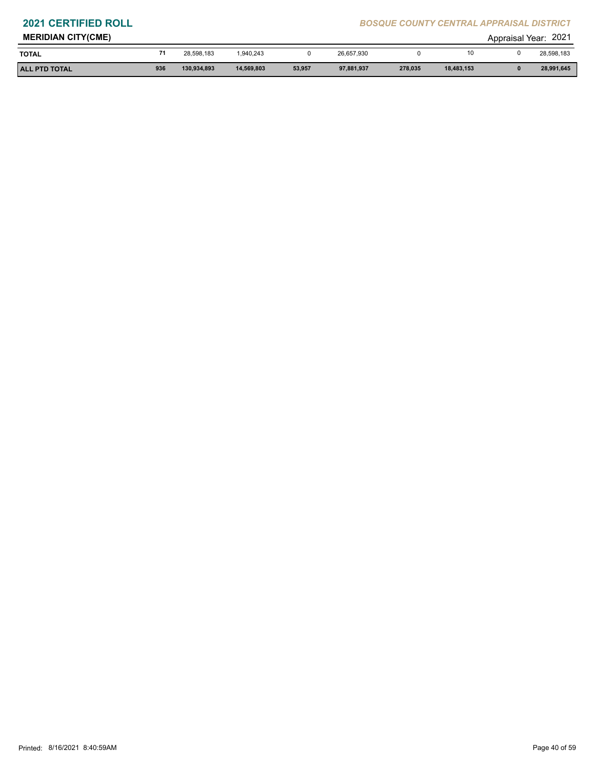# 2021 CERTIFIED ROLL

*BOSQUE COUNTY CENTRAL APPRAISAL DISTRICT*

**MERIDIAN CITY(CME)** Appraisal Year: 2021

| | | | | | | | | | |
|---|---|---|---|---|---|---|---|---|---|
| **TOTAL** | 71 | 28,598,183 | 1,940,243 | 0 | 26,657,930 | 0 | 10 | 0 | 28,598,183 |
| **ALL PTD TOTAL** | **936** | **130,934,893** | **14,569,803** | **53,957** | **97,881,937** | **278,035** | **18,483,153** | **0** | **28,991,645** |

Printed: 8/16/2021 8:40:59AM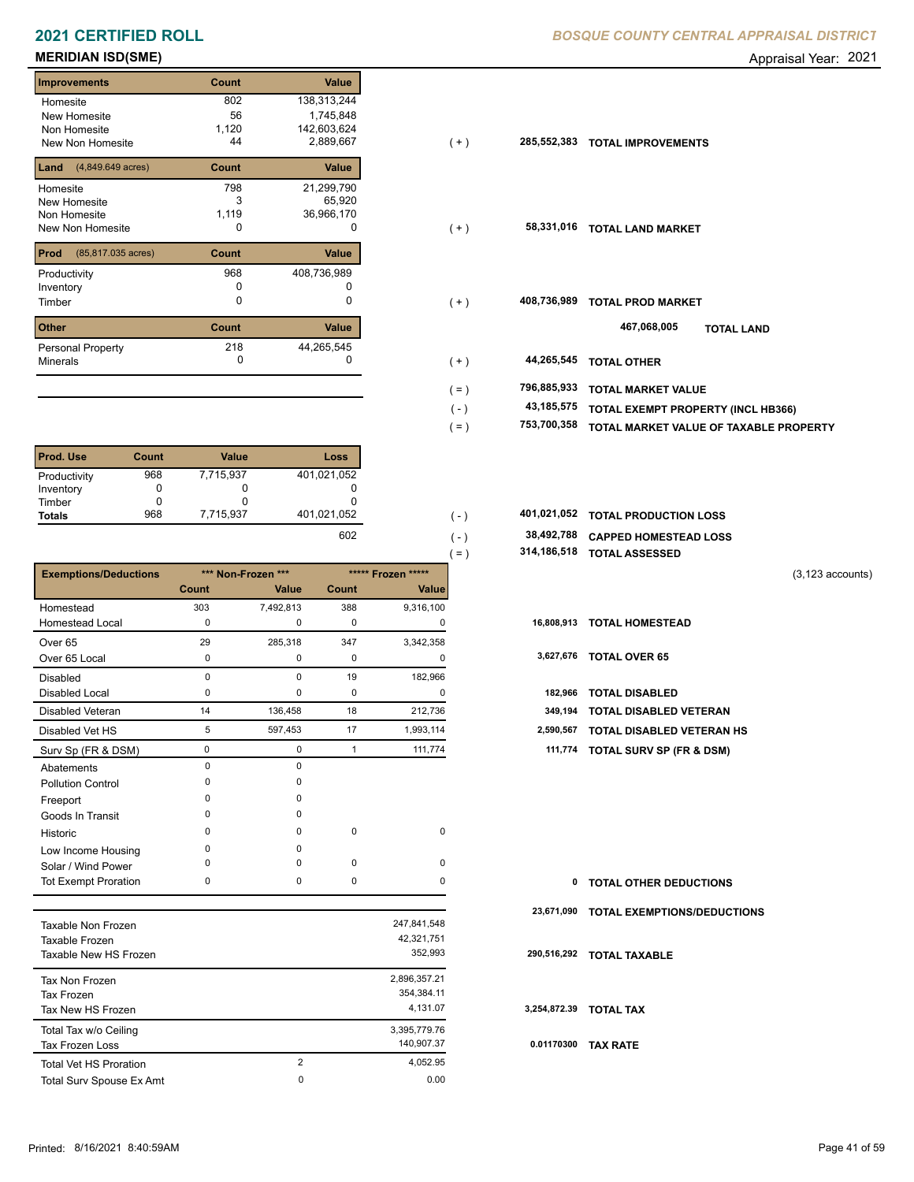# 2021 CERTIFIED ROLL

*BOSQUE COUNTY CENTRAL APPRAISAL DISTRICT*

**MERIDIAN ISD(SME)**

Appraisal Year: 2021

| Improvements | Count | Value | | | |
|---|---|---|---|---|---|
| Homesite | 802 | 138,313,244 | | | |
| New Homesite | 56 | 1,745,848 | | | |
| Non Homesite | 1,120 | 142,603,624 | | | |
| New Non Homesite | 44 | 2,889,667 | ( + ) | 285,552,383 | TOTAL IMPROVEMENTS |

| Land (4,849.649 acres) | Count | Value | | | |
|---|---|---|---|---|---|
| Homesite | 798 | 21,299,790 | | | |
| New Homesite | 3 | 65,920 | | | |
| Non Homesite | 1,119 | 36,966,170 | | | |
| New Non Homesite | 0 | 0 | ( + ) | 58,331,016 | TOTAL LAND MARKET |

| Prod (85,817.035 acres) | Count | Value | | | |
|---|---|---|---|---|---|
| Productivity | 968 | 408,736,989 | | | |
| Inventory | 0 | 0 | | | |
| Timber | 0 | 0 | ( + ) | 408,736,989 | TOTAL PROD MARKET |
| | | | | 467,068,005 | TOTAL LAND |

| Other | Count | Value | | | |
|---|---|---|---|---|---|
| Personal Property | 218 | 44,265,545 | | | |
| Minerals | 0 | 0 | ( + ) | 44,265,545 | TOTAL OTHER |
| | | | ( = ) | 796,885,933 | TOTAL MARKET VALUE |
| | | | ( - ) | 43,185,575 | TOTAL EXEMPT PROPERTY (INCL HB366) |
| | | | ( = ) | 753,700,358 | TOTAL MARKET VALUE OF TAXABLE PROPERTY |

| Prod. Use | Count | Value | Loss | | | |
|---|---|---|---|---|---|---|
| Productivity | 968 | 7,715,937 | 401,021,052 | | | |
| Inventory | 0 | 0 | 0 | | | |
| Timber | 0 | 0 | 0 | | | |
| **Totals** | 968 | 7,715,937 | 401,021,052 | ( - ) | 401,021,052 | TOTAL PRODUCTION LOSS |
| | | | 602 | ( - ) | 38,492,788 | CAPPED HOMESTEAD LOSS |
| | | | | ( = ) | 314,186,518 | TOTAL ASSESSED |

(3,123 accounts)

| Exemptions/Deductions | *** Non-Frozen *** | | ***** Frozen ***** | | | |
|---|---|---|---|---|---|---|
| | Count | Value | Count | Value | | |
| Homestead | 303 | 7,492,813 | 388 | 9,316,100 | | |
| Homestead Local | 0 | 0 | 0 | 0 | 16,808,913 | TOTAL HOMESTEAD |
| Over 65 | 29 | 285,318 | 347 | 3,342,358 | | |
| Over 65 Local | 0 | 0 | 0 | 0 | 3,627,676 | TOTAL OVER 65 |
| Disabled | 0 | 0 | 19 | 182,966 | | |
| Disabled Local | 0 | 0 | 0 | 0 | 182,966 | TOTAL DISABLED |
| Disabled Veteran | 14 | 136,458 | 18 | 212,736 | 349,194 | TOTAL DISABLED VETERAN |
| Disabled Vet HS | 5 | 597,453 | 17 | 1,993,114 | 2,590,567 | TOTAL DISABLED VETERAN HS |
| Surv Sp (FR & DSM) | 0 | 0 | 1 | 111,774 | 111,774 | TOTAL SURV SP (FR & DSM) |
| Abatements | 0 | 0 | | | | |
| Pollution Control | 0 | 0 | | | | |
| Freeport | 0 | 0 | | | | |
| Goods In Transit | 0 | 0 | | | | |
| Historic | 0 | 0 | 0 | 0 | | |
| Low Income Housing | 0 | 0 | | | | |
| Solar / Wind Power | 0 | 0 | 0 | 0 | | |
| Tot Exempt Proration | 0 | 0 | 0 | 0 | 0 | TOTAL OTHER DEDUCTIONS |
| | | | | | 23,671,090 | TOTAL EXEMPTIONS/DEDUCTIONS |

| | | | | |
|---|---|---|---|---|
| Taxable Non Frozen | | 247,841,548 | | |
| Taxable Frozen | | 42,321,751 | | |
| Taxable New HS Frozen | | 352,993 | 290,516,292 | TOTAL TAXABLE |
| Tax Non Frozen | | 2,896,357.21 | | |
| Tax Frozen | | 354,384.11 | | |
| Tax New HS Frozen | | 4,131.07 | 3,254,872.39 | TOTAL TAX |
| Total Tax w/o Ceiling | | 3,395,779.76 | | |
| Tax Frozen Loss | | 140,907.37 | 0.01170300 | TAX RATE |
| Total Vet HS Proration | 2 | 4,052.95 | | |
| Total Surv Spouse Ex Amt | 0 | 0.00 | | |

Printed: 8/16/2021 8:40:59AM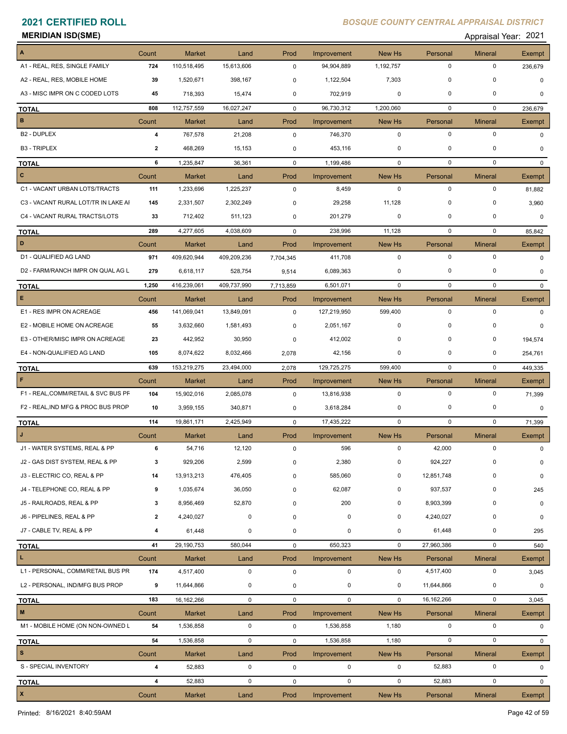**2021 CERTIFIED ROLL**

*BOSQUE COUNTY CENTRAL APPRAISAL DISTRICT*

**MERIDIAN ISD(SME)**

Appraisal Year: 2021

| A | Count | Market | Land | Prod | Improvement | New Hs | Personal | Mineral | Exempt |
|---|---|---|---|---|---|---|---|---|---|
| A1 - REAL, RES, SINGLE FAMILY | 724 | 110,518,495 | 15,613,606 | 0 | 94,904,889 | 1,192,757 | 0 | 0 | 236,679 |
| A2 - REAL, RES, MOBILE HOME | 39 | 1,520,671 | 398,167 | 0 | 1,122,504 | 7,303 | 0 | 0 | 0 |
| A3 - MISC IMPR ON C CODED LOTS | 45 | 718,393 | 15,474 | 0 | 702,919 | 0 | 0 | 0 | 0 |
| **TOTAL** | 808 | 112,757,559 | 16,027,247 | 0 | 96,730,312 | 1,200,060 | 0 | 0 | 236,679 |
| **B** | Count | Market | Land | Prod | Improvement | New Hs | Personal | Mineral | Exempt |
| B2 - DUPLEX | 4 | 767,578 | 21,208 | 0 | 746,370 | 0 | 0 | 0 | 0 |
| B3 - TRIPLEX | 2 | 468,269 | 15,153 | 0 | 453,116 | 0 | 0 | 0 | 0 |
| **TOTAL** | 6 | 1,235,847 | 36,361 | 0 | 1,199,486 | 0 | 0 | 0 | 0 |
| **C** | Count | Market | Land | Prod | Improvement | New Hs | Personal | Mineral | Exempt |
| C1 - VACANT URBAN LOTS/TRACTS | 111 | 1,233,696 | 1,225,237 | 0 | 8,459 | 0 | 0 | 0 | 81,882 |
| C3 - VACANT RURAL LOT/TR IN LAKE AI | 145 | 2,331,507 | 2,302,249 | 0 | 29,258 | 11,128 | 0 | 0 | 3,960 |
| C4 - VACANT RURAL TRACTS/LOTS | 33 | 712,402 | 511,123 | 0 | 201,279 | 0 | 0 | 0 | 0 |
| **TOTAL** | 289 | 4,277,605 | 4,038,609 | 0 | 238,996 | 11,128 | 0 | 0 | 85,842 |
| **D** | Count | Market | Land | Prod | Improvement | New Hs | Personal | Mineral | Exempt |
| D1 - QUALIFIED AG LAND | 971 | 409,620,944 | 409,209,236 | 7,704,345 | 411,708 | 0 | 0 | 0 | 0 |
| D2 - FARM/RANCH IMPR ON QUAL AG L | 279 | 6,618,117 | 528,754 | 9,514 | 6,089,363 | 0 | 0 | 0 | 0 |
| **TOTAL** | 1,250 | 416,239,061 | 409,737,990 | 7,713,859 | 6,501,071 | 0 | 0 | 0 | 0 |
| **E** | Count | Market | Land | Prod | Improvement | New Hs | Personal | Mineral | Exempt |
| E1 - RES IMPR ON ACREAGE | 456 | 141,069,041 | 13,849,091 | 0 | 127,219,950 | 599,400 | 0 | 0 | 0 |
| E2 - MOBILE HOME ON ACREAGE | 55 | 3,632,660 | 1,581,493 | 0 | 2,051,167 | 0 | 0 | 0 | 0 |
| E3 - OTHER/MISC IMPR ON ACREAGE | 23 | 442,952 | 30,950 | 0 | 412,002 | 0 | 0 | 0 | 194,574 |
| E4 - NON-QUALIFIED AG LAND | 105 | 8,074,622 | 8,032,466 | 2,078 | 42,156 | 0 | 0 | 0 | 254,761 |
| **TOTAL** | 639 | 153,219,275 | 23,494,000 | 2,078 | 129,725,275 | 599,400 | 0 | 0 | 449,335 |
| **F** | Count | Market | Land | Prod | Improvement | New Hs | Personal | Mineral | Exempt |
| F1 - REAL,COMM/RETAIL & SVC BUS PF | 104 | 15,902,016 | 2,085,078 | 0 | 13,816,938 | 0 | 0 | 0 | 71,399 |
| F2 - REAL,IND MFG & PROC BUS PROP | 10 | 3,959,155 | 340,871 | 0 | 3,618,284 | 0 | 0 | 0 | 0 |
| **TOTAL** | 114 | 19,861,171 | 2,425,949 | 0 | 17,435,222 | 0 | 0 | 0 | 71,399 |
| **J** | Count | Market | Land | Prod | Improvement | New Hs | Personal | Mineral | Exempt |
| J1 - WATER SYSTEMS, REAL & PP | 6 | 54,716 | 12,120 | 0 | 596 | 0 | 42,000 | 0 | 0 |
| J2 - GAS DIST SYSTEM, REAL & PP | 3 | 929,206 | 2,599 | 0 | 2,380 | 0 | 924,227 | 0 | 0 |
| J3 - ELECTRIC CO, REAL & PP | 14 | 13,913,213 | 476,405 | 0 | 585,060 | 0 | 12,851,748 | 0 | 0 |
| J4 - TELEPHONE CO, REAL & PP | 9 | 1,035,674 | 36,050 | 0 | 62,087 | 0 | 937,537 | 0 | 245 |
| J5 - RAILROADS, REAL & PP | 3 | 8,956,469 | 52,870 | 0 | 200 | 0 | 8,903,399 | 0 | 0 |
| J6 - PIPELINES, REAL & PP | 2 | 4,240,027 | 0 | 0 | 0 | 0 | 4,240,027 | 0 | 0 |
| J7 - CABLE TV, REAL & PP | 4 | 61,448 | 0 | 0 | 0 | 0 | 61,448 | 0 | 295 |
| **TOTAL** | 41 | 29,190,753 | 580,044 | 0 | 650,323 | 0 | 27,960,386 | 0 | 540 |
| **L** | Count | Market | Land | Prod | Improvement | New Hs | Personal | Mineral | Exempt |
| L1 - PERSONAL, COMM/RETAIL BUS PR | 174 | 4,517,400 | 0 | 0 | 0 | 0 | 4,517,400 | 0 | 3,045 |
| L2 - PERSONAL, IND/MFG BUS PROP | 9 | 11,644,866 | 0 | 0 | 0 | 0 | 11,644,866 | 0 | 0 |
| **TOTAL** | 183 | 16,162,266 | 0 | 0 | 0 | 0 | 16,162,266 | 0 | 3,045 |
| **M** | Count | Market | Land | Prod | Improvement | New Hs | Personal | Mineral | Exempt |
| M1 - MOBILE HOME (ON NON-OWNED L | 54 | 1,536,858 | 0 | 0 | 1,536,858 | 1,180 | 0 | 0 | 0 |
| **TOTAL** | 54 | 1,536,858 | 0 | 0 | 1,536,858 | 1,180 | 0 | 0 | 0 |
| **S** | Count | Market | Land | Prod | Improvement | New Hs | Personal | Mineral | Exempt |
| S - SPECIAL INVENTORY | 4 | 52,883 | 0 | 0 | 0 | 0 | 52,883 | 0 | 0 |
| **TOTAL** | 4 | 52,883 | 0 | 0 | 0 | 0 | 52,883 | 0 | 0 |
| **X** | Count | Market | Land | Prod | Improvement | New Hs | Personal | Mineral | Exempt |

Printed: 8/16/2021 8:40:59AM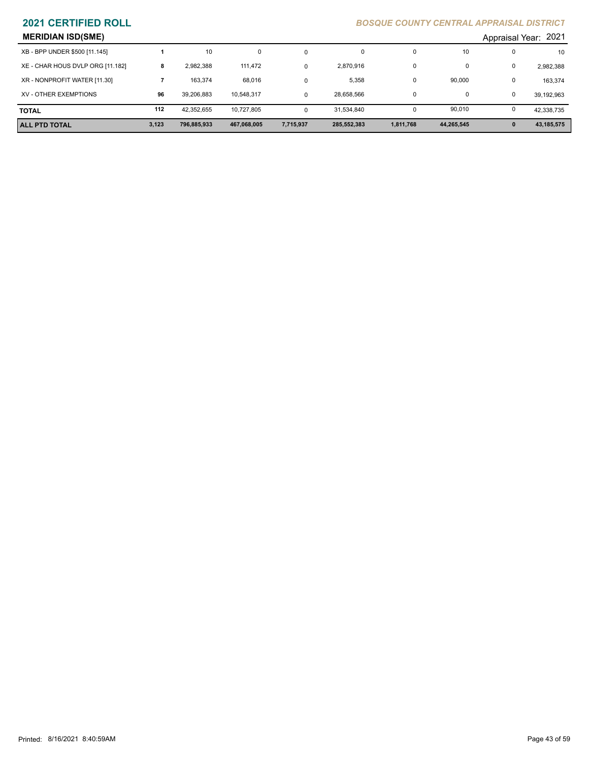## MERIDIAN ISD(SME)

Appraisal Year: 2021

| | | | | | | | | | |
|---|---|---|---|---|---|---|---|---|---|
| XB - BPP UNDER $500 [11.145] | 1 | 10 | 0 | 0 | 0 | 0 | 10 | 0 | 10 |
| XE - CHAR HOUS DVLP ORG [11.182] | 8 | 2,982,388 | 111,472 | 0 | 2,870,916 | 0 | 0 | 0 | 2,982,388 |
| XR - NONPROFIT WATER [11.30] | 7 | 163,374 | 68,016 | 0 | 5,358 | 0 | 90,000 | 0 | 163,374 |
| XV - OTHER EXEMPTIONS | 96 | 39,206,883 | 10,548,317 | 0 | 28,658,566 | 0 | 0 | 0 | 39,192,963 |
| **TOTAL** | 112 | 42,352,655 | 10,727,805 | 0 | 31,534,840 | 0 | 90,010 | 0 | 42,338,735 |
| **ALL PTD TOTAL** | **3,123** | **796,885,933** | **467,068,005** | **7,715,937** | **285,552,383** | **1,811,768** | **44,265,545** | **0** | **43,185,575** |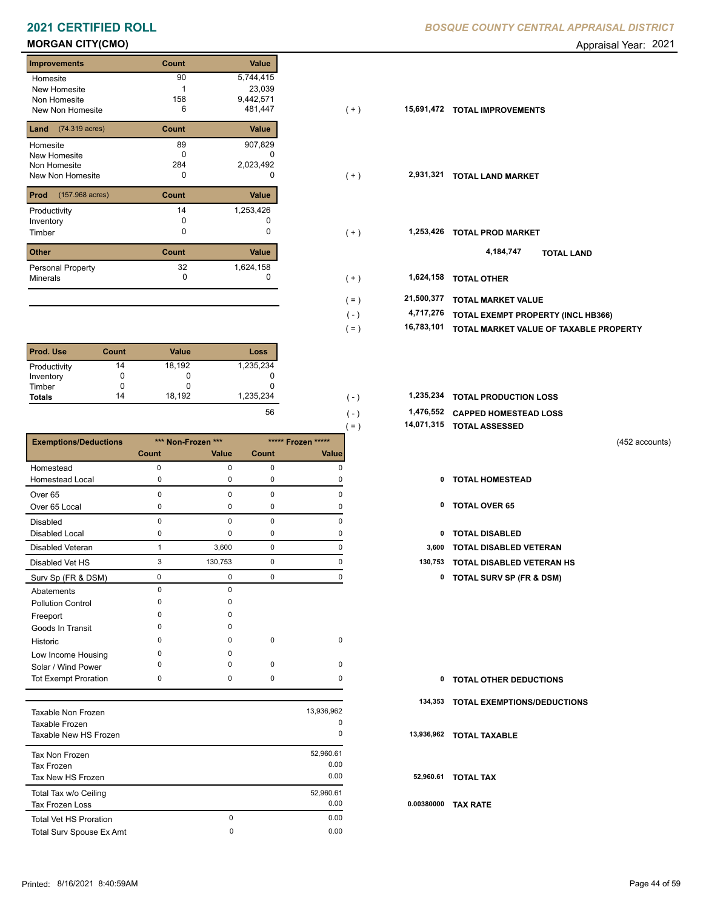# 2021 CERTIFIED ROLL

*BOSQUE COUNTY CENTRAL APPRAISAL DISTRICT*

**MORGAN CITY(CMO)**

Appraisal Year: 2021

| Improvements | Count | Value |
|---|---|---|
| Homesite | 90 | 5,744,415 |
| New Homesite | 1 | 23,039 |
| Non Homesite | 158 | 9,442,571 |
| New Non Homesite | 6 | 481,447 |

( + ) **15,691,472 TOTAL IMPROVEMENTS**

| Land (74.319 acres) | Count | Value |
|---|---|---|
| Homesite | 89 | 907,829 |
| New Homesite | 0 | 0 |
| Non Homesite | 284 | 2,023,492 |
| New Non Homesite | 0 | 0 |

( + ) **2,931,321 TOTAL LAND MARKET**

| Prod (157.968 acres) | Count | Value |
|---|---|---|
| Productivity | 14 | 1,253,426 |
| Inventory | 0 | 0 |
| Timber | 0 | 0 |

( + ) **1,253,426 TOTAL PROD MARKET**

**4,184,747 TOTAL LAND**

| Other | Count | Value |
|---|---|---|
| Personal Property | 32 | 1,624,158 |
| Minerals | 0 | 0 |

( + ) **1,624,158 TOTAL OTHER**

( = ) **21,500,377 TOTAL MARKET VALUE**

( - ) **4,717,276 TOTAL EXEMPT PROPERTY (INCL HB366)**

( = ) **16,783,101 TOTAL MARKET VALUE OF TAXABLE PROPERTY**

| Prod. Use | Count | Value | Loss |
|---|---|---|---|
| Productivity | 14 | 18,192 | 1,235,234 |
| Inventory | 0 | 0 | 0 |
| Timber | 0 | 0 | 0 |
| **Totals** | 14 | 18,192 | 1,235,234 |
| | | | 56 |

( - ) **1,235,234 TOTAL PRODUCTION LOSS**

( - ) **1,476,552 CAPPED HOMESTEAD LOSS**

( = ) **14,071,315 TOTAL ASSESSED**

(452 accounts)

| Exemptions/Deductions | *** Non-Frozen *** | | ***** Frozen ***** | |
|---|---|---|---|---|
| | Count | Value | Count | Value |
| Homestead | 0 | 0 | 0 | 0 |
| Homestead Local | 0 | 0 | 0 | 0 |
| Over 65 | 0 | 0 | 0 | 0 |
| Over 65 Local | 0 | 0 | 0 | 0 |
| Disabled | 0 | 0 | 0 | 0 |
| Disabled Local | 0 | 0 | 0 | 0 |
| Disabled Veteran | 1 | 3,600 | 0 | 0 |
| Disabled Vet HS | 3 | 130,753 | 0 | 0 |
| Surv Sp (FR & DSM) | 0 | 0 | 0 | 0 |
| Abatements | 0 | 0 | | |
| Pollution Control | 0 | 0 | | |
| Freeport | 0 | 0 | | |
| Goods In Transit | 0 | 0 | | |
| Historic | 0 | 0 | 0 | 0 |
| Low Income Housing | 0 | 0 | | |
| Solar / Wind Power | 0 | 0 | 0 | 0 |
| Tot Exempt Proration | 0 | 0 | 0 | 0 |

| | |
|---|---|
| 0 | TOTAL HOMESTEAD |
| 0 | TOTAL OVER 65 |
| 0 | TOTAL DISABLED |
| 3,600 | TOTAL DISABLED VETERAN |
| 130,753 | TOTAL DISABLED VETERAN HS |
| 0 | TOTAL SURV SP (FR & DSM) |
| 0 | TOTAL OTHER DEDUCTIONS |
| 134,353 | TOTAL EXEMPTIONS/DEDUCTIONS |

| | | |
|---|---|---|
| Taxable Non Frozen | | 13,936,962 |
| Taxable Frozen | | 0 |
| Taxable New HS Frozen | | 0 |
| Tax Non Frozen | | 52,960.61 |
| Tax Frozen | | 0.00 |
| Tax New HS Frozen | | 0.00 |
| Total Tax w/o Ceiling | | 52,960.61 |
| Tax Frozen Loss | | 0.00 |
| Total Vet HS Proration | 0 | 0.00 |
| Total Surv Spouse Ex Amt | 0 | 0.00 |

**13,936,962 TOTAL TAXABLE**

**52,960.61 TOTAL TAX**

**0.00380000 TAX RATE**

Printed: 8/16/2021 8:40:59AM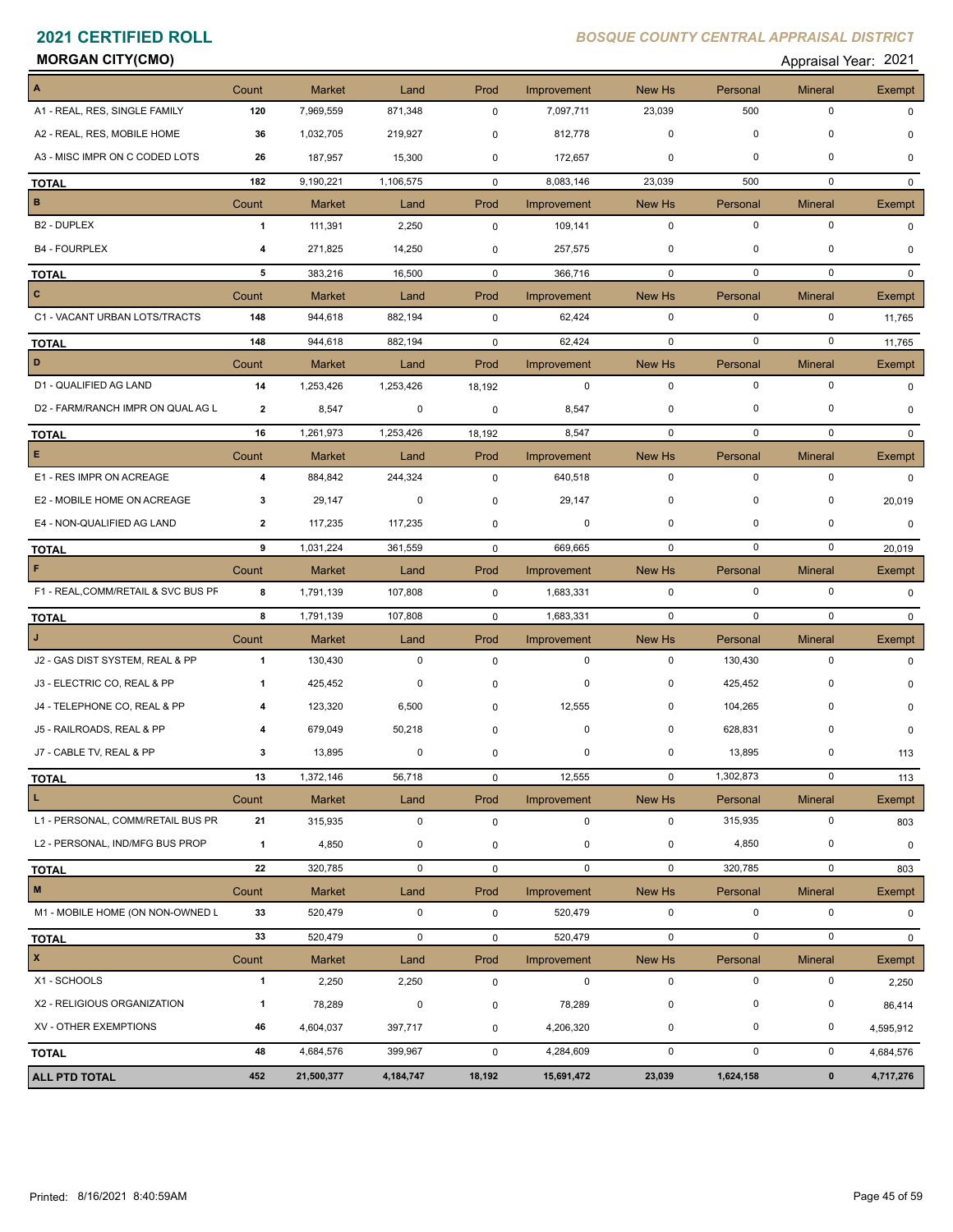# 2021 CERTIFIED ROLL

*BOSQUE COUNTY CENTRAL APPRAISAL DISTRICT*

**MORGAN CITY(CMO)**

Appraisal Year: 2021

| A | Count | Market | Land | Prod | Improvement | New Hs | Personal | Mineral | Exempt |
|---|---|---|---|---|---|---|---|---|---|
| A1 - REAL, RES, SINGLE FAMILY | 120 | 7,969,559 | 871,348 | 0 | 7,097,711 | 23,039 | 500 | 0 | 0 |
| A2 - REAL, RES, MOBILE HOME | 36 | 1,032,705 | 219,927 | 0 | 812,778 | 0 | 0 | 0 | 0 |
| A3 - MISC IMPR ON C CODED LOTS | 26 | 187,957 | 15,300 | 0 | 172,657 | 0 | 0 | 0 | 0 |
| **TOTAL** | 182 | 9,190,221 | 1,106,575 | 0 | 8,083,146 | 23,039 | 500 | 0 | 0 |
| **B** | Count | Market | Land | Prod | Improvement | New Hs | Personal | Mineral | Exempt |
| B2 - DUPLEX | 1 | 111,391 | 2,250 | 0 | 109,141 | 0 | 0 | 0 | 0 |
| B4 - FOURPLEX | 4 | 271,825 | 14,250 | 0 | 257,575 | 0 | 0 | 0 | 0 |
| **TOTAL** | 5 | 383,216 | 16,500 | 0 | 366,716 | 0 | 0 | 0 | 0 |
| **C** | Count | Market | Land | Prod | Improvement | New Hs | Personal | Mineral | Exempt |
| C1 - VACANT URBAN LOTS/TRACTS | 148 | 944,618 | 882,194 | 0 | 62,424 | 0 | 0 | 0 | 11,765 |
| **TOTAL** | 148 | 944,618 | 882,194 | 0 | 62,424 | 0 | 0 | 0 | 11,765 |
| **D** | Count | Market | Land | Prod | Improvement | New Hs | Personal | Mineral | Exempt |
| D1 - QUALIFIED AG LAND | 14 | 1,253,426 | 1,253,426 | 18,192 | 0 | 0 | 0 | 0 | 0 |
| D2 - FARM/RANCH IMPR ON QUAL AG L | 2 | 8,547 | 0 | 0 | 8,547 | 0 | 0 | 0 | 0 |
| **TOTAL** | 16 | 1,261,973 | 1,253,426 | 18,192 | 8,547 | 0 | 0 | 0 | 0 |
| **E** | Count | Market | Land | Prod | Improvement | New Hs | Personal | Mineral | Exempt |
| E1 - RES IMPR ON ACREAGE | 4 | 884,842 | 244,324 | 0 | 640,518 | 0 | 0 | 0 | 0 |
| E2 - MOBILE HOME ON ACREAGE | 3 | 29,147 | 0 | 0 | 29,147 | 0 | 0 | 0 | 20,019 |
| E4 - NON-QUALIFIED AG LAND | 2 | 117,235 | 117,235 | 0 | 0 | 0 | 0 | 0 | 0 |
| **TOTAL** | 9 | 1,031,224 | 361,559 | 0 | 669,665 | 0 | 0 | 0 | 20,019 |
| **F** | Count | Market | Land | Prod | Improvement | New Hs | Personal | Mineral | Exempt |
| F1 - REAL,COMM/RETAIL & SVC BUS PF | 8 | 1,791,139 | 107,808 | 0 | 1,683,331 | 0 | 0 | 0 | 0 |
| **TOTAL** | 8 | 1,791,139 | 107,808 | 0 | 1,683,331 | 0 | 0 | 0 | 0 |
| **J** | Count | Market | Land | Prod | Improvement | New Hs | Personal | Mineral | Exempt |
| J2 - GAS DIST SYSTEM, REAL & PP | 1 | 130,430 | 0 | 0 | 0 | 0 | 130,430 | 0 | 0 |
| J3 - ELECTRIC CO, REAL & PP | 1 | 425,452 | 0 | 0 | 0 | 0 | 425,452 | 0 | 0 |
| J4 - TELEPHONE CO, REAL & PP | 4 | 123,320 | 6,500 | 0 | 12,555 | 0 | 104,265 | 0 | 0 |
| J5 - RAILROADS, REAL & PP | 4 | 679,049 | 50,218 | 0 | 0 | 0 | 628,831 | 0 | 0 |
| J7 - CABLE TV, REAL & PP | 3 | 13,895 | 0 | 0 | 0 | 0 | 13,895 | 0 | 113 |
| **TOTAL** | 13 | 1,372,146 | 56,718 | 0 | 12,555 | 0 | 1,302,873 | 0 | 113 |
| **L** | Count | Market | Land | Prod | Improvement | New Hs | Personal | Mineral | Exempt |
| L1 - PERSONAL, COMM/RETAIL BUS PR | 21 | 315,935 | 0 | 0 | 0 | 0 | 315,935 | 0 | 803 |
| L2 - PERSONAL, IND/MFG BUS PROP | 1 | 4,850 | 0 | 0 | 0 | 0 | 4,850 | 0 | 0 |
| **TOTAL** | 22 | 320,785 | 0 | 0 | 0 | 0 | 320,785 | 0 | 803 |
| **M** | Count | Market | Land | Prod | Improvement | New Hs | Personal | Mineral | Exempt |
| M1 - MOBILE HOME (ON NON-OWNED L | 33 | 520,479 | 0 | 0 | 520,479 | 0 | 0 | 0 | 0 |
| **TOTAL** | 33 | 520,479 | 0 | 0 | 520,479 | 0 | 0 | 0 | 0 |
| **X** | Count | Market | Land | Prod | Improvement | New Hs | Personal | Mineral | Exempt |
| X1 - SCHOOLS | 1 | 2,250 | 2,250 | 0 | 0 | 0 | 0 | 0 | 2,250 |
| X2 - RELIGIOUS ORGANIZATION | 1 | 78,289 | 0 | 0 | 78,289 | 0 | 0 | 0 | 86,414 |
| XV - OTHER EXEMPTIONS | 46 | 4,604,037 | 397,717 | 0 | 4,206,320 | 0 | 0 | 0 | 4,595,912 |
| **TOTAL** | 48 | 4,684,576 | 399,967 | 0 | 4,284,609 | 0 | 0 | 0 | 4,684,576 |
| **ALL PTD TOTAL** | **452** | **21,500,377** | **4,184,747** | **18,192** | **15,691,472** | **23,039** | **1,624,158** | **0** | **4,717,276** |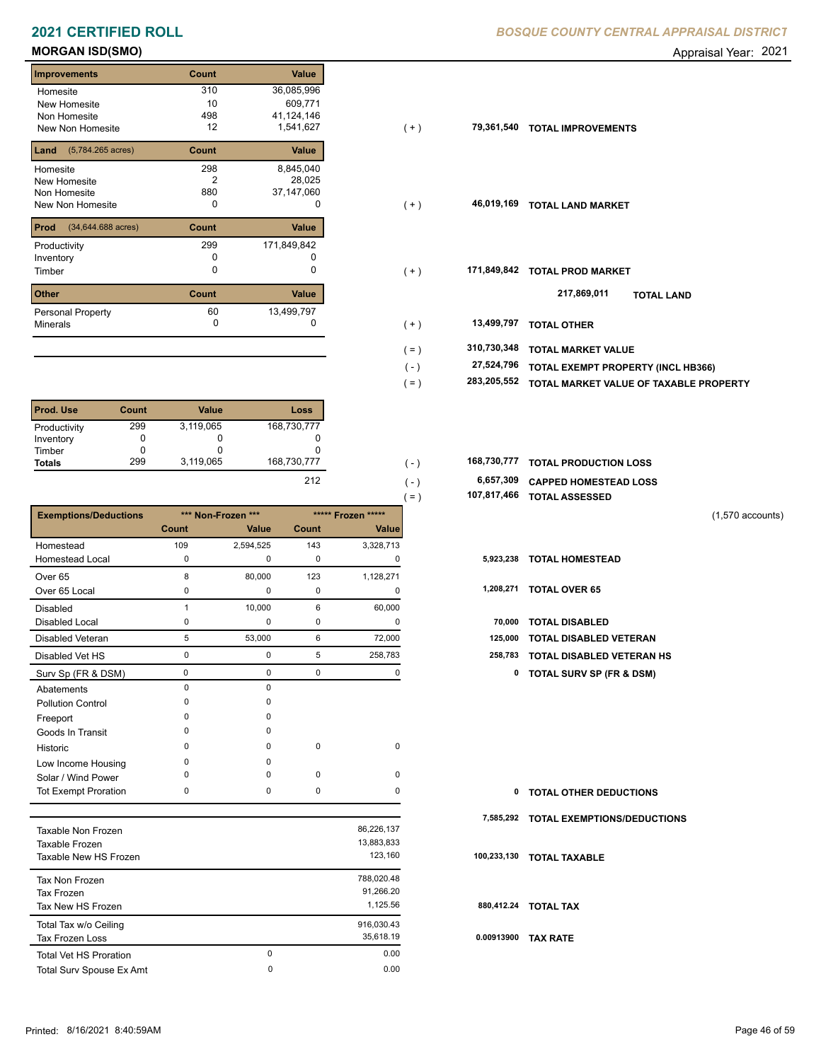# 2021 CERTIFIED ROLL

*BOSQUE COUNTY CENTRAL APPRAISAL DISTRICT*

**MORGAN ISD(SMO)**

Appraisal Year: 2021

| Improvements | Count | Value | | | |
|---|---|---|---|---|---|
| Homesite | 310 | 36,085,996 | | | |
| New Homesite | 10 | 609,771 | | | |
| Non Homesite | 498 | 41,124,146 | | | |
| New Non Homesite | 12 | 1,541,627 | ( + ) | 79,361,540 | TOTAL IMPROVEMENTS |
| **Land** (5,784.265 acres) | **Count** | **Value** | | | |
| Homesite | 298 | 8,845,040 | | | |
| New Homesite | 2 | 28,025 | | | |
| Non Homesite | 880 | 37,147,060 | | | |
| New Non Homesite | 0 | 0 | ( + ) | 46,019,169 | TOTAL LAND MARKET |
| **Prod** (34,644.688 acres) | **Count** | **Value** | | | |
| Productivity | 299 | 171,849,842 | | | |
| Inventory | 0 | 0 | | | |
| Timber | 0 | 0 | ( + ) | 171,849,842 | TOTAL PROD MARKET |
| | | | | 217,869,011 | TOTAL LAND |
| **Other** | **Count** | **Value** | | | |
| Personal Property | 60 | 13,499,797 | | | |
| Minerals | 0 | 0 | ( + ) | 13,499,797 | TOTAL OTHER |
| | | | ( = ) | 310,730,348 | TOTAL MARKET VALUE |
| | | | ( - ) | 27,524,796 | TOTAL EXEMPT PROPERTY (INCL HB366) |
| | | | ( = ) | 283,205,552 | TOTAL MARKET VALUE OF TAXABLE PROPERTY |

| Prod. Use | Count | Value | Loss | | | |
|---|---|---|---|---|---|---|
| Productivity | 299 | 3,119,065 | 168,730,777 | | | |
| Inventory | 0 | 0 | 0 | | | |
| Timber | 0 | 0 | 0 | | | |
| **Totals** | 299 | 3,119,065 | 168,730,777 | ( - ) | 168,730,777 | TOTAL PRODUCTION LOSS |
| | | | 212 | ( - ) | 6,657,309 | CAPPED HOMESTEAD LOSS |
| | | | | ( = ) | 107,817,466 | TOTAL ASSESSED |

(1,570 accounts)

| Exemptions/Deductions | Non-Frozen Count | Non-Frozen Value | Frozen Count | Frozen Value | | |
|---|---|---|---|---|---|---|
| Homestead | 109 | 2,594,525 | 143 | 3,328,713 | | |
| Homestead Local | 0 | 0 | 0 | 0 | 5,923,238 | TOTAL HOMESTEAD |
| Over 65 | 8 | 80,000 | 123 | 1,128,271 | | |
| Over 65 Local | 0 | 0 | 0 | 0 | 1,208,271 | TOTAL OVER 65 |
| Disabled | 1 | 10,000 | 6 | 60,000 | | |
| Disabled Local | 0 | 0 | 0 | 0 | 70,000 | TOTAL DISABLED |
| Disabled Veteran | 5 | 53,000 | 6 | 72,000 | 125,000 | TOTAL DISABLED VETERAN |
| Disabled Vet HS | 0 | 0 | 5 | 258,783 | 258,783 | TOTAL DISABLED VETERAN HS |
| Surv Sp (FR & DSM) | 0 | 0 | 0 | 0 | 0 | TOTAL SURV SP (FR & DSM) |
| Abatements | 0 | 0 | | | | |
| Pollution Control | 0 | 0 | | | | |
| Freeport | 0 | 0 | | | | |
| Goods In Transit | 0 | 0 | | | | |
| Historic | 0 | 0 | 0 | 0 | | |
| Low Income Housing | 0 | 0 | | | | |
| Solar / Wind Power | 0 | 0 | 0 | 0 | | |
| Tot Exempt Proration | 0 | 0 | 0 | 0 | 0 | TOTAL OTHER DEDUCTIONS |
| | | | | | 7,585,292 | TOTAL EXEMPTIONS/DEDUCTIONS |

| | | | | |
|---|---|---|---|---|
| Taxable Non Frozen | | 86,226,137 | | |
| Taxable Frozen | | 13,883,833 | | |
| Taxable New HS Frozen | | 123,160 | 100,233,130 | TOTAL TAXABLE |
| Tax Non Frozen | | 788,020.48 | | |
| Tax Frozen | | 91,266.20 | | |
| Tax New HS Frozen | | 1,125.56 | 880,412.24 | TOTAL TAX |
| Total Tax w/o Ceiling | | 916,030.43 | | |
| Tax Frozen Loss | | 35,618.19 | 0.00913900 | TAX RATE |
| Total Vet HS Proration | 0 | 0.00 | | |
| Total Surv Spouse Ex Amt | 0 | 0.00 | | |

Printed: 8/16/2021 8:40:59AM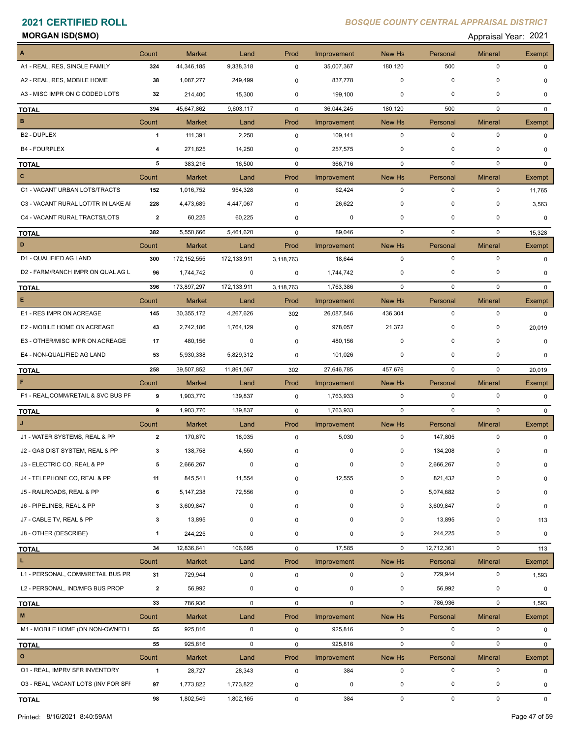# 2021 CERTIFIED ROLL

*BOSQUE COUNTY CENTRAL APPRAISAL DISTRICT*

**MORGAN ISD(SMO)**

Appraisal Year: 2021

| A | Count | Market | Land | Prod | Improvement | New Hs | Personal | Mineral | Exempt |
|---|---|---|---|---|---|---|---|---|---|
| A1 - REAL, RES, SINGLE FAMILY | 324 | 44,346,185 | 9,338,318 | 0 | 35,007,367 | 180,120 | 500 | 0 | 0 |
| A2 - REAL, RES, MOBILE HOME | 38 | 1,087,277 | 249,499 | 0 | 837,778 | 0 | 0 | 0 | 0 |
| A3 - MISC IMPR ON C CODED LOTS | 32 | 214,400 | 15,300 | 0 | 199,100 | 0 | 0 | 0 | 0 |
| **TOTAL** | 394 | 45,647,862 | 9,603,117 | 0 | 36,044,245 | 180,120 | 500 | 0 | 0 |
| **B** | Count | Market | Land | Prod | Improvement | New Hs | Personal | Mineral | Exempt |
| B2 - DUPLEX | 1 | 111,391 | 2,250 | 0 | 109,141 | 0 | 0 | 0 | 0 |
| B4 - FOURPLEX | 4 | 271,825 | 14,250 | 0 | 257,575 | 0 | 0 | 0 | 0 |
| **TOTAL** | 5 | 383,216 | 16,500 | 0 | 366,716 | 0 | 0 | 0 | 0 |
| **C** | Count | Market | Land | Prod | Improvement | New Hs | Personal | Mineral | Exempt |
| C1 - VACANT URBAN LOTS/TRACTS | 152 | 1,016,752 | 954,328 | 0 | 62,424 | 0 | 0 | 0 | 11,765 |
| C3 - VACANT RURAL LOT/TR IN LAKE AI | 228 | 4,473,689 | 4,447,067 | 0 | 26,622 | 0 | 0 | 0 | 3,563 |
| C4 - VACANT RURAL TRACTS/LOTS | 2 | 60,225 | 60,225 | 0 | 0 | 0 | 0 | 0 | 0 |
| **TOTAL** | 382 | 5,550,666 | 5,461,620 | 0 | 89,046 | 0 | 0 | 0 | 15,328 |
| **D** | Count | Market | Land | Prod | Improvement | New Hs | Personal | Mineral | Exempt |
| D1 - QUALIFIED AG LAND | 300 | 172,152,555 | 172,133,911 | 3,118,763 | 18,644 | 0 | 0 | 0 | 0 |
| D2 - FARM/RANCH IMPR ON QUAL AG L | 96 | 1,744,742 | 0 | 0 | 1,744,742 | 0 | 0 | 0 | 0 |
| **TOTAL** | 396 | 173,897,297 | 172,133,911 | 3,118,763 | 1,763,386 | 0 | 0 | 0 | 0 |
| **E** | Count | Market | Land | Prod | Improvement | New Hs | Personal | Mineral | Exempt |
| E1 - RES IMPR ON ACREAGE | 145 | 30,355,172 | 4,267,626 | 302 | 26,087,546 | 436,304 | 0 | 0 | 0 |
| E2 - MOBILE HOME ON ACREAGE | 43 | 2,742,186 | 1,764,129 | 0 | 978,057 | 21,372 | 0 | 0 | 20,019 |
| E3 - OTHER/MISC IMPR ON ACREAGE | 17 | 480,156 | 0 | 0 | 480,156 | 0 | 0 | 0 | 0 |
| E4 - NON-QUALIFIED AG LAND | 53 | 5,930,338 | 5,829,312 | 0 | 101,026 | 0 | 0 | 0 | 0 |
| **TOTAL** | 258 | 39,507,852 | 11,861,067 | 302 | 27,646,785 | 457,676 | 0 | 0 | 20,019 |
| **F** | Count | Market | Land | Prod | Improvement | New Hs | Personal | Mineral | Exempt |
| F1 - REAL,COMM/RETAIL & SVC BUS PF | 9 | 1,903,770 | 139,837 | 0 | 1,763,933 | 0 | 0 | 0 | 0 |
| **TOTAL** | 9 | 1,903,770 | 139,837 | 0 | 1,763,933 | 0 | 0 | 0 | 0 |
| **J** | Count | Market | Land | Prod | Improvement | New Hs | Personal | Mineral | Exempt |
| J1 - WATER SYSTEMS, REAL & PP | 2 | 170,870 | 18,035 | 0 | 5,030 | 0 | 147,805 | 0 | 0 |
| J2 - GAS DIST SYSTEM, REAL & PP | 3 | 138,758 | 4,550 | 0 | 0 | 0 | 134,208 | 0 | 0 |
| J3 - ELECTRIC CO, REAL & PP | 5 | 2,666,267 | 0 | 0 | 0 | 0 | 2,666,267 | 0 | 0 |
| J4 - TELEPHONE CO, REAL & PP | 11 | 845,541 | 11,554 | 0 | 12,555 | 0 | 821,432 | 0 | 0 |
| J5 - RAILROADS, REAL & PP | 6 | 5,147,238 | 72,556 | 0 | 0 | 0 | 5,074,682 | 0 | 0 |
| J6 - PIPELINES, REAL & PP | 3 | 3,609,847 | 0 | 0 | 0 | 0 | 3,609,847 | 0 | 0 |
| J7 - CABLE TV, REAL & PP | 3 | 13,895 | 0 | 0 | 0 | 0 | 13,895 | 0 | 113 |
| J8 - OTHER (DESCRIBE) | 1 | 244,225 | 0 | 0 | 0 | 0 | 244,225 | 0 | 0 |
| **TOTAL** | 34 | 12,836,641 | 106,695 | 0 | 17,585 | 0 | 12,712,361 | 0 | 113 |
| **L** | Count | Market | Land | Prod | Improvement | New Hs | Personal | Mineral | Exempt |
| L1 - PERSONAL, COMM/RETAIL BUS PR | 31 | 729,944 | 0 | 0 | 0 | 0 | 729,944 | 0 | 1,593 |
| L2 - PERSONAL, IND/MFG BUS PROP | 2 | 56,992 | 0 | 0 | 0 | 0 | 56,992 | 0 | 0 |
| **TOTAL** | 33 | 786,936 | 0 | 0 | 0 | 0 | 786,936 | 0 | 1,593 |
| **M** | Count | Market | Land | Prod | Improvement | New Hs | Personal | Mineral | Exempt |
| M1 - MOBILE HOME (ON NON-OWNED L | 55 | 925,816 | 0 | 0 | 925,816 | 0 | 0 | 0 | 0 |
| **TOTAL** | 55 | 925,816 | 0 | 0 | 925,816 | 0 | 0 | 0 | 0 |
| **O** | Count | Market | Land | Prod | Improvement | New Hs | Personal | Mineral | Exempt |
| O1 - REAL, IMPRV SFR INVENTORY | 1 | 28,727 | 28,343 | 0 | 384 | 0 | 0 | 0 | 0 |
| O3 - REAL, VACANT LOTS (INV FOR SFF | 97 | 1,773,822 | 1,773,822 | 0 | 0 | 0 | 0 | 0 | 0 |
| **TOTAL** | 98 | 1,802,549 | 1,802,165 | 0 | 384 | 0 | 0 | 0 | 0 |

Printed: 8/16/2021 8:40:59AM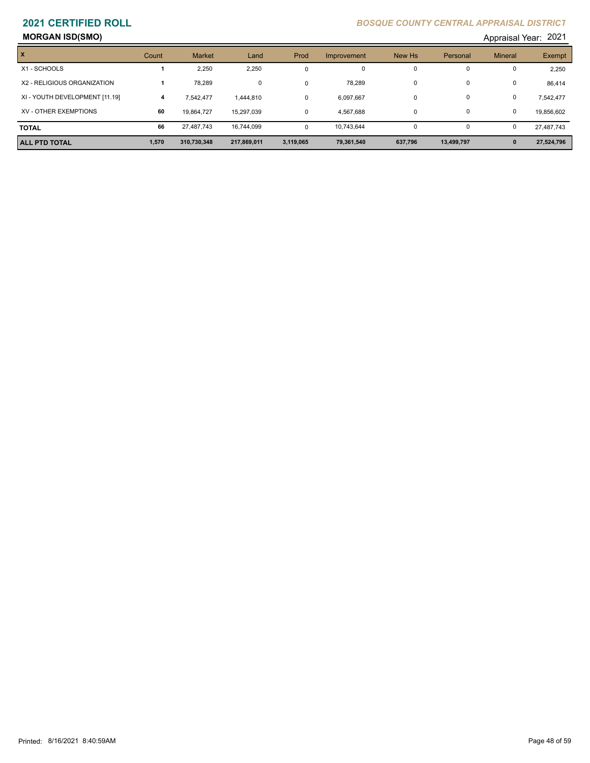# 2021 CERTIFIED ROLL

*BOSQUE COUNTY CENTRAL APPRAISAL DISTRICT*

## MORGAN ISD(SMO)

Appraisal Year: 2021

| X | Count | Market | Land | Prod | Improvement | New Hs | Personal | Mineral | Exempt |
|---|---|---|---|---|---|---|---|---|---|
| X1 - SCHOOLS | 1 | 2,250 | 2,250 | 0 | 0 | 0 | 0 | 0 | 2,250 |
| X2 - RELIGIOUS ORGANIZATION | 1 | 78,289 | 0 | 0 | 78,289 | 0 | 0 | 0 | 86,414 |
| XI - YOUTH DEVELOPMENT [11.19] | 4 | 7,542,477 | 1,444,810 | 0 | 6,097,667 | 0 | 0 | 0 | 7,542,477 |
| XV - OTHER EXEMPTIONS | 60 | 19,864,727 | 15,297,039 | 0 | 4,567,688 | 0 | 0 | 0 | 19,856,602 |
| **TOTAL** | **66** | 27,487,743 | 16,744,099 | 0 | 10,743,644 | 0 | 0 | 0 | 27,487,743 |
| **ALL PTD TOTAL** | **1,570** | **310,730,348** | **217,869,011** | **3,119,065** | **79,361,540** | **637,796** | **13,499,797** | **0** | **27,524,796** |

Printed: 8/16/2021 8:40:59AM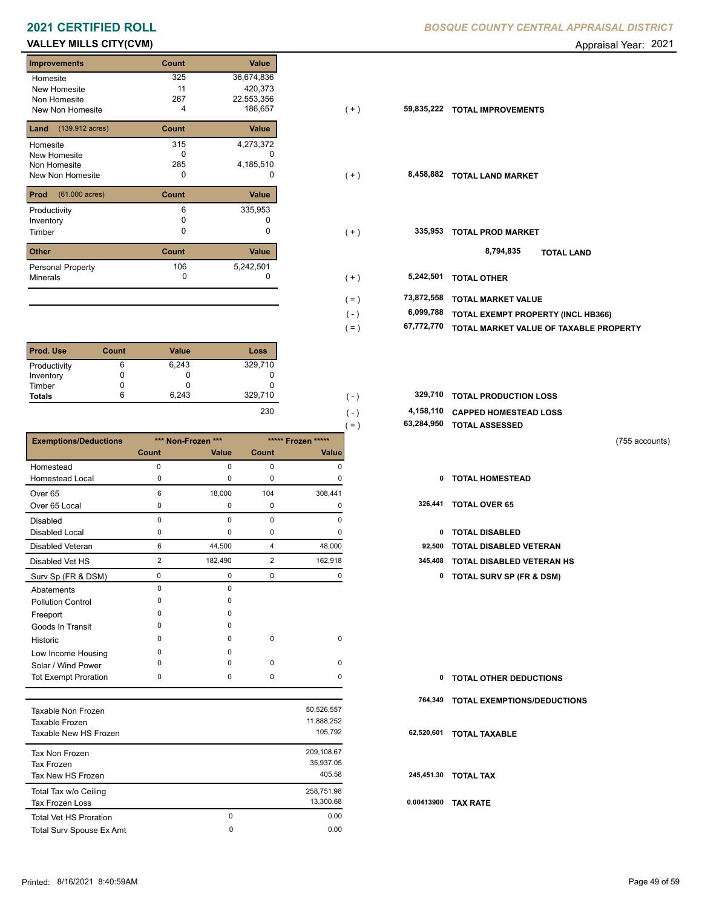# 2021 CERTIFIED ROLL

*BOSQUE COUNTY CENTRAL APPRAISAL DISTRICT*

**VALLEY MILLS CITY(CVM)**

Appraisal Year: 2021

| Improvements | Count | Value | | | |
|---|---|---|---|---|---|
| Homesite | 325 | 36,674,836 | | | |
| New Homesite | 11 | 420,373 | | | |
| Non Homesite | 267 | 22,553,356 | | | |
| New Non Homesite | 4 | 186,657 | ( + ) | 59,835,222 | **TOTAL IMPROVEMENTS** |
| **Land** (139.912 acres) | **Count** | **Value** | | | |
| Homesite | 315 | 4,273,372 | | | |
| New Homesite | 0 | 0 | | | |
| Non Homesite | 285 | 4,185,510 | | | |
| New Non Homesite | 0 | 0 | ( + ) | 8,458,882 | **TOTAL LAND MARKET** |
| **Prod** (61.000 acres) | **Count** | **Value** | | | |
| Productivity | 6 | 335,953 | | | |
| Inventory | 0 | 0 | | | |
| Timber | 0 | 0 | ( + ) | 335,953 | **TOTAL PROD MARKET** |
| | | | | 8,794,835 | **TOTAL LAND** |
| **Other** | **Count** | **Value** | | | |
| Personal Property | 106 | 5,242,501 | | | |
| Minerals | 0 | 0 | ( + ) | 5,242,501 | **TOTAL OTHER** |
| | | | ( = ) | 73,872,558 | **TOTAL MARKET VALUE** |
| | | | ( - ) | 6,099,788 | **TOTAL EXEMPT PROPERTY (INCL HB366)** |
| | | | ( = ) | 67,772,770 | **TOTAL MARKET VALUE OF TAXABLE PROPERTY** |

| Prod. Use | Count | Value | Loss | | | |
|---|---|---|---|---|---|---|
| Productivity | 6 | 6,243 | 329,710 | | | |
| Inventory | 0 | 0 | 0 | | | |
| Timber | 0 | 0 | 0 | | | |
| **Totals** | 6 | 6,243 | 329,710 | ( - ) | 329,710 | **TOTAL PRODUCTION LOSS** |
| | | | 230 | ( - ) | 4,158,110 | **CAPPED HOMESTEAD LOSS** |
| | | | | ( = ) | 63,284,950 | **TOTAL ASSESSED** |

(755 accounts)

| Exemptions/Deductions | \*\*\* Non-Frozen \*\*\* Count | Non-Frozen Value | \*\*\*\*\* Frozen \*\*\*\*\* Count | Frozen Value | | |
|---|---|---|---|---|---|---|
| Homestead | 0 | 0 | 0 | 0 | | |
| Homestead Local | 0 | 0 | 0 | 0 | 0 | **TOTAL HOMESTEAD** |
| Over 65 | 6 | 18,000 | 104 | 308,441 | | |
| Over 65 Local | 0 | 0 | 0 | 0 | 326,441 | **TOTAL OVER 65** |
| Disabled | 0 | 0 | 0 | 0 | | |
| Disabled Local | 0 | 0 | 0 | 0 | 0 | **TOTAL DISABLED** |
| Disabled Veteran | 6 | 44,500 | 4 | 48,000 | 92,500 | **TOTAL DISABLED VETERAN** |
| Disabled Vet HS | 2 | 182,490 | 2 | 162,918 | 345,408 | **TOTAL DISABLED VETERAN HS** |
| Surv Sp (FR & DSM) | 0 | 0 | 0 | 0 | 0 | **TOTAL SURV SP (FR & DSM)** |
| Abatements | 0 | 0 | | | | |
| Pollution Control | 0 | 0 | | | | |
| Freeport | 0 | 0 | | | | |
| Goods In Transit | 0 | 0 | | | | |
| Historic | 0 | 0 | 0 | 0 | | |
| Low Income Housing | 0 | 0 | | | | |
| Solar / Wind Power | 0 | 0 | 0 | 0 | | |
| Tot Exempt Proration | 0 | 0 | 0 | 0 | 0 | **TOTAL OTHER DEDUCTIONS** |
| | | | | | 764,349 | **TOTAL EXEMPTIONS/DEDUCTIONS** |

| | | | | |
|---|---|---|---|---|
| Taxable Non Frozen | | 50,526,557 | | |
| Taxable Frozen | | 11,888,252 | | |
| Taxable New HS Frozen | | 105,792 | 62,520,601 | **TOTAL TAXABLE** |
| Tax Non Frozen | | 209,108.67 | | |
| Tax Frozen | | 35,937.05 | | |
| Tax New HS Frozen | | 405.58 | 245,451.30 | **TOTAL TAX** |
| Total Tax w/o Ceiling | | 258,751.98 | | |
| Tax Frozen Loss | | 13,300.68 | 0.00413900 | **TAX RATE** |
| Total Vet HS Proration | 0 | 0.00 | | |
| Total Surv Spouse Ex Amt | 0 | 0.00 | | |

Printed: 8/16/2021 8:40:59AM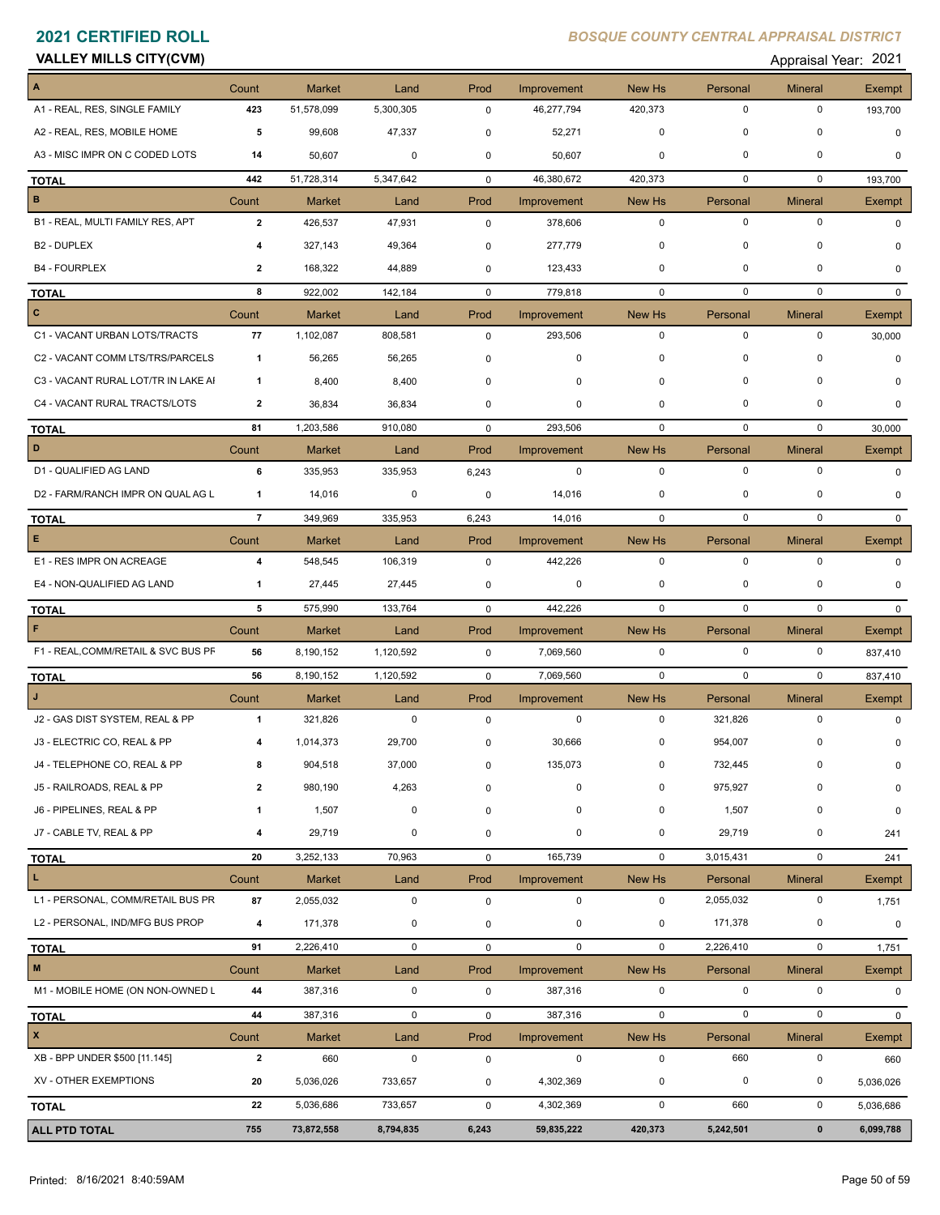# 2021 CERTIFIED ROLL

*BOSQUE COUNTY CENTRAL APPRAISAL DISTRICT*

**VALLEY MILLS CITY(CVM)**

Appraisal Year: 2021

| | Count | Market | Land | Prod | Improvement | New Hs | Personal | Mineral | Exempt |
|---|---|---|---|---|---|---|---|---|---|
| **A** | Count | Market | Land | Prod | Improvement | New Hs | Personal | Mineral | Exempt |
| A1 - REAL, RES, SINGLE FAMILY | 423 | 51,578,099 | 5,300,305 | 0 | 46,277,794 | 420,373 | 0 | 0 | 193,700 |
| A2 - REAL, RES, MOBILE HOME | 5 | 99,608 | 47,337 | 0 | 52,271 | 0 | 0 | 0 | 0 |
| A3 - MISC IMPR ON C CODED LOTS | 14 | 50,607 | 0 | 0 | 50,607 | 0 | 0 | 0 | 0 |
| **TOTAL** | 442 | 51,728,314 | 5,347,642 | 0 | 46,380,672 | 420,373 | 0 | 0 | 193,700 |
| **B** | Count | Market | Land | Prod | Improvement | New Hs | Personal | Mineral | Exempt |
| B1 - REAL, MULTI FAMILY RES, APT | 2 | 426,537 | 47,931 | 0 | 378,606 | 0 | 0 | 0 | 0 |
| B2 - DUPLEX | 4 | 327,143 | 49,364 | 0 | 277,779 | 0 | 0 | 0 | 0 |
| B4 - FOURPLEX | 2 | 168,322 | 44,889 | 0 | 123,433 | 0 | 0 | 0 | 0 |
| **TOTAL** | 8 | 922,002 | 142,184 | 0 | 779,818 | 0 | 0 | 0 | 0 |
| **C** | Count | Market | Land | Prod | Improvement | New Hs | Personal | Mineral | Exempt |
| C1 - VACANT URBAN LOTS/TRACTS | 77 | 1,102,087 | 808,581 | 0 | 293,506 | 0 | 0 | 0 | 30,000 |
| C2 - VACANT COMM LTS/TRS/PARCELS | 1 | 56,265 | 56,265 | 0 | 0 | 0 | 0 | 0 | 0 |
| C3 - VACANT RURAL LOT/TR IN LAKE AI | 1 | 8,400 | 8,400 | 0 | 0 | 0 | 0 | 0 | 0 |
| C4 - VACANT RURAL TRACTS/LOTS | 2 | 36,834 | 36,834 | 0 | 0 | 0 | 0 | 0 | 0 |
| **TOTAL** | 81 | 1,203,586 | 910,080 | 0 | 293,506 | 0 | 0 | 0 | 30,000 |
| **D** | Count | Market | Land | Prod | Improvement | New Hs | Personal | Mineral | Exempt |
| D1 - QUALIFIED AG LAND | 6 | 335,953 | 335,953 | 6,243 | 0 | 0 | 0 | 0 | 0 |
| D2 - FARM/RANCH IMPR ON QUAL AG L | 1 | 14,016 | 0 | 0 | 14,016 | 0 | 0 | 0 | 0 |
| **TOTAL** | 7 | 349,969 | 335,953 | 6,243 | 14,016 | 0 | 0 | 0 | 0 |
| **E** | Count | Market | Land | Prod | Improvement | New Hs | Personal | Mineral | Exempt |
| E1 - RES IMPR ON ACREAGE | 4 | 548,545 | 106,319 | 0 | 442,226 | 0 | 0 | 0 | 0 |
| E4 - NON-QUALIFIED AG LAND | 1 | 27,445 | 27,445 | 0 | 0 | 0 | 0 | 0 | 0 |
| **TOTAL** | 5 | 575,990 | 133,764 | 0 | 442,226 | 0 | 0 | 0 | 0 |
| **F** | Count | Market | Land | Prod | Improvement | New Hs | Personal | Mineral | Exempt |
| F1 - REAL,COMM/RETAIL & SVC BUS PF | 56 | 8,190,152 | 1,120,592 | 0 | 7,069,560 | 0 | 0 | 0 | 837,410 |
| **TOTAL** | 56 | 8,190,152 | 1,120,592 | 0 | 7,069,560 | 0 | 0 | 0 | 837,410 |
| **J** | Count | Market | Land | Prod | Improvement | New Hs | Personal | Mineral | Exempt |
| J2 - GAS DIST SYSTEM, REAL & PP | 1 | 321,826 | 0 | 0 | 0 | 0 | 321,826 | 0 | 0 |
| J3 - ELECTRIC CO, REAL & PP | 4 | 1,014,373 | 29,700 | 0 | 30,666 | 0 | 954,007 | 0 | 0 |
| J4 - TELEPHONE CO, REAL & PP | 8 | 904,518 | 37,000 | 0 | 135,073 | 0 | 732,445 | 0 | 0 |
| J5 - RAILROADS, REAL & PP | 2 | 980,190 | 4,263 | 0 | 0 | 0 | 975,927 | 0 | 0 |
| J6 - PIPELINES, REAL & PP | 1 | 1,507 | 0 | 0 | 0 | 0 | 1,507 | 0 | 0 |
| J7 - CABLE TV, REAL & PP | 4 | 29,719 | 0 | 0 | 0 | 0 | 29,719 | 0 | 241 |
| **TOTAL** | 20 | 3,252,133 | 70,963 | 0 | 165,739 | 0 | 3,015,431 | 0 | 241 |
| **L** | Count | Market | Land | Prod | Improvement | New Hs | Personal | Mineral | Exempt |
| L1 - PERSONAL, COMM/RETAIL BUS PR | 87 | 2,055,032 | 0 | 0 | 0 | 0 | 2,055,032 | 0 | 1,751 |
| L2 - PERSONAL, IND/MFG BUS PROP | 4 | 171,378 | 0 | 0 | 0 | 0 | 171,378 | 0 | 0 |
| **TOTAL** | 91 | 2,226,410 | 0 | 0 | 0 | 0 | 2,226,410 | 0 | 1,751 |
| **M** | Count | Market | Land | Prod | Improvement | New Hs | Personal | Mineral | Exempt |
| M1 - MOBILE HOME (ON NON-OWNED L | 44 | 387,316 | 0 | 0 | 387,316 | 0 | 0 | 0 | 0 |
| **TOTAL** | 44 | 387,316 | 0 | 0 | 387,316 | 0 | 0 | 0 | 0 |
| **X** | Count | Market | Land | Prod | Improvement | New Hs | Personal | Mineral | Exempt |
| XB - BPP UNDER $500 [11.145] | 2 | 660 | 0 | 0 | 0 | 0 | 660 | 0 | 660 |
| XV - OTHER EXEMPTIONS | 20 | 5,036,026 | 733,657 | 0 | 4,302,369 | 0 | 0 | 0 | 5,036,026 |
| **TOTAL** | 22 | 5,036,686 | 733,657 | 0 | 4,302,369 | 0 | 660 | 0 | 5,036,686 |
| **ALL PTD TOTAL** | **755** | **73,872,558** | **8,794,835** | **6,243** | **59,835,222** | **420,373** | **5,242,501** | **0** | **6,099,788** |

Printed: 8/16/2021 8:40:59AM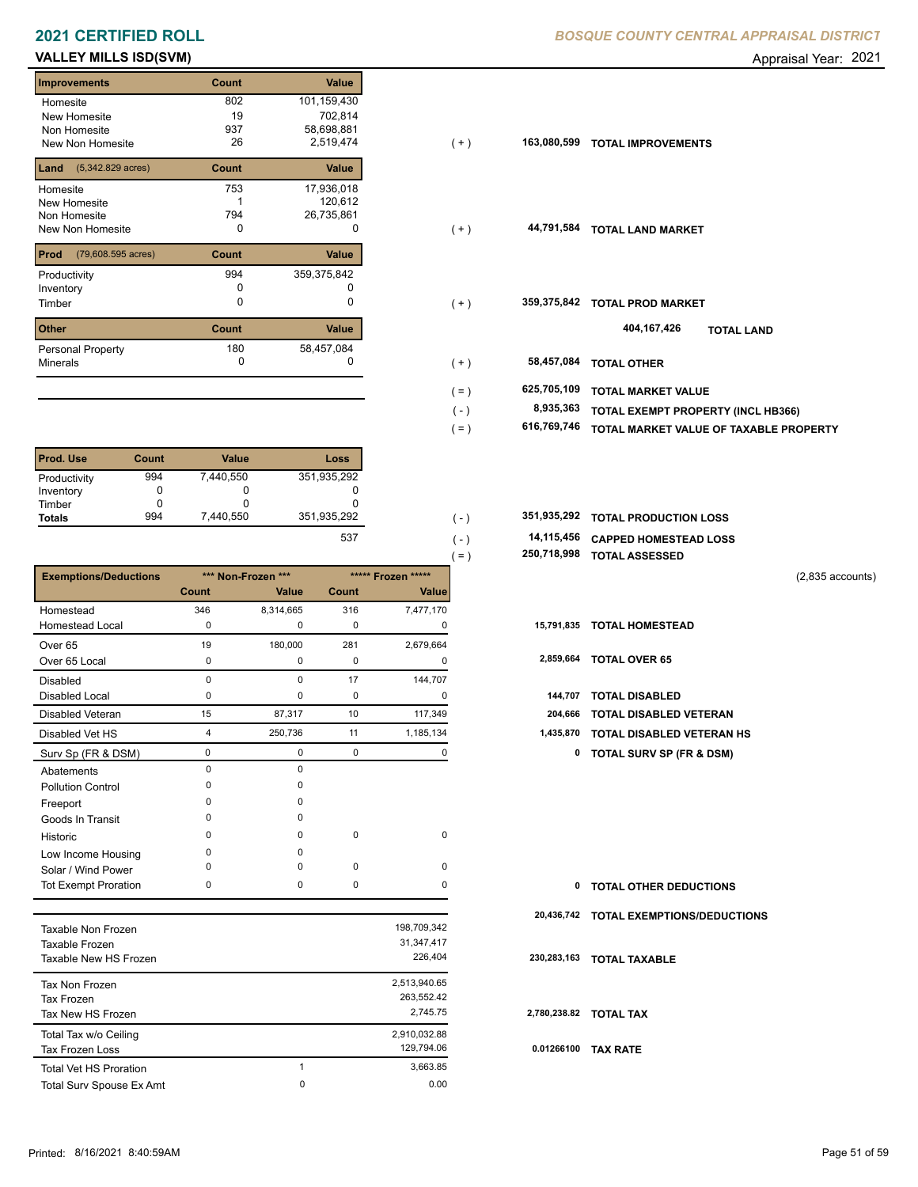# 2021 CERTIFIED ROLL

**BOSQUE COUNTY CENTRAL APPRAISAL DISTRICT**

**VALLEY MILLS ISD(SVM)**

Appraisal Year: 2021

| Improvements | Count | Value | | | |
|---|---|---|---|---|---|
| Homesite | 802 | 101,159,430 | | | |
| New Homesite | 19 | 702,814 | | | |
| Non Homesite | 937 | 58,698,881 | | | |
| New Non Homesite | 26 | 2,519,474 | ( + ) | 163,080,599 | TOTAL IMPROVEMENTS |

| Land (5,342.829 acres) | Count | Value | | | |
|---|---|---|---|---|---|
| Homesite | 753 | 17,936,018 | | | |
| New Homesite | 1 | 120,612 | | | |
| Non Homesite | 794 | 26,735,861 | | | |
| New Non Homesite | 0 | 0 | ( + ) | 44,791,584 | TOTAL LAND MARKET |

| Prod (79,608.595 acres) | Count | Value | | | |
|---|---|---|---|---|---|
| Productivity | 994 | 359,375,842 | | | |
| Inventory | 0 | 0 | | | |
| Timber | 0 | 0 | ( + ) | 359,375,842 | TOTAL PROD MARKET |
| | | | | 404,167,426 | TOTAL LAND |

| Other | Count | Value | | | |
|---|---|---|---|---|---|
| Personal Property | 180 | 58,457,084 | | | |
| Minerals | 0 | 0 | ( + ) | 58,457,084 | TOTAL OTHER |
| | | | ( = ) | 625,705,109 | TOTAL MARKET VALUE |
| | | | ( - ) | 8,935,363 | TOTAL EXEMPT PROPERTY (INCL HB366) |
| | | | ( = ) | 616,769,746 | TOTAL MARKET VALUE OF TAXABLE PROPERTY |

| Prod. Use | Count | Value | Loss | | | |
|---|---|---|---|---|---|---|
| Productivity | 994 | 7,440,550 | 351,935,292 | | | |
| Inventory | 0 | 0 | 0 | | | |
| Timber | 0 | 0 | 0 | | | |
| Totals | 994 | 7,440,550 | 351,935,292 | ( - ) | 351,935,292 | TOTAL PRODUCTION LOSS |
| | | | 537 | ( - ) | 14,115,456 | CAPPED HOMESTEAD LOSS |
| | | | | ( = ) | 250,718,998 | TOTAL ASSESSED |

(2,835 accounts)

| Exemptions/Deductions | *** Non-Frozen *** | | ***** Frozen ***** | | | |
|---|---|---|---|---|---|---|
| | Count | Value | Count | Value | | |
| Homestead | 346 | 8,314,665 | 316 | 7,477,170 | | |
| Homestead Local | 0 | 0 | 0 | 0 | 15,791,835 | TOTAL HOMESTEAD |
| Over 65 | 19 | 180,000 | 281 | 2,679,664 | | |
| Over 65 Local | 0 | 0 | 0 | 0 | 2,859,664 | TOTAL OVER 65 |
| Disabled | 0 | 0 | 17 | 144,707 | | |
| Disabled Local | 0 | 0 | 0 | 0 | 144,707 | TOTAL DISABLED |
| Disabled Veteran | 15 | 87,317 | 10 | 117,349 | 204,666 | TOTAL DISABLED VETERAN |
| Disabled Vet HS | 4 | 250,736 | 11 | 1,185,134 | 1,435,870 | TOTAL DISABLED VETERAN HS |
| Surv Sp (FR & DSM) | 0 | 0 | 0 | 0 | 0 | TOTAL SURV SP (FR & DSM) |
| Abatements | 0 | 0 | | | | |
| Pollution Control | 0 | 0 | | | | |
| Freeport | 0 | 0 | | | | |
| Goods In Transit | 0 | 0 | | | | |
| Historic | 0 | 0 | 0 | 0 | | |
| Low Income Housing | 0 | 0 | | | | |
| Solar / Wind Power | 0 | 0 | 0 | 0 | | |
| Tot Exempt Proration | 0 | 0 | 0 | 0 | 0 | TOTAL OTHER DEDUCTIONS |
| | | | | | 20,436,742 | TOTAL EXEMPTIONS/DEDUCTIONS |

| | | | | |
|---|---|---|---|---|
| Taxable Non Frozen | | 198,709,342 | | |
| Taxable Frozen | | 31,347,417 | | |
| Taxable New HS Frozen | | 226,404 | 230,283,163 | TOTAL TAXABLE |
| Tax Non Frozen | | 2,513,940.65 | | |
| Tax Frozen | | 263,552.42 | | |
| Tax New HS Frozen | | 2,745.75 | 2,780,238.82 | TOTAL TAX |
| Total Tax w/o Ceiling | | 2,910,032.88 | | |
| Tax Frozen Loss | | 129,794.06 | 0.01266100 | TAX RATE |
| Total Vet HS Proration | 1 | 3,663.85 | | |
| Total Surv Spouse Ex Amt | 0 | 0.00 | | |

Printed: 8/16/2021 8:40:59AM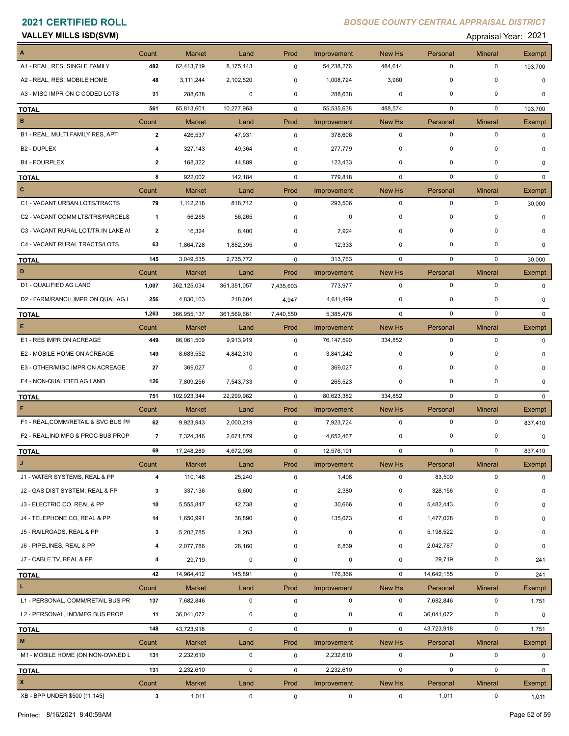# 2021 CERTIFIED ROLL

*BOSQUE COUNTY CENTRAL APPRAISAL DISTRICT*

**VALLEY MILLS ISD(SVM)**

Appraisal Year: 2021

| A | Count | Market | Land | Prod | Improvement | New Hs | Personal | Mineral | Exempt |
|---|---|---|---|---|---|---|---|---|---|
| A1 - REAL, RES, SINGLE FAMILY | 482 | 62,413,719 | 8,175,443 | 0 | 54,238,276 | 484,614 | 0 | 0 | 193,700 |
| A2 - REAL, RES, MOBILE HOME | 48 | 3,111,244 | 2,102,520 | 0 | 1,008,724 | 3,960 | 0 | 0 | 0 |
| A3 - MISC IMPR ON C CODED LOTS | 31 | 288,638 | 0 | 0 | 288,638 | 0 | 0 | 0 | 0 |
| **TOTAL** | 561 | 65,813,601 | 10,277,963 | 0 | 55,535,638 | 488,574 | 0 | 0 | 193,700 |

| B | Count | Market | Land | Prod | Improvement | New Hs | Personal | Mineral | Exempt |
|---|---|---|---|---|---|---|---|---|---|
| B1 - REAL, MULTI FAMILY RES, APT | 2 | 426,537 | 47,931 | 0 | 378,606 | 0 | 0 | 0 | 0 |
| B2 - DUPLEX | 4 | 327,143 | 49,364 | 0 | 277,779 | 0 | 0 | 0 | 0 |
| B4 - FOURPLEX | 2 | 168,322 | 44,889 | 0 | 123,433 | 0 | 0 | 0 | 0 |
| **TOTAL** | 8 | 922,002 | 142,184 | 0 | 779,818 | 0 | 0 | 0 | 0 |

| C | Count | Market | Land | Prod | Improvement | New Hs | Personal | Mineral | Exempt |
|---|---|---|---|---|---|---|---|---|---|
| C1 - VACANT URBAN LOTS/TRACTS | 79 | 1,112,218 | 818,712 | 0 | 293,506 | 0 | 0 | 0 | 30,000 |
| C2 - VACANT COMM LTS/TRS/PARCELS | 1 | 56,265 | 56,265 | 0 | 0 | 0 | 0 | 0 | 0 |
| C3 - VACANT RURAL LOT/TR IN LAKE AI | 2 | 16,324 | 8,400 | 0 | 7,924 | 0 | 0 | 0 | 0 |
| C4 - VACANT RURAL TRACTS/LOTS | 63 | 1,864,728 | 1,852,395 | 0 | 12,333 | 0 | 0 | 0 | 0 |
| **TOTAL** | 145 | 3,049,535 | 2,735,772 | 0 | 313,763 | 0 | 0 | 0 | 30,000 |

| D | Count | Market | Land | Prod | Improvement | New Hs | Personal | Mineral | Exempt |
|---|---|---|---|---|---|---|---|---|---|
| D1 - QUALIFIED AG LAND | 1,007 | 362,125,034 | 361,351,057 | 7,435,603 | 773,977 | 0 | 0 | 0 | 0 |
| D2 - FARM/RANCH IMPR ON QUAL AG L | 256 | 4,830,103 | 218,604 | 4,947 | 4,611,499 | 0 | 0 | 0 | 0 |
| **TOTAL** | 1,263 | 366,955,137 | 361,569,661 | 7,440,550 | 5,385,476 | 0 | 0 | 0 | 0 |

| E | Count | Market | Land | Prod | Improvement | New Hs | Personal | Mineral | Exempt |
|---|---|---|---|---|---|---|---|---|---|
| E1 - RES IMPR ON ACREAGE | 449 | 86,061,509 | 9,913,919 | 0 | 76,147,590 | 334,852 | 0 | 0 | 0 |
| E2 - MOBILE HOME ON ACREAGE | 149 | 8,683,552 | 4,842,310 | 0 | 3,841,242 | 0 | 0 | 0 | 0 |
| E3 - OTHER/MISC IMPR ON ACREAGE | 27 | 369,027 | 0 | 0 | 369,027 | 0 | 0 | 0 | 0 |
| E4 - NON-QUALIFIED AG LAND | 126 | 7,809,256 | 7,543,733 | 0 | 265,523 | 0 | 0 | 0 | 0 |
| **TOTAL** | 751 | 102,923,344 | 22,299,962 | 0 | 80,623,382 | 334,852 | 0 | 0 | 0 |

| F | Count | Market | Land | Prod | Improvement | New Hs | Personal | Mineral | Exempt |
|---|---|---|---|---|---|---|---|---|---|
| F1 - REAL,COMM/RETAIL & SVC BUS PF | 62 | 9,923,943 | 2,000,219 | 0 | 7,923,724 | 0 | 0 | 0 | 837,410 |
| F2 - REAL,IND MFG & PROC BUS PROP | 7 | 7,324,346 | 2,671,879 | 0 | 4,652,467 | 0 | 0 | 0 | 0 |
| **TOTAL** | 69 | 17,248,289 | 4,672,098 | 0 | 12,576,191 | 0 | 0 | 0 | 837,410 |

| J | Count | Market | Land | Prod | Improvement | New Hs | Personal | Mineral | Exempt |
|---|---|---|---|---|---|---|---|---|---|
| J1 - WATER SYSTEMS, REAL & PP | 4 | 110,148 | 25,240 | 0 | 1,408 | 0 | 83,500 | 0 | 0 |
| J2 - GAS DIST SYSTEM, REAL & PP | 3 | 337,136 | 6,600 | 0 | 2,380 | 0 | 328,156 | 0 | 0 |
| J3 - ELECTRIC CO, REAL & PP | 10 | 5,555,847 | 42,738 | 0 | 30,666 | 0 | 5,482,443 | 0 | 0 |
| J4 - TELEPHONE CO, REAL & PP | 14 | 1,650,991 | 38,890 | 0 | 135,073 | 0 | 1,477,028 | 0 | 0 |
| J5 - RAILROADS, REAL & PP | 3 | 5,202,785 | 4,263 | 0 | 0 | 0 | 5,198,522 | 0 | 0 |
| J6 - PIPELINES, REAL & PP | 4 | 2,077,786 | 28,160 | 0 | 6,839 | 0 | 2,042,787 | 0 | 0 |
| J7 - CABLE TV, REAL & PP | 4 | 29,719 | 0 | 0 | 0 | 0 | 29,719 | 0 | 241 |
| **TOTAL** | 42 | 14,964,412 | 145,891 | 0 | 176,366 | 0 | 14,642,155 | 0 | 241 |

| L | Count | Market | Land | Prod | Improvement | New Hs | Personal | Mineral | Exempt |
|---|---|---|---|---|---|---|---|---|---|
| L1 - PERSONAL, COMM/RETAIL BUS PR | 137 | 7,682,846 | 0 | 0 | 0 | 0 | 7,682,846 | 0 | 1,751 |
| L2 - PERSONAL, IND/MFG BUS PROP | 11 | 36,041,072 | 0 | 0 | 0 | 0 | 36,041,072 | 0 | 0 |
| **TOTAL** | 148 | 43,723,918 | 0 | 0 | 0 | 0 | 43,723,918 | 0 | 1,751 |

| M | Count | Market | Land | Prod | Improvement | New Hs | Personal | Mineral | Exempt |
|---|---|---|---|---|---|---|---|---|---|
| M1 - MOBILE HOME (ON NON-OWNED L | 131 | 2,232,610 | 0 | 0 | 2,232,610 | 0 | 0 | 0 | 0 |
| **TOTAL** | 131 | 2,232,610 | 0 | 0 | 2,232,610 | 0 | 0 | 0 | 0 |

| X | Count | Market | Land | Prod | Improvement | New Hs | Personal | Mineral | Exempt |
|---|---|---|---|---|---|---|---|---|---|
| XB - BPP UNDER $500 [11.145] | 3 | 1,011 | 0 | 0 | 0 | 0 | 1,011 | 0 | 1,011 |

Printed: 8/16/2021 8:40:59AM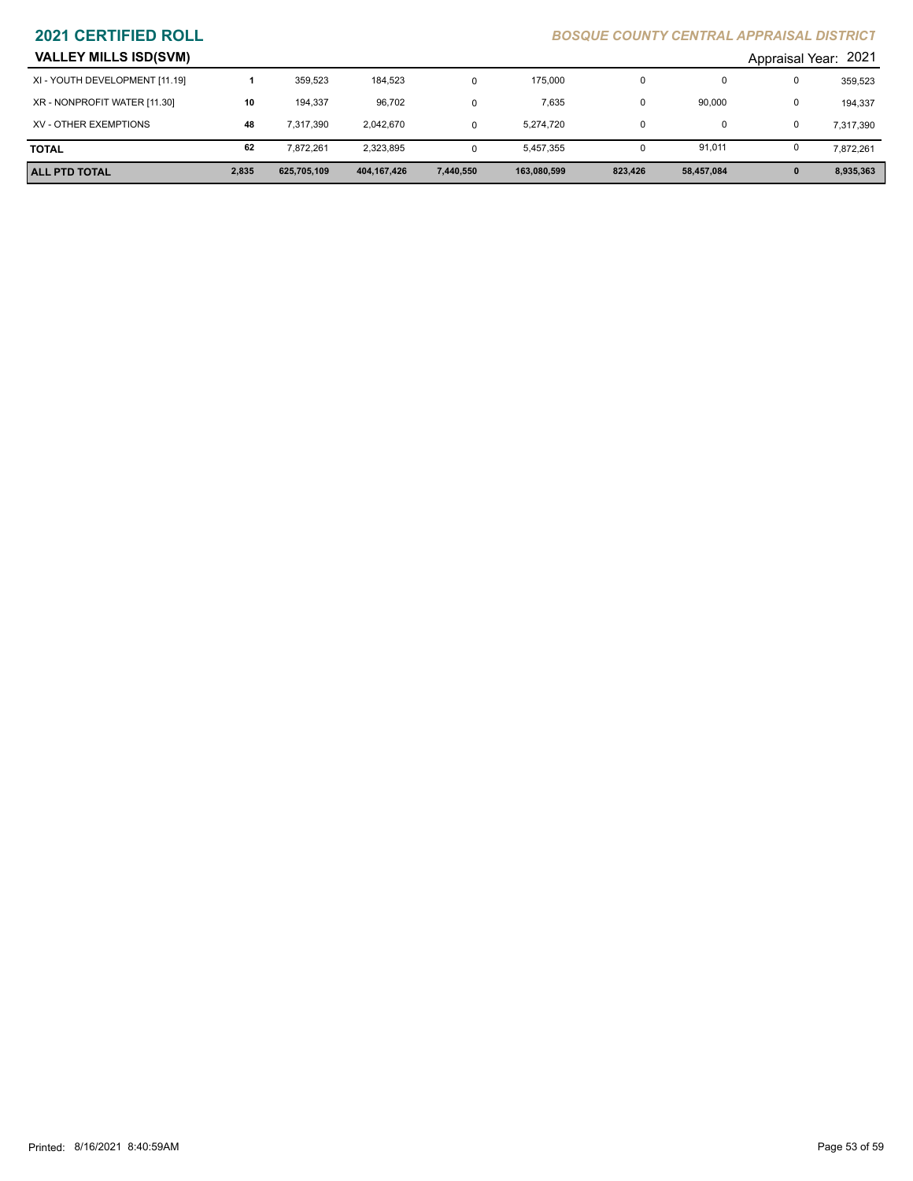## 2021 CERTIFIED ROLL

*BOSQUE COUNTY CENTRAL APPRAISAL DISTRICT*

### VALLEY MILLS ISD(SVM)

Appraisal Year: 2021

| | | | | | | | | | |
|---|---|---|---|---|---|---|---|---|---|
| XI - YOUTH DEVELOPMENT [11.19] | **1** | 359,523 | 184,523 | 0 | 175,000 | 0 | 0 | 0 | 359,523 |
| XR - NONPROFIT WATER [11.30] | **10** | 194,337 | 96,702 | 0 | 7,635 | 0 | 90,000 | 0 | 194,337 |
| XV - OTHER EXEMPTIONS | **48** | 7,317,390 | 2,042,670 | 0 | 5,274,720 | 0 | 0 | 0 | 7,317,390 |
| **TOTAL** | **62** | 7,872,261 | 2,323,895 | 0 | 5,457,355 | 0 | 91,011 | 0 | 7,872,261 |
| **ALL PTD TOTAL** | **2,835** | **625,705,109** | **404,167,426** | **7,440,550** | **163,080,599** | **823,426** | **58,457,084** | **0** | **8,935,363** |

Printed: 8/16/2021 8:40:59AM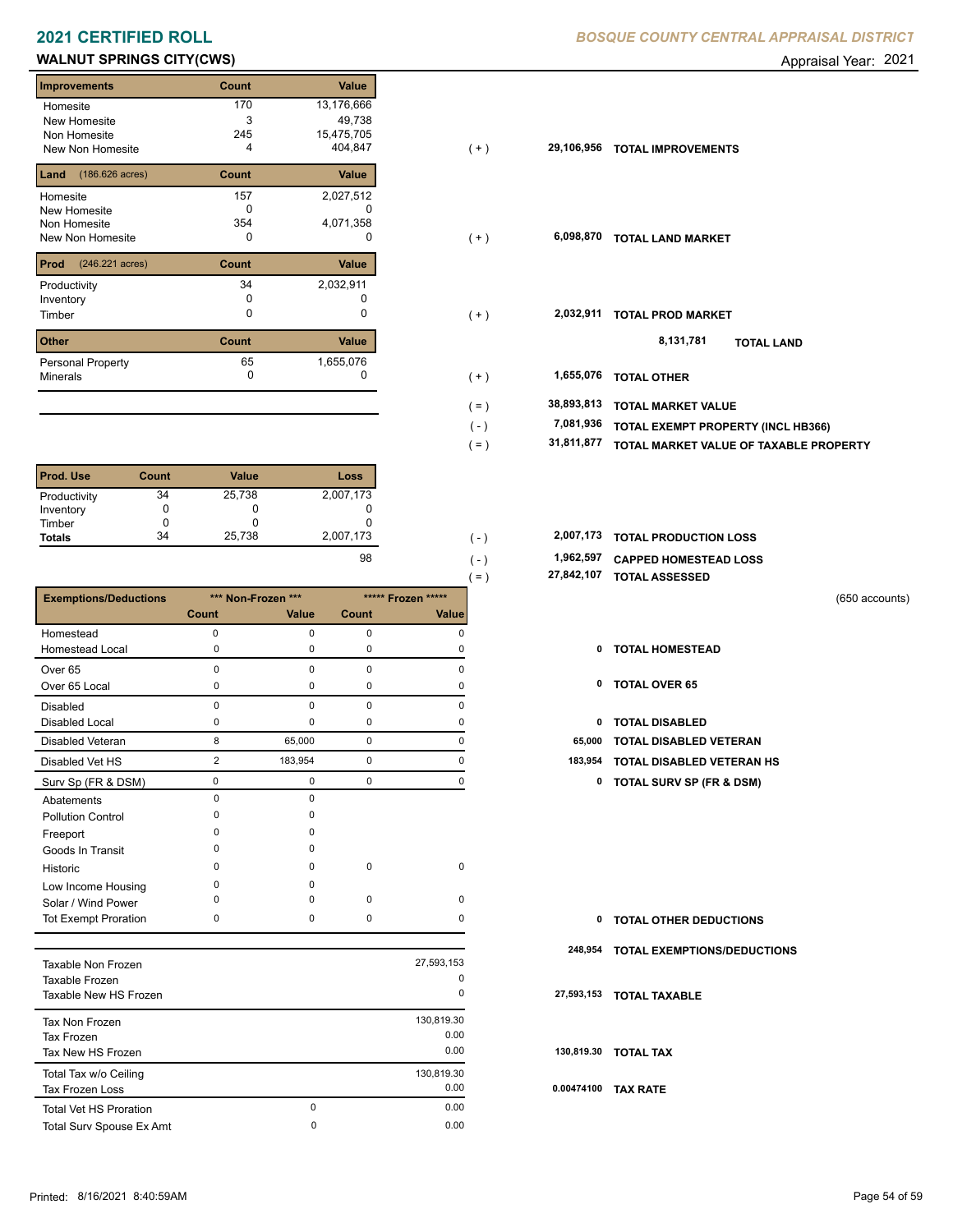# 2021 CERTIFIED ROLL

*BOSQUE COUNTY CENTRAL APPRAISAL DISTRICT*

## WALNUT SPRINGS CITY(CWS)

Appraisal Year: 2021

| Improvements | Count | Value |
|---|---|---|
| Homesite | 170 | 13,176,666 |
| New Homesite | 3 | 49,738 |
| Non Homesite | 245 | 15,475,705 |
| New Non Homesite | 4 | 404,847 |

( + ) 29,106,956 **TOTAL IMPROVEMENTS**

| Land (186.626 acres) | Count | Value |
|---|---|---|
| Homesite | 157 | 2,027,512 |
| New Homesite | 0 | 0 |
| Non Homesite | 354 | 4,071,358 |
| New Non Homesite | 0 | 0 |

( + ) 6,098,870 **TOTAL LAND MARKET**

| Prod (246.221 acres) | Count | Value |
|---|---|---|
| Productivity | 34 | 2,032,911 |
| Inventory | 0 | 0 |
| Timber | 0 | 0 |

( + ) 2,032,911 **TOTAL PROD MARKET**

8,131,781 **TOTAL LAND**

| Other | Count | Value |
|---|---|---|
| Personal Property | 65 | 1,655,076 |
| Minerals | 0 | 0 |

| | | |
|---|---|---|
| ( + ) | 1,655,076 | **TOTAL OTHER** |
| ( = ) | 38,893,813 | **TOTAL MARKET VALUE** |
| ( - ) | 7,081,936 | **TOTAL EXEMPT PROPERTY (INCL HB366)** |
| ( = ) | 31,811,877 | **TOTAL MARKET VALUE OF TAXABLE PROPERTY** |

| Prod. Use | Count | Value | Loss |
|---|---|---|---|
| Productivity | 34 | 25,738 | 2,007,173 |
| Inventory | 0 | 0 | 0 |
| Timber | 0 | 0 | 0 |
| **Totals** | 34 | 25,738 | 2,007,173 |
| | | | 98 |

| | | |
|---|---|---|
| ( - ) | 2,007,173 | **TOTAL PRODUCTION LOSS** |
| ( - ) | 1,962,597 | **CAPPED HOMESTEAD LOSS** |
| ( = ) | 27,842,107 | **TOTAL ASSESSED** |

(650 accounts)

| Exemptions/Deductions | *** Non-Frozen *** Count | Value | ***** Frozen ***** Count | Value |
|---|---|---|---|---|
| Homestead | 0 | 0 | 0 | 0 |
| Homestead Local | 0 | 0 | 0 | 0 |
| Over 65 | 0 | 0 | 0 | 0 |
| Over 65 Local | 0 | 0 | 0 | 0 |
| Disabled | 0 | 0 | 0 | 0 |
| Disabled Local | 0 | 0 | 0 | 0 |
| Disabled Veteran | 8 | 65,000 | 0 | 0 |
| Disabled Vet HS | 2 | 183,954 | 0 | 0 |
| Surv Sp (FR & DSM) | 0 | 0 | 0 | 0 |
| Abatements | 0 | 0 | | |
| Pollution Control | 0 | 0 | | |
| Freeport | 0 | 0 | | |
| Goods In Transit | 0 | 0 | | |
| Historic | 0 | 0 | 0 | 0 |
| Low Income Housing | 0 | 0 | | |
| Solar / Wind Power | 0 | 0 | 0 | 0 |
| Tot Exempt Proration | 0 | 0 | 0 | 0 |

| | |
|---|---|
| 0 | **TOTAL HOMESTEAD** |
| 0 | **TOTAL OVER 65** |
| 0 | **TOTAL DISABLED** |
| 65,000 | **TOTAL DISABLED VETERAN** |
| 183,954 | **TOTAL DISABLED VETERAN HS** |
| 0 | **TOTAL SURV SP (FR & DSM)** |
| 0 | **TOTAL OTHER DEDUCTIONS** |
| 248,954 | **TOTAL EXEMPTIONS/DEDUCTIONS** |

| | | |
|---|---|---|
| Taxable Non Frozen | | 27,593,153 |
| Taxable Frozen | | 0 |
| Taxable New HS Frozen | | 0 |
| Tax Non Frozen | | 130,819.30 |
| Tax Frozen | | 0.00 |
| Tax New HS Frozen | | 0.00 |
| Total Tax w/o Ceiling | | 130,819.30 |
| Tax Frozen Loss | | 0.00 |
| Total Vet HS Proration | 0 | 0.00 |
| Total Surv Spouse Ex Amt | 0 | 0.00 |

| | |
|---|---|
| 27,593,153 | **TOTAL TAXABLE** |
| 130,819.30 | **TOTAL TAX** |
| 0.00474100 | **TAX RATE** |

Printed: 8/16/2021 8:40:59AM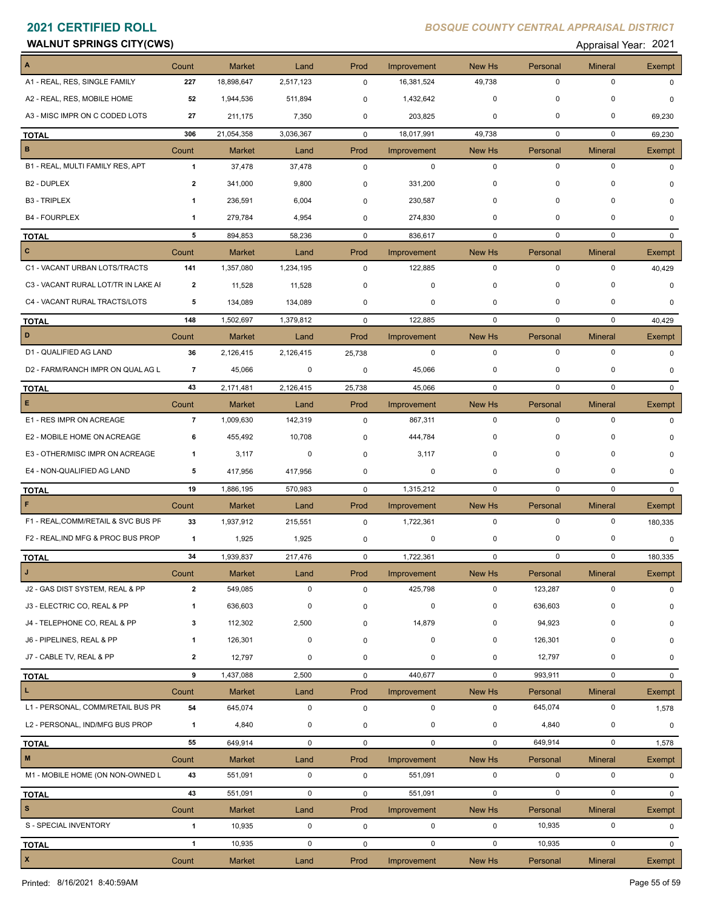# 2021 CERTIFIED ROLL

*BOSQUE COUNTY CENTRAL APPRAISAL DISTRICT*

**WALNUT SPRINGS CITY(CWS)**

Appraisal Year: 2021

| A | Count | Market | Land | Prod | Improvement | New Hs | Personal | Mineral | Exempt |
|---|---|---|---|---|---|---|---|---|---|
| A1 - REAL, RES, SINGLE FAMILY | 227 | 18,898,647 | 2,517,123 | 0 | 16,381,524 | 49,738 | 0 | 0 | 0 |
| A2 - REAL, RES, MOBILE HOME | 52 | 1,944,536 | 511,894 | 0 | 1,432,642 | 0 | 0 | 0 | 0 |
| A3 - MISC IMPR ON C CODED LOTS | 27 | 211,175 | 7,350 | 0 | 203,825 | 0 | 0 | 0 | 69,230 |
| **TOTAL** | 306 | 21,054,358 | 3,036,367 | 0 | 18,017,991 | 49,738 | 0 | 0 | 69,230 |
| **B** | Count | Market | Land | Prod | Improvement | New Hs | Personal | Mineral | Exempt |
| B1 - REAL, MULTI FAMILY RES, APT | 1 | 37,478 | 37,478 | 0 | 0 | 0 | 0 | 0 | 0 |
| B2 - DUPLEX | 2 | 341,000 | 9,800 | 0 | 331,200 | 0 | 0 | 0 | 0 |
| B3 - TRIPLEX | 1 | 236,591 | 6,004 | 0 | 230,587 | 0 | 0 | 0 | 0 |
| B4 - FOURPLEX | 1 | 279,784 | 4,954 | 0 | 274,830 | 0 | 0 | 0 | 0 |
| **TOTAL** | 5 | 894,853 | 58,236 | 0 | 836,617 | 0 | 0 | 0 | 0 |
| **C** | Count | Market | Land | Prod | Improvement | New Hs | Personal | Mineral | Exempt |
| C1 - VACANT URBAN LOTS/TRACTS | 141 | 1,357,080 | 1,234,195 | 0 | 122,885 | 0 | 0 | 0 | 40,429 |
| C3 - VACANT RURAL LOT/TR IN LAKE AI | 2 | 11,528 | 11,528 | 0 | 0 | 0 | 0 | 0 | 0 |
| C4 - VACANT RURAL TRACTS/LOTS | 5 | 134,089 | 134,089 | 0 | 0 | 0 | 0 | 0 | 0 |
| **TOTAL** | 148 | 1,502,697 | 1,379,812 | 0 | 122,885 | 0 | 0 | 0 | 40,429 |
| **D** | Count | Market | Land | Prod | Improvement | New Hs | Personal | Mineral | Exempt |
| D1 - QUALIFIED AG LAND | 36 | 2,126,415 | 2,126,415 | 25,738 | 0 | 0 | 0 | 0 | 0 |
| D2 - FARM/RANCH IMPR ON QUAL AG L | 7 | 45,066 | 0 | 0 | 45,066 | 0 | 0 | 0 | 0 |
| **TOTAL** | 43 | 2,171,481 | 2,126,415 | 25,738 | 45,066 | 0 | 0 | 0 | 0 |
| **E** | Count | Market | Land | Prod | Improvement | New Hs | Personal | Mineral | Exempt |
| E1 - RES IMPR ON ACREAGE | 7 | 1,009,630 | 142,319 | 0 | 867,311 | 0 | 0 | 0 | 0 |
| E2 - MOBILE HOME ON ACREAGE | 6 | 455,492 | 10,708 | 0 | 444,784 | 0 | 0 | 0 | 0 |
| E3 - OTHER/MISC IMPR ON ACREAGE | 1 | 3,117 | 0 | 0 | 3,117 | 0 | 0 | 0 | 0 |
| E4 - NON-QUALIFIED AG LAND | 5 | 417,956 | 417,956 | 0 | 0 | 0 | 0 | 0 | 0 |
| **TOTAL** | 19 | 1,886,195 | 570,983 | 0 | 1,315,212 | 0 | 0 | 0 | 0 |
| **F** | Count | Market | Land | Prod | Improvement | New Hs | Personal | Mineral | Exempt |
| F1 - REAL,COMM/RETAIL & SVC BUS PF | 33 | 1,937,912 | 215,551 | 0 | 1,722,361 | 0 | 0 | 0 | 180,335 |
| F2 - REAL,IND MFG & PROC BUS PROP | 1 | 1,925 | 1,925 | 0 | 0 | 0 | 0 | 0 | 0 |
| **TOTAL** | 34 | 1,939,837 | 217,476 | 0 | 1,722,361 | 0 | 0 | 0 | 180,335 |
| **J** | Count | Market | Land | Prod | Improvement | New Hs | Personal | Mineral | Exempt |
| J2 - GAS DIST SYSTEM, REAL & PP | 2 | 549,085 | 0 | 0 | 425,798 | 0 | 123,287 | 0 | 0 |
| J3 - ELECTRIC CO, REAL & PP | 1 | 636,603 | 0 | 0 | 0 | 0 | 636,603 | 0 | 0 |
| J4 - TELEPHONE CO, REAL & PP | 3 | 112,302 | 2,500 | 0 | 14,879 | 0 | 94,923 | 0 | 0 |
| J6 - PIPELINES, REAL & PP | 1 | 126,301 | 0 | 0 | 0 | 0 | 126,301 | 0 | 0 |
| J7 - CABLE TV, REAL & PP | 2 | 12,797 | 0 | 0 | 0 | 0 | 12,797 | 0 | 0 |
| **TOTAL** | 9 | 1,437,088 | 2,500 | 0 | 440,677 | 0 | 993,911 | 0 | 0 |
| **L** | Count | Market | Land | Prod | Improvement | New Hs | Personal | Mineral | Exempt |
| L1 - PERSONAL, COMM/RETAIL BUS PR | 54 | 645,074 | 0 | 0 | 0 | 0 | 645,074 | 0 | 1,578 |
| L2 - PERSONAL, IND/MFG BUS PROP | 1 | 4,840 | 0 | 0 | 0 | 0 | 4,840 | 0 | 0 |
| **TOTAL** | 55 | 649,914 | 0 | 0 | 0 | 0 | 649,914 | 0 | 1,578 |
| **M** | Count | Market | Land | Prod | Improvement | New Hs | Personal | Mineral | Exempt |
| M1 - MOBILE HOME (ON NON-OWNED L | 43 | 551,091 | 0 | 0 | 551,091 | 0 | 0 | 0 | 0 |
| **TOTAL** | 43 | 551,091 | 0 | 0 | 551,091 | 0 | 0 | 0 | 0 |
| **S** | Count | Market | Land | Prod | Improvement | New Hs | Personal | Mineral | Exempt |
| S - SPECIAL INVENTORY | 1 | 10,935 | 0 | 0 | 0 | 0 | 10,935 | 0 | 0 |
| **TOTAL** | 1 | 10,935 | 0 | 0 | 0 | 0 | 10,935 | 0 | 0 |
| **X** | Count | Market | Land | Prod | Improvement | New Hs | Personal | Mineral | Exempt |

Printed: 8/16/2021 8:40:59AM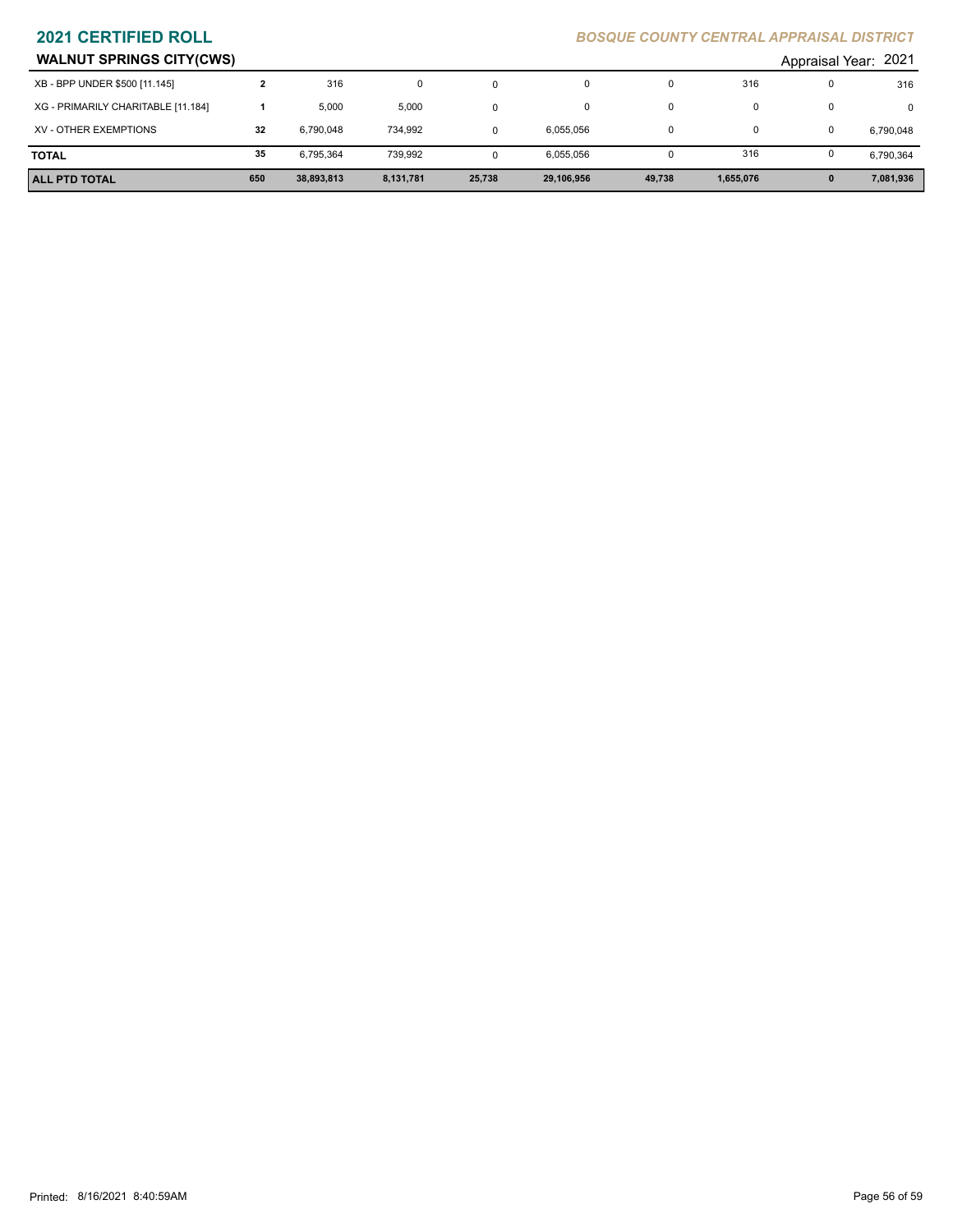# 2021 CERTIFIED ROLL

*BOSQUE COUNTY CENTRAL APPRAISAL DISTRICT*

**WALNUT SPRINGS CITY(CWS)**

Appraisal Year: 2021

| | | | | | | | | | |
|---|---|---|---|---|---|---|---|---|---|
| XB - BPP UNDER $500 [11.145] | 2 | 316 | 0 | 0 | 0 | 0 | 316 | 0 | 316 |
| XG - PRIMARILY CHARITABLE [11.184] | 1 | 5,000 | 5,000 | 0 | 0 | 0 | 0 | 0 | 0 |
| XV - OTHER EXEMPTIONS | 32 | 6,790,048 | 734,992 | 0 | 6,055,056 | 0 | 0 | 0 | 6,790,048 |
| **TOTAL** | 35 | 6,795,364 | 739,992 | 0 | 6,055,056 | 0 | 316 | 0 | 6,790,364 |
| **ALL PTD TOTAL** | **650** | **38,893,813** | **8,131,781** | **25,738** | **29,106,956** | **49,738** | **1,655,076** | **0** | **7,081,936** |

Printed: 8/16/2021 8:40:59AM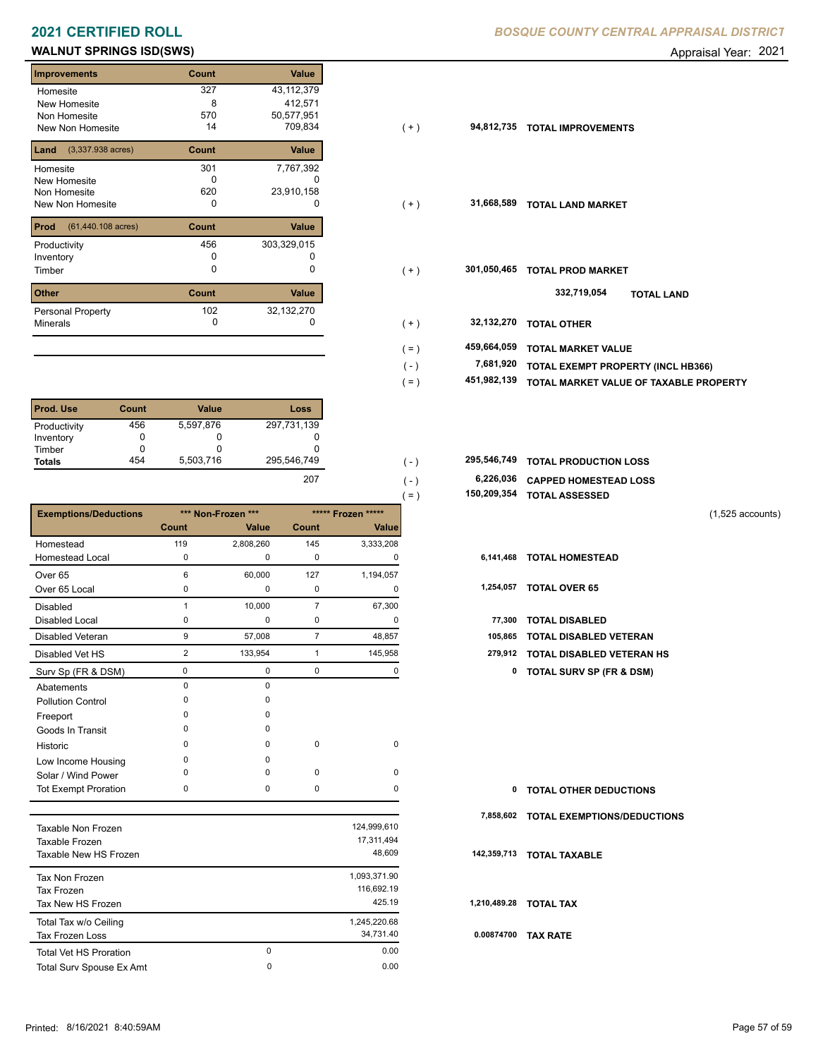# 2021 CERTIFIED ROLL

**BOSQUE COUNTY CENTRAL APPRAISAL DISTRICT**

## WALNUT SPRINGS ISD(SWS)

Appraisal Year: 2021

| Improvements | Count | Value | | | |
|---|---|---|---|---|---|
| Homesite | 327 | 43,112,379 | | | |
| New Homesite | 8 | 412,571 | | | |
| Non Homesite | 570 | 50,577,951 | | | |
| New Non Homesite | 14 | 709,834 | ( + ) | 94,812,735 | TOTAL IMPROVEMENTS |

| Land (3,337.938 acres) | Count | Value | | | |
|---|---|---|---|---|---|
| Homesite | 301 | 7,767,392 | | | |
| New Homesite | 0 | 0 | | | |
| Non Homesite | 620 | 23,910,158 | | | |
| New Non Homesite | 0 | 0 | ( + ) | 31,668,589 | TOTAL LAND MARKET |

| Prod (61,440.108 acres) | Count | Value | | | |
|---|---|---|---|---|---|
| Productivity | 456 | 303,329,015 | | | |
| Inventory | 0 | 0 | | | |
| Timber | 0 | 0 | ( + ) | 301,050,465 | TOTAL PROD MARKET |
| | | | | 332,719,054 | TOTAL LAND |

| Other | Count | Value | | | |
|---|---|---|---|---|---|
| Personal Property | 102 | 32,132,270 | | | |
| Minerals | 0 | 0 | ( + ) | 32,132,270 | TOTAL OTHER |
| | | | ( = ) | 459,664,059 | TOTAL MARKET VALUE |
| | | | ( - ) | 7,681,920 | TOTAL EXEMPT PROPERTY (INCL HB366) |
| | | | ( = ) | 451,982,139 | TOTAL MARKET VALUE OF TAXABLE PROPERTY |

| Prod. Use | Count | Value | Loss | | | |
|---|---|---|---|---|---|---|
| Productivity | 456 | 5,597,876 | 297,731,139 | | | |
| Inventory | 0 | 0 | 0 | | | |
| Timber | 0 | 0 | 0 | | | |
| **Totals** | 454 | 5,503,716 | 295,546,749 | ( - ) | 295,546,749 | TOTAL PRODUCTION LOSS |
| | | | 207 | ( - ) | 6,226,036 | CAPPED HOMESTEAD LOSS |
| | | | | ( = ) | 150,209,354 | TOTAL ASSESSED |

(1,525 accounts)

| Exemptions/Deductions | Non-Frozen Count | Non-Frozen Value | Frozen Count | Frozen Value | | |
|---|---|---|---|---|---|---|
| Homestead | 119 | 2,808,260 | 145 | 3,333,208 | | |
| Homestead Local | 0 | 0 | 0 | 0 | 6,141,468 | TOTAL HOMESTEAD |
| Over 65 | 6 | 60,000 | 127 | 1,194,057 | | |
| Over 65 Local | 0 | 0 | 0 | 0 | 1,254,057 | TOTAL OVER 65 |
| Disabled | 1 | 10,000 | 7 | 67,300 | | |
| Disabled Local | 0 | 0 | 0 | 0 | 77,300 | TOTAL DISABLED |
| Disabled Veteran | 9 | 57,008 | 7 | 48,857 | 105,865 | TOTAL DISABLED VETERAN |
| Disabled Vet HS | 2 | 133,954 | 1 | 145,958 | 279,912 | TOTAL DISABLED VETERAN HS |
| Surv Sp (FR & DSM) | 0 | 0 | 0 | 0 | 0 | TOTAL SURV SP (FR & DSM) |
| Abatements | 0 | 0 | | | | |
| Pollution Control | 0 | 0 | | | | |
| Freeport | 0 | 0 | | | | |
| Goods In Transit | 0 | 0 | | | | |
| Historic | 0 | 0 | 0 | 0 | | |
| Low Income Housing | 0 | 0 | | | | |
| Solar / Wind Power | 0 | 0 | 0 | 0 | | |
| Tot Exempt Proration | 0 | 0 | 0 | 0 | 0 | TOTAL OTHER DEDUCTIONS |
| | | | | | 7,858,602 | TOTAL EXEMPTIONS/DEDUCTIONS |

| | | | | |
|---|---|---|---|---|
| Taxable Non Frozen | | 124,999,610 | | |
| Taxable Frozen | | 17,311,494 | | |
| Taxable New HS Frozen | | 48,609 | 142,359,713 | TOTAL TAXABLE |
| Tax Non Frozen | | 1,093,371.90 | | |
| Tax Frozen | | 116,692.19 | | |
| Tax New HS Frozen | | 425.19 | 1,210,489.28 | TOTAL TAX |
| Total Tax w/o Ceiling | | 1,245,220.68 | | |
| Tax Frozen Loss | | 34,731.40 | 0.00874700 | TAX RATE |
| Total Vet HS Proration | 0 | 0.00 | | |
| Total Surv Spouse Ex Amt | 0 | 0.00 | | |

Printed: 8/16/2021 8:40:59AM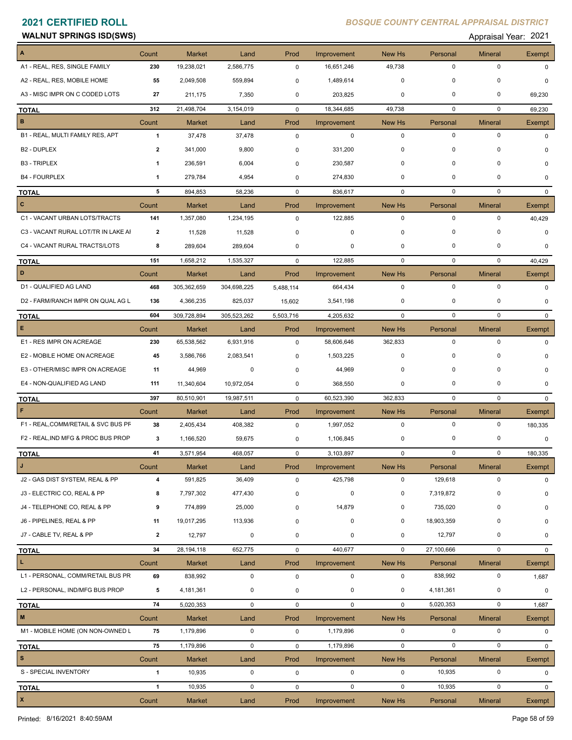# 2021 CERTIFIED ROLL

*BOSQUE COUNTY CENTRAL APPRAISAL DISTRICT*

**WALNUT SPRINGS ISD(SWS)**

Appraisal Year: 2021

| A | Count | Market | Land | Prod | Improvement | New Hs | Personal | Mineral | Exempt |
|---|---|---|---|---|---|---|---|---|---|
| A1 - REAL, RES, SINGLE FAMILY | 230 | 19,238,021 | 2,586,775 | 0 | 16,651,246 | 49,738 | 0 | 0 | 0 |
| A2 - REAL, RES, MOBILE HOME | 55 | 2,049,508 | 559,894 | 0 | 1,489,614 | 0 | 0 | 0 | 0 |
| A3 - MISC IMPR ON C CODED LOTS | 27 | 211,175 | 7,350 | 0 | 203,825 | 0 | 0 | 0 | 69,230 |
| **TOTAL** | 312 | 21,498,704 | 3,154,019 | 0 | 18,344,685 | 49,738 | 0 | 0 | 69,230 |
| **B** | **Count** | **Market** | **Land** | **Prod** | **Improvement** | **New Hs** | **Personal** | **Mineral** | **Exempt** |
| B1 - REAL, MULTI FAMILY RES, APT | 1 | 37,478 | 37,478 | 0 | 0 | 0 | 0 | 0 | 0 |
| B2 - DUPLEX | 2 | 341,000 | 9,800 | 0 | 331,200 | 0 | 0 | 0 | 0 |
| B3 - TRIPLEX | 1 | 236,591 | 6,004 | 0 | 230,587 | 0 | 0 | 0 | 0 |
| B4 - FOURPLEX | 1 | 279,784 | 4,954 | 0 | 274,830 | 0 | 0 | 0 | 0 |
| **TOTAL** | 5 | 894,853 | 58,236 | 0 | 836,617 | 0 | 0 | 0 | 0 |
| **C** | **Count** | **Market** | **Land** | **Prod** | **Improvement** | **New Hs** | **Personal** | **Mineral** | **Exempt** |
| C1 - VACANT URBAN LOTS/TRACTS | 141 | 1,357,080 | 1,234,195 | 0 | 122,885 | 0 | 0 | 0 | 40,429 |
| C3 - VACANT RURAL LOT/TR IN LAKE AI | 2 | 11,528 | 11,528 | 0 | 0 | 0 | 0 | 0 | 0 |
| C4 - VACANT RURAL TRACTS/LOTS | 8 | 289,604 | 289,604 | 0 | 0 | 0 | 0 | 0 | 0 |
| **TOTAL** | 151 | 1,658,212 | 1,535,327 | 0 | 122,885 | 0 | 0 | 0 | 40,429 |
| **D** | **Count** | **Market** | **Land** | **Prod** | **Improvement** | **New Hs** | **Personal** | **Mineral** | **Exempt** |
| D1 - QUALIFIED AG LAND | 468 | 305,362,659 | 304,698,225 | 5,488,114 | 664,434 | 0 | 0 | 0 | 0 |
| D2 - FARM/RANCH IMPR ON QUAL AG L | 136 | 4,366,235 | 825,037 | 15,602 | 3,541,198 | 0 | 0 | 0 | 0 |
| **TOTAL** | 604 | 309,728,894 | 305,523,262 | 5,503,716 | 4,205,632 | 0 | 0 | 0 | 0 |
| **E** | **Count** | **Market** | **Land** | **Prod** | **Improvement** | **New Hs** | **Personal** | **Mineral** | **Exempt** |
| E1 - RES IMPR ON ACREAGE | 230 | 65,538,562 | 6,931,916 | 0 | 58,606,646 | 362,833 | 0 | 0 | 0 |
| E2 - MOBILE HOME ON ACREAGE | 45 | 3,586,766 | 2,083,541 | 0 | 1,503,225 | 0 | 0 | 0 | 0 |
| E3 - OTHER/MISC IMPR ON ACREAGE | 11 | 44,969 | 0 | 0 | 44,969 | 0 | 0 | 0 | 0 |
| E4 - NON-QUALIFIED AG LAND | 111 | 11,340,604 | 10,972,054 | 0 | 368,550 | 0 | 0 | 0 | 0 |
| **TOTAL** | 397 | 80,510,901 | 19,987,511 | 0 | 60,523,390 | 362,833 | 0 | 0 | 0 |
| **F** | **Count** | **Market** | **Land** | **Prod** | **Improvement** | **New Hs** | **Personal** | **Mineral** | **Exempt** |
| F1 - REAL,COMM/RETAIL & SVC BUS PF | 38 | 2,405,434 | 408,382 | 0 | 1,997,052 | 0 | 0 | 0 | 180,335 |
| F2 - REAL,IND MFG & PROC BUS PROP | 3 | 1,166,520 | 59,675 | 0 | 1,106,845 | 0 | 0 | 0 | 0 |
| **TOTAL** | 41 | 3,571,954 | 468,057 | 0 | 3,103,897 | 0 | 0 | 0 | 180,335 |
| **J** | **Count** | **Market** | **Land** | **Prod** | **Improvement** | **New Hs** | **Personal** | **Mineral** | **Exempt** |
| J2 - GAS DIST SYSTEM, REAL & PP | 4 | 591,825 | 36,409 | 0 | 425,798 | 0 | 129,618 | 0 | 0 |
| J3 - ELECTRIC CO, REAL & PP | 8 | 7,797,302 | 477,430 | 0 | 0 | 0 | 7,319,872 | 0 | 0 |
| J4 - TELEPHONE CO, REAL & PP | 9 | 774,899 | 25,000 | 0 | 14,879 | 0 | 735,020 | 0 | 0 |
| J6 - PIPELINES, REAL & PP | 11 | 19,017,295 | 113,936 | 0 | 0 | 0 | 18,903,359 | 0 | 0 |
| J7 - CABLE TV, REAL & PP | 2 | 12,797 | 0 | 0 | 0 | 0 | 12,797 | 0 | 0 |
| **TOTAL** | 34 | 28,194,118 | 652,775 | 0 | 440,677 | 0 | 27,100,666 | 0 | 0 |
| **L** | **Count** | **Market** | **Land** | **Prod** | **Improvement** | **New Hs** | **Personal** | **Mineral** | **Exempt** |
| L1 - PERSONAL, COMM/RETAIL BUS PR | 69 | 838,992 | 0 | 0 | 0 | 0 | 838,992 | 0 | 1,687 |
| L2 - PERSONAL, IND/MFG BUS PROP | 5 | 4,181,361 | 0 | 0 | 0 | 0 | 4,181,361 | 0 | 0 |
| **TOTAL** | 74 | 5,020,353 | 0 | 0 | 0 | 0 | 5,020,353 | 0 | 1,687 |
| **M** | **Count** | **Market** | **Land** | **Prod** | **Improvement** | **New Hs** | **Personal** | **Mineral** | **Exempt** |
| M1 - MOBILE HOME (ON NON-OWNED L | 75 | 1,179,896 | 0 | 0 | 1,179,896 | 0 | 0 | 0 | 0 |
| **TOTAL** | 75 | 1,179,896 | 0 | 0 | 1,179,896 | 0 | 0 | 0 | 0 |
| **S** | **Count** | **Market** | **Land** | **Prod** | **Improvement** | **New Hs** | **Personal** | **Mineral** | **Exempt** |
| S - SPECIAL INVENTORY | 1 | 10,935 | 0 | 0 | 0 | 0 | 10,935 | 0 | 0 |
| **TOTAL** | 1 | 10,935 | 0 | 0 | 0 | 0 | 10,935 | 0 | 0 |
| **X** | **Count** | **Market** | **Land** | **Prod** | **Improvement** | **New Hs** | **Personal** | **Mineral** | **Exempt** |

Printed: 8/16/2021 8:40:59AM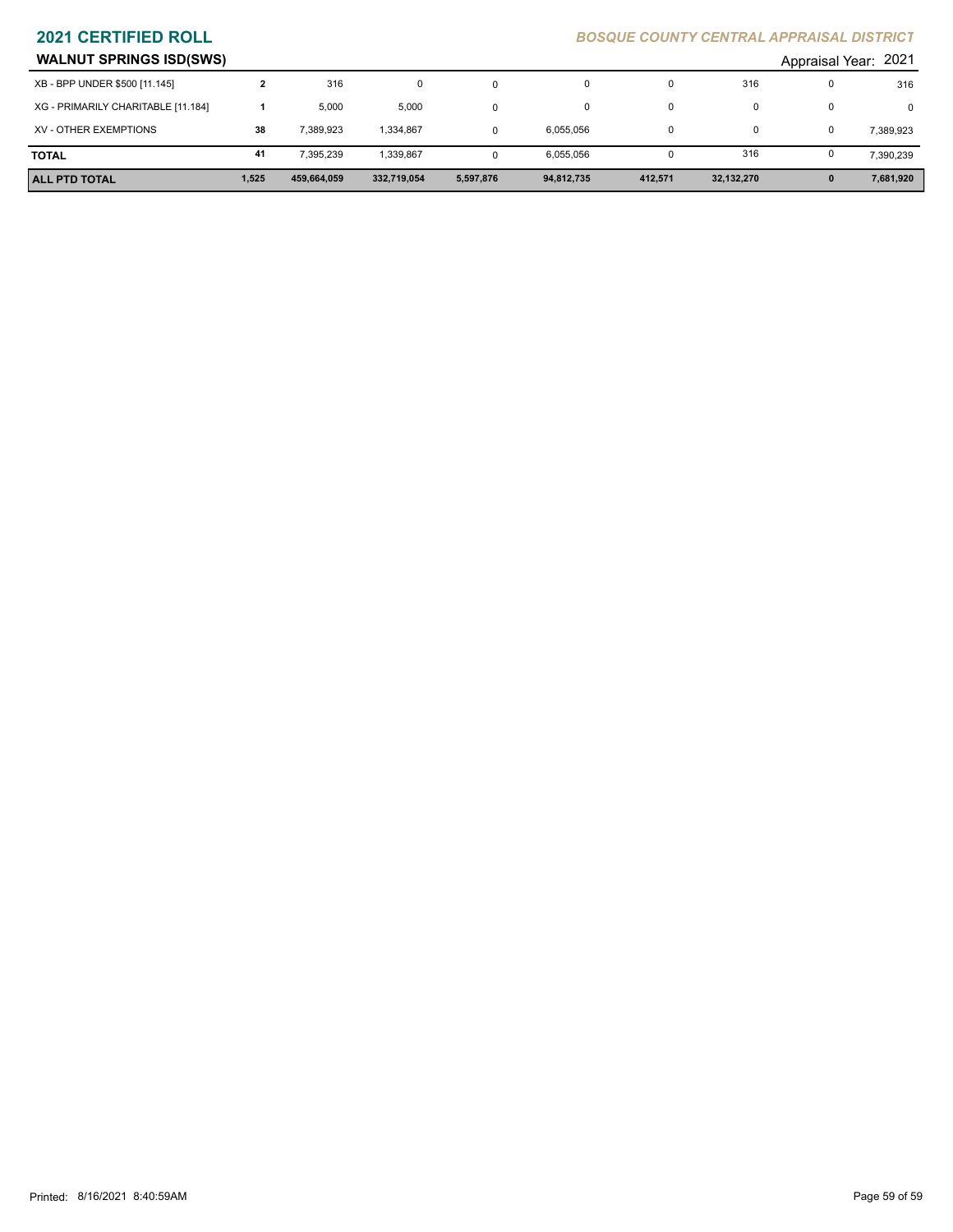# 2021 CERTIFIED ROLL

*BOSQUE COUNTY CENTRAL APPRAISAL DISTRICT*

## WALNUT SPRINGS ISD(SWS)

Appraisal Year: 2021

| | | | | | | | | | |
|---|---|---|---|---|---|---|---|---|---|
| XB - BPP UNDER $500 [11.145] | 2 | 316 | 0 | 0 | 0 | 0 | 316 | 0 | 316 |
| XG - PRIMARILY CHARITABLE [11.184] | 1 | 5,000 | 5,000 | 0 | 0 | 0 | 0 | 0 | 0 |
| XV - OTHER EXEMPTIONS | 38 | 7,389,923 | 1,334,867 | 0 | 6,055,056 | 0 | 0 | 0 | 7,389,923 |
| **TOTAL** | 41 | 7,395,239 | 1,339,867 | 0 | 6,055,056 | 0 | 316 | 0 | 7,390,239 |
| **ALL PTD TOTAL** | **1,525** | **459,664,059** | **332,719,054** | **5,597,876** | **94,812,735** | **412,571** | **32,132,270** | **0** | **7,681,920** |

Printed: 8/16/2021 8:40:59AM